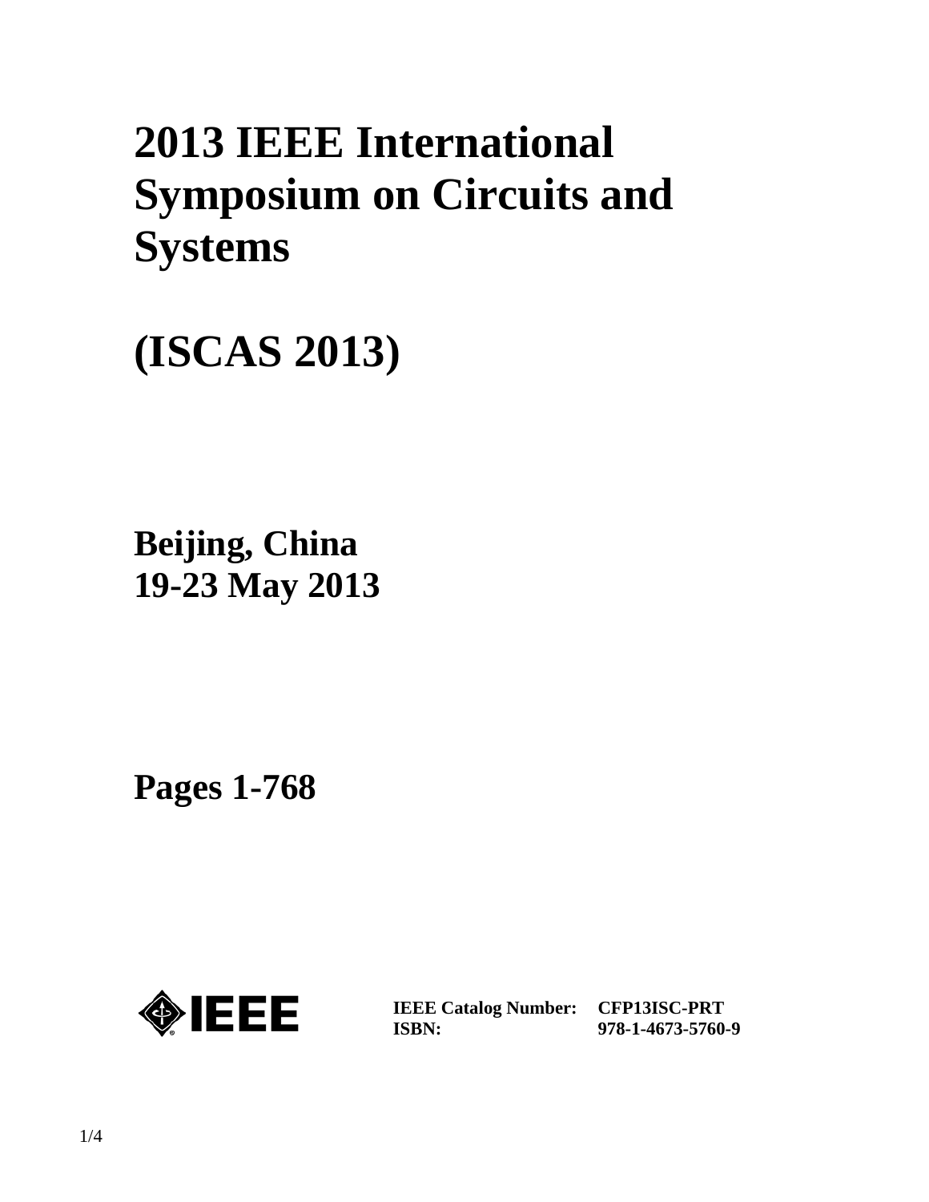# 2013 IEEE International Symposium on Circuits and Systems

# (ISCAS 2013)

**Beijing, China**
**19-23 May 2013**

**Pages 1-768**

IEEE

| | |
|---|---|
| **IEEE Catalog Number:** | **CFP13ISC-PRT** |
| **ISBN:** | **978-1-4673-5760-9** |

1/4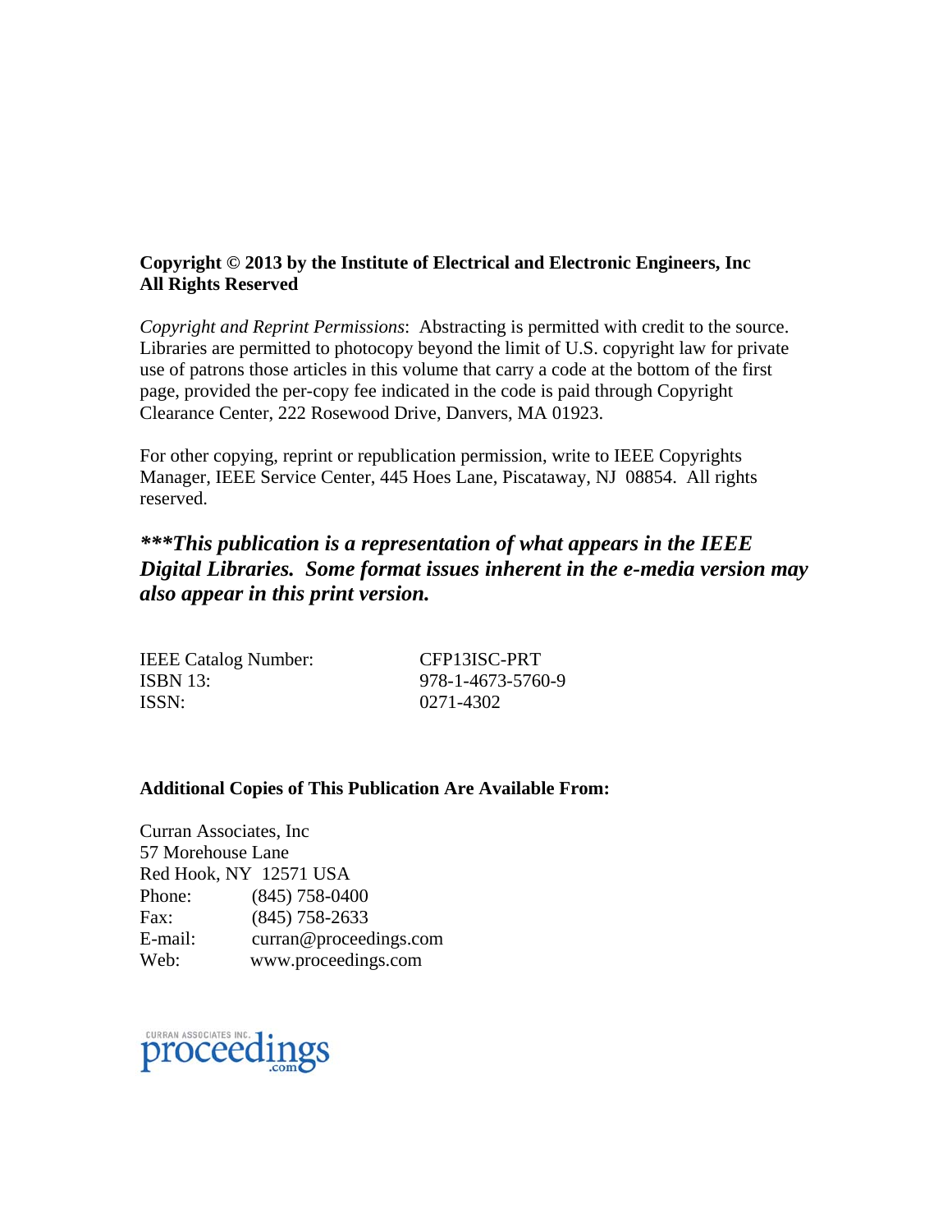**Copyright © 2013 by the Institute of Electrical and Electronic Engineers, Inc**
**All Rights Reserved**

*Copyright and Reprint Permissions*: Abstracting is permitted with credit to the source. Libraries are permitted to photocopy beyond the limit of U.S. copyright law for private use of patrons those articles in this volume that carry a code at the bottom of the first page, provided the per-copy fee indicated in the code is paid through Copyright Clearance Center, 222 Rosewood Drive, Danvers, MA 01923.

For other copying, reprint or republication permission, write to IEEE Copyrights Manager, IEEE Service Center, 445 Hoes Lane, Piscataway, NJ 08854. All rights reserved.

***\*\*\*This publication is a representation of what appears in the IEEE Digital Libraries. Some format issues inherent in the e-media version may also appear in this print version.***

| | |
|---|---|
| IEEE Catalog Number: | CFP13ISC-PRT |
| ISBN 13: | 978-1-4673-5760-9 |
| ISSN: | 0271-4302 |

**Additional Copies of This Publication Are Available From:**

Curran Associates, Inc
57 Morehouse Lane
Red Hook, NY 12571 USA

| | |
|---|---|
| Phone: | (845) 758-0400 |
| Fax: | (845) 758-2633 |
| E-mail: | curran@proceedings.com |
| Web: | www.proceedings.com |

CURRAN ASSOCIATES INC. proceedings.com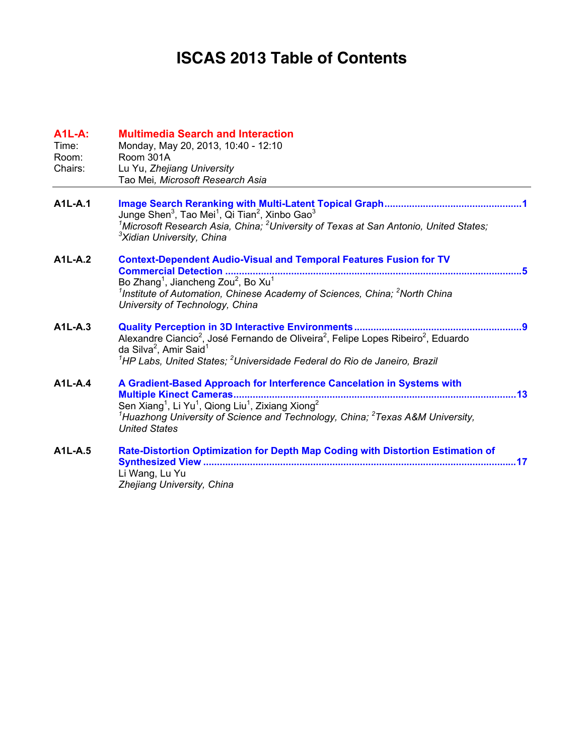# ISCAS 2013 Table of Contents

## A1L-A: Multimedia Search and Interaction

Time: Monday, May 20, 2013, 10:40 - 12:10
Room: Room 301A
Chairs: Lu Yu, *Zhejiang University*
Tao Mei, *Microsoft Research Asia*

---

**A1L-A.1** **Image Search Reranking with Multi-Latent Topical Graph** ....................1
Junge Shen[3], Tao Mei[1], Qi Tian[2], Xinbo Gao[3]
*[1]Microsoft Research Asia, China; [2]University of Texas at San Antonio, United States; [3]Xidian University, China*

**A1L-A.2** **Context-Dependent Audio-Visual and Temporal Features Fusion for TV Commercial Detection** ....................5
Bo Zhang[1], Jiancheng Zou[2], Bo Xu[1]
*[1]Institute of Automation, Chinese Academy of Sciences, China; [2]North China University of Technology, China*

**A1L-A.3** **Quality Perception in 3D Interactive Environments** ....................9
Alexandre Ciancio[2], José Fernando de Oliveira[2], Felipe Lopes Ribeiro[2], Eduardo da Silva[2], Amir Said[1]
*[1]HP Labs, United States; [2]Universidade Federal do Rio de Janeiro, Brazil*

**A1L-A.4** **A Gradient-Based Approach for Interference Cancelation in Systems with Multiple Kinect Cameras** ....................13
Sen Xiang[1], Li Yu[1], Qiong Liu[1], Zixiang Xiong[2]
*[1]Huazhong University of Science and Technology, China; [2]Texas A&M University, United States*

**A1L-A.5** **Rate-Distortion Optimization for Depth Map Coding with Distortion Estimation of Synthesized View** ....................17
Li Wang, Lu Yu
*Zhejiang University, China*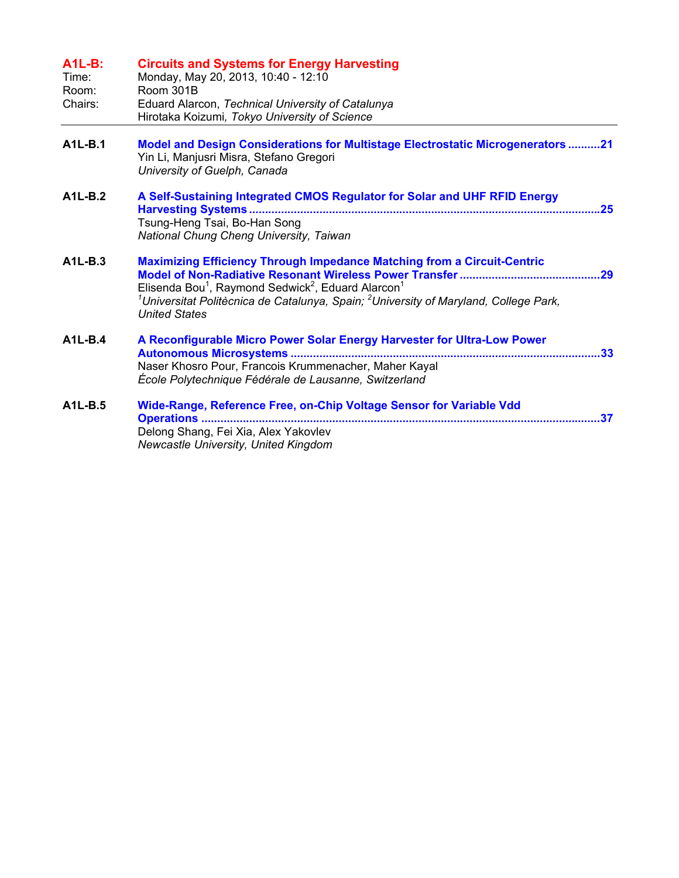## A1L-B: Circuits and Systems for Energy Harvesting

Time: Monday, May 20, 2013, 10:40 - 12:10
Room: Room 301B
Chairs: Eduard Alarcon, *Technical University of Catalunya*
Hirotaka Koizumi*, Tokyo University of Science*

---

**A1L-B.1** **Model and Design Considerations for Multistage Electrostatic Microgenerators ..........21**
Yin Li, Manjusri Misra, Stefano Gregori
*University of Guelph, Canada*

**A1L-B.2** **A Self-Sustaining Integrated CMOS Regulator for Solar and UHF RFID Energy Harvesting Systems ..........25**
Tsung-Heng Tsai, Bo-Han Song
*National Chung Cheng University, Taiwan*

**A1L-B.3** **Maximizing Efficiency Through Impedance Matching from a Circuit-Centric Model of Non-Radiative Resonant Wireless Power Transfer ..........29**
Elisenda Bou[1], Raymond Sedwick[2], Eduard Alarcon[1]
*[1]Universitat Politècnica de Catalunya, Spain; [2]University of Maryland, College Park, United States*

**A1L-B.4** **A Reconfigurable Micro Power Solar Energy Harvester for Ultra-Low Power Autonomous Microsystems ..........33**
Naser Khosro Pour, Francois Krummenacher, Maher Kayal
*École Polytechnique Fédérale de Lausanne, Switzerland*

**A1L-B.5** **Wide-Range, Reference Free, on-Chip Voltage Sensor for Variable Vdd Operations ..........37**
Delong Shang, Fei Xia, Alex Yakovlev
*Newcastle University, United Kingdom*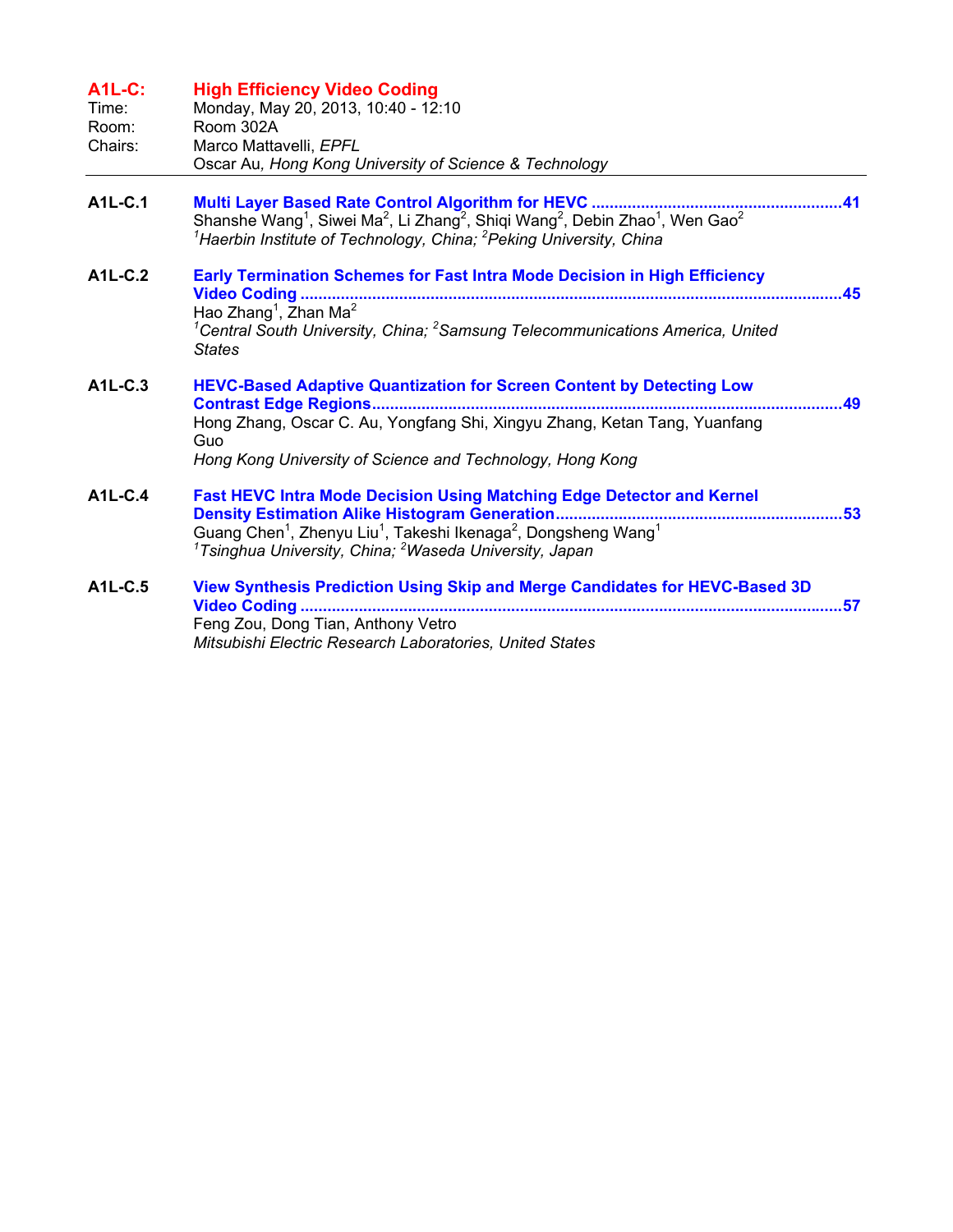## A1L-C: High Efficiency Video Coding

Time: Monday, May 20, 2013, 10:40 - 12:10
Room: Room 302A
Chairs: Marco Mattavelli, *EPFL*
Oscar Au, *Hong Kong University of Science & Technology*

---

**A1L-C.1** **Multi Layer Based Rate Control Algorithm for HEVC ........................................................41**
Shanshe Wang[1], Siwei Ma[2], Li Zhang[2], Shiqi Wang[2], Debin Zhao[1], Wen Gao[2]
*[1]Haerbin Institute of Technology, China; [2]Peking University, China*

**A1L-C.2** **Early Termination Schemes for Fast Intra Mode Decision in High Efficiency Video Coding ........................................................................................................................45**
Hao Zhang[1], Zhan Ma[2]
*[1]Central South University, China; [2]Samsung Telecommunications America, United States*

**A1L-C.3** **HEVC-Based Adaptive Quantization for Screen Content by Detecting Low Contrast Edge Regions........................................................................................................49**
Hong Zhang, Oscar C. Au, Yongfang Shi, Xingyu Zhang, Ketan Tang, Yuanfang Guo
*Hong Kong University of Science and Technology, Hong Kong*

**A1L-C.4** **Fast HEVC Intra Mode Decision Using Matching Edge Detector and Kernel Density Estimation Alike Histogram Generation................................................................53**
Guang Chen[1], Zhenyu Liu[1], Takeshi Ikenaga[2], Dongsheng Wang[1]
*[1]Tsinghua University, China; [2]Waseda University, Japan*

**A1L-C.5** **View Synthesis Prediction Using Skip and Merge Candidates for HEVC-Based 3D Video Coding ........................................................................................................................57**
Feng Zou, Dong Tian, Anthony Vetro
*Mitsubishi Electric Research Laboratories, United States*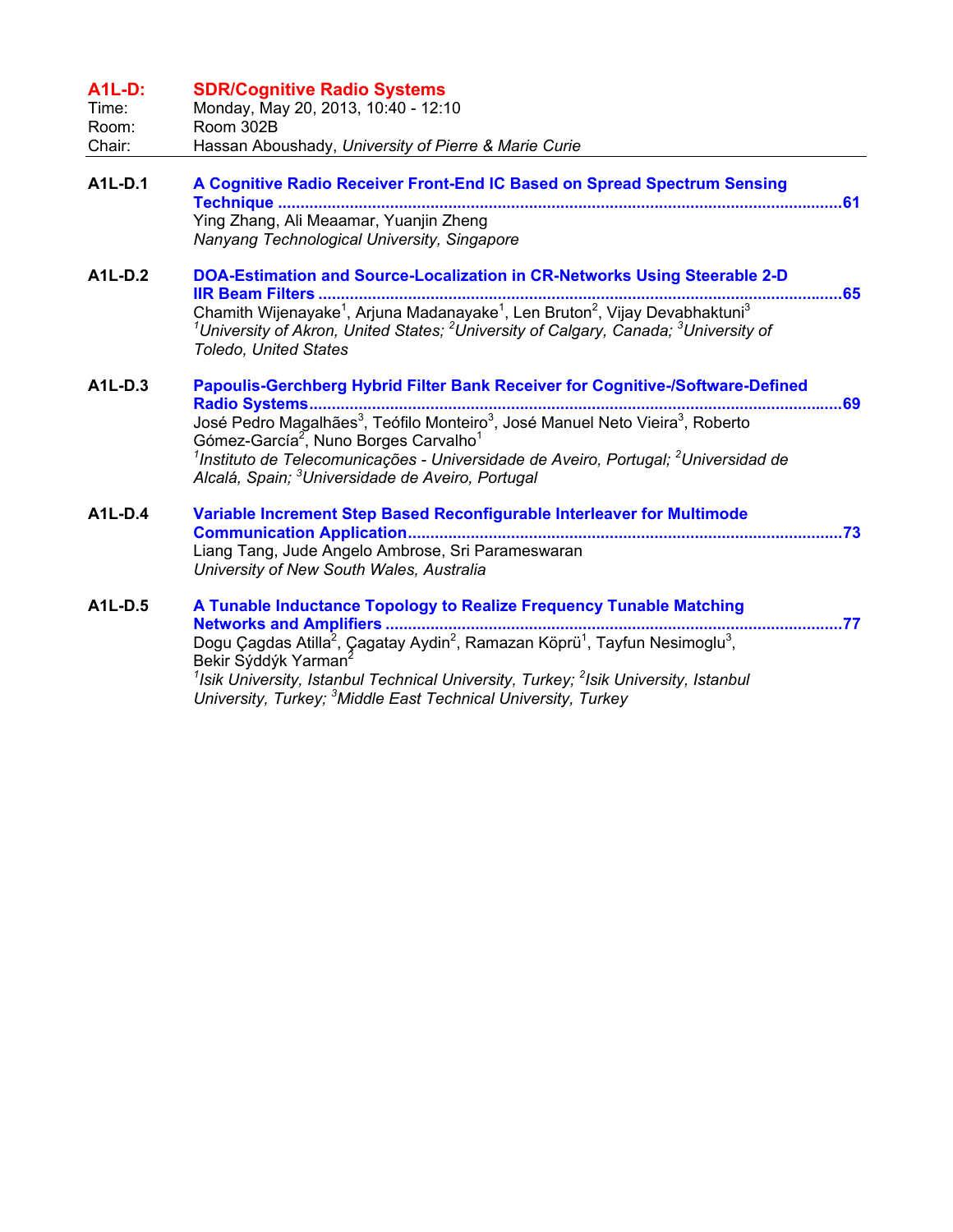## A1L-D: SDR/Cognitive Radio Systems

Time: Monday, May 20, 2013, 10:40 - 12:10
Room: Room 302B
Chair: Hassan Aboushady, *University of Pierre & Marie Curie*

**A1L-D.1** **A Cognitive Radio Receiver Front-End IC Based on Spread Spectrum Sensing Technique** ............ 61
Ying Zhang, Ali Meaamar, Yuanjin Zheng
*Nanyang Technological University, Singapore*

**A1L-D.2** **DOA-Estimation and Source-Localization in CR-Networks Using Steerable 2-D IIR Beam Filters** ............ 65
Chamith Wijenayake[1], Arjuna Madanayake[1], Len Bruton[2], Vijay Devabhaktuni[3]
*[1]University of Akron, United States; [2]University of Calgary, Canada; [3]University of Toledo, United States*

**A1L-D.3** **Papoulis-Gerchberg Hybrid Filter Bank Receiver for Cognitive-/Software-Defined Radio Systems** ............ 69
José Pedro Magalhães[3], Teófilo Monteiro[3], José Manuel Neto Vieira[3], Roberto Gómez-García[2], Nuno Borges Carvalho[1]
*[1]Instituto de Telecomunicações - Universidade de Aveiro, Portugal; [2]Universidad de Alcalá, Spain; [3]Universidade de Aveiro, Portugal*

**A1L-D.4** **Variable Increment Step Based Reconfigurable Interleaver for Multimode Communication Application** ............ 73
Liang Tang, Jude Angelo Ambrose, Sri Parameswaran
*University of New South Wales, Australia*

**A1L-D.5** **A Tunable Inductance Topology to Realize Frequency Tunable Matching Networks and Amplifiers** ............ 77
Dogu Çagdas Atilla[2], Çagatay Aydin[2], Ramazan Köprü[1], Tayfun Nesimoglu[3], Bekir Sýddýk Yarman[2]
*[1]Isik University, Istanbul Technical University, Turkey; [2]Isik University, Istanbul University, Turkey; [3]Middle East Technical University, Turkey*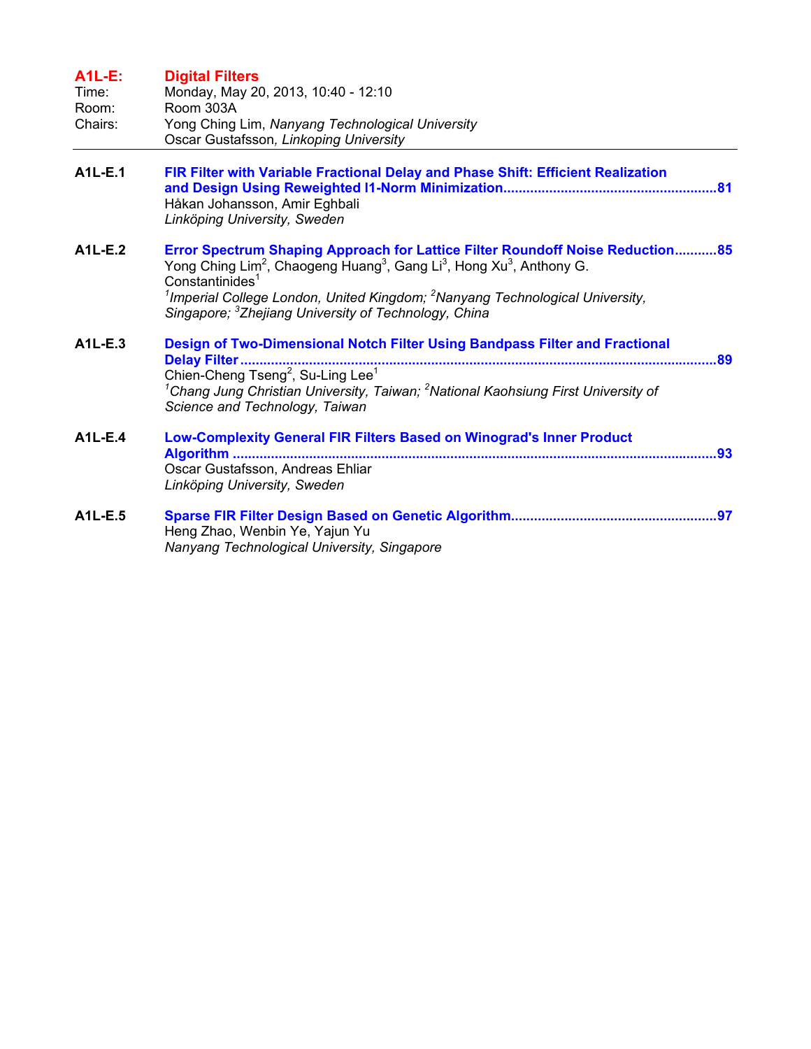## A1L-E: Digital Filters

Time: Monday, May 20, 2013, 10:40 - 12:10
Room: Room 303A
Chairs: Yong Ching Lim, *Nanyang Technological University*
Oscar Gustafsson, *Linkoping University*

---

**A1L-E.1** **FIR Filter with Variable Fractional Delay and Phase Shift: Efficient Realization and Design Using Reweighted l1-Norm Minimization** ....................................................... 81
Håkan Johansson, Amir Eghbali
*Linköping University, Sweden*

**A1L-E.2** **Error Spectrum Shaping Approach for Lattice Filter Roundoff Noise Reduction** ........... 85
Yong Ching Lim[2], Chaogeng Huang[3], Gang Li[3], Hong Xu[3], Anthony G. Constantinides[1]
*[1]Imperial College London, United Kingdom; [2]Nanyang Technological University, Singapore; [3]Zhejiang University of Technology, China*

**A1L-E.3** **Design of Two-Dimensional Notch Filter Using Bandpass Filter and Fractional Delay Filter** ........................................................................................................................ 89
Chien-Cheng Tseng[2], Su-Ling Lee[1]
*[1]Chang Jung Christian University, Taiwan; [2]National Kaohsiung First University of Science and Technology, Taiwan*

**A1L-E.4** **Low-Complexity General FIR Filters Based on Winograd's Inner Product Algorithm** ........................................................................................................................ 93
Oscar Gustafsson, Andreas Ehliar
*Linköping University, Sweden*

**A1L-E.5** **Sparse FIR Filter Design Based on Genetic Algorithm** ..................................................... 97
Heng Zhao, Wenbin Ye, Yajun Yu
*Nanyang Technological University, Singapore*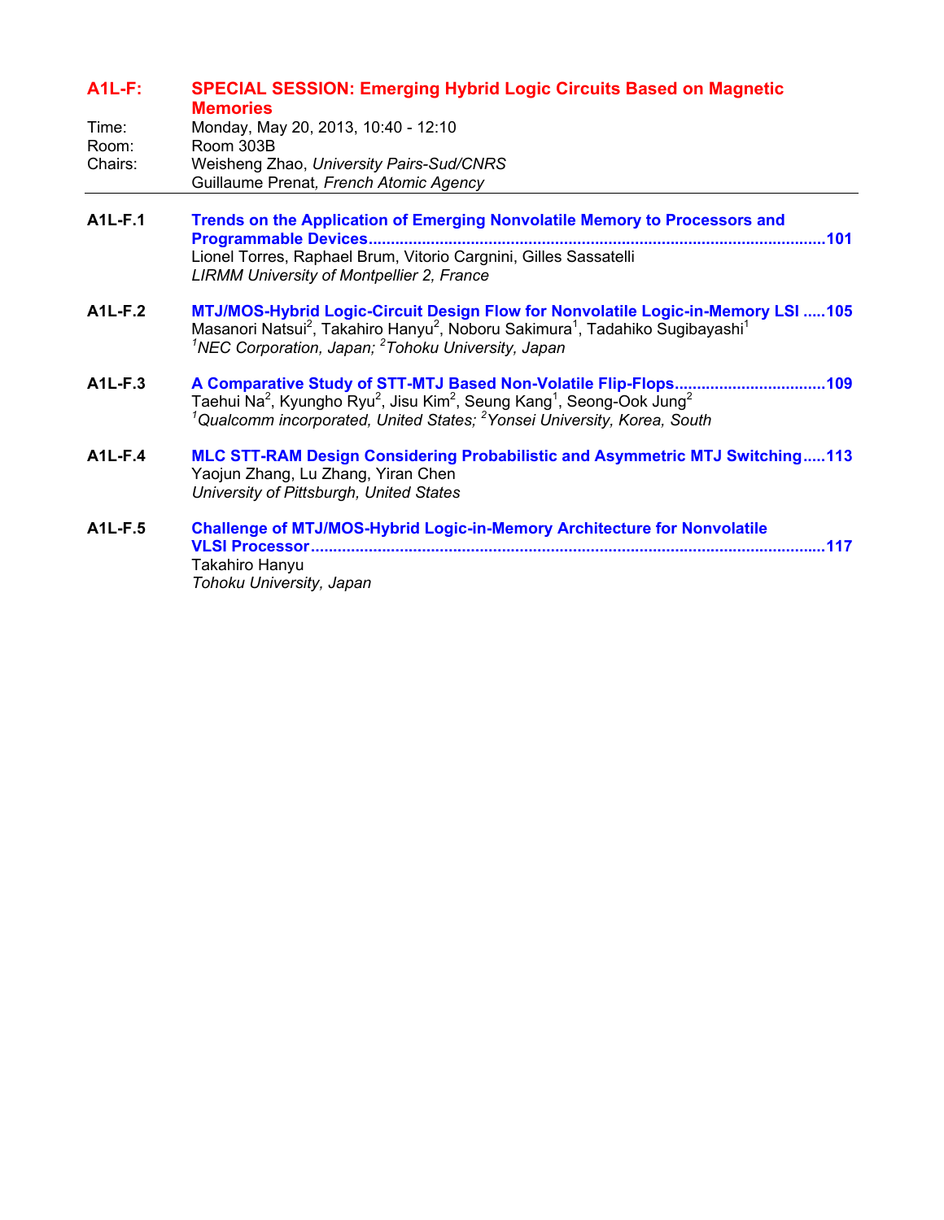## A1L-F: SPECIAL SESSION: Emerging Hybrid Logic Circuits Based on Magnetic Memories

Time: Monday, May 20, 2013, 10:40 - 12:10
Room: Room 303B
Chairs: Weisheng Zhao, *University Pairs-Sud/CNRS*
Guillaume Prenat, *French Atomic Agency*

---

**A1L-F.1** **Trends on the Application of Emerging Nonvolatile Memory to Processors and Programmable Devices**......101
Lionel Torres, Raphael Brum, Vitorio Cargnini, Gilles Sassatelli
*LIRMM University of Montpellier 2, France*

**A1L-F.2** **MTJ/MOS-Hybrid Logic-Circuit Design Flow for Nonvolatile Logic-in-Memory LSI**......105
Masanori Natsui[2], Takahiro Hanyu[2], Noboru Sakimura[1], Tadahiko Sugibayashi[1]
*[1]NEC Corporation, Japan; [2]Tohoku University, Japan*

**A1L-F.3** **A Comparative Study of STT-MTJ Based Non-Volatile Flip-Flops**......109
Taehui Na[2], Kyungho Ryu[2], Jisu Kim[2], Seung Kang[1], Seong-Ook Jung[2]
*[1]Qualcomm incorporated, United States; [2]Yonsei University, Korea, South*

**A1L-F.4** **MLC STT-RAM Design Considering Probabilistic and Asymmetric MTJ Switching**......113
Yaojun Zhang, Lu Zhang, Yiran Chen
*University of Pittsburgh, United States*

**A1L-F.5** **Challenge of MTJ/MOS-Hybrid Logic-in-Memory Architecture for Nonvolatile VLSI Processor**......117
Takahiro Hanyu
*Tohoku University, Japan*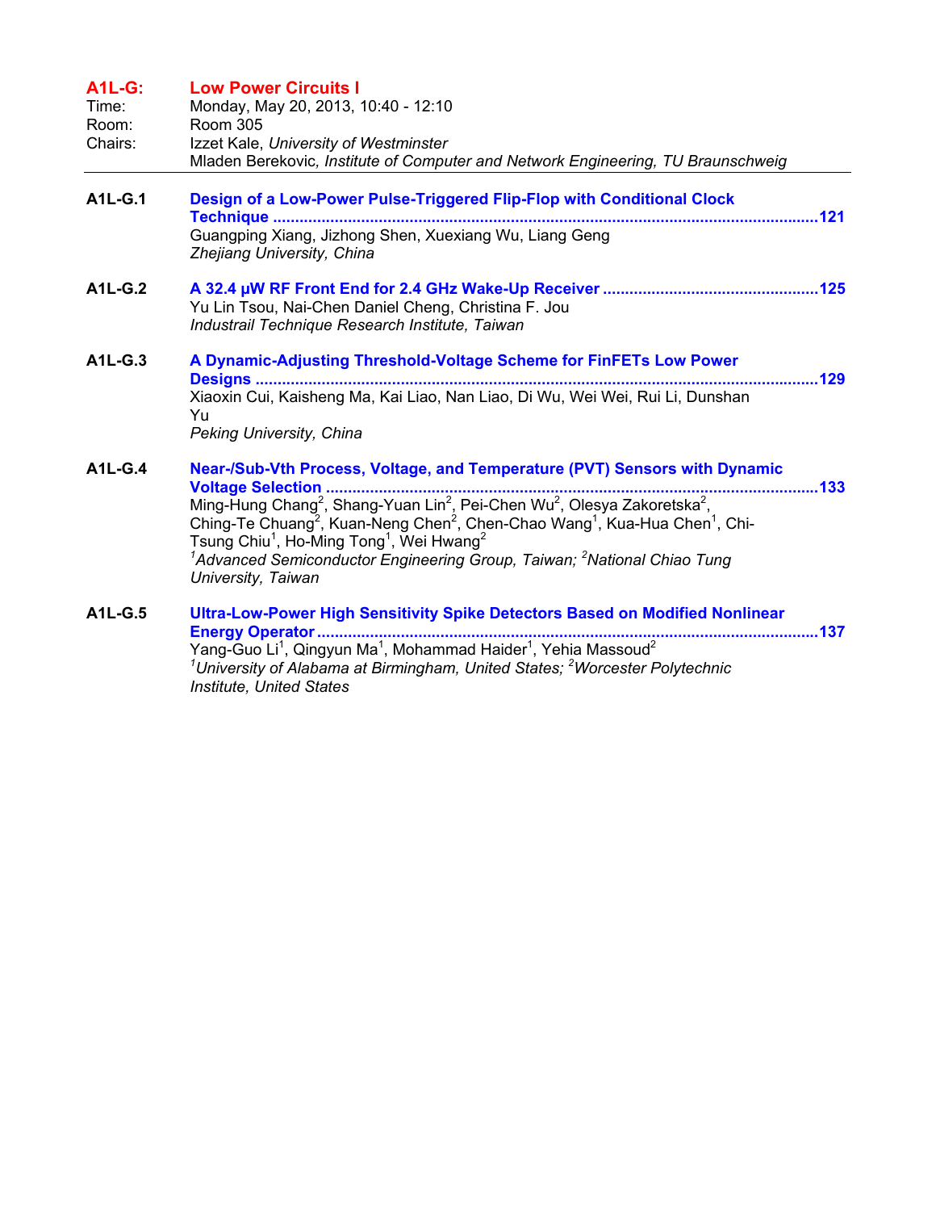## A1L-G: Low Power Circuits I

Time: Monday, May 20, 2013, 10:40 - 12:10

Room: Room 305

Chairs: Izzet Kale, *University of Westminster*
Mladen Berekovic, *Institute of Computer and Network Engineering, TU Braunschweig*

---

**A1L-G.1** **Design of a Low-Power Pulse-Triggered Flip-Flop with Conditional Clock Technique** ........................................ 121
Guangping Xiang, Jizhong Shen, Xuexiang Wu, Liang Geng
*Zhejiang University, China*

**A1L-G.2** **A 32.4 μW RF Front End for 2.4 GHz Wake-Up Receiver** ........................................ 125
Yu Lin Tsou, Nai-Chen Daniel Cheng, Christina F. Jou
*Industrail Technique Research Institute, Taiwan*

**A1L-G.3** **A Dynamic-Adjusting Threshold-Voltage Scheme for FinFETs Low Power Designs** ........................................ 129
Xiaoxin Cui, Kaisheng Ma, Kai Liao, Nan Liao, Di Wu, Wei Wei, Rui Li, Dunshan Yu
*Peking University, China*

**A1L-G.4** **Near-/Sub-Vth Process, Voltage, and Temperature (PVT) Sensors with Dynamic Voltage Selection** ........................................ 133
Ming-Hung Chang[2], Shang-Yuan Lin[2], Pei-Chen Wu[2], Olesya Zakoretska[2], Ching-Te Chuang[2], Kuan-Neng Chen[2], Chen-Chao Wang[1], Kua-Hua Chen[1], Chi-Tsung Chiu[1], Ho-Ming Tong[1], Wei Hwang[2]
*[1]Advanced Semiconductor Engineering Group, Taiwan; [2]National Chiao Tung University, Taiwan*

**A1L-G.5** **Ultra-Low-Power High Sensitivity Spike Detectors Based on Modified Nonlinear Energy Operator** ........................................ 137
Yang-Guo Li[1], Qingyun Ma[1], Mohammad Haider[1], Yehia Massoud[2]
*[1]University of Alabama at Birmingham, United States; [2]Worcester Polytechnic Institute, United States*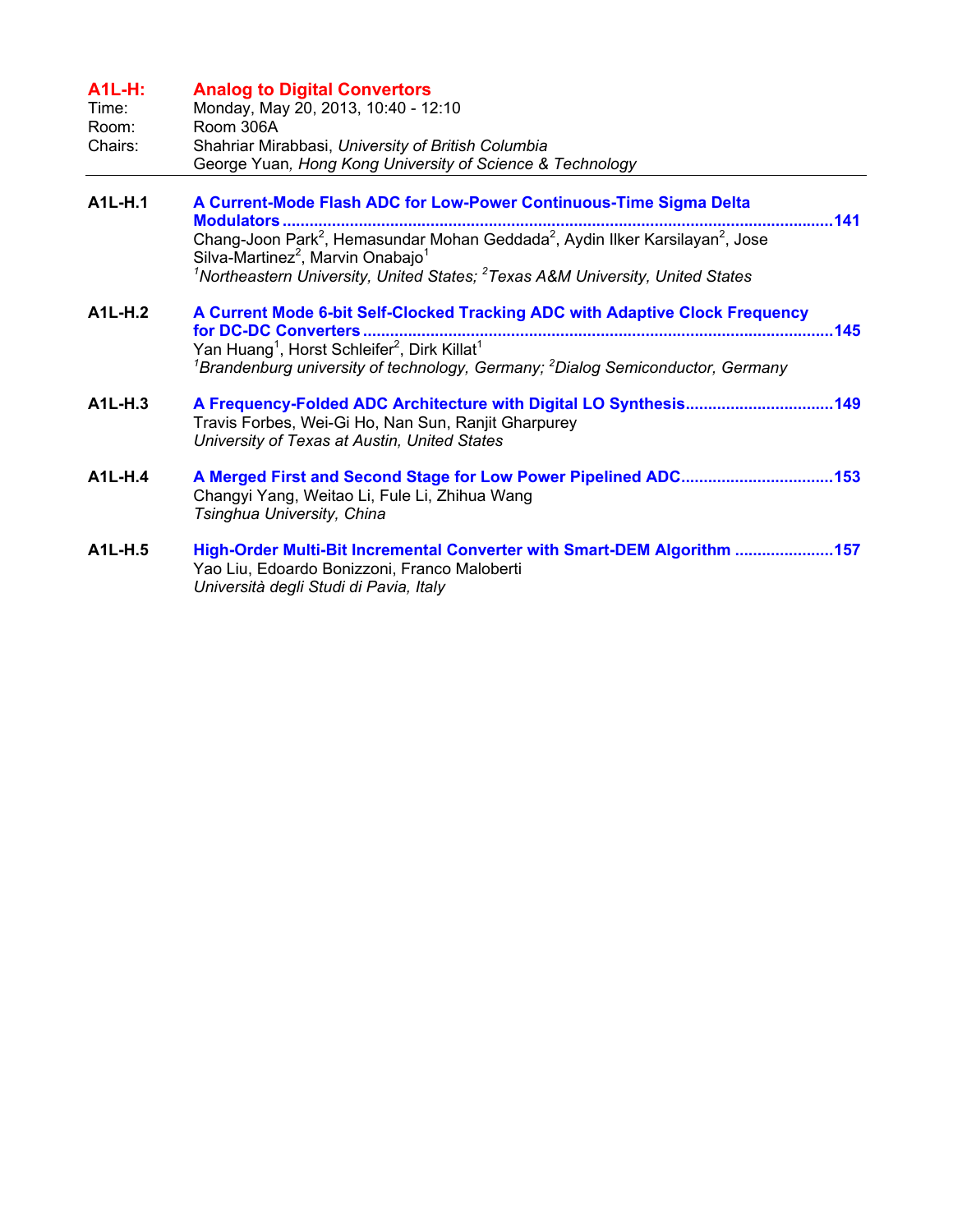## A1L-H: Analog to Digital Convertors

Time: Monday, May 20, 2013, 10:40 - 12:10
Room: Room 306A
Chairs: Shahriar Mirabbasi, *University of British Columbia*
George Yuan, *Hong Kong University of Science & Technology*

---

**A1L-H.1** **A Current-Mode Flash ADC for Low-Power Continuous-Time Sigma Delta Modulators** ........ 141
Chang-Joon Park[2], Hemasundar Mohan Geddada[2], Aydin Ilker Karsilayan[2], Jose Silva-Martinez[2], Marvin Onabajo[1]
*[1]Northeastern University, United States; [2]Texas A&M University, United States*

**A1L-H.2** **A Current Mode 6-bit Self-Clocked Tracking ADC with Adaptive Clock Frequency for DC-DC Converters** ........ 145
Yan Huang[1], Horst Schleifer[2], Dirk Killat[1]
*[1]Brandenburg university of technology, Germany; [2]Dialog Semiconductor, Germany*

**A1L-H.3** **A Frequency-Folded ADC Architecture with Digital LO Synthesis** ........ 149
Travis Forbes, Wei-Gi Ho, Nan Sun, Ranjit Gharpurey
*University of Texas at Austin, United States*

**A1L-H.4** **A Merged First and Second Stage for Low Power Pipelined ADC** ........ 153
Changyi Yang, Weitao Li, Fule Li, Zhihua Wang
*Tsinghua University, China*

**A1L-H.5** **High-Order Multi-Bit Incremental Converter with Smart-DEM Algorithm** ........ 157
Yao Liu, Edoardo Bonizzoni, Franco Maloberti
*Università degli Studi di Pavia, Italy*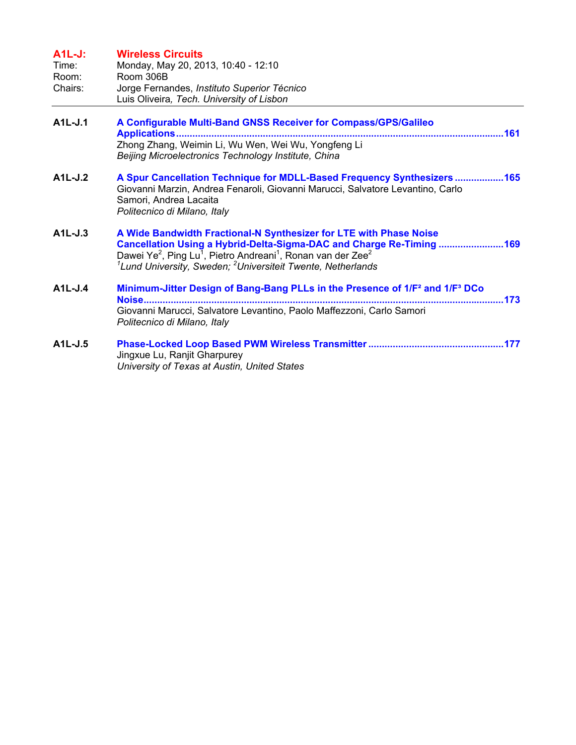## A1L-J: Wireless Circuits

Time: Monday, May 20, 2013, 10:40 - 12:10
Room: Room 306B
Chairs: Jorge Fernandes, *Instituto Superior Técnico*
Luis Oliveira, *Tech. University of Lisbon*

---

**A1L-J.1** **A Configurable Multi-Band GNSS Receiver for Compass/GPS/Galileo Applications** ....................161
Zhong Zhang, Weimin Li, Wu Wen, Wei Wu, Yongfeng Li
*Beijing Microelectronics Technology Institute, China*

**A1L-J.2** **A Spur Cancellation Technique for MDLL-Based Frequency Synthesizers** ....................165
Giovanni Marzin, Andrea Fenaroli, Giovanni Marucci, Salvatore Levantino, Carlo Samori, Andrea Lacaita
*Politecnico di Milano, Italy*

**A1L-J.3** **A Wide Bandwidth Fractional-N Synthesizer for LTE with Phase Noise Cancellation Using a Hybrid-Delta-Sigma-DAC and Charge Re-Timing** ....................169
Dawei Ye[2], Ping Lu[1], Pietro Andreani[1], Ronan van der Zee[2]
*[1]Lund University, Sweden; [2]Universiteit Twente, Netherlands*

**A1L-J.4** **Minimum-Jitter Design of Bang-Bang PLLs in the Presence of $1/F^2$ and $1/F^3$ DCo Noise** ....................173
Giovanni Marucci, Salvatore Levantino, Paolo Maffezzoni, Carlo Samori
*Politecnico di Milano, Italy*

**A1L-J.5** **Phase-Locked Loop Based PWM Wireless Transmitter** ....................177
Jingxue Lu, Ranjit Gharpurey
*University of Texas at Austin, United States*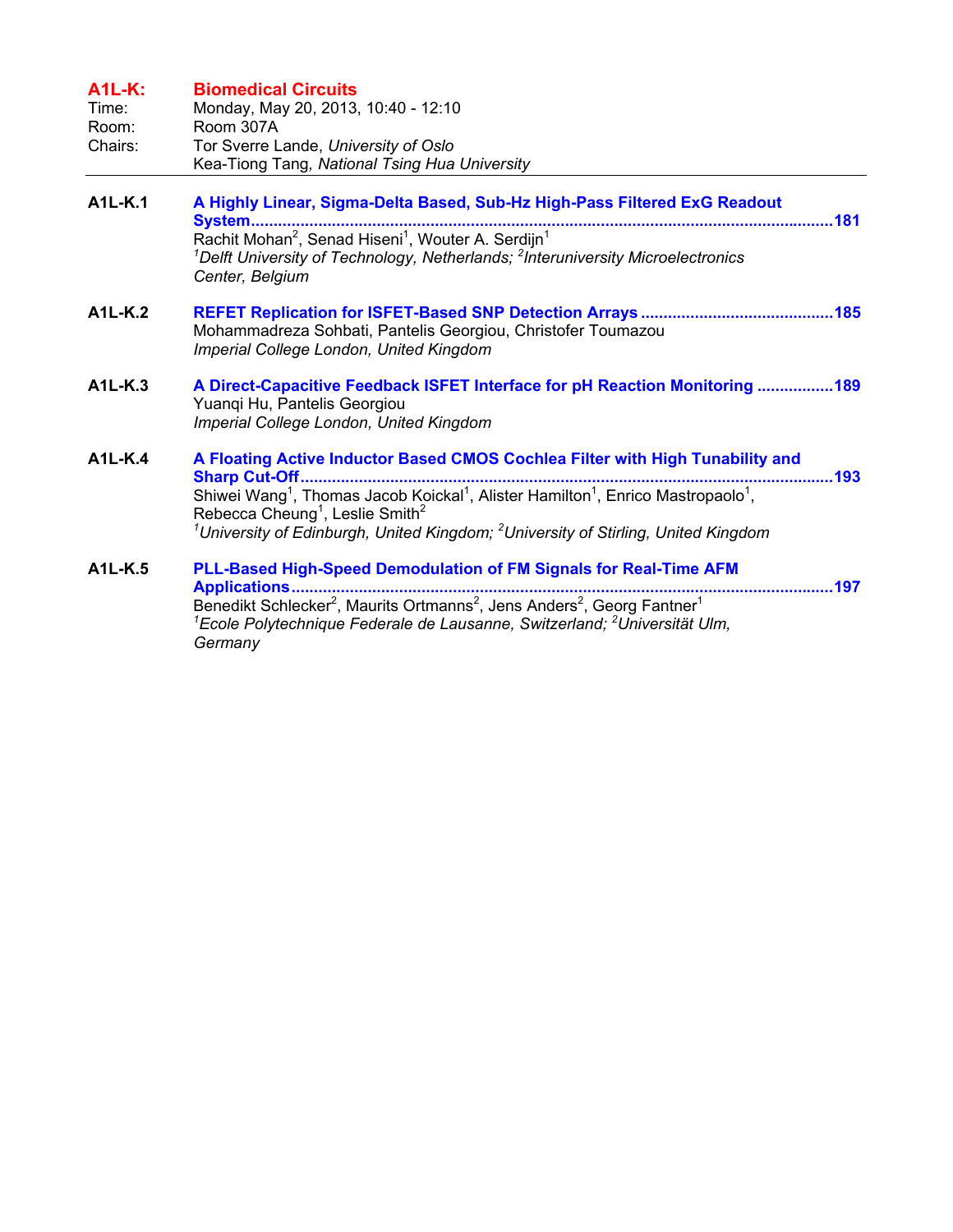## A1L-K: Biomedical Circuits

Time: Monday, May 20, 2013, 10:40 - 12:10
Room: Room 307A
Chairs: Tor Sverre Lande, *University of Oslo*
Kea-Tiong Tang, *National Tsing Hua University*

---

**A1L-K.1** **A Highly Linear, Sigma-Delta Based, Sub-Hz High-Pass Filtered ExG Readout System** ........................................ 181
Rachit Mohan[2], Senad Hiseni[1], Wouter A. Serdijn[1]
*[1]Delft University of Technology, Netherlands; [2]Interuniversity Microelectronics Center, Belgium*

**A1L-K.2** **REFET Replication for ISFET-Based SNP Detection Arrays** ........................................ 185
Mohammadreza Sohbati, Pantelis Georgiou, Christofer Toumazou
*Imperial College London, United Kingdom*

**A1L-K.3** **A Direct-Capacitive Feedback ISFET Interface for pH Reaction Monitoring** ................ 189
Yuanqi Hu, Pantelis Georgiou
*Imperial College London, United Kingdom*

**A1L-K.4** **A Floating Active Inductor Based CMOS Cochlea Filter with High Tunability and Sharp Cut-Off** ........................................ 193
Shiwei Wang[1], Thomas Jacob Koickal[1], Alister Hamilton[1], Enrico Mastropaolo[1], Rebecca Cheung[1], Leslie Smith[2]
*[1]University of Edinburgh, United Kingdom; [2]University of Stirling, United Kingdom*

**A1L-K.5** **PLL-Based High-Speed Demodulation of FM Signals for Real-Time AFM Applications** ........................................ 197
Benedikt Schlecker[2], Maurits Ortmanns[2], Jens Anders[2], Georg Fantner[1]
*[1]Ecole Polytechnique Federale de Lausanne, Switzerland; [2]Universität Ulm, Germany*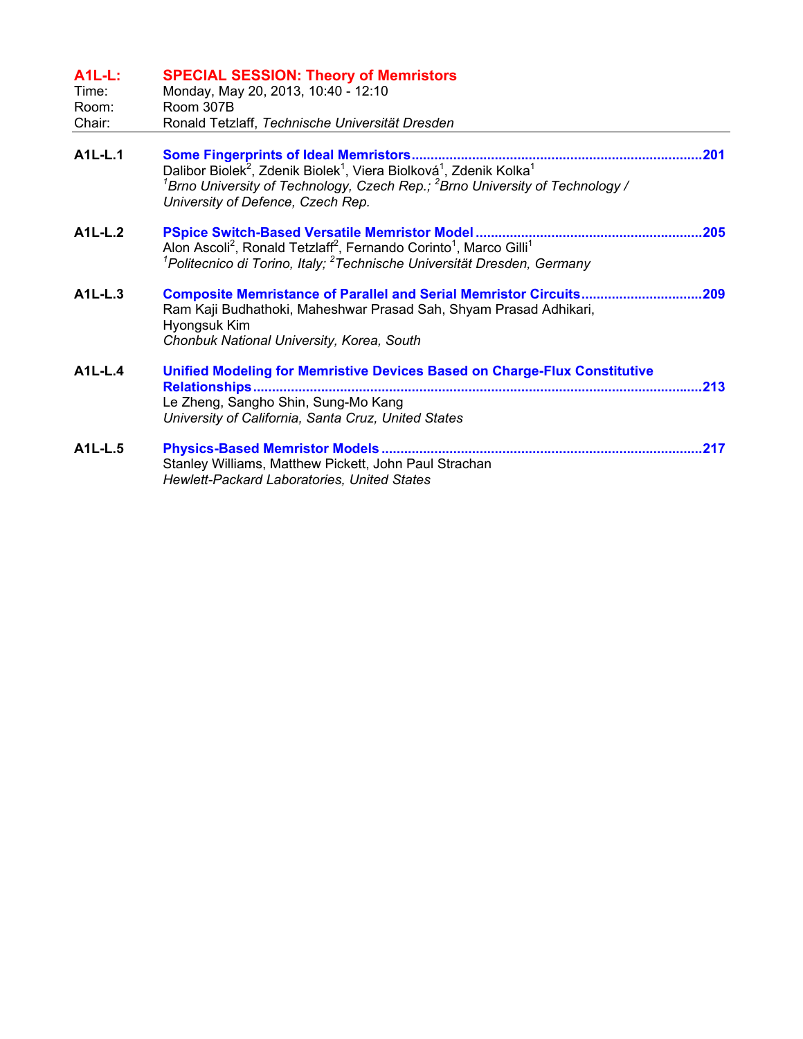## A1L-L: SPECIAL SESSION: Theory of Memristors

Time: Monday, May 20, 2013, 10:40 - 12:10
Room: Room 307B
Chair: Ronald Tetzlaff, *Technische Universität Dresden*

---

**A1L-L.1** **Some Fingerprints of Ideal Memristors** ............................................................ **201**
Dalibor Biolek[2], Zdenik Biolek[1], Viera Biolková[1], Zdenik Kolka[1]
*[1]Brno University of Technology, Czech Rep.; [2]Brno University of Technology / University of Defence, Czech Rep.*

**A1L-L.2** **PSpice Switch-Based Versatile Memristor Model** ............................................................ **205**
Alon Ascoli[2], Ronald Tetzlaff[2], Fernando Corinto[1], Marco Gilli[1]
*[1]Politecnico di Torino, Italy; [2]Technische Universität Dresden, Germany*

**A1L-L.3** **Composite Memristance of Parallel and Serial Memristor Circuits** ................................ **209**
Ram Kaji Budhathoki, Maheshwar Prasad Sah, Shyam Prasad Adhikari, Hyongsuk Kim
*Chonbuk National University, Korea, South*

**A1L-L.4** **Unified Modeling for Memristive Devices Based on Charge-Flux Constitutive Relationships** ............................................................ **213**
Le Zheng, Sangho Shin, Sung-Mo Kang
*University of California, Santa Cruz, United States*

**A1L-L.5** **Physics-Based Memristor Models** ............................................................ **217**
Stanley Williams, Matthew Pickett, John Paul Strachan
*Hewlett-Packard Laboratories, United States*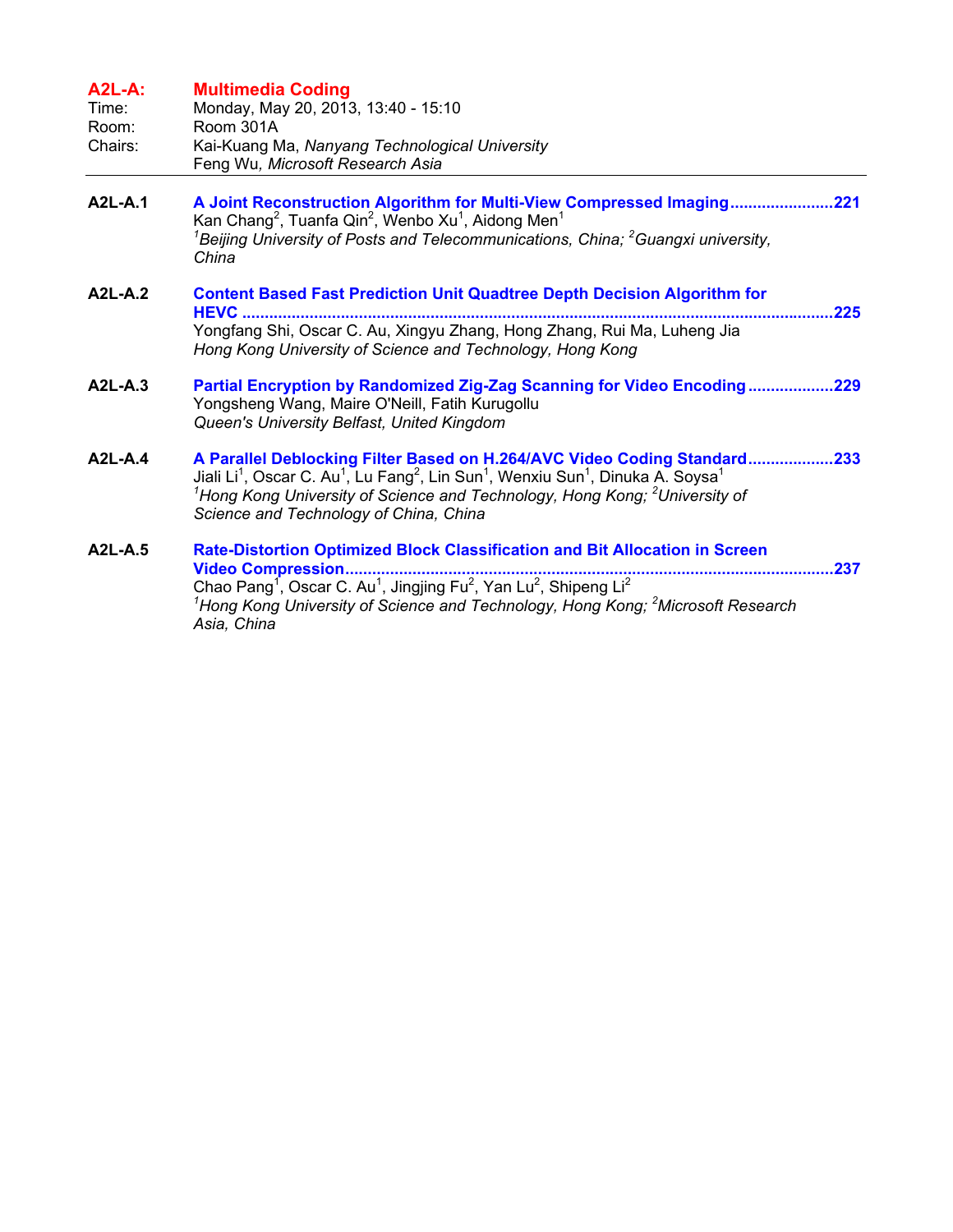## A2L-A: Multimedia Coding

Time: Monday, May 20, 2013, 13:40 - 15:10
Room: Room 301A
Chairs: Kai-Kuang Ma, *Nanyang Technological University*
Feng Wu, *Microsoft Research Asia*

---

**A2L-A.1** **A Joint Reconstruction Algorithm for Multi-View Compressed Imaging**.......................221
Kan Chang[2], Tuanfa Qin[2], Wenbo Xu[1], Aidong Men[1]
*[1]Beijing University of Posts and Telecommunications, China; [2]Guangxi university, China*

**A2L-A.2** **Content Based Fast Prediction Unit Quadtree Depth Decision Algorithm for HEVC** .......................225
Yongfang Shi, Oscar C. Au, Xingyu Zhang, Hong Zhang, Rui Ma, Luheng Jia
*Hong Kong University of Science and Technology, Hong Kong*

**A2L-A.3** **Partial Encryption by Randomized Zig-Zag Scanning for Video Encoding**...................229
Yongsheng Wang, Maire O'Neill, Fatih Kurugollu
*Queen's University Belfast, United Kingdom*

**A2L-A.4** **A Parallel Deblocking Filter Based on H.264/AVC Video Coding Standard**...................233
Jiali Li[1], Oscar C. Au[1], Lu Fang[2], Lin Sun[1], Wenxiu Sun[1], Dinuka A. Soysa[1]
*[1]Hong Kong University of Science and Technology, Hong Kong; [2]University of Science and Technology of China, China*

**A2L-A.5** **Rate-Distortion Optimized Block Classification and Bit Allocation in Screen Video Compression**.......................237
Chao Pang[1], Oscar C. Au[1], Jingjing Fu[2], Yan Lu[2], Shipeng Li[2]
*[1]Hong Kong University of Science and Technology, Hong Kong; [2]Microsoft Research Asia, China*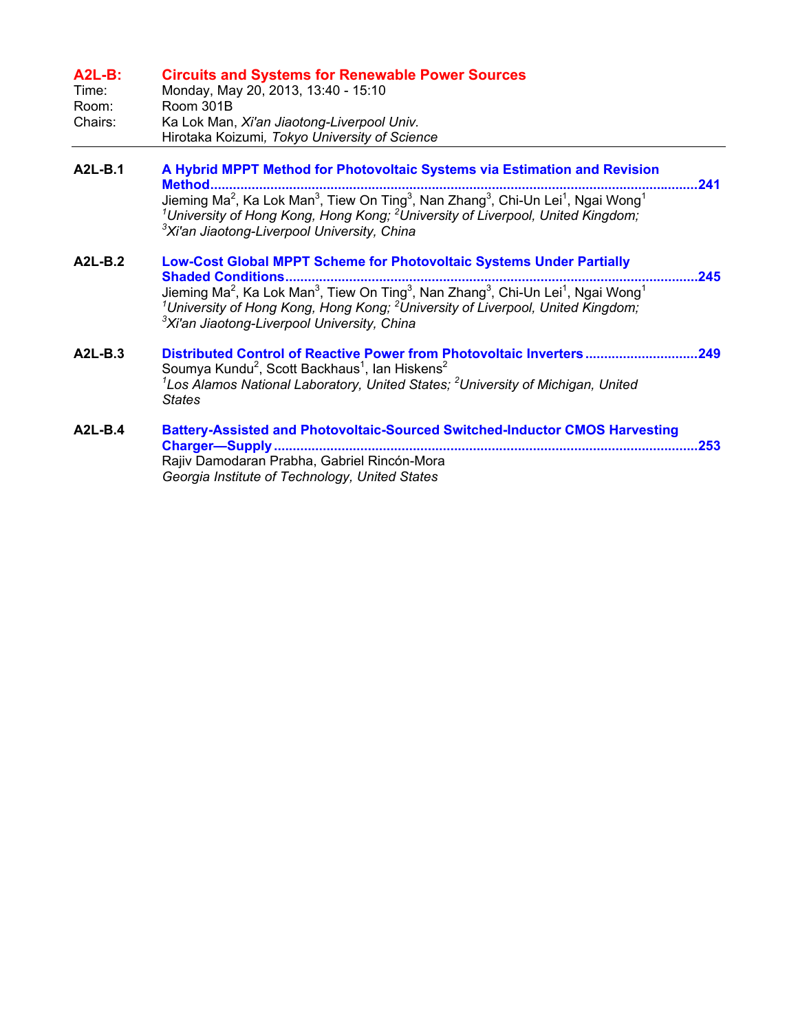## A2L-B: Circuits and Systems for Renewable Power Sources

Time: Monday, May 20, 2013, 13:40 - 15:10
Room: Room 301B
Chairs: Ka Lok Man, *Xi'an Jiaotong-Liverpool Univ.*
Hirotaka Koizumi, *Tokyo University of Science*

---

**A2L-B.1** **A Hybrid MPPT Method for Photovoltaic Systems via Estimation and Revision Method** ........................................................ **241**
Jieming Ma[2], Ka Lok Man[3], Tiew On Ting[3], Nan Zhang[3], Chi-Un Lei[1], Ngai Wong[1]
*[1]University of Hong Kong, Hong Kong; [2]University of Liverpool, United Kingdom; [3]Xi'an Jiaotong-Liverpool University, China*

**A2L-B.2** **Low-Cost Global MPPT Scheme for Photovoltaic Systems Under Partially Shaded Conditions** ........................................................ **245**
Jieming Ma[2], Ka Lok Man[3], Tiew On Ting[3], Nan Zhang[3], Chi-Un Lei[1], Ngai Wong[1]
*[1]University of Hong Kong, Hong Kong; [2]University of Liverpool, United Kingdom; [3]Xi'an Jiaotong-Liverpool University, China*

**A2L-B.3** **Distributed Control of Reactive Power from Photovoltaic Inverters** ........................................................ **249**
Soumya Kundu[2], Scott Backhaus[1], Ian Hiskens[2]
*[1]Los Alamos National Laboratory, United States; [2]University of Michigan, United States*

**A2L-B.4** **Battery-Assisted and Photovoltaic-Sourced Switched-Inductor CMOS Harvesting Charger—Supply** ........................................................ **253**
Rajiv Damodaran Prabha, Gabriel Rincón-Mora
*Georgia Institute of Technology, United States*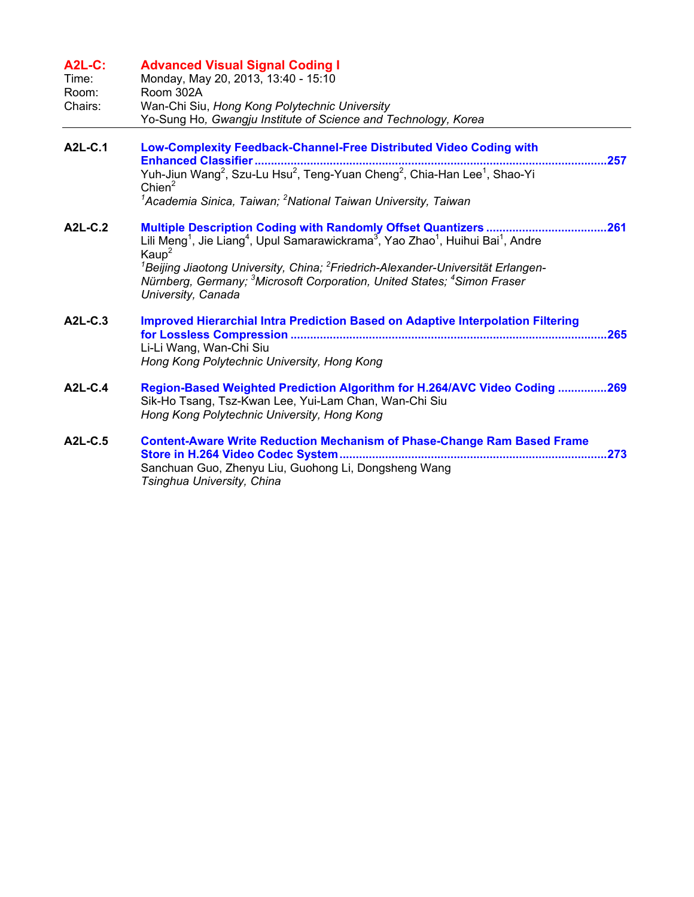## A2L-C: Advanced Visual Signal Coding I

Time: Monday, May 20, 2013, 13:40 - 15:10
Room: Room 302A
Chairs: Wan-Chi Siu, *Hong Kong Polytechnic University*
Yo-Sung Ho, *Gwangju Institute of Science and Technology, Korea*

---

**A2L-C.1** **Low-Complexity Feedback-Channel-Free Distributed Video Coding with Enhanced Classifier** ....................257
Yuh-Jiun Wang[2], Szu-Lu Hsu[2], Teng-Yuan Cheng[2], Chia-Han Lee[1], Shao-Yi Chien[2]
*[1]Academia Sinica, Taiwan; [2]National Taiwan University, Taiwan*

**A2L-C.2** **Multiple Description Coding with Randomly Offset Quantizers** ....................261
Lili Meng[1], Jie Liang[4], Upul Samarawickrama[3], Yao Zhao[1], Huihui Bai[1], Andre Kaup[2]
*[1]Beijing Jiaotong University, China; [2]Friedrich-Alexander-Universität Erlangen-Nürnberg, Germany; [3]Microsoft Corporation, United States; [4]Simon Fraser University, Canada*

**A2L-C.3** **Improved Hierarchial Intra Prediction Based on Adaptive Interpolation Filtering for Lossless Compression** ....................265
Li-Li Wang, Wan-Chi Siu
*Hong Kong Polytechnic University, Hong Kong*

**A2L-C.4** **Region-Based Weighted Prediction Algorithm for H.264/AVC Video Coding** ....................269
Sik-Ho Tsang, Tsz-Kwan Lee, Yui-Lam Chan, Wan-Chi Siu
*Hong Kong Polytechnic University, Hong Kong*

**A2L-C.5** **Content-Aware Write Reduction Mechanism of Phase-Change Ram Based Frame Store in H.264 Video Codec System** ....................273
Sanchuan Guo, Zhenyu Liu, Guohong Li, Dongsheng Wang
*Tsinghua University, China*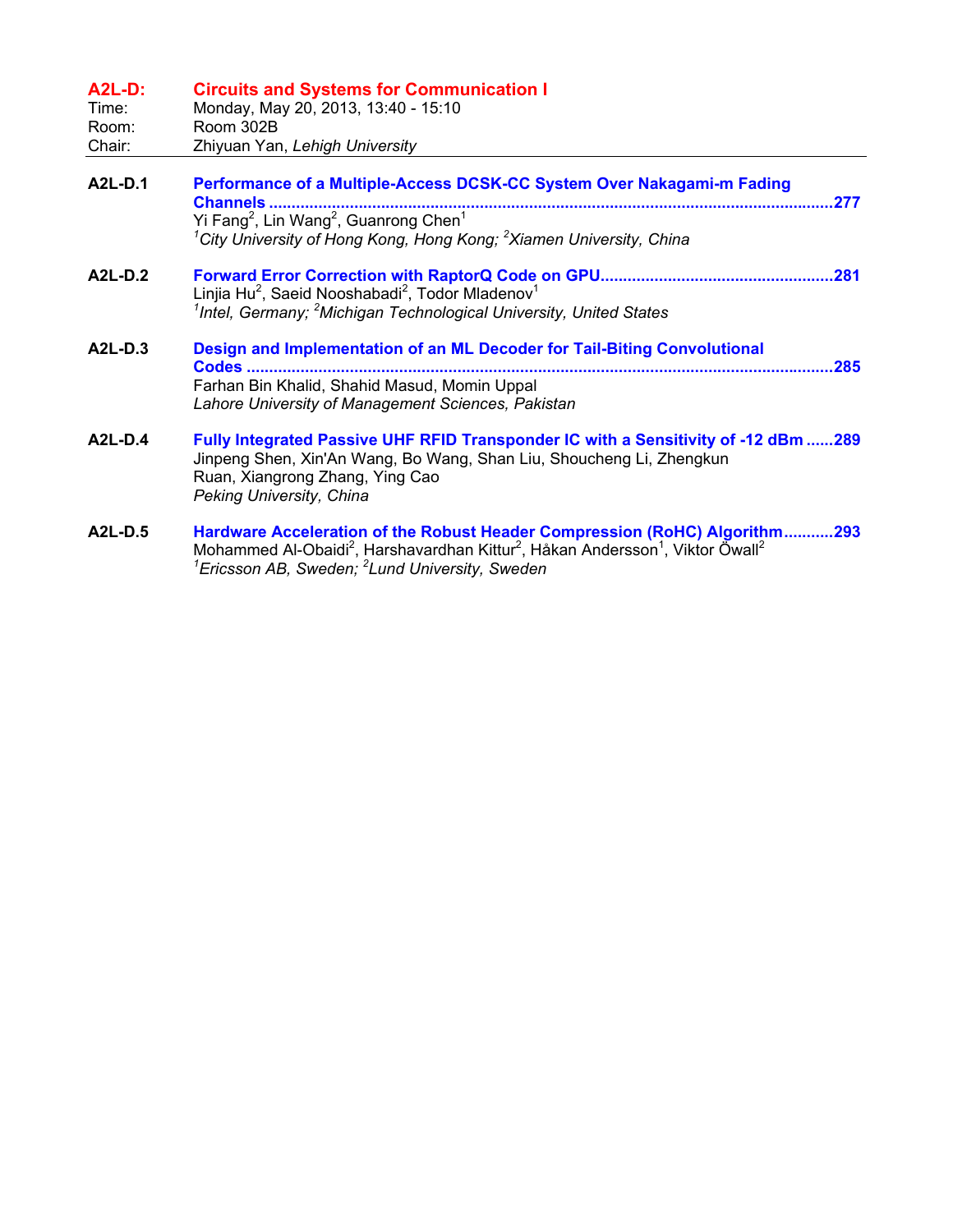## A2L-D: Circuits and Systems for Communication I

Time: Monday, May 20, 2013, 13:40 - 15:10
Room: Room 302B
Chair: Zhiyuan Yan, *Lehigh University*

---

**A2L-D.1** **Performance of a Multiple-Access DCSK-CC System Over Nakagami-m Fading Channels** ....277
Yi Fang[2], Lin Wang[2], Guanrong Chen[1]
*[1]City University of Hong Kong, Hong Kong; [2]Xiamen University, China*

**A2L-D.2** **Forward Error Correction with RaptorQ Code on GPU** ....281
Linjia Hu[2], Saeid Nooshabadi[2], Todor Mladenov[1]
*[1]Intel, Germany; [2]Michigan Technological University, United States*

**A2L-D.3** **Design and Implementation of an ML Decoder for Tail-Biting Convolutional Codes** ....285
Farhan Bin Khalid, Shahid Masud, Momin Uppal
*Lahore University of Management Sciences, Pakistan*

**A2L-D.4** **Fully Integrated Passive UHF RFID Transponder IC with a Sensitivity of -12 dBm** ....289
Jinpeng Shen, Xin'An Wang, Bo Wang, Shan Liu, Shoucheng Li, Zhengkun Ruan, Xiangrong Zhang, Ying Cao
*Peking University, China*

**A2L-D.5** **Hardware Acceleration of the Robust Header Compression (RoHC) Algorithm** ....293
Mohammed Al-Obaidi[2], Harshavardhan Kittur[2], Håkan Andersson[1], Viktor Öwall[2]
*[1]Ericsson AB, Sweden; [2]Lund University, Sweden*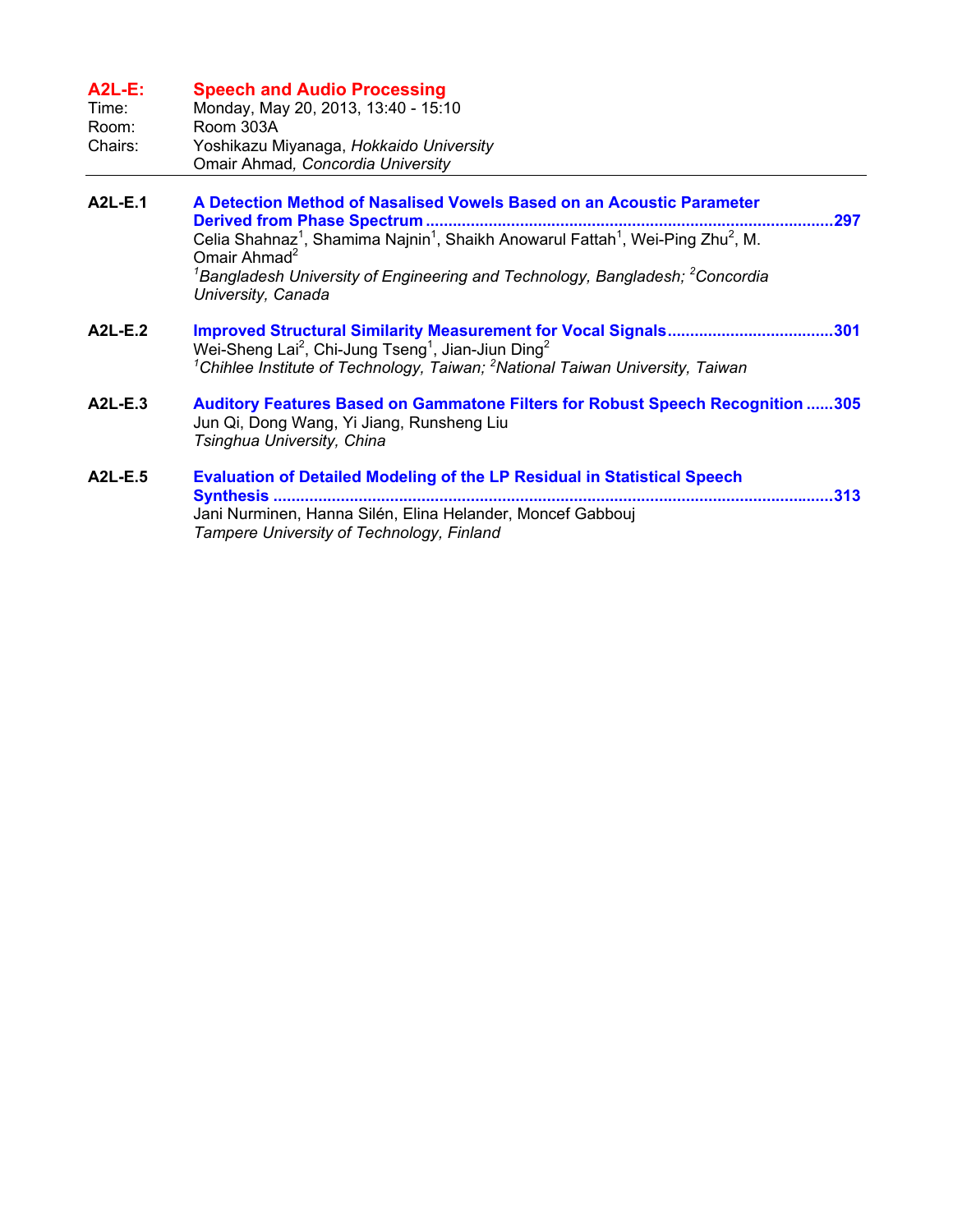## A2L-E: Speech and Audio Processing

Time: Monday, May 20, 2013, 13:40 - 15:10
Room: Room 303A
Chairs: Yoshikazu Miyanaga, *Hokkaido University*
Omair Ahmad, *Concordia University*

---

**A2L-E.1** **A Detection Method of Nasalised Vowels Based on an Acoustic Parameter Derived from Phase Spectrum** ..........297
Celia Shahnaz[1], Shamima Najnin[1], Shaikh Anowarul Fattah[1], Wei-Ping Zhu[2], M. Omair Ahmad[2]
*[1]Bangladesh University of Engineering and Technology, Bangladesh; [2]Concordia University, Canada*

**A2L-E.2** **Improved Structural Similarity Measurement for Vocal Signals** ..........301
Wei-Sheng Lai[2], Chi-Jung Tseng[1], Jian-Jiun Ding[2]
*[1]Chihlee Institute of Technology, Taiwan; [2]National Taiwan University, Taiwan*

**A2L-E.3** **Auditory Features Based on Gammatone Filters for Robust Speech Recognition** ..........305
Jun Qi, Dong Wang, Yi Jiang, Runsheng Liu
*Tsinghua University, China*

**A2L-E.5** **Evaluation of Detailed Modeling of the LP Residual in Statistical Speech Synthesis** ..........313
Jani Nurminen, Hanna Silén, Elina Helander, Moncef Gabbouj
*Tampere University of Technology, Finland*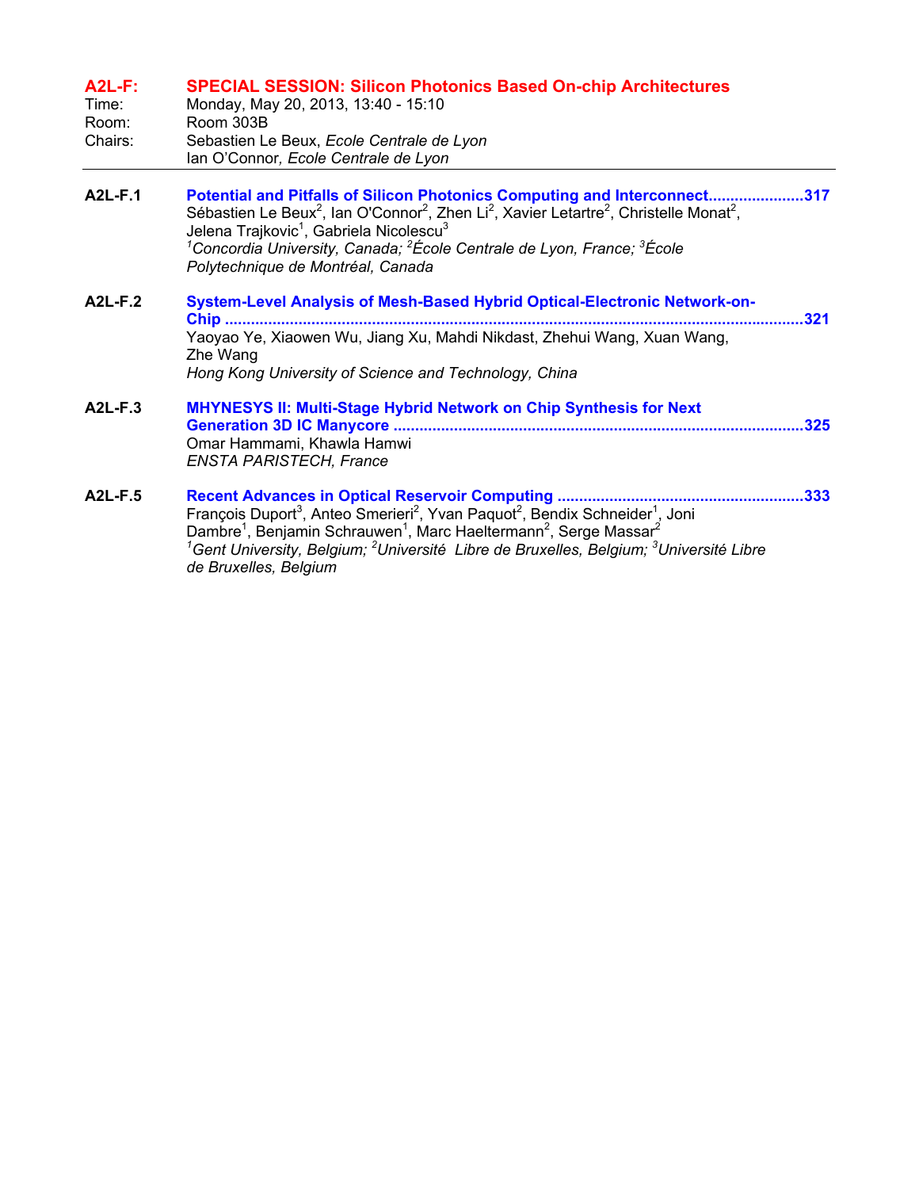## A2L-F: SPECIAL SESSION: Silicon Photonics Based On-chip Architectures

Time: Monday, May 20, 2013, 13:40 - 15:10
Room: Room 303B
Chairs: Sebastien Le Beux, *Ecole Centrale de Lyon*
Ian O'Connor, *Ecole Centrale de Lyon*

---

**A2L-F.1** **Potential and Pitfalls of Silicon Photonics Computing and Interconnect......................317**
Sébastien Le Beux[2], Ian O'Connor[2], Zhen Li[2], Xavier Letartre[2], Christelle Monat[2], Jelena Trajkovic[1], Gabriela Nicolescu[3]
*[1]Concordia University, Canada; [2]École Centrale de Lyon, France; [3]École Polytechnique de Montréal, Canada*

**A2L-F.2** **System-Level Analysis of Mesh-Based Hybrid Optical-Electronic Network-on-Chip ......................................................................................................................................321**
Yaoyao Ye, Xiaowen Wu, Jiang Xu, Mahdi Nikdast, Zhehui Wang, Xuan Wang, Zhe Wang
*Hong Kong University of Science and Technology, China*

**A2L-F.3** **MHYNESYS II: Multi-Stage Hybrid Network on Chip Synthesis for Next Generation 3D IC Manycore ..............................................................................................325**
Omar Hammami, Khawla Hamwi
*ENSTA PARISTECH, France*

**A2L-F.5** **Recent Advances in Optical Reservoir Computing .........................................................333**
François Duport[3], Anteo Smerieri[2], Yvan Paquot[2], Bendix Schneider[1], Joni Dambre[1], Benjamin Schrauwen[1], Marc Haeltermann[2], Serge Massar[2]
*[1]Gent University, Belgium; [2]Université Libre de Bruxelles, Belgium; [3]Université Libre de Bruxelles, Belgium*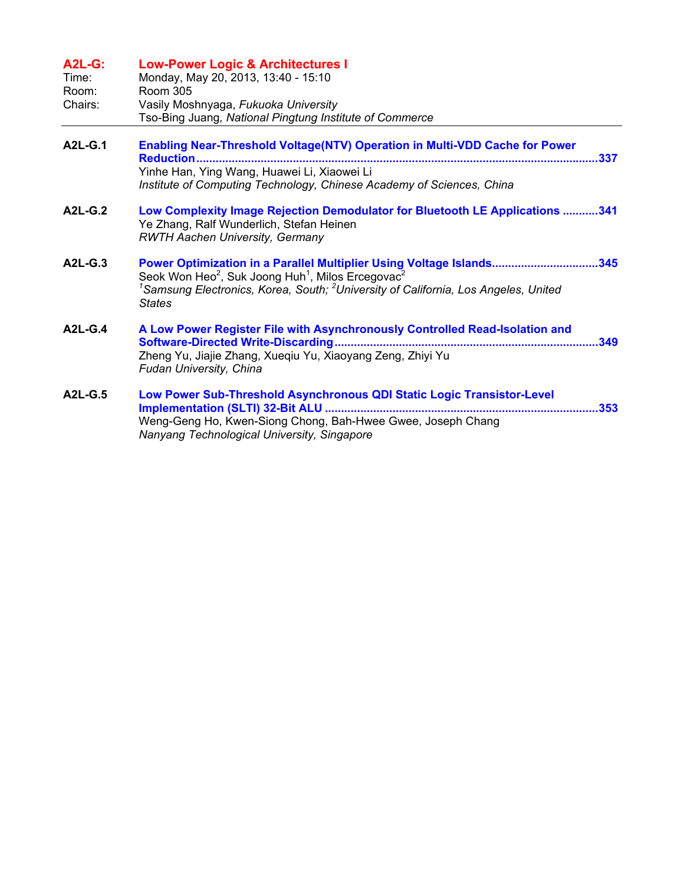## A2L-G: Low-Power Logic & Architectures I

Time: Monday, May 20, 2013, 13:40 - 15:10
Room: Room 305
Chairs: Vasily Moshnyaga, *Fukuoka University*
Tso-Bing Juang, *National Pingtung Institute of Commerce*

---

**A2L-G.1** **Enabling Near-Threshold Voltage(NTV) Operation in Multi-VDD Cache for Power Reduction** ....337
Yinhe Han, Ying Wang, Huawei Li, Xiaowei Li
*Institute of Computing Technology, Chinese Academy of Sciences, China*

**A2L-G.2** **Low Complexity Image Rejection Demodulator for Bluetooth LE Applications** ....341
Ye Zhang, Ralf Wunderlich, Stefan Heinen
*RWTH Aachen University, Germany*

**A2L-G.3** **Power Optimization in a Parallel Multiplier Using Voltage Islands** ....345
Seok Won Heo[2], Suk Joong Huh[1], Milos Ercegovac[2]
*[1]Samsung Electronics, Korea, South; [2]University of California, Los Angeles, United States*

**A2L-G.4** **A Low Power Register File with Asynchronously Controlled Read-Isolation and Software-Directed Write-Discarding** ....349
Zheng Yu, Jiajie Zhang, Xueqiu Yu, Xiaoyang Zeng, Zhiyi Yu
*Fudan University, China*

**A2L-G.5** **Low Power Sub-Threshold Asynchronous QDI Static Logic Transistor-Level Implementation (SLTI) 32-Bit ALU** ....353
Weng-Geng Ho, Kwen-Siong Chong, Bah-Hwee Gwee, Joseph Chang
*Nanyang Technological University, Singapore*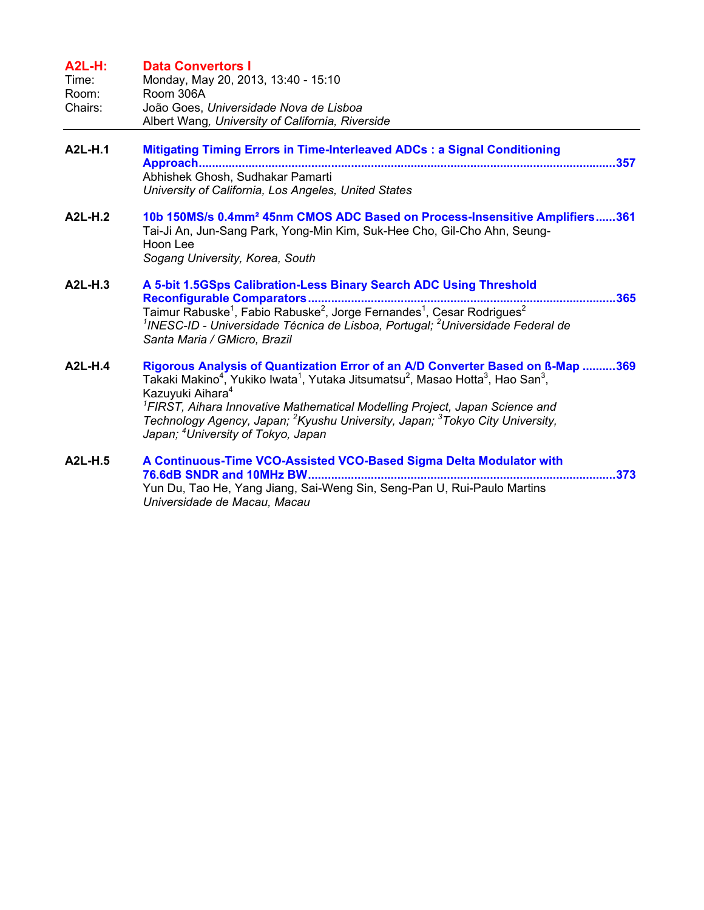## A2L-H: Data Convertors I

Time: Monday, May 20, 2013, 13:40 - 15:10
Room: Room 306A
Chairs: João Goes, *Universidade Nova de Lisboa*
Albert Wang, *University of California, Riverside*

---

**A2L-H.1** **Mitigating Timing Errors in Time-Interleaved ADCs : a Signal Conditioning Approach** ....... 357
Abhishek Ghosh, Sudhakar Pamarti
*University of California, Los Angeles, United States*

**A2L-H.2** **10b 150MS/s 0.4mm² 45nm CMOS ADC Based on Process-Insensitive Amplifiers** ...... 361
Tai-Ji An, Jun-Sang Park, Yong-Min Kim, Suk-Hee Cho, Gil-Cho Ahn, Seung-Hoon Lee
*Sogang University, Korea, South*

**A2L-H.3** **A 5-bit 1.5GSps Calibration-Less Binary Search ADC Using Threshold Reconfigurable Comparators** ....... 365
Taimur Rabuske[1], Fabio Rabuske[2], Jorge Fernandes[1], Cesar Rodrigues[2]
*[1]INESC-ID - Universidade Técnica de Lisboa, Portugal; [2]Universidade Federal de Santa Maria / GMicro, Brazil*

**A2L-H.4** **Rigorous Analysis of Quantization Error of an A/D Converter Based on ß-Map** .......... 369
Takaki Makino[4], Yukiko Iwata[1], Yutaka Jitsumatsu[2], Masao Hotta[3], Hao San[3], Kazuyuki Aihara[4]
*[1]FIRST, Aihara Innovative Mathematical Modelling Project, Japan Science and Technology Agency, Japan; [2]Kyushu University, Japan; [3]Tokyo City University, Japan; [4]University of Tokyo, Japan*

**A2L-H.5** **A Continuous-Time VCO-Assisted VCO-Based Sigma Delta Modulator with 76.6dB SNDR and 10MHz BW** ....... 373
Yun Du, Tao He, Yang Jiang, Sai-Weng Sin, Seng-Pan U, Rui-Paulo Martins
*Universidade de Macau, Macau*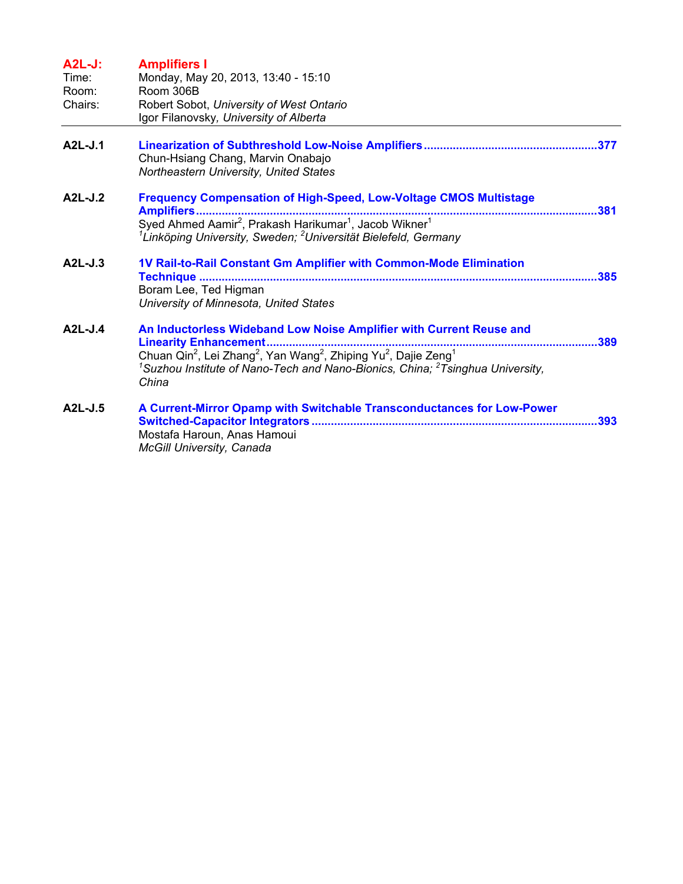## A2L-J: Amplifiers I

Time: Monday, May 20, 2013, 13:40 - 15:10
Room: Room 306B
Chairs: Robert Sobot, *University of West Ontario*
Igor Filanovsky*, University of Alberta*

---

**A2L-J.1** **Linearization of Subthreshold Low-Noise Amplifiers** ....................................................... 377
Chun-Hsiang Chang, Marvin Onabajo
*Northeastern University, United States*

**A2L-J.2** **Frequency Compensation of High-Speed, Low-Voltage CMOS Multistage Amplifiers** ........................................................................................................................ 381
Syed Ahmed Aamir[2], Prakash Harikumar[1], Jacob Wikner[1]
*[1]Linköping University, Sweden; [2]Universität Bielefeld, Germany*

**A2L-J.3** **1V Rail-to-Rail Constant Gm Amplifier with Common-Mode Elimination Technique** ....................................................................................................................... 385
Boram Lee, Ted Higman
*University of Minnesota, United States*

**A2L-J.4** **An Inductorless Wideband Low Noise Amplifier with Current Reuse and Linearity Enhancement** ............................................................................................. 389
Chuan Qin[2], Lei Zhang[2], Yan Wang[2], Zhiping Yu[2], Dajie Zeng[1]
*[1]Suzhou Institute of Nano-Tech and Nano-Bionics, China; [2]Tsinghua University, China*

**A2L-J.5** **A Current-Mirror Opamp with Switchable Transconductances for Low-Power Switched-Capacitor Integrators** ................................................................................... 393
Mostafa Haroun, Anas Hamoui
*McGill University, Canada*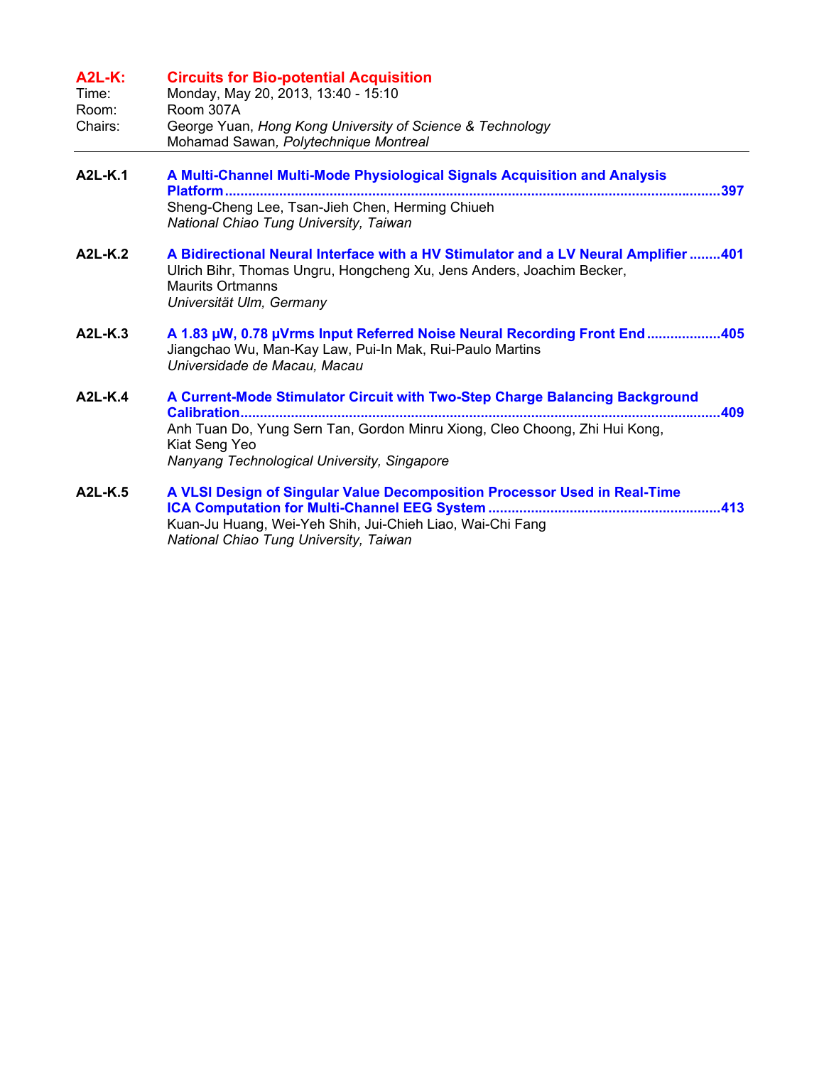## A2L-K: Circuits for Bio-potential Acquisition

Time: Monday, May 20, 2013, 13:40 - 15:10
Room: Room 307A
Chairs: George Yuan, *Hong Kong University of Science & Technology*
Mohamad Sawan, *Polytechnique Montreal*

---

**A2L-K.1** **A Multi-Channel Multi-Mode Physiological Signals Acquisition and Analysis Platform** ....................................................................................................397
Sheng-Cheng Lee, Tsan-Jieh Chen, Herming Chiueh
*National Chiao Tung University, Taiwan*

**A2L-K.2** **A Bidirectional Neural Interface with a HV Stimulator and a LV Neural Amplifier** ........401
Ulrich Bihr, Thomas Ungru, Hongcheng Xu, Jens Anders, Joachim Becker, Maurits Ortmanns
*Universität Ulm, Germany*

**A2L-K.3** **A 1.83 μW, 0.78 μVrms Input Referred Noise Neural Recording Front End** ..................405
Jiangchao Wu, Man-Kay Law, Pui-In Mak, Rui-Paulo Martins
*Universidade de Macau, Macau*

**A2L-K.4** **A Current-Mode Stimulator Circuit with Two-Step Charge Balancing Background Calibration** ....................................................................................................409
Anh Tuan Do, Yung Sern Tan, Gordon Minru Xiong, Cleo Choong, Zhi Hui Kong, Kiat Seng Yeo
*Nanyang Technological University, Singapore*

**A2L-K.5** **A VLSI Design of Singular Value Decomposition Processor Used in Real-Time ICA Computation for Multi-Channel EEG System** ..........................................................413
Kuan-Ju Huang, Wei-Yeh Shih, Jui-Chieh Liao, Wai-Chi Fang
*National Chiao Tung University, Taiwan*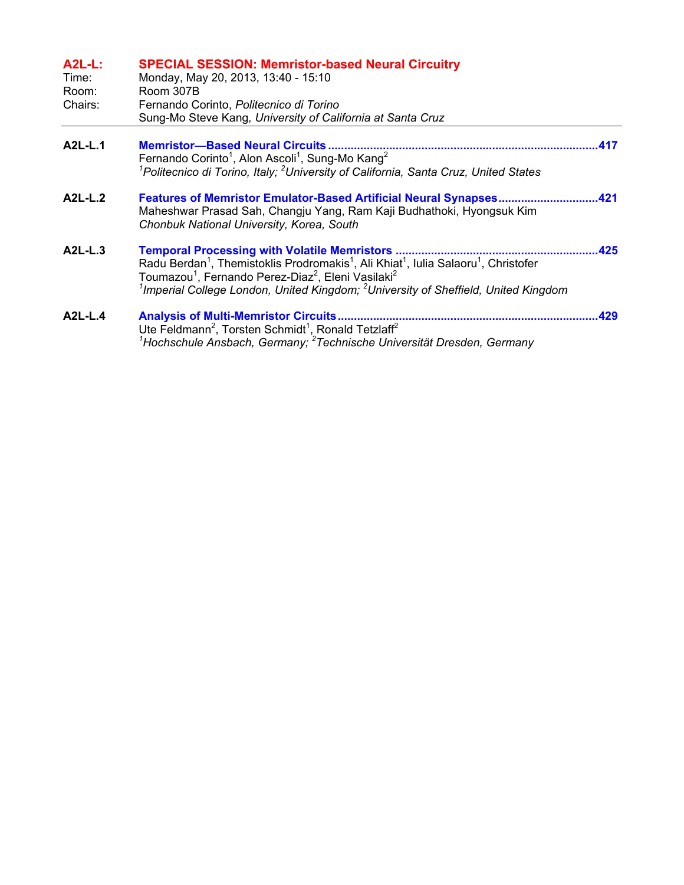## A2L-L: SPECIAL SESSION: Memristor-based Neural Circuitry

Time: Monday, May 20, 2013, 13:40 - 15:10
Room: Room 307B
Chairs: Fernando Corinto, *Politecnico di Torino*
Sung-Mo Steve Kang, *University of California at Santa Cruz*

---

**A2L-L.1** **Memristor—Based Neural Circuits** ........................................ 417
Fernando Corinto[1], Alon Ascoli[1], Sung-Mo Kang[2]
*[1]Politecnico di Torino, Italy; [2]University of California, Santa Cruz, United States*

**A2L-L.2** **Features of Memristor Emulator-Based Artificial Neural Synapses** ........................................ 421
Maheshwar Prasad Sah, Changju Yang, Ram Kaji Budhathoki, Hyongsuk Kim
*Chonbuk National University, Korea, South*

**A2L-L.3** **Temporal Processing with Volatile Memristors** ........................................ 425
Radu Berdan[1], Themistoklis Prodromakis[1], Ali Khiat[1], Iulia Salaoru[1], Christofer Toumazou[1], Fernando Perez-Diaz[2], Eleni Vasilaki[2]
*[1]Imperial College London, United Kingdom; [2]University of Sheffield, United Kingdom*

**A2L-L.4** **Analysis of Multi-Memristor Circuits** ........................................ 429
Ute Feldmann[2], Torsten Schmidt[1], Ronald Tetzlaff[2]
*[1]Hochschule Ansbach, Germany; [2]Technische Universität Dresden, Germany*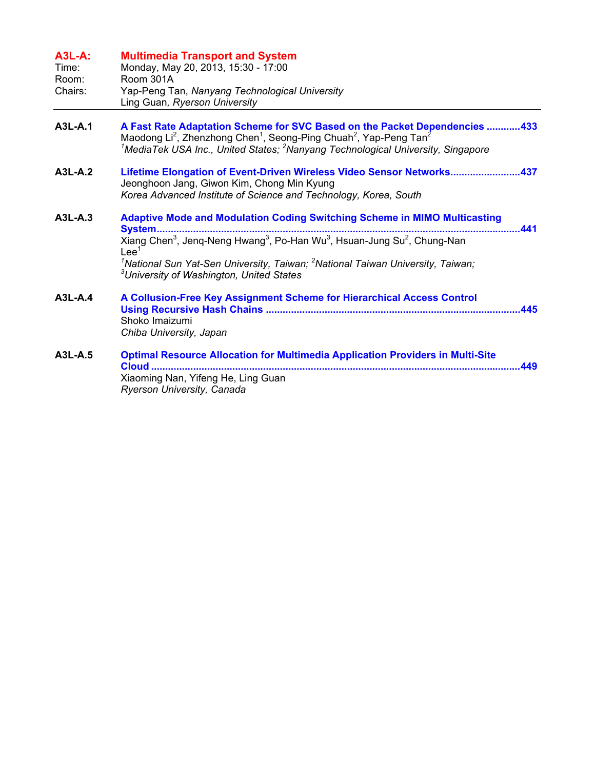## A3L-A: Multimedia Transport and System

Time: Monday, May 20, 2013, 15:30 - 17:00
Room: Room 301A
Chairs: Yap-Peng Tan, *Nanyang Technological University*
Ling Guan, *Ryerson University*

---

**A3L-A.1** **A Fast Rate Adaptation Scheme for SVC Based on the Packet Dependencies ............433**
Maodong Li[2], Zhenzhong Chen[1], Seong-Ping Chuah[2], Yap-Peng Tan[2]
*[1]MediaTek USA Inc., United States; [2]Nanyang Technological University, Singapore*

**A3L-A.2** **Lifetime Elongation of Event-Driven Wireless Video Sensor Networks........................437**
Jeonghoon Jang, Giwon Kim, Chong Min Kyung
*Korea Advanced Institute of Science and Technology, Korea, South*

**A3L-A.3** **Adaptive Mode and Modulation Coding Switching Scheme in MIMO Multicasting System...............................................................................................................................441**
Xiang Chen[3], Jenq-Neng Hwang[3], Po-Han Wu[3], Hsuan-Jung Su[2], Chung-Nan Lee[1]
*[1]National Sun Yat-Sen University, Taiwan; [2]National Taiwan University, Taiwan; [3]University of Washington, United States*

**A3L-A.4** **A Collusion-Free Key Assignment Scheme for Hierarchical Access Control Using Recursive Hash Chains ........................................................................................445**
Shoko Imaizumi
*Chiba University, Japan*

**A3L-A.5** **Optimal Resource Allocation for Multimedia Application Providers in Multi-Site Cloud ................................................................................................................................449**
Xiaoming Nan, Yifeng He, Ling Guan
*Ryerson University, Canada*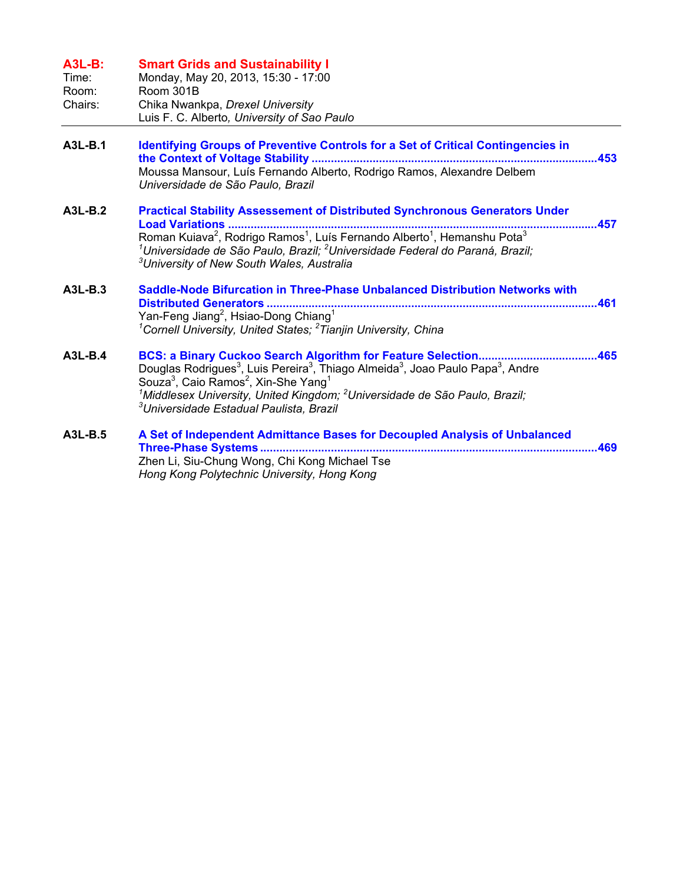## A3L-B: Smart Grids and Sustainability I

Time: Monday, May 20, 2013, 15:30 - 17:00
Room: Room 301B
Chairs: Chika Nwankpa, *Drexel University*
Luis F. C. Alberto, *University of Sao Paulo*

---

**A3L-B.1** **Identifying Groups of Preventive Controls for a Set of Critical Contingencies in the Context of Voltage Stability** ........................................ 453
Moussa Mansour, Luís Fernando Alberto, Rodrigo Ramos, Alexandre Delbem
*Universidade de São Paulo, Brazil*

**A3L-B.2** **Practical Stability Assessement of Distributed Synchronous Generators Under Load Variations** ........................................ 457
Roman Kuiava[2], Rodrigo Ramos[1], Luís Fernando Alberto[1], Hemanshu Pota[3]
*[1]Universidade de São Paulo, Brazil; [2]Universidade Federal do Paraná, Brazil; [3]University of New South Wales, Australia*

**A3L-B.3** **Saddle-Node Bifurcation in Three-Phase Unbalanced Distribution Networks with Distributed Generators** ........................................ 461
Yan-Feng Jiang[2], Hsiao-Dong Chiang[1]
*[1]Cornell University, United States; [2]Tianjin University, China*

**A3L-B.4** **BCS: a Binary Cuckoo Search Algorithm for Feature Selection** ........................................ 465
Douglas Rodrigues[3], Luis Pereira[3], Thiago Almeida[3], Joao Paulo Papa[3], Andre Souza[3], Caio Ramos[2], Xin-She Yang[1]
*[1]Middlesex University, United Kingdom; [2]Universidade de São Paulo, Brazil; [3]Universidade Estadual Paulista, Brazil*

**A3L-B.5** **A Set of Independent Admittance Bases for Decoupled Analysis of Unbalanced Three-Phase Systems** ........................................ 469
Zhen Li, Siu-Chung Wong, Chi Kong Michael Tse
*Hong Kong Polytechnic University, Hong Kong*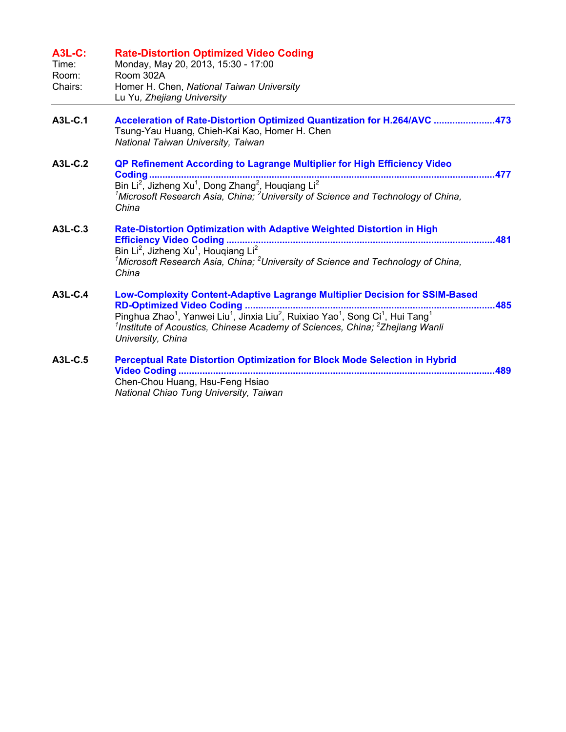## A3L-C: Rate-Distortion Optimized Video Coding

Time: Monday, May 20, 2013, 15:30 - 17:00
Room: Room 302A
Chairs: Homer H. Chen, *National Taiwan University*
Lu Yu, *Zhejiang University*

---

**A3L-C.1** **Acceleration of Rate-Distortion Optimized Quantization for H.264/AVC** ....................... **473**
Tsung-Yau Huang, Chieh-Kai Kao, Homer H. Chen
*National Taiwan University, Taiwan*

**A3L-C.2** **QP Refinement According to Lagrange Multiplier for High Efficiency Video Coding** ....................... **477**
Bin Li[2], Jizheng Xu[1], Dong Zhang[2], Houqiang Li[2]
[1]*Microsoft Research Asia, China;* [2]*University of Science and Technology of China, China*

**A3L-C.3** **Rate-Distortion Optimization with Adaptive Weighted Distortion in High Efficiency Video Coding** ....................... **481**
Bin Li[2], Jizheng Xu[1], Houqiang Li[2]
[1]*Microsoft Research Asia, China;* [2]*University of Science and Technology of China, China*

**A3L-C.4** **Low-Complexity Content-Adaptive Lagrange Multiplier Decision for SSIM-Based RD-Optimized Video Coding** ....................... **485**
Pinghua Zhao[1], Yanwei Liu[1], Jinxia Liu[2], Ruixiao Yao[1], Song Ci[1], Hui Tang[1]
[1]*Institute of Acoustics, Chinese Academy of Sciences, China;* [2]*Zhejiang Wanli University, China*

**A3L-C.5** **Perceptual Rate Distortion Optimization for Block Mode Selection in Hybrid Video Coding** ....................... **489**
Chen-Chou Huang, Hsu-Feng Hsiao
*National Chiao Tung University, Taiwan*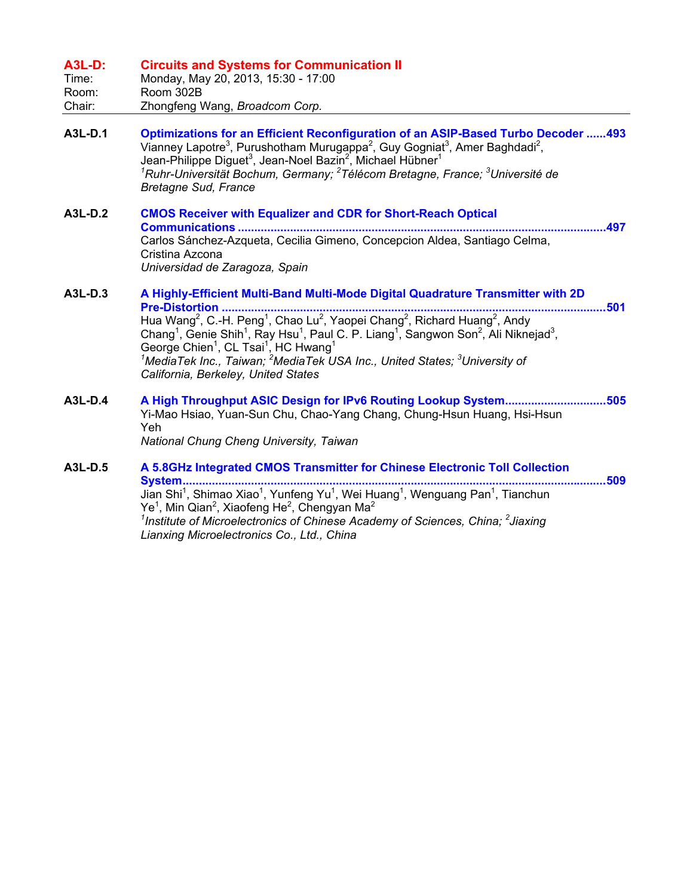## A3L-D: Circuits and Systems for Communication II

Time: Monday, May 20, 2013, 15:30 - 17:00
Room: Room 302B
Chair: Zhongfeng Wang, *Broadcom Corp.*

---

**A3L-D.1** **Optimizations for an Efficient Reconfiguration of an ASIP-Based Turbo Decoder ......493**
Vianney Lapotre[3], Purushotham Murugappa[2], Guy Gogniat[3], Amer Baghdadi[2], Jean-Philippe Diguet[3], Jean-Noel Bazin[2], Michael Hübner[1]
*[1]Ruhr-Universität Bochum, Germany; [2]Télécom Bretagne, France; [3]Université de Bretagne Sud, France*

**A3L-D.2** **CMOS Receiver with Equalizer and CDR for Short-Reach Optical Communications ......497**
Carlos Sánchez-Azqueta, Cecilia Gimeno, Concepcion Aldea, Santiago Celma, Cristina Azcona
*Universidad de Zaragoza, Spain*

**A3L-D.3** **A Highly-Efficient Multi-Band Multi-Mode Digital Quadrature Transmitter with 2D Pre-Distortion ......501**
Hua Wang[2], C.-H. Peng[1], Chao Lu[2], Yaopei Chang[2], Richard Huang[2], Andy Chang[1], Genie Shih[1], Ray Hsu[1], Paul C. P. Liang[1], Sangwon Son[2], Ali Niknejad[3], George Chien[1], CL Tsai[1], HC Hwang[1]
*[1]MediaTek Inc., Taiwan; [2]MediaTek USA Inc., United States; [3]University of California, Berkeley, United States*

**A3L-D.4** **A High Throughput ASIC Design for IPv6 Routing Lookup System......505**
Yi-Mao Hsiao, Yuan-Sun Chu, Chao-Yang Chang, Chung-Hsun Huang, Hsi-Hsun Yeh
*National Chung Cheng University, Taiwan*

**A3L-D.5** **A 5.8GHz Integrated CMOS Transmitter for Chinese Electronic Toll Collection System......509**
Jian Shi[1], Shimao Xiao[1], Yunfeng Yu[1], Wei Huang[1], Wenguang Pan[1], Tianchun Ye[1], Min Qian[2], Xiaofeng He[2], Chengyan Ma[2]
*[1]Institute of Microelectronics of Chinese Academy of Sciences, China; [2]Jiaxing Lianxing Microelectronics Co., Ltd., China*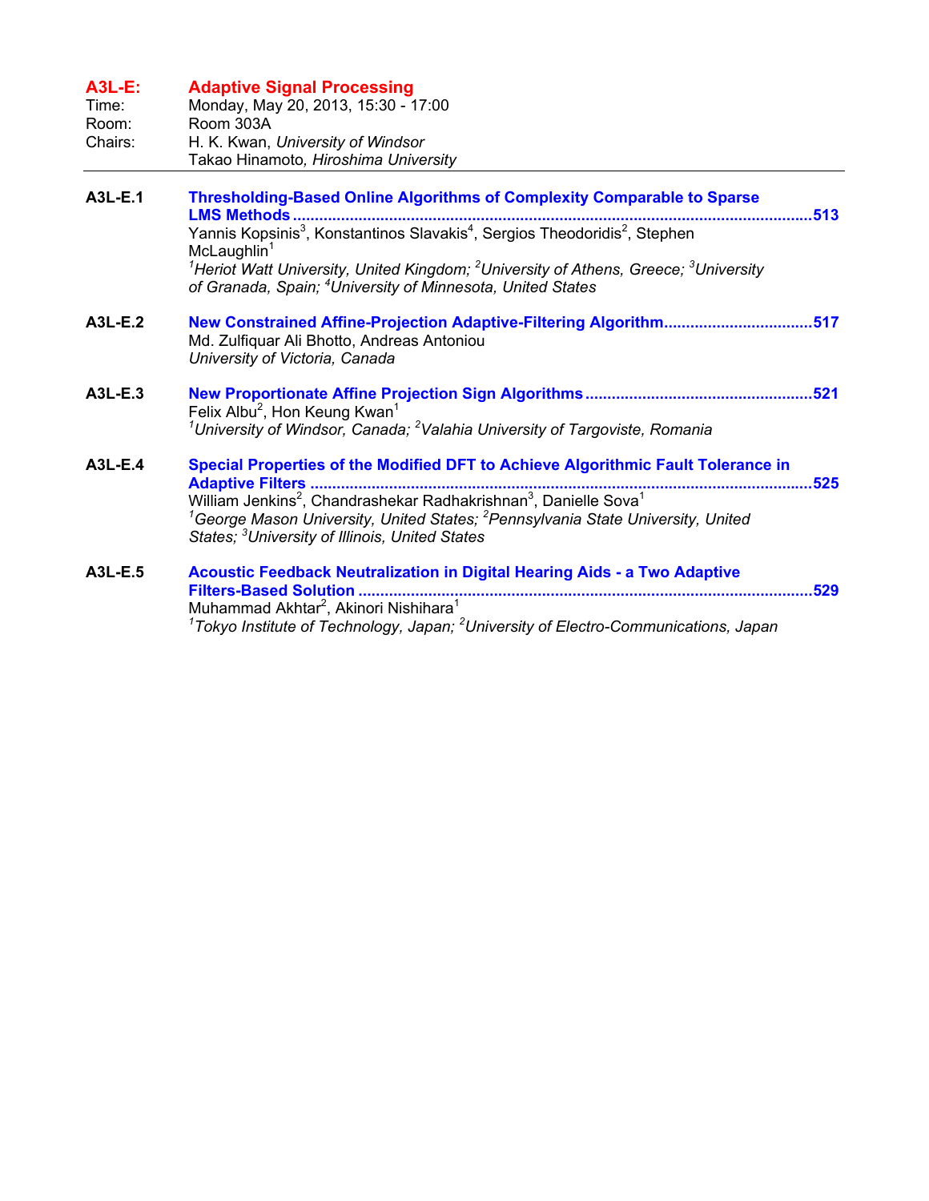## A3L-E: Adaptive Signal Processing

Time: Monday, May 20, 2013, 15:30 - 17:00
Room: Room 303A
Chairs: H. K. Kwan, *University of Windsor*
Takao Hinamoto, *Hiroshima University*

---

**A3L-E.1** **Thresholding-Based Online Algorithms of Complexity Comparable to Sparse LMS Methods** ........ 513
Yannis Kopsinis[3], Konstantinos Slavakis[4], Sergios Theodoridis[2], Stephen McLaughlin[1]
*[1]Heriot Watt University, United Kingdom; [2]University of Athens, Greece; [3]University of Granada, Spain; [4]University of Minnesota, United States*

**A3L-E.2** **New Constrained Affine-Projection Adaptive-Filtering Algorithm** ........ 517
Md. Zulfiquar Ali Bhotto, Andreas Antoniou
*University of Victoria, Canada*

**A3L-E.3** **New Proportionate Affine Projection Sign Algorithms** ........ 521
Felix Albu[2], Hon Keung Kwan[1]
*[1]University of Windsor, Canada; [2]Valahia University of Targoviste, Romania*

**A3L-E.4** **Special Properties of the Modified DFT to Achieve Algorithmic Fault Tolerance in Adaptive Filters** ........ 525
William Jenkins[2], Chandrashekar Radhakrishnan[3], Danielle Sova[1]
*[1]George Mason University, United States; [2]Pennsylvania State University, United States; [3]University of Illinois, United States*

**A3L-E.5** **Acoustic Feedback Neutralization in Digital Hearing Aids - a Two Adaptive Filters-Based Solution** ........ 529
Muhammad Akhtar[2], Akinori Nishihara[1]
*[1]Tokyo Institute of Technology, Japan; [2]University of Electro-Communications, Japan*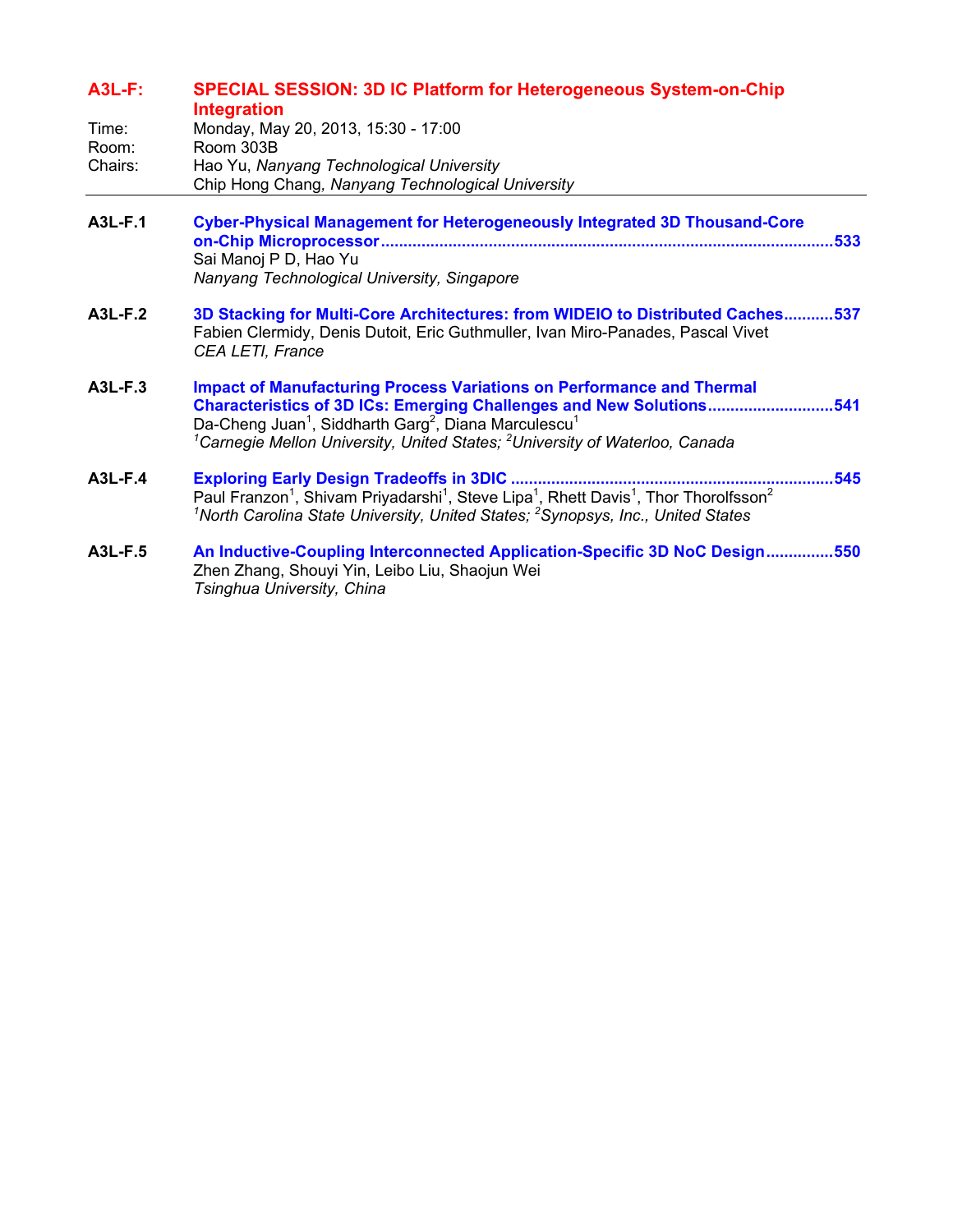## A3L-F: SPECIAL SESSION: 3D IC Platform for Heterogeneous System-on-Chip Integration

Time: Monday, May 20, 2013, 15:30 - 17:00
Room: Room 303B
Chairs: Hao Yu, *Nanyang Technological University*
Chip Hong Chang, *Nanyang Technological University*

---

**A3L-F.1** **Cyber-Physical Management for Heterogeneously Integrated 3D Thousand-Core on-Chip Microprocessor** ........ 533
Sai Manoj P D, Hao Yu
*Nanyang Technological University, Singapore*

**A3L-F.2** **3D Stacking for Multi-Core Architectures: from WIDEIO to Distributed Caches** ........ 537
Fabien Clermidy, Denis Dutoit, Eric Guthmuller, Ivan Miro-Panades, Pascal Vivet
*CEA LETI, France*

**A3L-F.3** **Impact of Manufacturing Process Variations on Performance and Thermal Characteristics of 3D ICs: Emerging Challenges and New Solutions** ........ 541
Da-Cheng Juan[1], Siddharth Garg[2], Diana Marculescu[1]
*[1]Carnegie Mellon University, United States; [2]University of Waterloo, Canada*

**A3L-F.4** **Exploring Early Design Tradeoffs in 3DIC** ........ 545
Paul Franzon[1], Shivam Priyadarshi[1], Steve Lipa[1], Rhett Davis[1], Thor Thorolfsson[2]
*[1]North Carolina State University, United States; [2]Synopsys, Inc., United States*

**A3L-F.5** **An Inductive-Coupling Interconnected Application-Specific 3D NoC Design** ........ 550
Zhen Zhang, Shouyi Yin, Leibo Liu, Shaojun Wei
*Tsinghua University, China*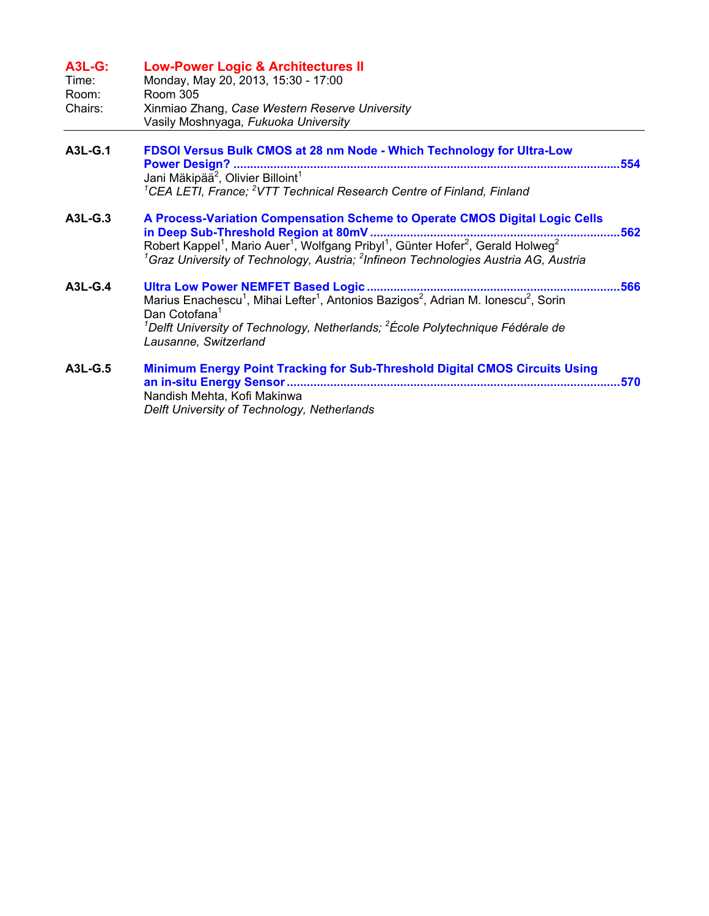## A3L-G: Low-Power Logic & Architectures II

Time: Monday, May 20, 2013, 15:30 - 17:00
Room: Room 305
Chairs: Xinmiao Zhang, *Case Western Reserve University*
Vasily Moshnyaga, *Fukuoka University*

---

**A3L-G.1** **FDSOI Versus Bulk CMOS at 28 nm Node - Which Technology for Ultra-Low Power Design?** ..................554
Jani Mäkipää[2], Olivier Billoint[1]
*[1]CEA LETI, France; [2]VTT Technical Research Centre of Finland, Finland*

**A3L-G.3** **A Process-Variation Compensation Scheme to Operate CMOS Digital Logic Cells in Deep Sub-Threshold Region at 80mV** ..................562
Robert Kappel[1], Mario Auer[1], Wolfgang Pribyl[1], Günter Hofer[2], Gerald Holweg[2]
*[1]Graz University of Technology, Austria; [2]Infineon Technologies Austria AG, Austria*

**A3L-G.4** **Ultra Low Power NEMFET Based Logic** ..................566
Marius Enachescu[1], Mihai Lefter[1], Antonios Bazigos[2], Adrian M. Ionescu[2], Sorin Dan Cotofana[1]
*[1]Delft University of Technology, Netherlands; [2]École Polytechnique Fédérale de Lausanne, Switzerland*

**A3L-G.5** **Minimum Energy Point Tracking for Sub-Threshold Digital CMOS Circuits Using an in-situ Energy Sensor** ..................570
Nandish Mehta, Kofi Makinwa
*Delft University of Technology, Netherlands*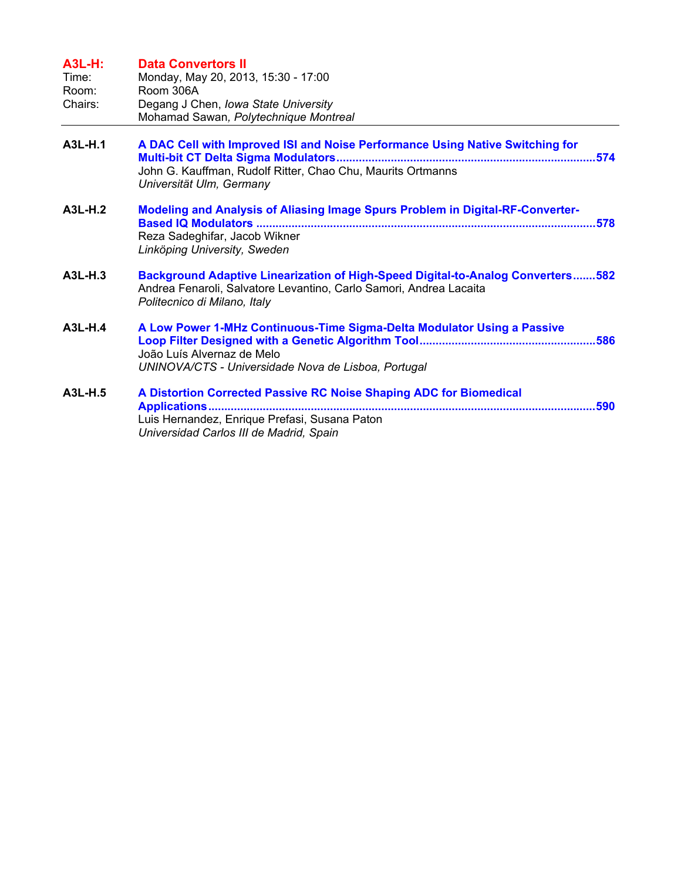## A3L-H: Data Convertors II

Time: Monday, May 20, 2013, 15:30 - 17:00
Room: Room 306A
Chairs: Degang J Chen, *Iowa State University*
Mohamad Sawan, *Polytechnique Montreal*

---

**A3L-H.1** **A DAC Cell with Improved ISI and Noise Performance Using Native Switching for Multi-bit CT Delta Sigma Modulators** ........ **574**
John G. Kauffman, Rudolf Ritter, Chao Chu, Maurits Ortmanns
*Universität Ulm, Germany*

**A3L-H.2** **Modeling and Analysis of Aliasing Image Spurs Problem in Digital-RF-Converter-Based IQ Modulators** ........ **578**
Reza Sadeghifar, Jacob Wikner
*Linköping University, Sweden*

**A3L-H.3** **Background Adaptive Linearization of High-Speed Digital-to-Analog Converters** ........ **582**
Andrea Fenaroli, Salvatore Levantino, Carlo Samori, Andrea Lacaita
*Politecnico di Milano, Italy*

**A3L-H.4** **A Low Power 1-MHz Continuous-Time Sigma-Delta Modulator Using a Passive Loop Filter Designed with a Genetic Algorithm Tool** ........ **586**
João Luís Alvernaz de Melo
*UNINOVA/CTS - Universidade Nova de Lisboa, Portugal*

**A3L-H.5** **A Distortion Corrected Passive RC Noise Shaping ADC for Biomedical Applications** ........ **590**
Luis Hernandez, Enrique Prefasi, Susana Paton
*Universidad Carlos III de Madrid, Spain*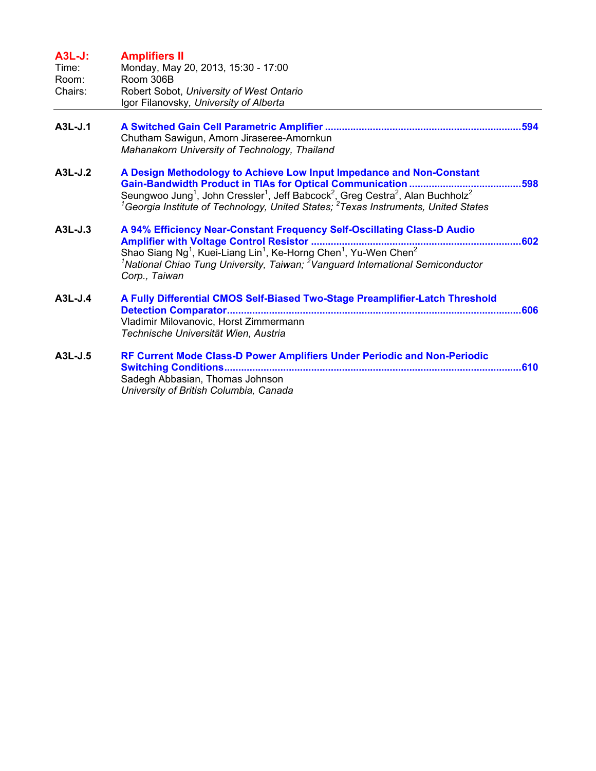## A3L-J: Amplifiers II

Time: Monday, May 20, 2013, 15:30 - 17:00
Room: Room 306B
Chairs: Robert Sobot, *University of West Ontario*
Igor Filanovsky, *University of Alberta*

---

**A3L-J.1** **A Switched Gain Cell Parametric Amplifier** ........................................ **594**
Chutham Sawigun, Amorn Jiraseree-Amornkun
*Mahanakorn University of Technology, Thailand*

**A3L-J.2** **A Design Methodology to Achieve Low Input Impedance and Non-Constant Gain-Bandwidth Product in TIAs for Optical Communication** ........................................ **598**
Seungwoo Jung[1], John Cressler[1], Jeff Babcock[2], Greg Cestra[2], Alan Buchholz[2]
*[1]Georgia Institute of Technology, United States; [2]Texas Instruments, United States*

**A3L-J.3** **A 94% Efficiency Near-Constant Frequency Self-Oscillating Class-D Audio Amplifier with Voltage Control Resistor** ........................................ **602**
Shao Siang Ng[1], Kuei-Liang Lin[1], Ke-Horng Chen[1], Yu-Wen Chen[2]
*[1]National Chiao Tung University, Taiwan; [2]Vanguard International Semiconductor Corp., Taiwan*

**A3L-J.4** **A Fully Differential CMOS Self-Biased Two-Stage Preamplifier-Latch Threshold Detection Comparator** ........................................ **606**
Vladimir Milovanovic, Horst Zimmermann
*Technische Universität Wien, Austria*

**A3L-J.5** **RF Current Mode Class-D Power Amplifiers Under Periodic and Non-Periodic Switching Conditions** ........................................ **610**
Sadegh Abbasian, Thomas Johnson
*University of British Columbia, Canada*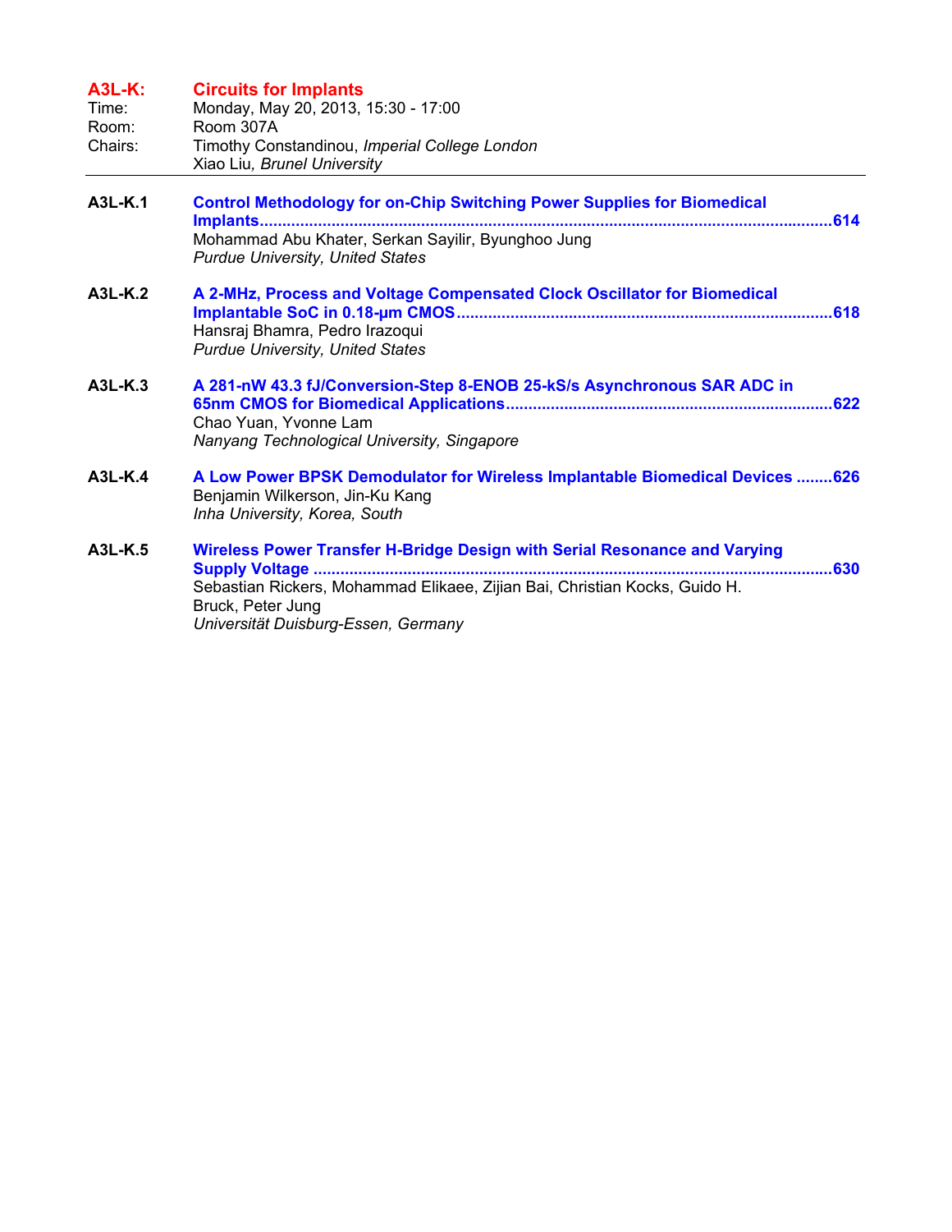## A3L-K: Circuits for Implants

Time: Monday, May 20, 2013, 15:30 - 17:00
Room: Room 307A
Chairs: Timothy Constandinou, *Imperial College London*
Xiao Liu, *Brunel University*

---

**A3L-K.1** **Control Methodology for on-Chip Switching Power Supplies for Biomedical Implants.............................................................................................................................614**
Mohammad Abu Khater, Serkan Sayilir, Byunghoo Jung
*Purdue University, United States*

**A3L-K.2** **A 2-MHz, Process and Voltage Compensated Clock Oscillator for Biomedical Implantable SoC in 0.18-μm CMOS...................................................................................618**
Hansraj Bhamra, Pedro Irazoqui
*Purdue University, United States*

**A3L-K.3** **A 281-nW 43.3 fJ/Conversion-Step 8-ENOB 25-kS/s Asynchronous SAR ADC in 65nm CMOS for Biomedical Applications.........................................................................622**
Chao Yuan, Yvonne Lam
*Nanyang Technological University, Singapore*

**A3L-K.4** **A Low Power BPSK Demodulator for Wireless Implantable Biomedical Devices ........626**
Benjamin Wilkerson, Jin-Ku Kang
*Inha University, Korea, South*

**A3L-K.5** **Wireless Power Transfer H-Bridge Design with Serial Resonance and Varying Supply Voltage ..........................................................................................................................630**
Sebastian Rickers, Mohammad Elikaee, Zijian Bai, Christian Kocks, Guido H. Bruck, Peter Jung
*Universität Duisburg-Essen, Germany*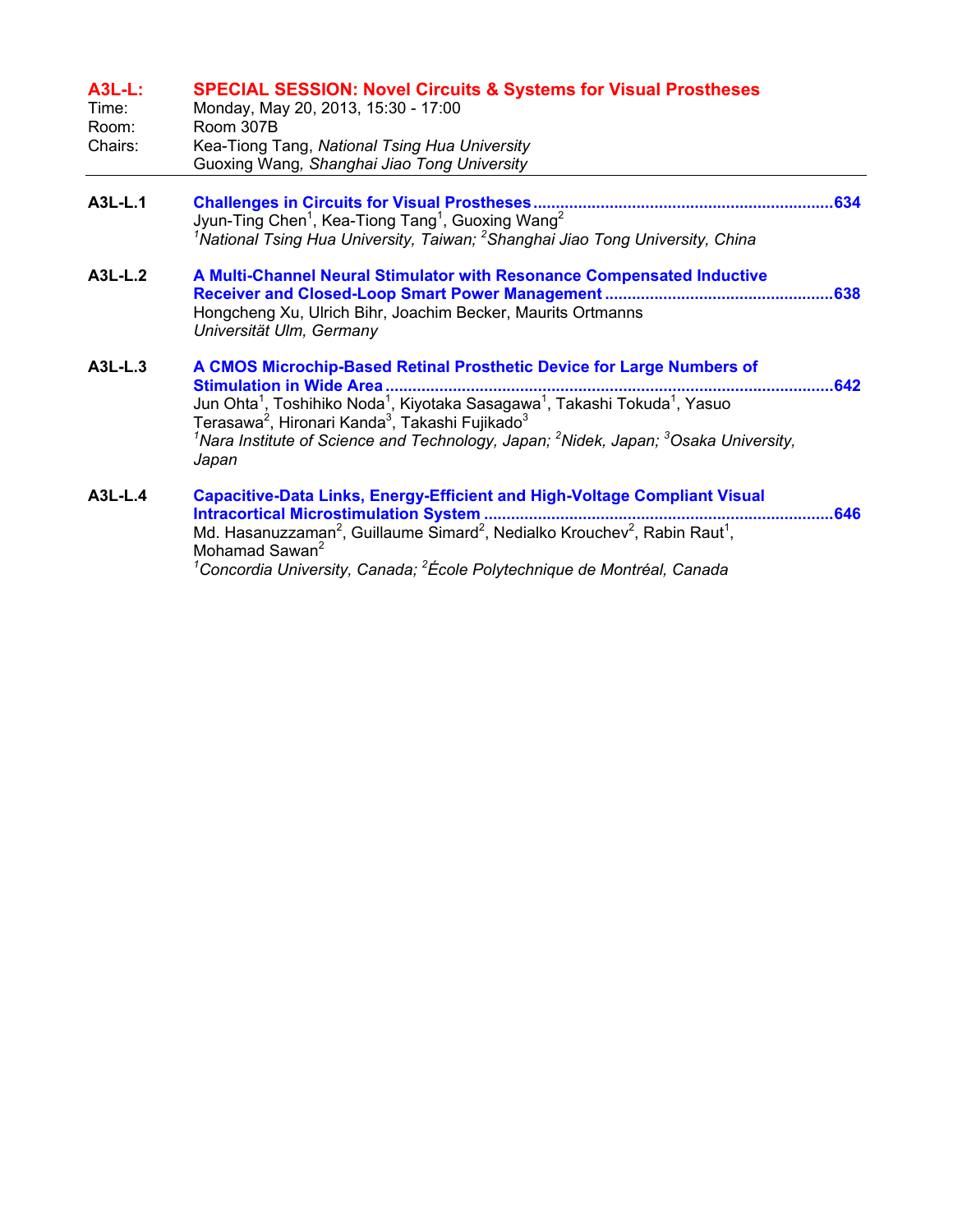## A3L-L: SPECIAL SESSION: Novel Circuits & Systems for Visual Prostheses

Time: Monday, May 20, 2013, 15:30 - 17:00
Room: Room 307B
Chairs: Kea-Tiong Tang, *National Tsing Hua University*
Guoxing Wang, *Shanghai Jiao Tong University*

---

**A3L-L.1** **Challenges in Circuits for Visual Prostheses** .................................................................634
Jyun-Ting Chen[1], Kea-Tiong Tang[1], Guoxing Wang[2]
*[1]National Tsing Hua University, Taiwan; [2]Shanghai Jiao Tong University, China*

**A3L-L.2** **A Multi-Channel Neural Stimulator with Resonance Compensated Inductive Receiver and Closed-Loop Smart Power Management** ..................................................638
Hongcheng Xu, Ulrich Bihr, Joachim Becker, Maurits Ortmanns
*Universität Ulm, Germany*

**A3L-L.3** **A CMOS Microchip-Based Retinal Prosthetic Device for Large Numbers of Stimulation in Wide Area** ..................................................................................................642
Jun Ohta[1], Toshihiko Noda[1], Kiyotaka Sasagawa[1], Takashi Tokuda[1], Yasuo Terasawa[2], Hironari Kanda[3], Takashi Fujikado[3]
*[1]Nara Institute of Science and Technology, Japan; [2]Nidek, Japan; [3]Osaka University, Japan*

**A3L-L.4** **Capacitive-Data Links, Energy-Efficient and High-Voltage Compliant Visual Intracortical Microstimulation System** ............................................................................646
Md. Hasanuzzaman[2], Guillaume Simard[2], Nedialko Krouchev[2], Rabin Raut[1], Mohamad Sawan[2]
*[1]Concordia University, Canada; [2]École Polytechnique de Montréal, Canada*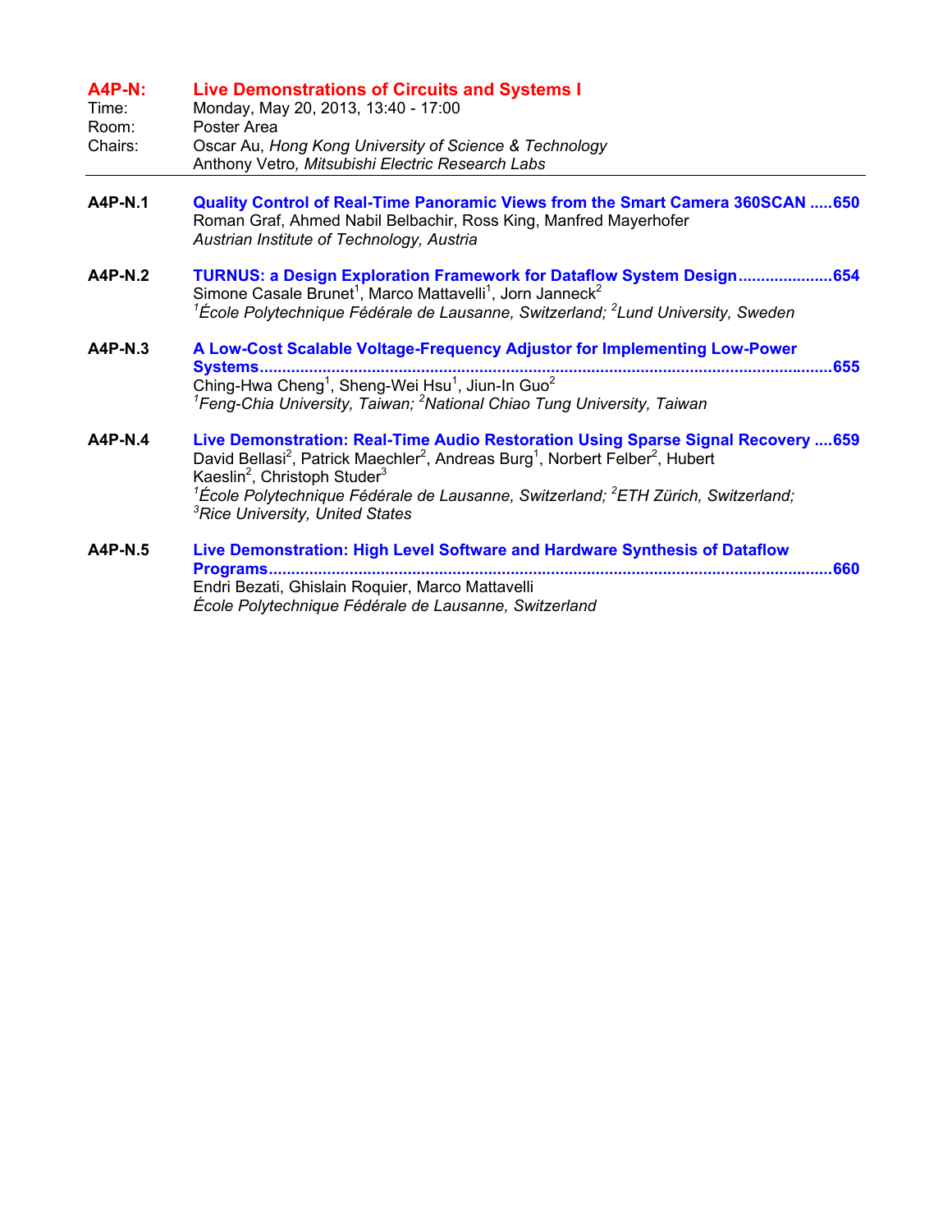## A4P-N: Live Demonstrations of Circuits and Systems I

Time: Monday, May 20, 2013, 13:40 - 17:00
Room: Poster Area
Chairs: Oscar Au, *Hong Kong University of Science & Technology*
Anthony Vetro, *Mitsubishi Electric Research Labs*

---

**A4P-N.1** **Quality Control of Real-Time Panoramic Views from the Smart Camera 360SCAN .....650**
Roman Graf, Ahmed Nabil Belbachir, Ross King, Manfred Mayerhofer
*Austrian Institute of Technology, Austria*

**A4P-N.2** **TURNUS: a Design Exploration Framework for Dataflow System Design....................654**
Simone Casale Brunet[1], Marco Mattavelli[1], Jorn Janneck[2]
*[1]École Polytechnique Fédérale de Lausanne, Switzerland; [2]Lund University, Sweden*

**A4P-N.3** **A Low-Cost Scalable Voltage-Frequency Adjustor for Implementing Low-Power Systems..............................................................................................................................655**
Ching-Hwa Cheng[1], Sheng-Wei Hsu[1], Jiun-In Guo[2]
*[1]Feng-Chia University, Taiwan; [2]National Chiao Tung University, Taiwan*

**A4P-N.4** **Live Demonstration: Real-Time Audio Restoration Using Sparse Signal Recovery ....659**
David Bellasi[2], Patrick Maechler[2], Andreas Burg[1], Norbert Felber[2], Hubert Kaeslin[2], Christoph Studer[3]
*[1]École Polytechnique Fédérale de Lausanne, Switzerland; [2]ETH Zürich, Switzerland; [3]Rice University, United States*

**A4P-N.5** **Live Demonstration: High Level Software and Hardware Synthesis of Dataflow Programs...........................................................................................................................660**
Endri Bezati, Ghislain Roquier, Marco Mattavelli
*École Polytechnique Fédérale de Lausanne, Switzerland*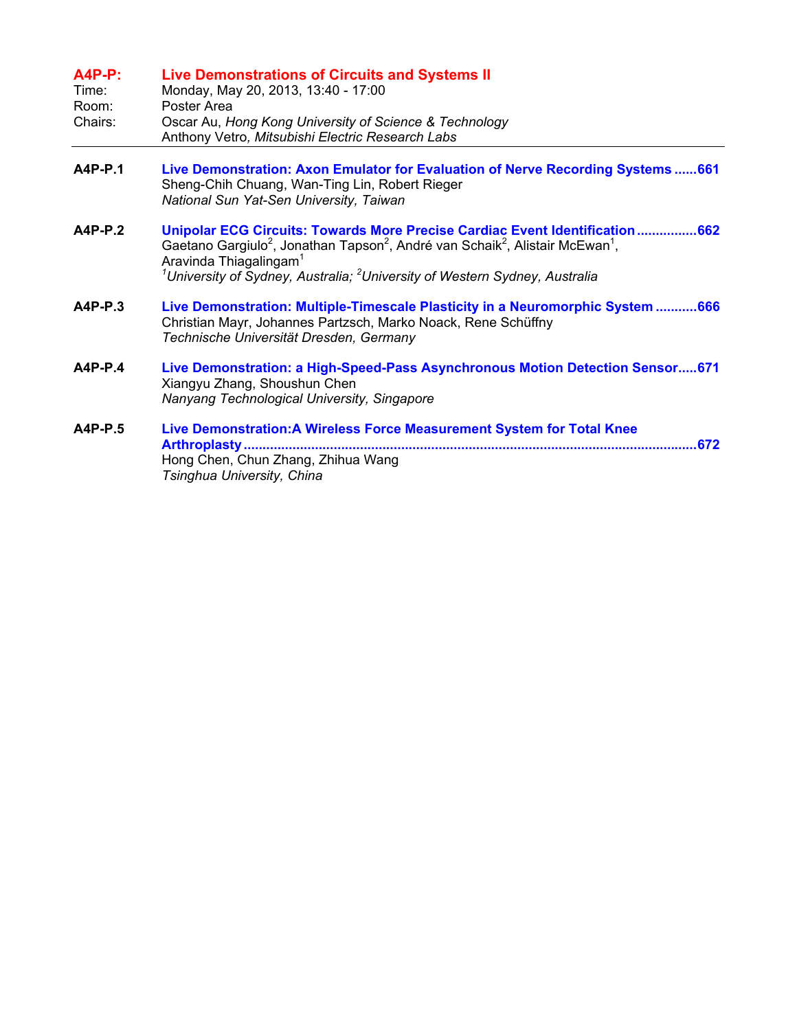## A4P-P: Live Demonstrations of Circuits and Systems II

Time: Monday, May 20, 2013, 13:40 - 17:00
Room: Poster Area
Chairs: Oscar Au, *Hong Kong University of Science & Technology*
Anthony Vetro, *Mitsubishi Electric Research Labs*

---

**A4P-P.1** **Live Demonstration: Axon Emulator for Evaluation of Nerve Recording Systems ......661**
Sheng-Chih Chuang, Wan-Ting Lin, Robert Rieger
*National Sun Yat-Sen University, Taiwan*

**A4P-P.2** **Unipolar ECG Circuits: Towards More Precise Cardiac Event Identification ................662**
Gaetano Gargiulo[2], Jonathan Tapson[2], André van Schaik[2], Alistair McEwan[1], Aravinda Thiagalingam[1]
*[1]University of Sydney, Australia; [2]University of Western Sydney, Australia*

**A4P-P.3** **Live Demonstration: Multiple-Timescale Plasticity in a Neuromorphic System ...........666**
Christian Mayr, Johannes Partzsch, Marko Noack, Rene Schüffny
*Technische Universität Dresden, Germany*

**A4P-P.4** **Live Demonstration: a High-Speed-Pass Asynchronous Motion Detection Sensor.....671**
Xiangyu Zhang, Shoushun Chen
*Nanyang Technological University, Singapore*

**A4P-P.5** **Live Demonstration:A Wireless Force Measurement System for Total Knee Arthroplasty ........................................................................................................................672**
Hong Chen, Chun Zhang, Zhihua Wang
*Tsinghua University, China*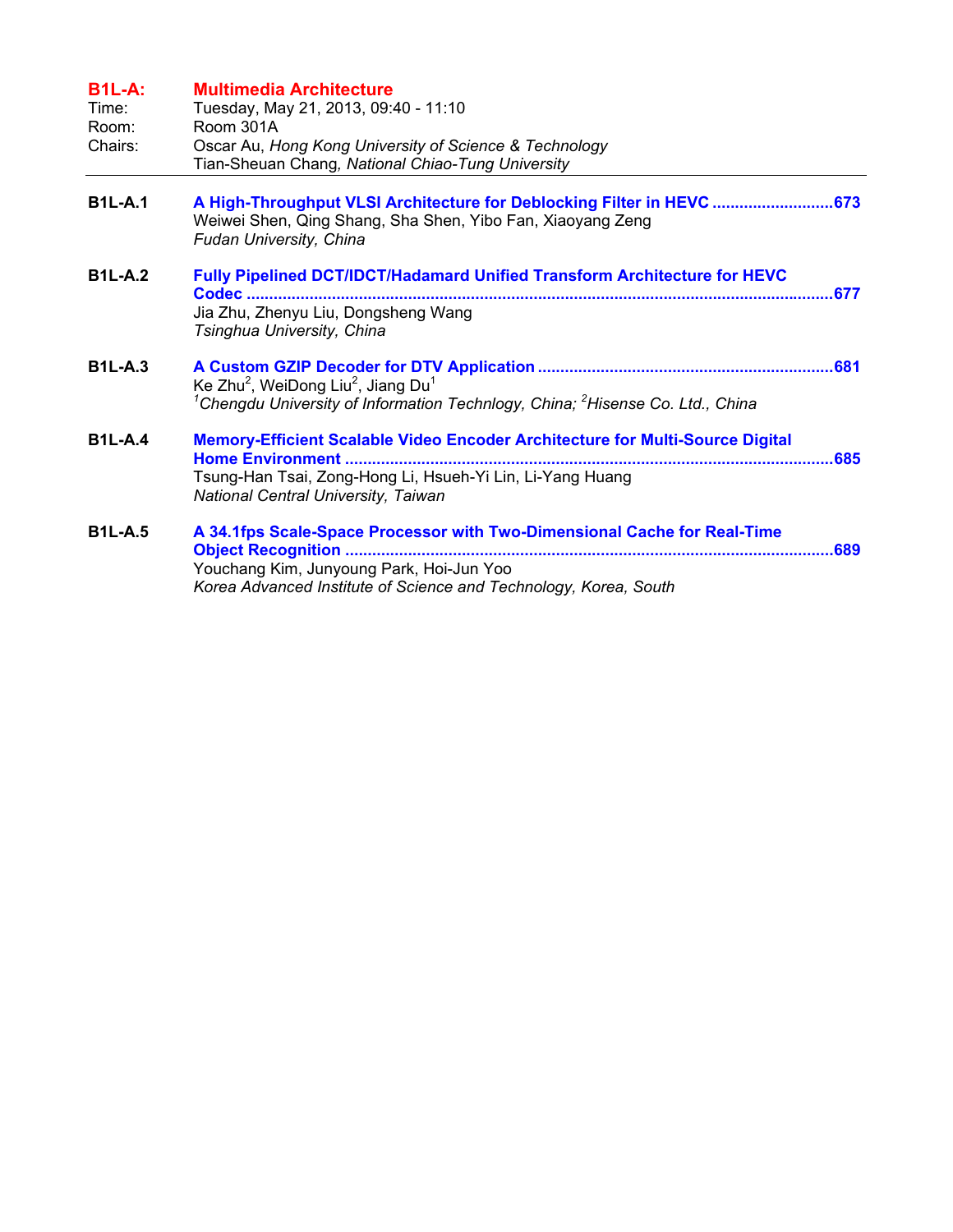## B1L-A: Multimedia Architecture

Time: Tuesday, May 21, 2013, 09:40 - 11:10
Room: Room 301A
Chairs: Oscar Au, *Hong Kong University of Science & Technology*
Tian-Sheuan Chang, *National Chiao-Tung University*

---

**B1L-A.1** **A High-Throughput VLSI Architecture for Deblocking Filter in HEVC ............................673**
Weiwei Shen, Qing Shang, Sha Shen, Yibo Fan, Xiaoyang Zeng
*Fudan University, China*

**B1L-A.2** **Fully Pipelined DCT/IDCT/Hadamard Unified Transform Architecture for HEVC Codec ..........................................................................................................................677**
Jia Zhu, Zhenyu Liu, Dongsheng Wang
*Tsinghua University, China*

**B1L-A.3** **A Custom GZIP Decoder for DTV Application ..................................................................681**
Ke Zhu[2], WeiDong Liu[2], Jiang Du[1]
*[1]Chengdu University of Information Technlogy, China; [2]Hisense Co. Ltd., China*

**B1L-A.4** **Memory-Efficient Scalable Video Encoder Architecture for Multi-Source Digital Home Environment ............................................................................................................685**
Tsung-Han Tsai, Zong-Hong Li, Hsueh-Yi Lin, Li-Yang Huang
*National Central University, Taiwan*

**B1L-A.5** **A 34.1fps Scale-Space Processor with Two-Dimensional Cache for Real-Time Object Recognition ............................................................................................................689**
Youchang Kim, Junyoung Park, Hoi-Jun Yoo
*Korea Advanced Institute of Science and Technology, Korea, South*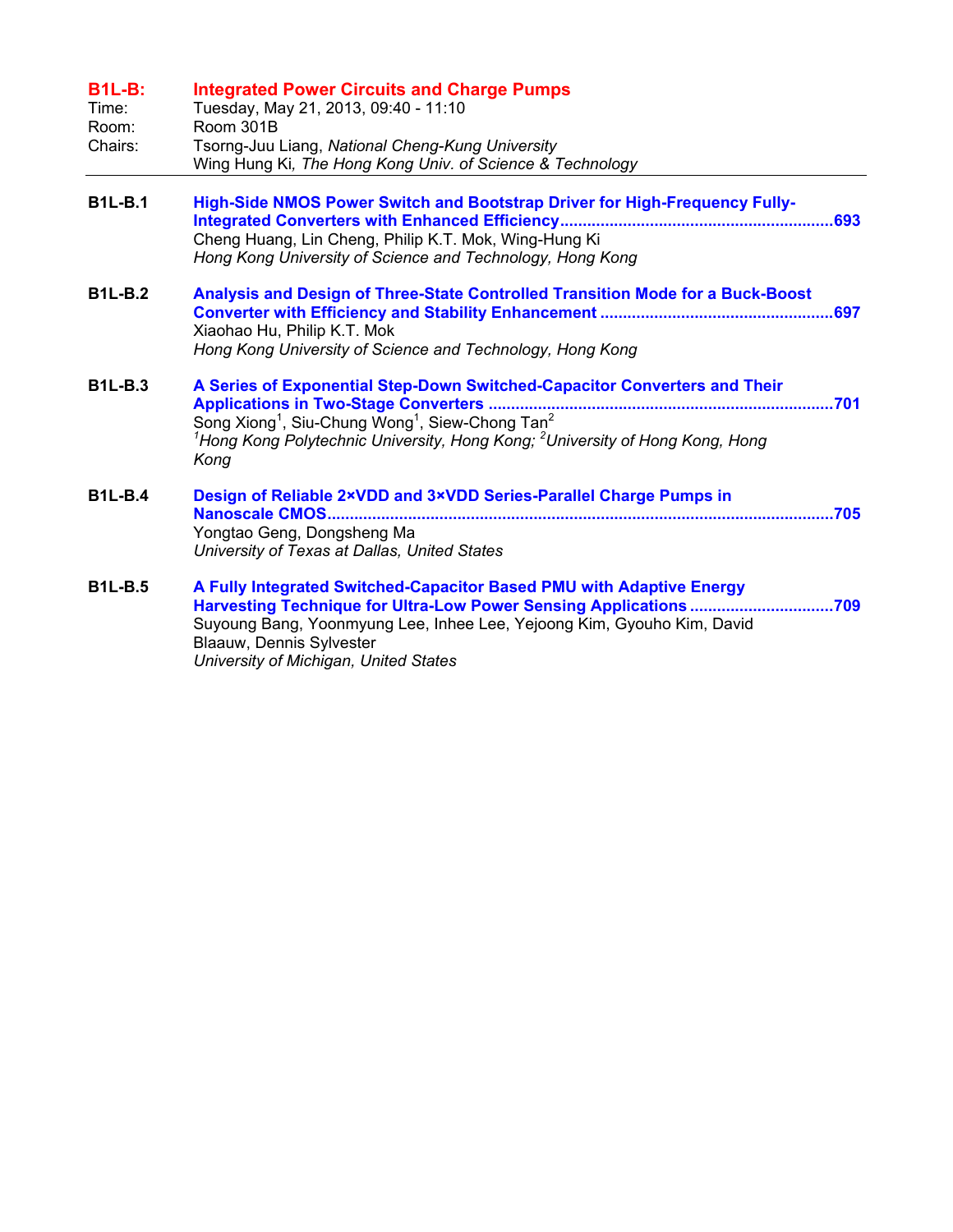## B1L-B: Integrated Power Circuits and Charge Pumps

Time: Tuesday, May 21, 2013, 09:40 - 11:10
Room: Room 301B
Chairs: Tsorng-Juu Liang, *National Cheng-Kung University*
Wing Hung Ki*, The Hong Kong Univ. of Science & Technology*

---

**B1L-B.1** **High-Side NMOS Power Switch and Bootstrap Driver for High-Frequency Fully-Integrated Converters with Enhanced Efficiency ............................................................ 693**
Cheng Huang, Lin Cheng, Philip K.T. Mok, Wing-Hung Ki
*Hong Kong University of Science and Technology, Hong Kong*

**B1L-B.2** **Analysis and Design of Three-State Controlled Transition Mode for a Buck-Boost Converter with Efficiency and Stability Enhancement .................................................. 697**
Xiaohao Hu, Philip K.T. Mok
*Hong Kong University of Science and Technology, Hong Kong*

**B1L-B.3** **A Series of Exponential Step-Down Switched-Capacitor Converters and Their Applications in Two-Stage Converters ........................................................................... 701**
Song Xiong[1], Siu-Chung Wong[1], Siew-Chong Tan[2]
*[1]Hong Kong Polytechnic University, Hong Kong; [2]University of Hong Kong, Hong Kong*

**B1L-B.4** **Design of Reliable 2×VDD and 3×VDD Series-Parallel Charge Pumps in Nanoscale CMOS................................................................................................................ 705**
Yongtao Geng, Dongsheng Ma
*University of Texas at Dallas, United States*

**B1L-B.5** **A Fully Integrated Switched-Capacitor Based PMU with Adaptive Energy Harvesting Technique for Ultra-Low Power Sensing Applications ............................... 709**
Suyoung Bang, Yoonmyung Lee, Inhee Lee, Yejoong Kim, Gyouho Kim, David Blaauw, Dennis Sylvester
*University of Michigan, United States*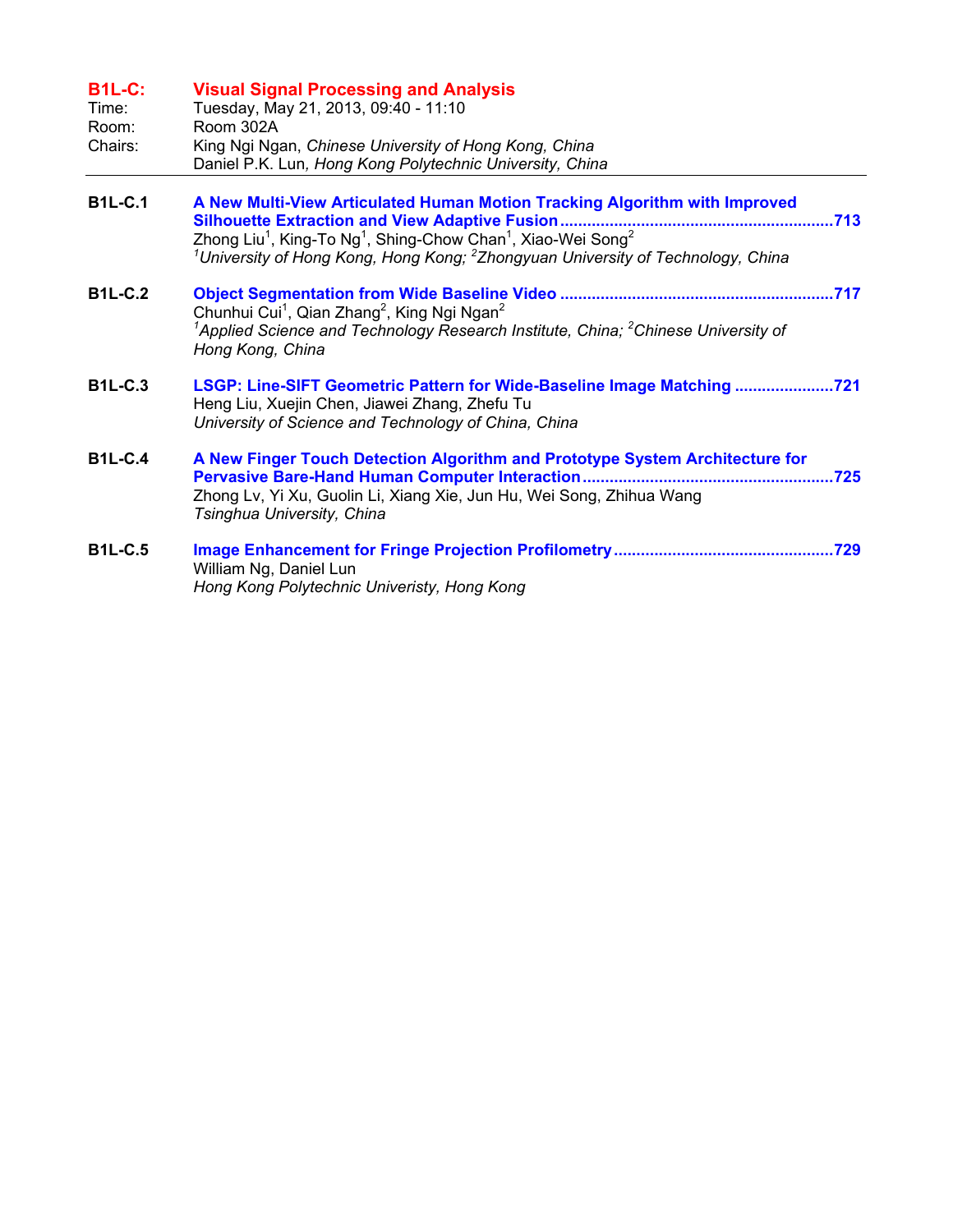## B1L-C: Visual Signal Processing and Analysis

Time: Tuesday, May 21, 2013, 09:40 - 11:10
Room: Room 302A
Chairs: King Ngi Ngan, *Chinese University of Hong Kong, China*
Daniel P.K. Lun*, Hong Kong Polytechnic University, China*

---

**B1L-C.1** **A New Multi-View Articulated Human Motion Tracking Algorithm with Improved Silhouette Extraction and View Adaptive Fusion** ............................................................713
Zhong Liu[1], King-To Ng[1], Shing-Chow Chan[1], Xiao-Wei Song[2]
*[1]University of Hong Kong, Hong Kong; [2]Zhongyuan University of Technology, China*

**B1L-C.2** **Object Segmentation from Wide Baseline Video** ............................................................717
Chunhui Cui[1], Qian Zhang[2], King Ngi Ngan[2]
*[1]Applied Science and Technology Research Institute, China; [2]Chinese University of Hong Kong, China*

**B1L-C.3** **LSGP: Line-SIFT Geometric Pattern for Wide-Baseline Image Matching** ......................721
Heng Liu, Xuejin Chen, Jiawei Zhang, Zhefu Tu
*University of Science and Technology of China, China*

**B1L-C.4** **A New Finger Touch Detection Algorithm and Prototype System Architecture for Pervasive Bare-Hand Human Computer Interaction** .......................................................725
Zhong Lv, Yi Xu, Guolin Li, Xiang Xie, Jun Hu, Wei Song, Zhihua Wang
*Tsinghua University, China*

**B1L-C.5** **Image Enhancement for Fringe Projection Profilometry** ................................................729
William Ng, Daniel Lun
*Hong Kong Polytechnic Univeristy, Hong Kong*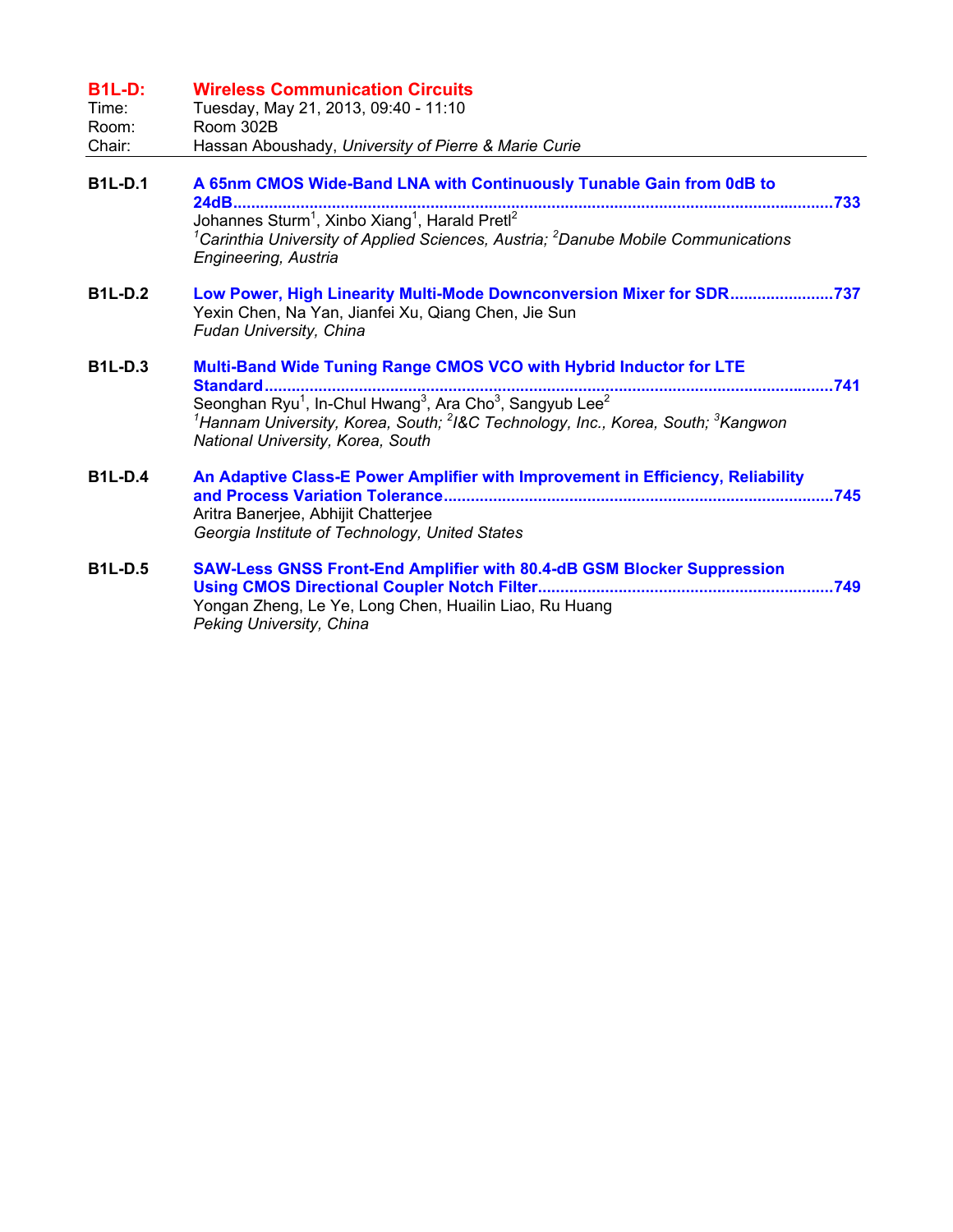## B1L-D: Wireless Communication Circuits

Time: Tuesday, May 21, 2013, 09:40 - 11:10
Room: Room 302B
Chair: Hassan Aboushady, *University of Pierre & Marie Curie*

---

**B1L-D.1** **A 65nm CMOS Wide-Band LNA with Continuously Tunable Gain from 0dB to 24dB**.......733
Johannes Sturm[1], Xinbo Xiang[1], Harald Pretl[2]
*[1]Carinthia University of Applied Sciences, Austria; [2]Danube Mobile Communications Engineering, Austria*

**B1L-D.2** **Low Power, High Linearity Multi-Mode Downconversion Mixer for SDR**.......737
Yexin Chen, Na Yan, Jianfei Xu, Qiang Chen, Jie Sun
*Fudan University, China*

**B1L-D.3** **Multi-Band Wide Tuning Range CMOS VCO with Hybrid Inductor for LTE Standard**.......741
Seonghan Ryu[1], In-Chul Hwang[3], Ara Cho[3], Sangyub Lee[2]
*[1]Hannam University, Korea, South; [2]I&C Technology, Inc., Korea, South; [3]Kangwon National University, Korea, South*

**B1L-D.4** **An Adaptive Class-E Power Amplifier with Improvement in Efficiency, Reliability and Process Variation Tolerance**.......745
Aritra Banerjee, Abhijit Chatterjee
*Georgia Institute of Technology, United States*

**B1L-D.5** **SAW-Less GNSS Front-End Amplifier with 80.4-dB GSM Blocker Suppression Using CMOS Directional Coupler Notch Filter**.......749
Yongan Zheng, Le Ye, Long Chen, Huailin Liao, Ru Huang
*Peking University, China*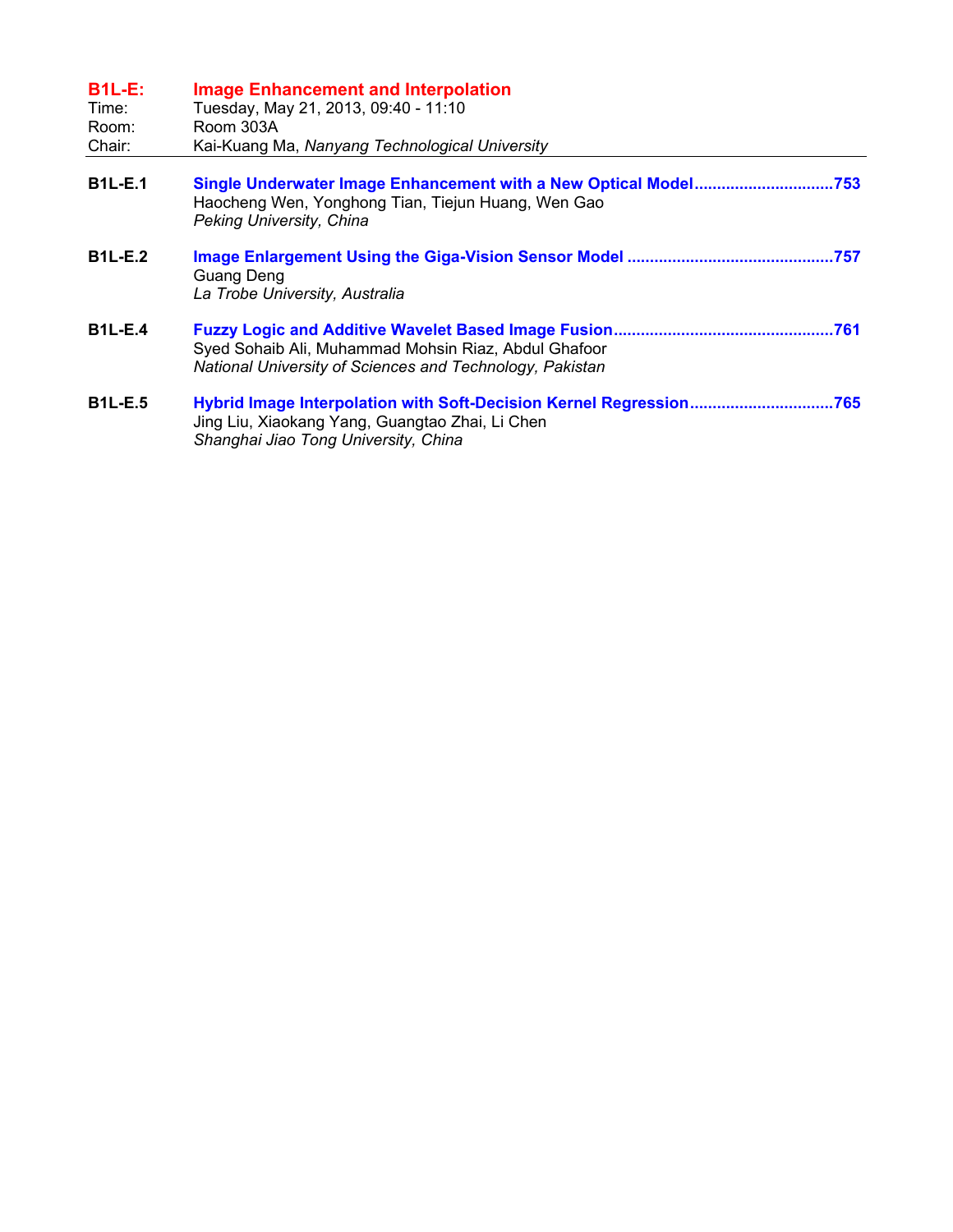## B1L-E: Image Enhancement and Interpolation

Time: Tuesday, May 21, 2013, 09:40 - 11:10
Room: Room 303A
Chair: Kai-Kuang Ma, *Nanyang Technological University*

---

**B1L-E.1** **Single Underwater Image Enhancement with a New Optical Model**..............................753
Haocheng Wen, Yonghong Tian, Tiejun Huang, Wen Gao
*Peking University, China*

**B1L-E.2** **Image Enlargement Using the Giga-Vision Sensor Model** .............................................757
Guang Deng
*La Trobe University, Australia*

**B1L-E.4** **Fuzzy Logic and Additive Wavelet Based Image Fusion**................................................761
Syed Sohaib Ali, Muhammad Mohsin Riaz, Abdul Ghafoor
*National University of Sciences and Technology, Pakistan*

**B1L-E.5** **Hybrid Image Interpolation with Soft-Decision Kernel Regression**...............................765
Jing Liu, Xiaokang Yang, Guangtao Zhai, Li Chen
*Shanghai Jiao Tong University, China*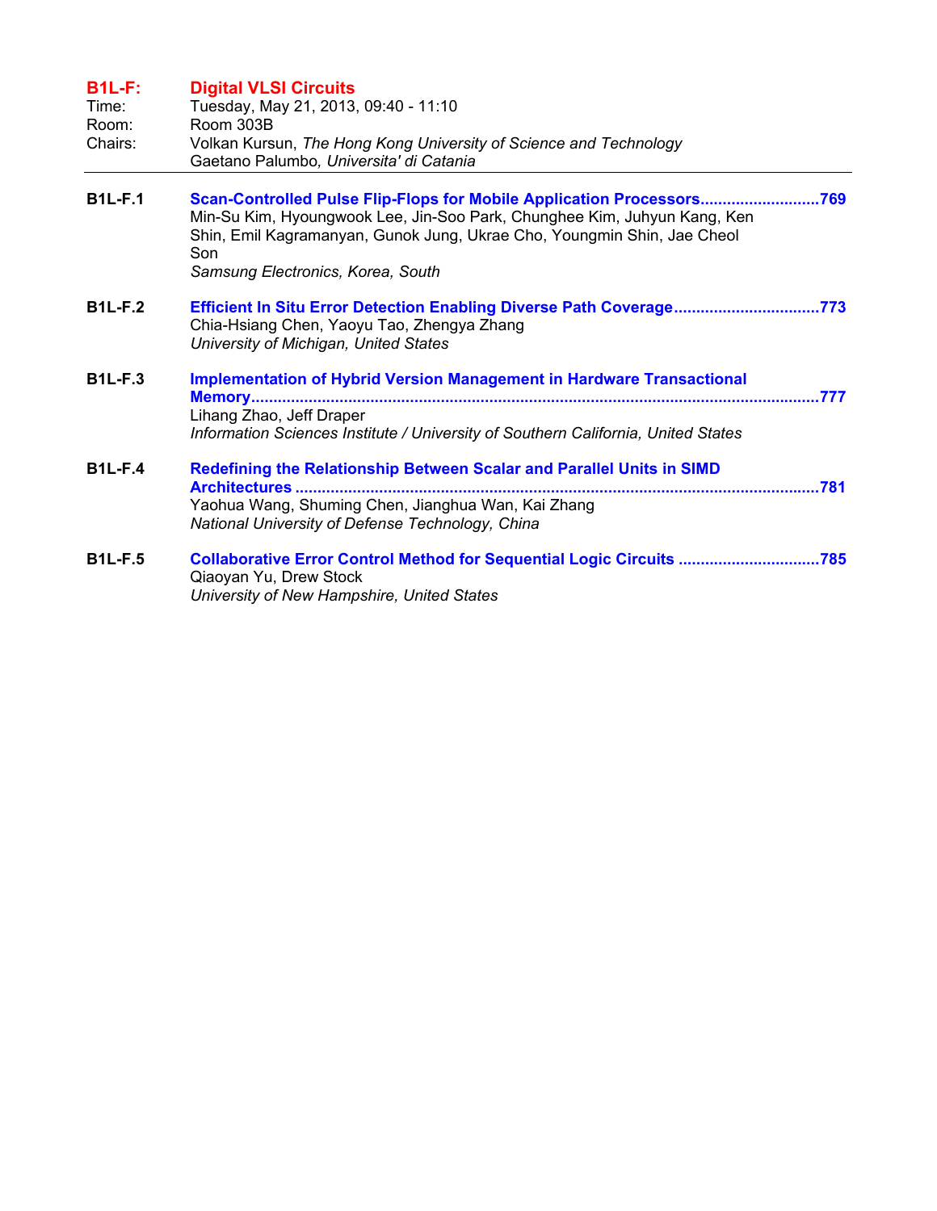## B1L-F: Digital VLSI Circuits

Time: Tuesday, May 21, 2013, 09:40 - 11:10
Room: Room 303B
Chairs: Volkan Kursun, *The Hong Kong University of Science and Technology*
Gaetano Palumbo, *Universita' di Catania*

---

**B1L-F.1** **Scan-Controlled Pulse Flip-Flops for Mobile Application Processors** ............................769
Min-Su Kim, Hyoungwook Lee, Jin-Soo Park, Chunghee Kim, Juhyun Kang, Ken Shin, Emil Kagramanyan, Gunok Jung, Ukrae Cho, Youngmin Shin, Jae Cheol Son
*Samsung Electronics, Korea, South*

**B1L-F.2** **Efficient In Situ Error Detection Enabling Diverse Path Coverage** ................................773
Chia-Hsiang Chen, Yaoyu Tao, Zhengya Zhang
*University of Michigan, United States*

**B1L-F.3** **Implementation of Hybrid Version Management in Hardware Transactional Memory** ...............................................................................................................777
Lihang Zhao, Jeff Draper
*Information Sciences Institute / University of Southern California, United States*

**B1L-F.4** **Redefining the Relationship Between Scalar and Parallel Units in SIMD Architectures** ...........................................................................................................781
Yaohua Wang, Shuming Chen, Jianghua Wan, Kai Zhang
*National University of Defense Technology, China*

**B1L-F.5** **Collaborative Error Control Method for Sequential Logic Circuits** ...............................785
Qiaoyan Yu, Drew Stock
*University of New Hampshire, United States*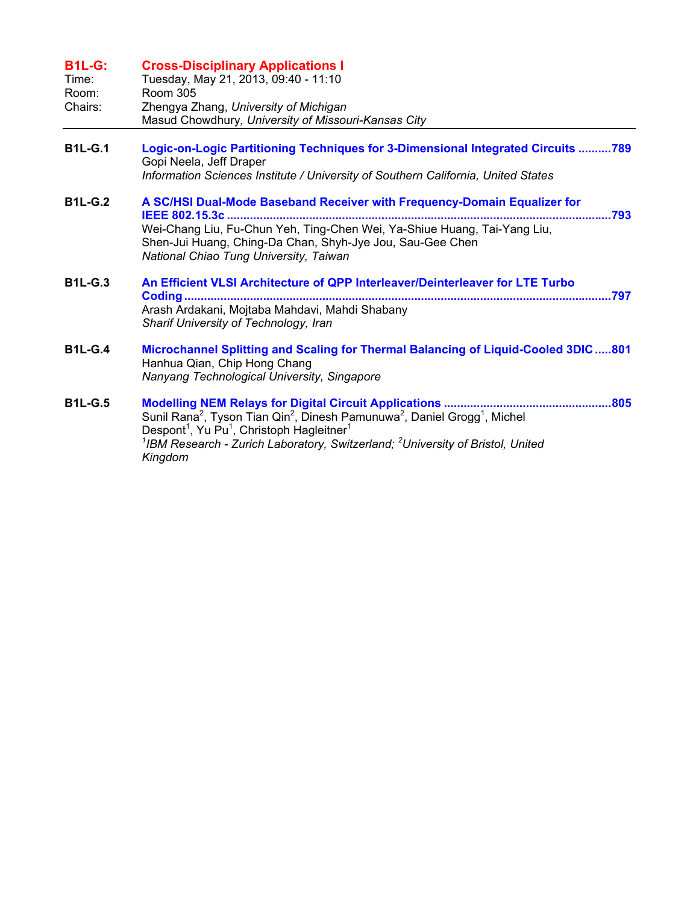## B1L-G: Cross-Disciplinary Applications I

Time: Tuesday, May 21, 2013, 09:40 - 11:10
Room: Room 305
Chairs: Zhengya Zhang, *University of Michigan*
Masud Chowdhury, *University of Missouri-Kansas City*

---

**B1L-G.1** **Logic-on-Logic Partitioning Techniques for 3-Dimensional Integrated Circuits** ..........789
Gopi Neela, Jeff Draper
*Information Sciences Institute / University of Southern California, United States*

**B1L-G.2** **A SC/HSI Dual-Mode Baseband Receiver with Frequency-Domain Equalizer for IEEE 802.15.3c** ..........793
Wei-Chang Liu, Fu-Chun Yeh, Ting-Chen Wei, Ya-Shiue Huang, Tai-Yang Liu, Shen-Jui Huang, Ching-Da Chan, Shyh-Jye Jou, Sau-Gee Chen
*National Chiao Tung University, Taiwan*

**B1L-G.3** **An Efficient VLSI Architecture of QPP Interleaver/Deinterleaver for LTE Turbo Coding** ..........797
Arash Ardakani, Mojtaba Mahdavi, Mahdi Shabany
*Sharif University of Technology, Iran*

**B1L-G.4** **Microchannel Splitting and Scaling for Thermal Balancing of Liquid-Cooled 3DIC** .....801
Hanhua Qian, Chip Hong Chang
*Nanyang Technological University, Singapore*

**B1L-G.5** **Modelling NEM Relays for Digital Circuit Applications** ..........805
Sunil Rana[2], Tyson Tian Qin[2], Dinesh Pamunuwa[2], Daniel Grogg[1], Michel Despont[1], Yu Pu[1], Christoph Hagleitner[1]
*[1]IBM Research - Zurich Laboratory, Switzerland; [2]University of Bristol, United Kingdom*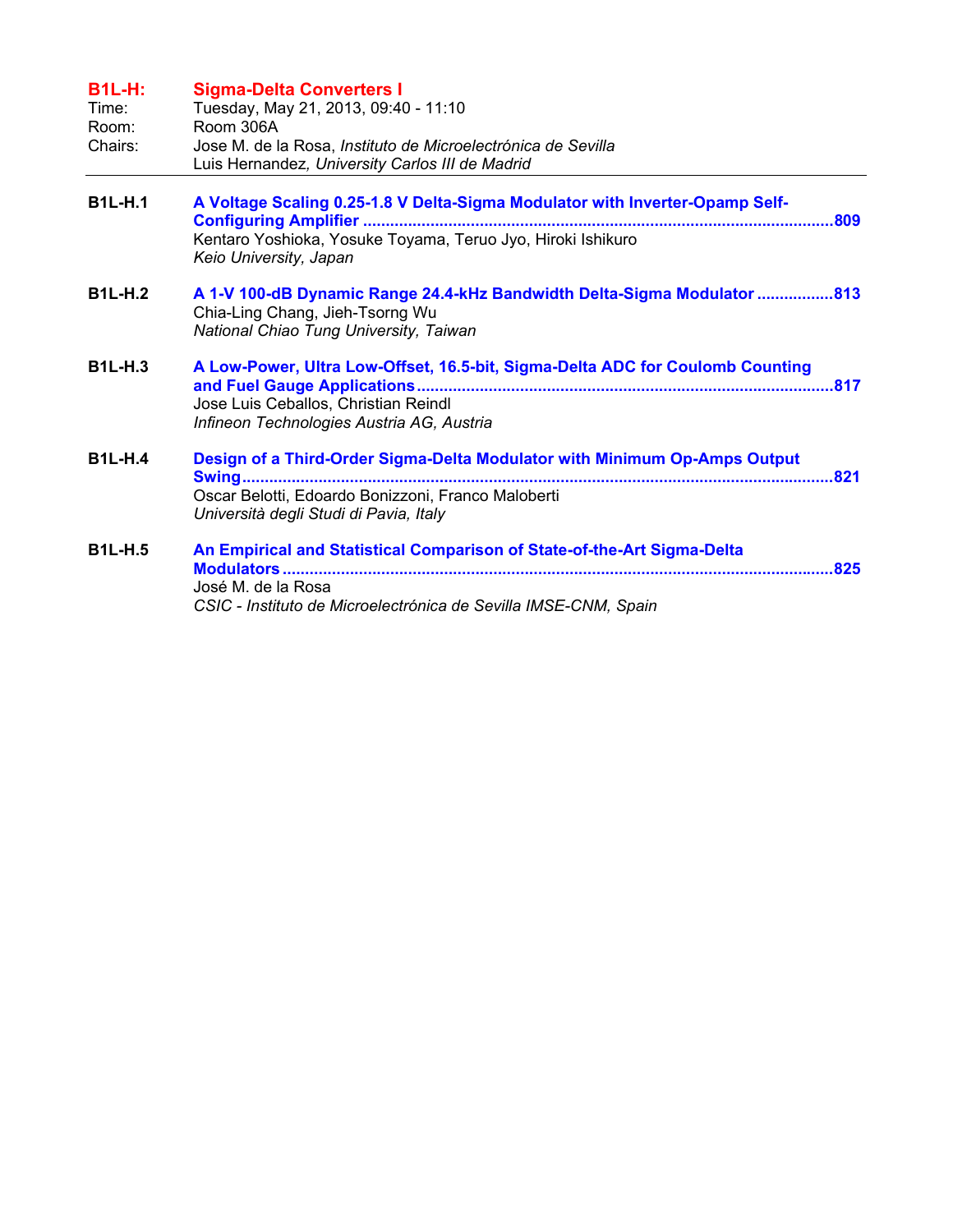## B1L-H: Sigma-Delta Converters I

Time: Tuesday, May 21, 2013, 09:40 - 11:10
Room: Room 306A
Chairs: Jose M. de la Rosa, *Instituto de Microelectrónica de Sevilla*
Luis Hernandez, *University Carlos III de Madrid*

---

**B1L-H.1** **A Voltage Scaling 0.25-1.8 V Delta-Sigma Modulator with Inverter-Opamp Self-Configuring Amplifier** ........................................ 809
Kentaro Yoshioka, Yosuke Toyama, Teruo Jyo, Hiroki Ishikuro
*Keio University, Japan*

**B1L-H.2** **A 1-V 100-dB Dynamic Range 24.4-kHz Bandwidth Delta-Sigma Modulator** ................ 813
Chia-Ling Chang, Jieh-Tsorng Wu
*National Chiao Tung University, Taiwan*

**B1L-H.3** **A Low-Power, Ultra Low-Offset, 16.5-bit, Sigma-Delta ADC for Coulomb Counting and Fuel Gauge Applications** ........................................ 817
Jose Luis Ceballos, Christian Reindl
*Infineon Technologies Austria AG, Austria*

**B1L-H.4** **Design of a Third-Order Sigma-Delta Modulator with Minimum Op-Amps Output Swing** ........................................ 821
Oscar Belotti, Edoardo Bonizzoni, Franco Maloberti
*Università degli Studi di Pavia, Italy*

**B1L-H.5** **An Empirical and Statistical Comparison of State-of-the-Art Sigma-Delta Modulators** ........................................ 825
José M. de la Rosa
*CSIC - Instituto de Microelectrónica de Sevilla IMSE-CNM, Spain*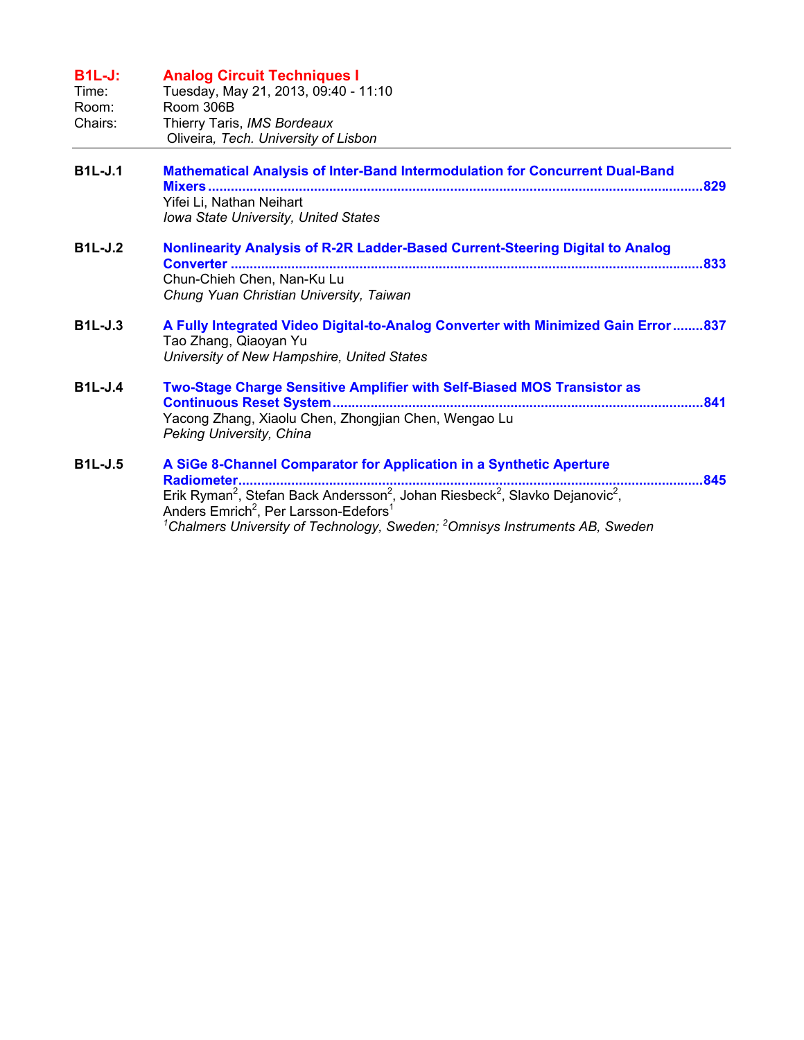## B1L-J: Analog Circuit Techniques I

Time: Tuesday, May 21, 2013, 09:40 - 11:10
Room: Room 306B
Chairs: Thierry Taris, *IMS Bordeaux*
Oliveira, *Tech. University of Lisbon*

---

**B1L-J.1** **Mathematical Analysis of Inter-Band Intermodulation for Concurrent Dual-Band Mixers** ....829
Yifei Li, Nathan Neihart
*Iowa State University, United States*

**B1L-J.2** **Nonlinearity Analysis of R-2R Ladder-Based Current-Steering Digital to Analog Converter** ....833
Chun-Chieh Chen, Nan-Ku Lu
*Chung Yuan Christian University, Taiwan*

**B1L-J.3** **A Fully Integrated Video Digital-to-Analog Converter with Minimized Gain Error** ....837
Tao Zhang, Qiaoyan Yu
*University of New Hampshire, United States*

**B1L-J.4** **Two-Stage Charge Sensitive Amplifier with Self-Biased MOS Transistor as Continuous Reset System** ....841
Yacong Zhang, Xiaolu Chen, Zhongjian Chen, Wengao Lu
*Peking University, China*

**B1L-J.5** **A SiGe 8-Channel Comparator for Application in a Synthetic Aperture Radiometer** ....845
Erik Ryman[2], Stefan Back Andersson[2], Johan Riesbeck[2], Slavko Dejanovic[2], Anders Emrich[2], Per Larsson-Edefors[1]
*[1]Chalmers University of Technology, Sweden; [2]Omnisys Instruments AB, Sweden*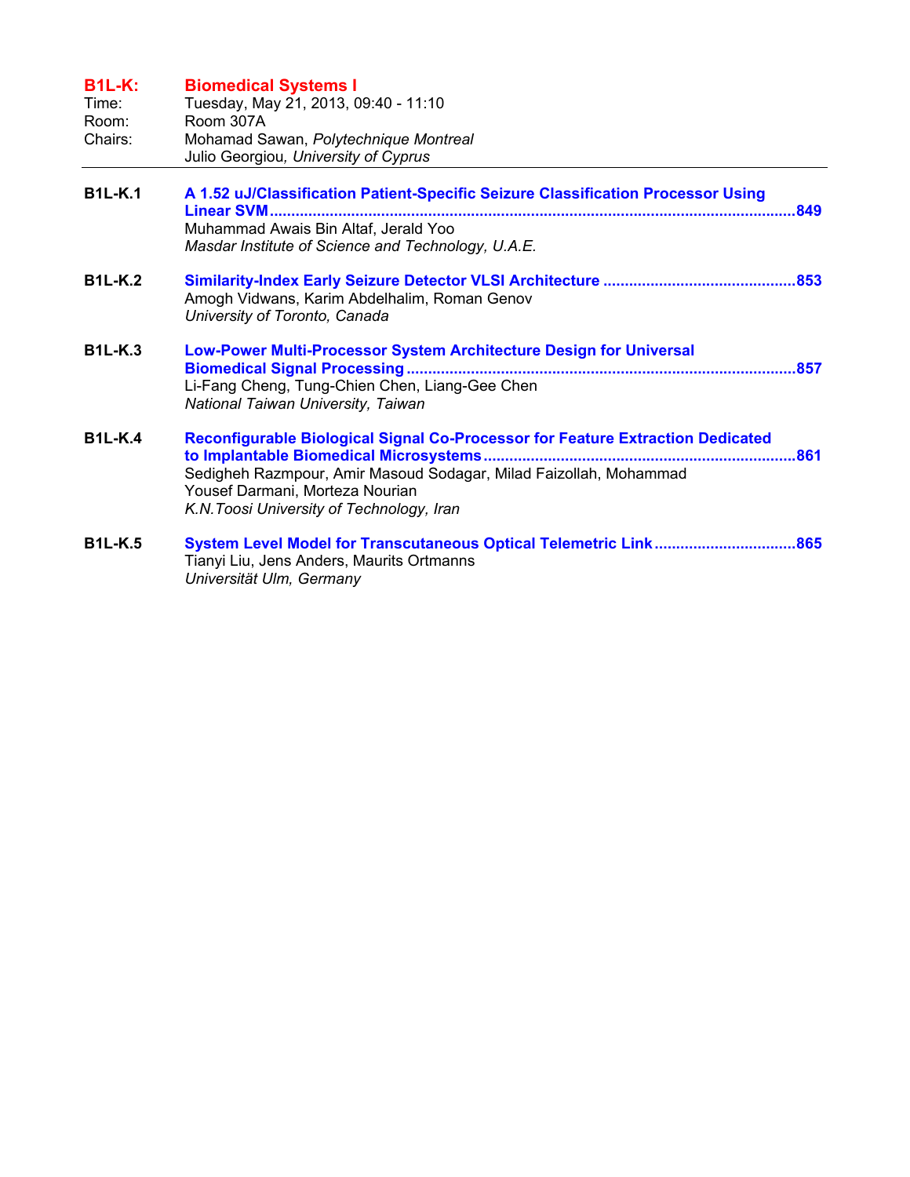## B1L-K: Biomedical Systems I

Time: Tuesday, May 21, 2013, 09:40 - 11:10
Room: Room 307A
Chairs: Mohamad Sawan, *Polytechnique Montreal*
Julio Georgiou*, University of Cyprus*

---

**B1L-K.1** **A 1.52 uJ/Classification Patient-Specific Seizure Classification Processor Using Linear SVM**.......849
Muhammad Awais Bin Altaf, Jerald Yoo
*Masdar Institute of Science and Technology, U.A.E.*

**B1L-K.2** **Similarity-Index Early Seizure Detector VLSI Architecture**.......853
Amogh Vidwans, Karim Abdelhalim, Roman Genov
*University of Toronto, Canada*

**B1L-K.3** **Low-Power Multi-Processor System Architecture Design for Universal Biomedical Signal Processing**.......857
Li-Fang Cheng, Tung-Chien Chen, Liang-Gee Chen
*National Taiwan University, Taiwan*

**B1L-K.4** **Reconfigurable Biological Signal Co-Processor for Feature Extraction Dedicated to Implantable Biomedical Microsystems**.......861
Sedigheh Razmpour, Amir Masoud Sodagar, Milad Faizollah, Mohammad Yousef Darmani, Morteza Nourian
*K.N.Toosi University of Technology, Iran*

**B1L-K.5** **System Level Model for Transcutaneous Optical Telemetric Link**.......865
Tianyi Liu, Jens Anders, Maurits Ortmanns
*Universität Ulm, Germany*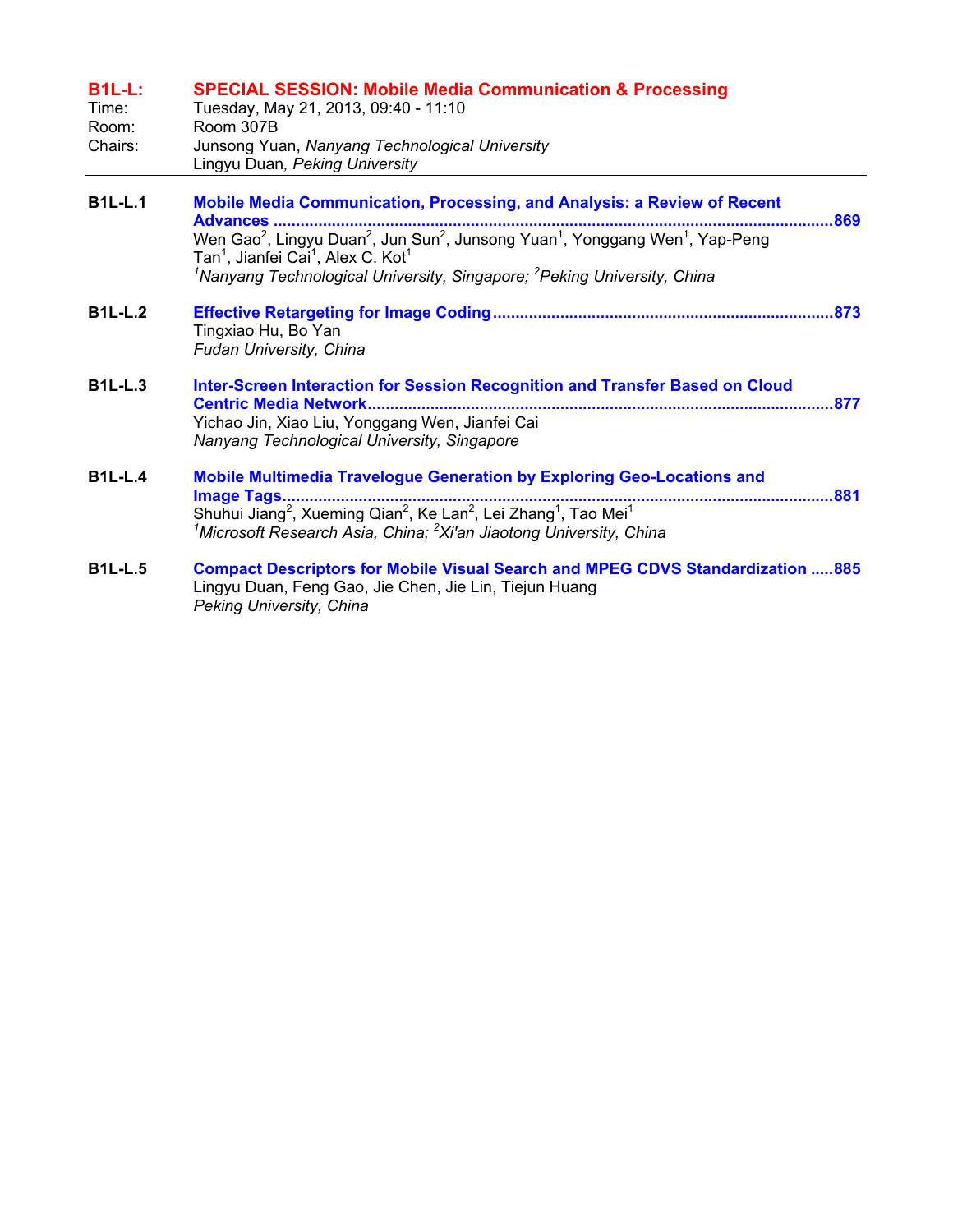## B1L-L: SPECIAL SESSION: Mobile Media Communication & Processing

Time: Tuesday, May 21, 2013, 09:40 - 11:10
Room: Room 307B
Chairs: Junsong Yuan, *Nanyang Technological University*
Lingyu Duan, *Peking University*

---

**B1L-L.1** **Mobile Media Communication, Processing, and Analysis: a Review of Recent Advances** ........................................ **869**
Wen Gao[2], Lingyu Duan[2], Jun Sun[2], Junsong Yuan[1], Yonggang Wen[1], Yap-Peng Tan[1], Jianfei Cai[1], Alex C. Kot[1]
*[1]Nanyang Technological University, Singapore; [2]Peking University, China*

**B1L-L.2** **Effective Retargeting for Image Coding** ........................................ **873**
Tingxiao Hu, Bo Yan
*Fudan University, China*

**B1L-L.3** **Inter-Screen Interaction for Session Recognition and Transfer Based on Cloud Centric Media Network** ........................................ **877**
Yichao Jin, Xiao Liu, Yonggang Wen, Jianfei Cai
*Nanyang Technological University, Singapore*

**B1L-L.4** **Mobile Multimedia Travelogue Generation by Exploring Geo-Locations and Image Tags** ........................................ **881**
Shuhui Jiang[2], Xueming Qian[2], Ke Lan[2], Lei Zhang[1], Tao Mei[1]
*[1]Microsoft Research Asia, China; [2]Xi'an Jiaotong University, China*

**B1L-L.5** **Compact Descriptors for Mobile Visual Search and MPEG CDVS Standardization** ..... **885**
Lingyu Duan, Feng Gao, Jie Chen, Jie Lin, Tiejun Huang
*Peking University, China*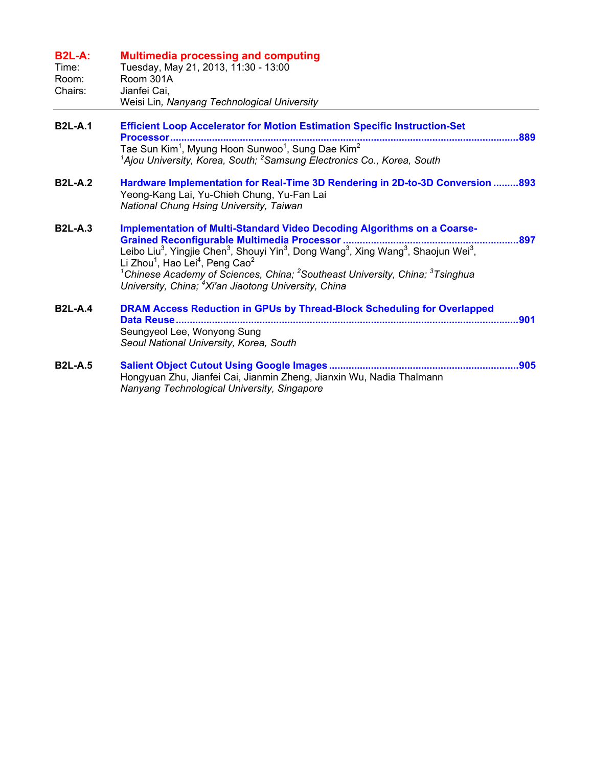## B2L-A: Multimedia processing and computing

Time: Tuesday, May 21, 2013, 11:30 - 13:00
Room: Room 301A
Chairs: Jianfei Cai, Weisi Lin, *Nanyang Technological University*

---

**B2L-A.1** **Efficient Loop Accelerator for Motion Estimation Specific Instruction-Set Processor** ........ 889
Tae Sun Kim[1], Myung Hoon Sunwoo[1], Sung Dae Kim[2]
*[1]Ajou University, Korea, South; [2]Samsung Electronics Co., Korea, South*

**B2L-A.2** **Hardware Implementation for Real-Time 3D Rendering in 2D-to-3D Conversion** ........ 893
Yeong-Kang Lai, Yu-Chieh Chung, Yu-Fan Lai
*National Chung Hsing University, Taiwan*

**B2L-A.3** **Implementation of Multi-Standard Video Decoding Algorithms on a Coarse-Grained Reconfigurable Multimedia Processor** ........ 897
Leibo Liu[3], Yingjie Chen[3], Shouyi Yin[3], Dong Wang[3], Xing Wang[3], Shaojun Wei[3], Li Zhou[1], Hao Lei[4], Peng Cao[2]
*[1]Chinese Academy of Sciences, China; [2]Southeast University, China; [3]Tsinghua University, China; [4]Xi'an Jiaotong University, China*

**B2L-A.4** **DRAM Access Reduction in GPUs by Thread-Block Scheduling for Overlapped Data Reuse** ........ 901
Seungyeol Lee, Wonyong Sung
*Seoul National University, Korea, South*

**B2L-A.5** **Salient Object Cutout Using Google Images** ........ 905
Hongyuan Zhu, Jianfei Cai, Jianmin Zheng, Jianxin Wu, Nadia Thalmann
*Nanyang Technological University, Singapore*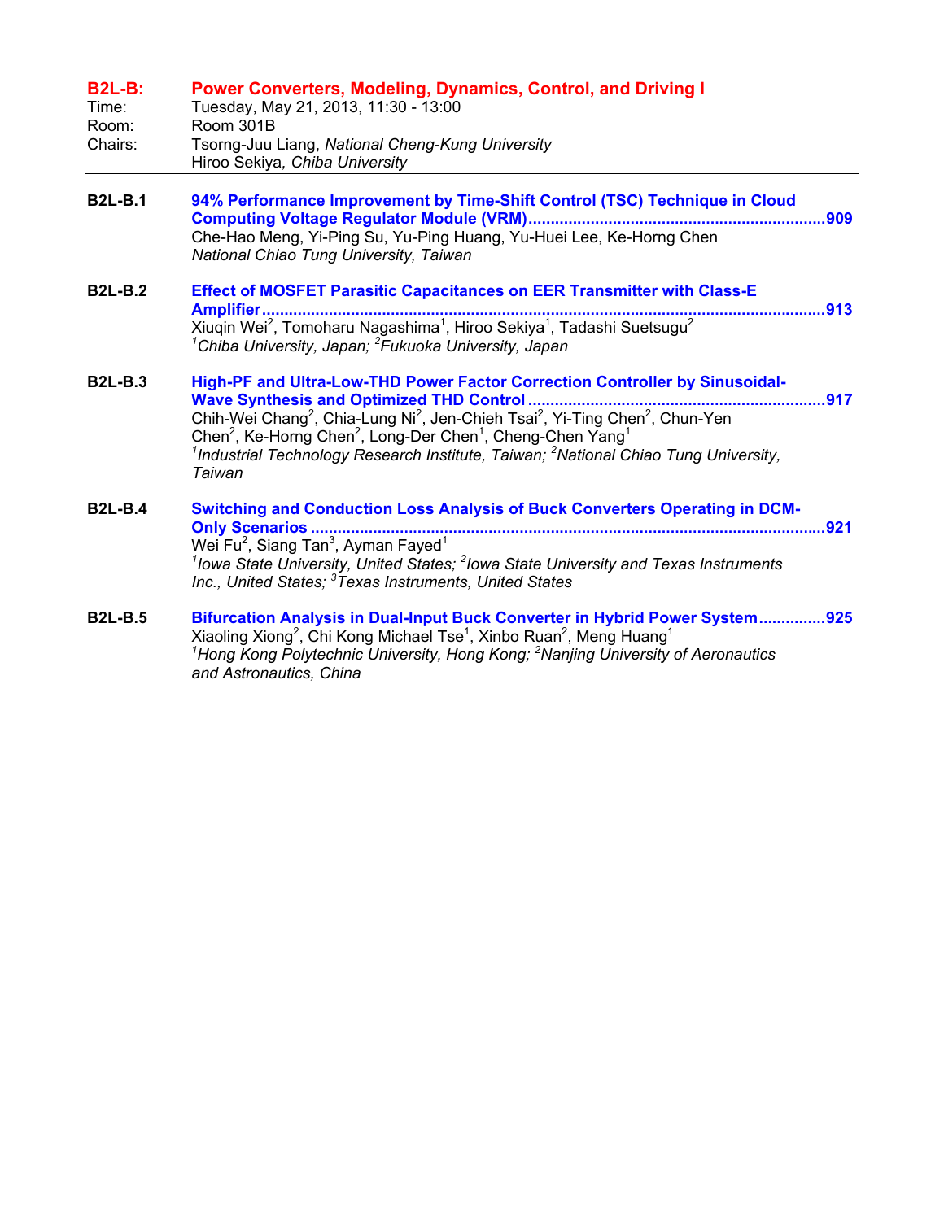## B2L-B: Power Converters, Modeling, Dynamics, Control, and Driving I

Time: Tuesday, May 21, 2013, 11:30 - 13:00
Room: Room 301B
Chairs: Tsorng-Juu Liang, *National Cheng-Kung University*
Hiroo Sekiya, *Chiba University*

---

**B2L-B.1** **94% Performance Improvement by Time-Shift Control (TSC) Technique in Cloud Computing Voltage Regulator Module (VRM)** ........................................ 909
Che-Hao Meng, Yi-Ping Su, Yu-Ping Huang, Yu-Huei Lee, Ke-Horng Chen
*National Chiao Tung University, Taiwan*

**B2L-B.2** **Effect of MOSFET Parasitic Capacitances on EER Transmitter with Class-E Amplifier** ........................................ 913
Xiuqin Wei[2], Tomoharu Nagashima[1], Hiroo Sekiya[1], Tadashi Suetsugu[2]
*[1]Chiba University, Japan; [2]Fukuoka University, Japan*

**B2L-B.3** **High-PF and Ultra-Low-THD Power Factor Correction Controller by Sinusoidal-Wave Synthesis and Optimized THD Control** ........................................ 917
Chih-Wei Chang[2], Chia-Lung Ni[2], Jen-Chieh Tsai[2], Yi-Ting Chen[2], Chun-Yen Chen[2], Ke-Horng Chen[2], Long-Der Chen[1], Cheng-Chen Yang[1]
*[1]Industrial Technology Research Institute, Taiwan; [2]National Chiao Tung University, Taiwan*

**B2L-B.4** **Switching and Conduction Loss Analysis of Buck Converters Operating in DCM-Only Scenarios** ........................................ 921
Wei Fu[2], Siang Tan[3], Ayman Fayed[1]
*[1]Iowa State University, United States; [2]Iowa State University and Texas Instruments Inc., United States; [3]Texas Instruments, United States*

**B2L-B.5** **Bifurcation Analysis in Dual-Input Buck Converter in Hybrid Power System** .............. 925
Xiaoling Xiong[2], Chi Kong Michael Tse[1], Xinbo Ruan[2], Meng Huang[1]
*[1]Hong Kong Polytechnic University, Hong Kong; [2]Nanjing University of Aeronautics and Astronautics, China*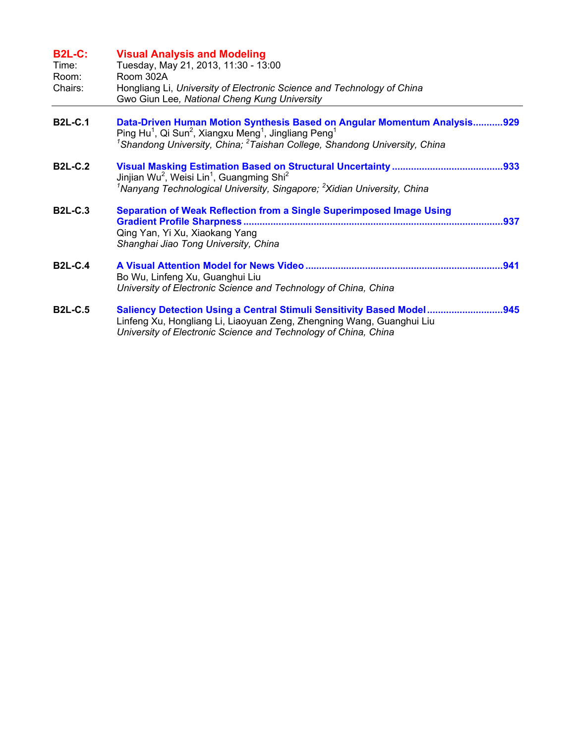## B2L-C: Visual Analysis and Modeling

Time: Tuesday, May 21, 2013, 11:30 - 13:00
Room: Room 302A
Chairs: Hongliang Li, *University of Electronic Science and Technology of China*
Gwo Giun Lee, *National Cheng Kung University*

---

**B2L-C.1** **Data-Driven Human Motion Synthesis Based on Angular Momentum Analysis** ........... 929
Ping Hu[1], Qi Sun[2], Xiangxu Meng[1], Jingliang Peng[1]
*[1]Shandong University, China; [2]Taishan College, Shandong University, China*

**B2L-C.2** **Visual Masking Estimation Based on Structural Uncertainty** ........................................ 933
Jinjian Wu[2], Weisi Lin[1], Guangming Shi[2]
*[1]Nanyang Technological University, Singapore; [2]Xidian University, China*

**B2L-C.3** **Separation of Weak Reflection from a Single Superimposed Image Using Gradient Profile Sharpness** ............................................................................................ 937
Qing Yan, Yi Xu, Xiaokang Yang
*Shanghai Jiao Tong University, China*

**B2L-C.4** **A Visual Attention Model for News Video** ....................................................................... 941
Bo Wu, Linfeng Xu, Guanghui Liu
*University of Electronic Science and Technology of China, China*

**B2L-C.5** **Saliency Detection Using a Central Stimuli Sensitivity Based Model** ............................ 945
Linfeng Xu, Hongliang Li, Liaoyuan Zeng, Zhengning Wang, Guanghui Liu
*University of Electronic Science and Technology of China, China*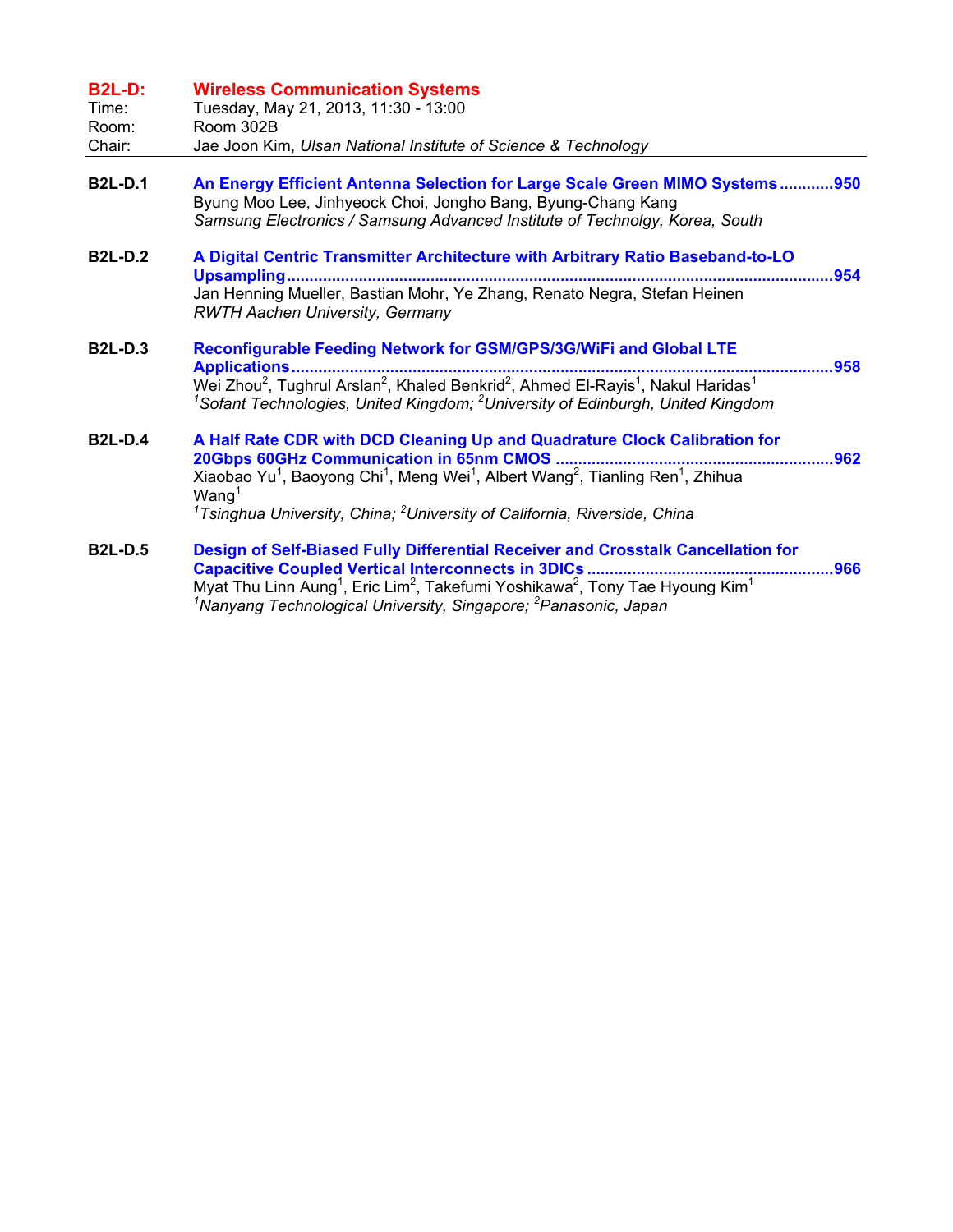## B2L-D: Wireless Communication Systems

Time: Tuesday, May 21, 2013, 11:30 - 13:00
Room: Room 302B
Chair: Jae Joon Kim, *Ulsan National Institute of Science & Technology*

---

**B2L-D.1** **An Energy Efficient Antenna Selection for Large Scale Green MIMO Systems ............950**
Byung Moo Lee, Jinhyeock Choi, Jongho Bang, Byung-Chang Kang
*Samsung Electronics / Samsung Advanced Institute of Technolgy, Korea, South*

**B2L-D.2** **A Digital Centric Transmitter Architecture with Arbitrary Ratio Baseband-to-LO Upsampling ........................................................................................................954**
Jan Henning Mueller, Bastian Mohr, Ye Zhang, Renato Negra, Stefan Heinen
*RWTH Aachen University, Germany*

**B2L-D.3** **Reconfigurable Feeding Network for GSM/GPS/3G/WiFi and Global LTE Applications ......................................................................................................958**
Wei Zhou[2], Tughrul Arslan[2], Khaled Benkrid[2], Ahmed El-Rayis[1], Nakul Haridas[1]
*[1]Sofant Technologies, United Kingdom; [2]University of Edinburgh, United Kingdom*

**B2L-D.4** **A Half Rate CDR with DCD Cleaning Up and Quadrature Clock Calibration for 20Gbps 60GHz Communication in 65nm CMOS .............................................................962**
Xiaobao Yu[1], Baoyong Chi[1], Meng Wei[1], Albert Wang[2], Tianling Ren[1], Zhihua Wang[1]
*[1]Tsinghua University, China; [2]University of California, Riverside, China*

**B2L-D.5** **Design of Self-Biased Fully Differential Receiver and Crosstalk Cancellation for Capacitive Coupled Vertical Interconnects in 3DICs ......................................................966**
Myat Thu Linn Aung[1], Eric Lim[2], Takefumi Yoshikawa[2], Tony Tae Hyoung Kim[1]
*[1]Nanyang Technological University, Singapore; [2]Panasonic, Japan*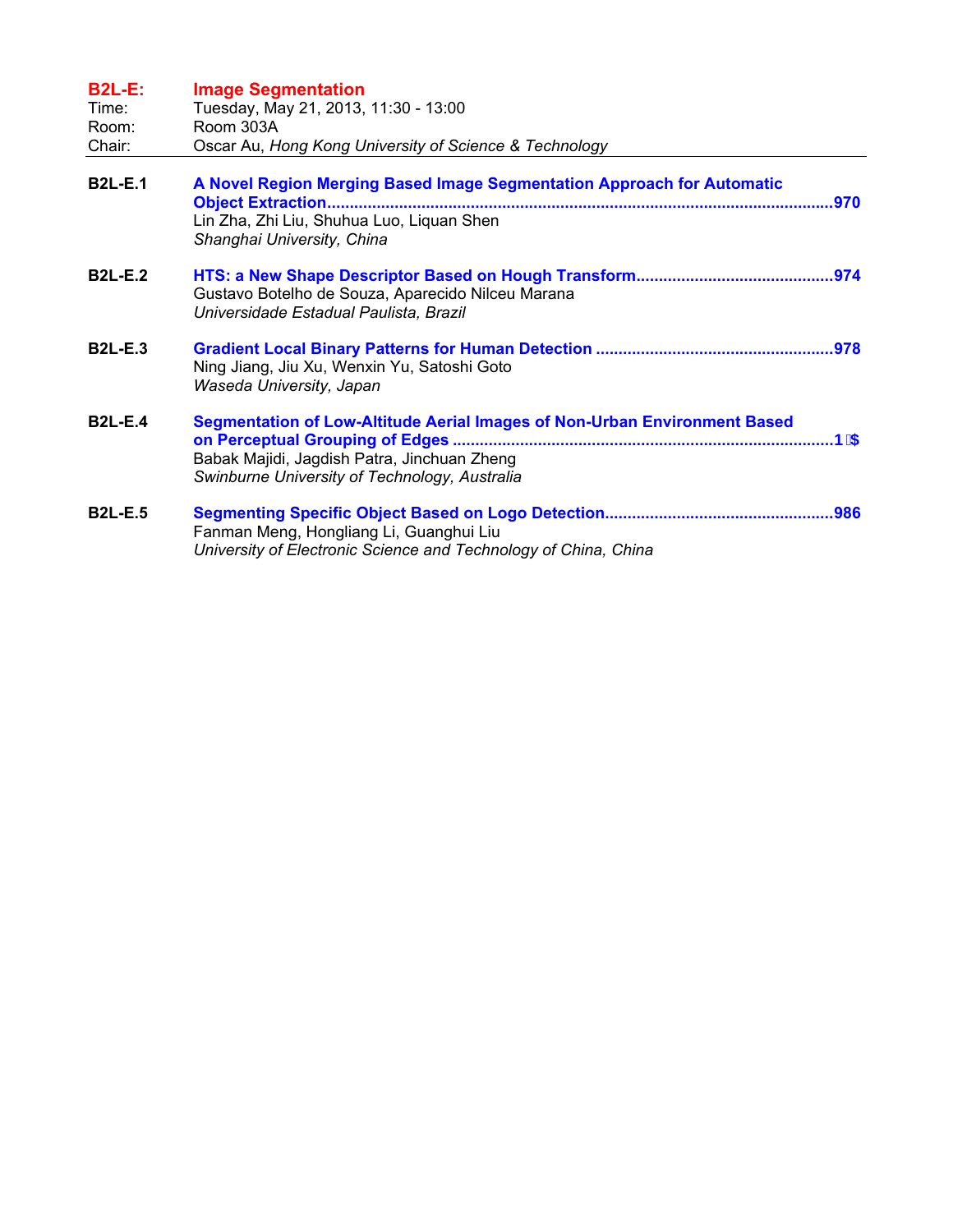## B2L-E: Image Segmentation

Time: Tuesday, May 21, 2013, 11:30 - 13:00
Room: Room 303A
Chair: Oscar Au, *Hong Kong University of Science & Technology*

---

**B2L-E.1** **A Novel Region Merging Based Image Segmentation Approach for Automatic Object Extraction**.........970
Lin Zha, Zhi Liu, Shuhua Luo, Liquan Shen
*Shanghai University, China*

**B2L-E.2** **HTS: a New Shape Descriptor Based on Hough Transform**.........974
Gustavo Botelho de Souza, Aparecido Nilceu Marana
*Universidade Estadual Paulista, Brazil*

**B2L-E.3** **Gradient Local Binary Patterns for Human Detection** .........978
Ning Jiang, Jiu Xu, Wenxin Yu, Satoshi Goto
*Waseda University, Japan*

**B2L-E.4** **Segmentation of Low-Altitude Aerial Images of Non-Urban Environment Based on Perceptual Grouping of Edges** .........1 $
Babak Majidi, Jagdish Patra, Jinchuan Zheng
*Swinburne University of Technology, Australia*

**B2L-E.5** **Segmenting Specific Object Based on Logo Detection**.........986
Fanman Meng, Hongliang Li, Guanghui Liu
*University of Electronic Science and Technology of China, China*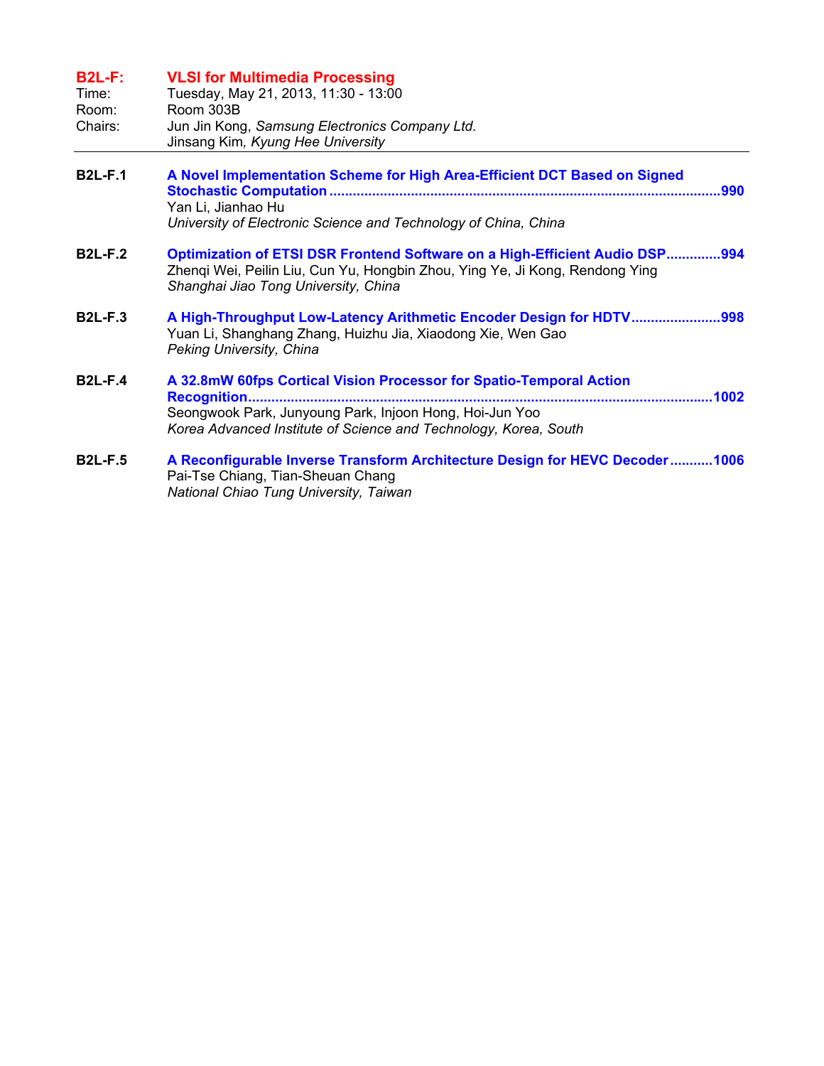## B2L-F: VLSI for Multimedia Processing

Time: Tuesday, May 21, 2013, 11:30 - 13:00
Room: Room 303B
Chairs: Jun Jin Kong, *Samsung Electronics Company Ltd.*
Jinsang Kim, *Kyung Hee University*

---

**B2L-F.1** **A Novel Implementation Scheme for High Area-Efficient DCT Based on Signed Stochastic Computation** ........ 990
Yan Li, Jianhao Hu
*University of Electronic Science and Technology of China, China*

**B2L-F.2** **Optimization of ETSI DSR Frontend Software on a High-Efficient Audio DSP** ........ 994
Zhenqi Wei, Peilin Liu, Cun Yu, Hongbin Zhou, Ying Ye, Ji Kong, Rendong Ying
*Shanghai Jiao Tong University, China*

**B2L-F.3** **A High-Throughput Low-Latency Arithmetic Encoder Design for HDTV** ........ 998
Yuan Li, Shanghang Zhang, Huizhu Jia, Xiaodong Xie, Wen Gao
*Peking University, China*

**B2L-F.4** **A 32.8mW 60fps Cortical Vision Processor for Spatio-Temporal Action Recognition** ........ 1002
Seongwook Park, Junyoung Park, Injoon Hong, Hoi-Jun Yoo
*Korea Advanced Institute of Science and Technology, Korea, South*

**B2L-F.5** **A Reconfigurable Inverse Transform Architecture Design for HEVC Decoder** ........ 1006
Pai-Tse Chiang, Tian-Sheuan Chang
*National Chiao Tung University, Taiwan*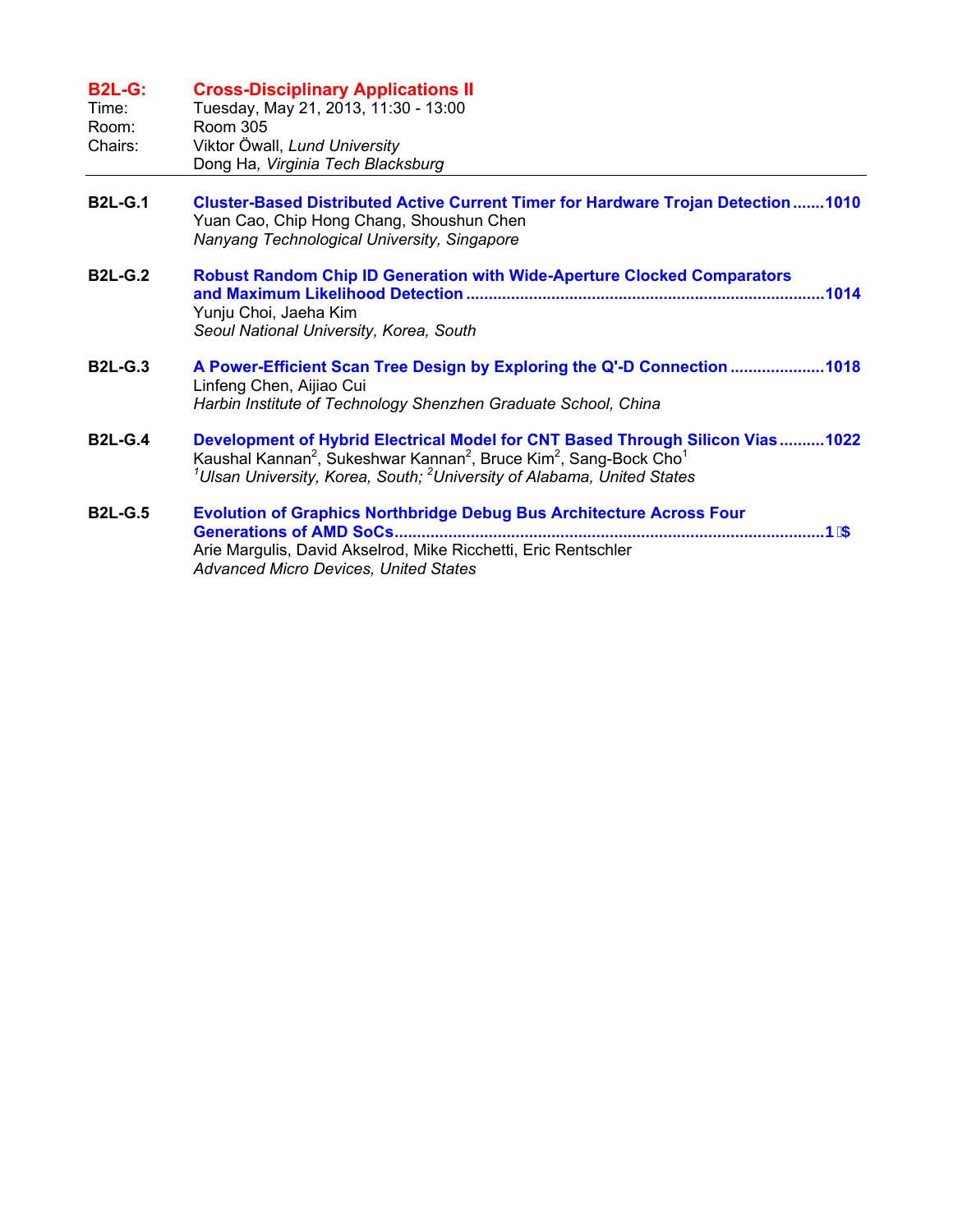## B2L-G: Cross-Disciplinary Applications II

Time: Tuesday, May 21, 2013, 11:30 - 13:00

Room: Room 305

Chairs: Viktor Öwall, *Lund University*
Dong Ha*, Virginia Tech Blacksburg*

---

**B2L-G.1** **Cluster-Based Distributed Active Current Timer for Hardware Trojan Detection .......1010**
Yuan Cao, Chip Hong Chang, Shoushun Chen
*Nanyang Technological University, Singapore*

**B2L-G.2** **Robust Random Chip ID Generation with Wide-Aperture Clocked Comparators and Maximum Likelihood Detection ...............................................................................1014**
Yunju Choi, Jaeha Kim
*Seoul National University, Korea, South*

**B2L-G.3** **A Power-Efficient Scan Tree Design by Exploring the Q'-D Connection .....................1018**
Linfeng Chen, Aijiao Cui
*Harbin Institute of Technology Shenzhen Graduate School, China*

**B2L-G.4** **Development of Hybrid Electrical Model for CNT Based Through Silicon Vias ..........1022**
Kaushal Kannan[2], Sukeshwar Kannan[2], Bruce Kim[2], Sang-Bock Cho[1]
*[1]Ulsan University, Korea, South; [2]University of Alabama, United States*

**B2L-G.5** **Evolution of Graphics Northbridge Debug Bus Architecture Across Four Generations of AMD SoCs..............................................................................................1 $**
Arie Margulis, David Akselrod, Mike Ricchetti, Eric Rentschler
*Advanced Micro Devices, United States*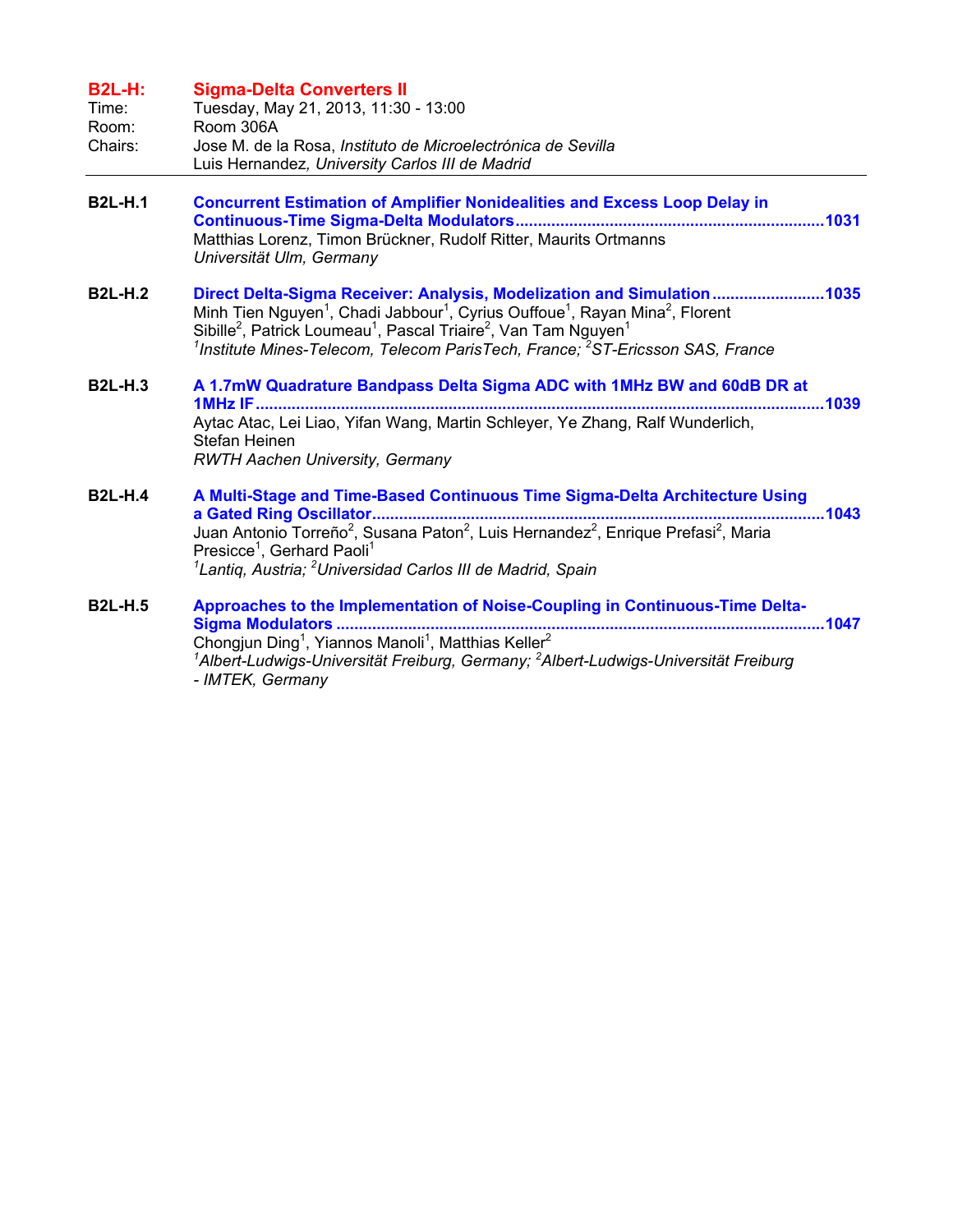## B2L-H: Sigma-Delta Converters II

Time: Tuesday, May 21, 2013, 11:30 - 13:00
Room: Room 306A
Chairs: Jose M. de la Rosa, *Instituto de Microelectrónica de Sevilla*
Luis Hernandez*, University Carlos III de Madrid*

---

**B2L-H.1** **Concurrent Estimation of Amplifier Nonidealities and Excess Loop Delay in Continuous-Time Sigma-Delta Modulators** ....................................................................1031
Matthias Lorenz, Timon Brückner, Rudolf Ritter, Maurits Ortmanns
*Universität Ulm, Germany*

**B2L-H.2** **Direct Delta-Sigma Receiver: Analysis, Modelization and Simulation** .........................1035
Minh Tien Nguyen[1], Chadi Jabbour[1], Cyrius Ouffoue[1], Rayan Mina[2], Florent Sibille[2], Patrick Loumeau[1], Pascal Triaire[2], Van Tam Nguyen[1]
*[1]Institute Mines-Telecom, Telecom ParisTech, France; [2]ST-Ericsson SAS, France*

**B2L-H.3** **A 1.7mW Quadrature Bandpass Delta Sigma ADC with 1MHz BW and 60dB DR at 1MHz IF** ............................................................................................................1039
Aytac Atac, Lei Liao, Yifan Wang, Martin Schleyer, Ye Zhang, Ralf Wunderlich, Stefan Heinen
*RWTH Aachen University, Germany*

**B2L-H.4** **A Multi-Stage and Time-Based Continuous Time Sigma-Delta Architecture Using a Gated Ring Oscillator** ....................................................................................................1043
Juan Antonio Torreño[2], Susana Paton[2], Luis Hernandez[2], Enrique Prefasi[2], Maria Presicce[1], Gerhard Paoli[1]
*[1]Lantiq, Austria; [2]Universidad Carlos III de Madrid, Spain*

**B2L-H.5** **Approaches to the Implementation of Noise-Coupling in Continuous-Time Delta-Sigma Modulators** ............................................................................................................1047
Chongjun Ding[1], Yiannos Manoli[1], Matthias Keller[2]
*[1]Albert-Ludwigs-Universität Freiburg, Germany; [2]Albert-Ludwigs-Universität Freiburg - IMTEK, Germany*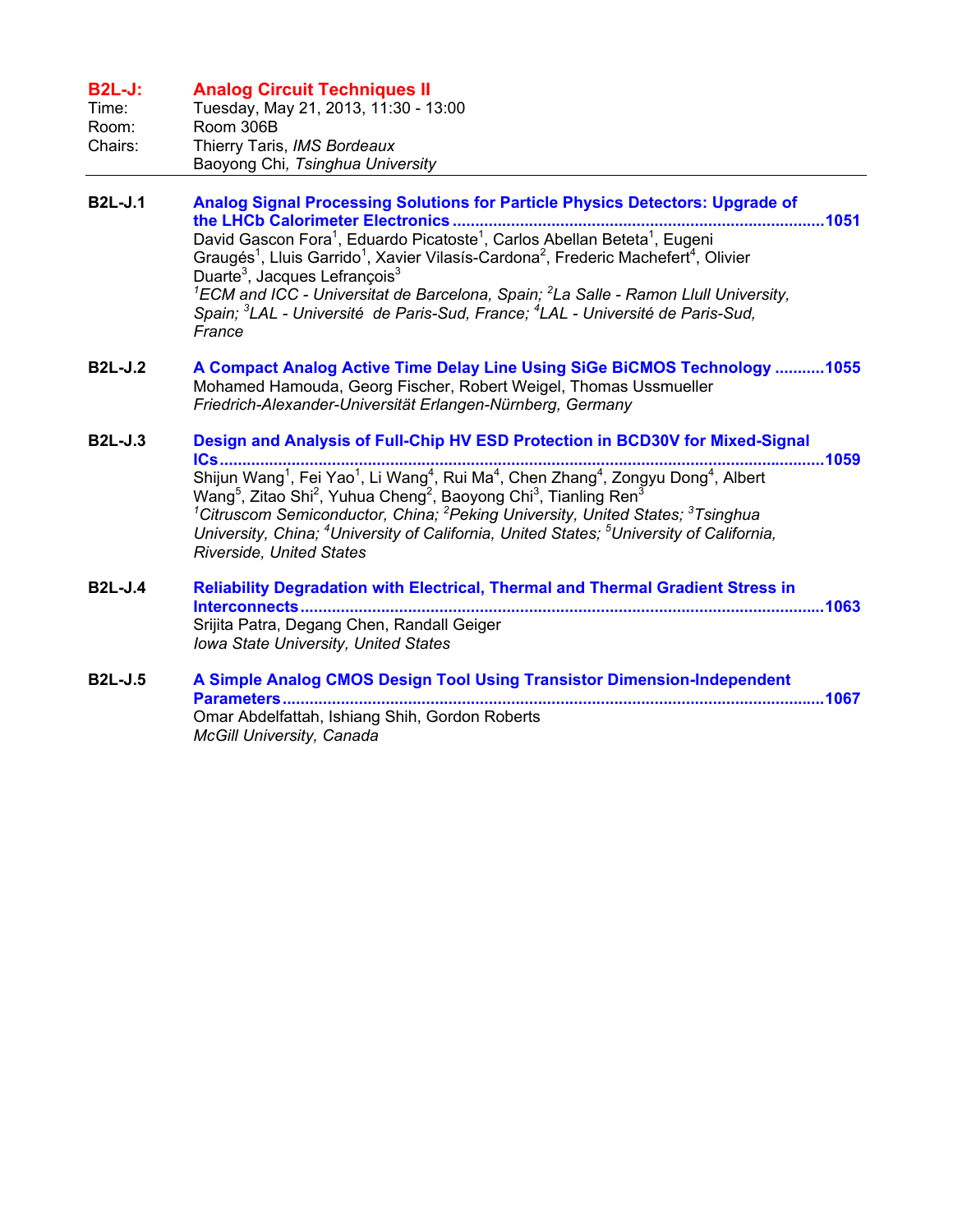## B2L-J: Analog Circuit Techniques II

Time: Tuesday, May 21, 2013, 11:30 - 13:00
Room: Room 306B
Chairs: Thierry Taris, *IMS Bordeaux*
Baoyong Chi, *Tsinghua University*

---

**B2L-J.1** **Analog Signal Processing Solutions for Particle Physics Detectors: Upgrade of the LHCb Calorimeter Electronics** ....................1051
David Gascon Fora[1], Eduardo Picatoste[1], Carlos Abellan Beteta[1], Eugeni Graugés[1], Lluis Garrido[1], Xavier Vilasís-Cardona[2], Frederic Machefert[4], Olivier Duarte[3], Jacques Lefrançois[3]
*[1]ECM and ICC - Universitat de Barcelona, Spain; [2]La Salle - Ramon Llull University, Spain; [3]LAL - Université de Paris-Sud, France; [4]LAL - Université de Paris-Sud, France*

**B2L-J.2** **A Compact Analog Active Time Delay Line Using SiGe BiCMOS Technology** ...........1055
Mohamed Hamouda, Georg Fischer, Robert Weigel, Thomas Ussmueller
*Friedrich-Alexander-Universität Erlangen-Nürnberg, Germany*

**B2L-J.3** **Design and Analysis of Full-Chip HV ESD Protection in BCD30V for Mixed-Signal ICs** ....................1059
Shijun Wang[1], Fei Yao[1], Li Wang[4], Rui Ma[4], Chen Zhang[4], Zongyu Dong[4], Albert Wang[5], Zitao Shi[2], Yuhua Cheng[2], Baoyong Chi[3], Tianling Ren[3]
*[1]Citruscom Semiconductor, China; [2]Peking University, United States; [3]Tsinghua University, China; [4]University of California, United States; [5]University of California, Riverside, United States*

**B2L-J.4** **Reliability Degradation with Electrical, Thermal and Thermal Gradient Stress in Interconnects** ....................1063
Srijita Patra, Degang Chen, Randall Geiger
*Iowa State University, United States*

**B2L-J.5** **A Simple Analog CMOS Design Tool Using Transistor Dimension-Independent Parameters** ....................1067
Omar Abdelfattah, Ishiang Shih, Gordon Roberts
*McGill University, Canada*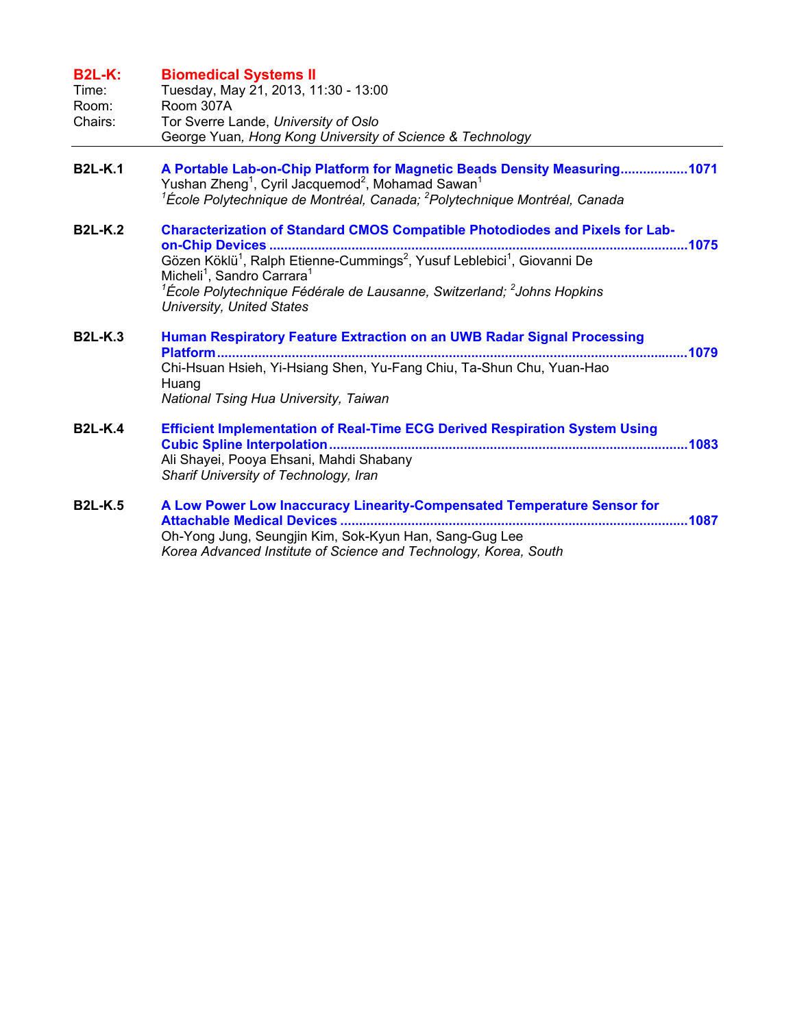## B2L-K: Biomedical Systems II

Time: Tuesday, May 21, 2013, 11:30 - 13:00
Room: Room 307A
Chairs: Tor Sverre Lande, *University of Oslo*
George Yuan, *Hong Kong University of Science & Technology*

---

**B2L-K.1** **A Portable Lab-on-Chip Platform for Magnetic Beads Density Measuring..................1071**
Yushan Zheng[1], Cyril Jacquemod[2], Mohamad Sawan[1]
*[1]École Polytechnique de Montréal, Canada; [2]Polytechnique Montréal, Canada*

**B2L-K.2** **Characterization of Standard CMOS Compatible Photodiodes and Pixels for Lab-on-Chip Devices ..............................................................................................................1075**
Gözen Köklü[1], Ralph Etienne-Cummings[2], Yusuf Leblebici[1], Giovanni De Micheli[1], Sandro Carrara[1]
*[1]École Polytechnique Fédérale de Lausanne, Switzerland; [2]Johns Hopkins University, United States*

**B2L-K.3** **Human Respiratory Feature Extraction on an UWB Radar Signal Processing Platform..........................................................................................................................1079**
Chi-Hsuan Hsieh, Yi-Hsiang Shen, Yu-Fang Chiu, Ta-Shun Chu, Yuan-Hao Huang
*National Tsing Hua University, Taiwan*

**B2L-K.4** **Efficient Implementation of Real-Time ECG Derived Respiration System Using Cubic Spline Interpolation...............................................................................................1083**
Ali Shayei, Pooya Ehsani, Mahdi Shabany
*Sharif University of Technology, Iran*

**B2L-K.5** **A Low Power Low Inaccuracy Linearity-Compensated Temperature Sensor for Attachable Medical Devices ............................................................................................1087**
Oh-Yong Jung, Seungjin Kim, Sok-Kyun Han, Sang-Gug Lee
*Korea Advanced Institute of Science and Technology, Korea, South*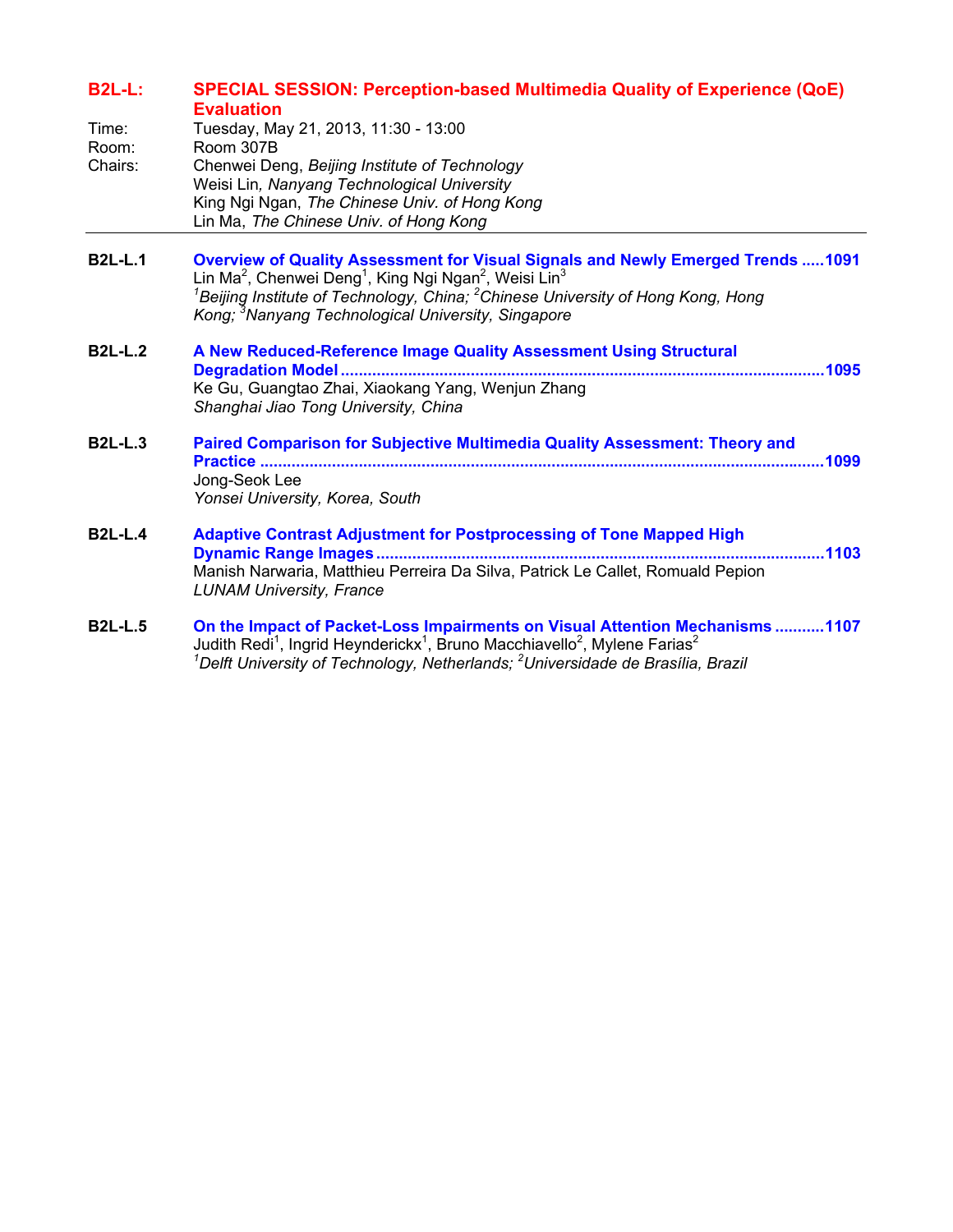## B2L-L: SPECIAL SESSION: Perception-based Multimedia Quality of Experience (QoE) Evaluation

Time: Tuesday, May 21, 2013, 11:30 - 13:00
Room: Room 307B
Chairs: Chenwei Deng, *Beijing Institute of Technology*
Weisi Lin, *Nanyang Technological University*
King Ngi Ngan, *The Chinese Univ. of Hong Kong*
Lin Ma, *The Chinese Univ. of Hong Kong*

---

**B2L-L.1** **Overview of Quality Assessment for Visual Signals and Newly Emerged Trends .....1091**
Lin Ma[2], Chenwei Deng[1], King Ngi Ngan[2], Weisi Lin[3]
*[1]Beijing Institute of Technology, China; [2]Chinese University of Hong Kong, Hong Kong; [3]Nanyang Technological University, Singapore*

**B2L-L.2** **A New Reduced-Reference Image Quality Assessment Using Structural Degradation Model ..........1095**
Ke Gu, Guangtao Zhai, Xiaokang Yang, Wenjun Zhang
*Shanghai Jiao Tong University, China*

**B2L-L.3** **Paired Comparison for Subjective Multimedia Quality Assessment: Theory and Practice ..........1099**
Jong-Seok Lee
*Yonsei University, Korea, South*

**B2L-L.4** **Adaptive Contrast Adjustment for Postprocessing of Tone Mapped High Dynamic Range Images ..........1103**
Manish Narwaria, Matthieu Perreira Da Silva, Patrick Le Callet, Romuald Pepion
*LUNAM University, France*

**B2L-L.5** **On the Impact of Packet-Loss Impairments on Visual Attention Mechanisms ...........1107**
Judith Redi[1], Ingrid Heynderickx[1], Bruno Macchiavello[2], Mylene Farias[2]
*[1]Delft University of Technology, Netherlands; [2]Universidade de Brasília, Brazil*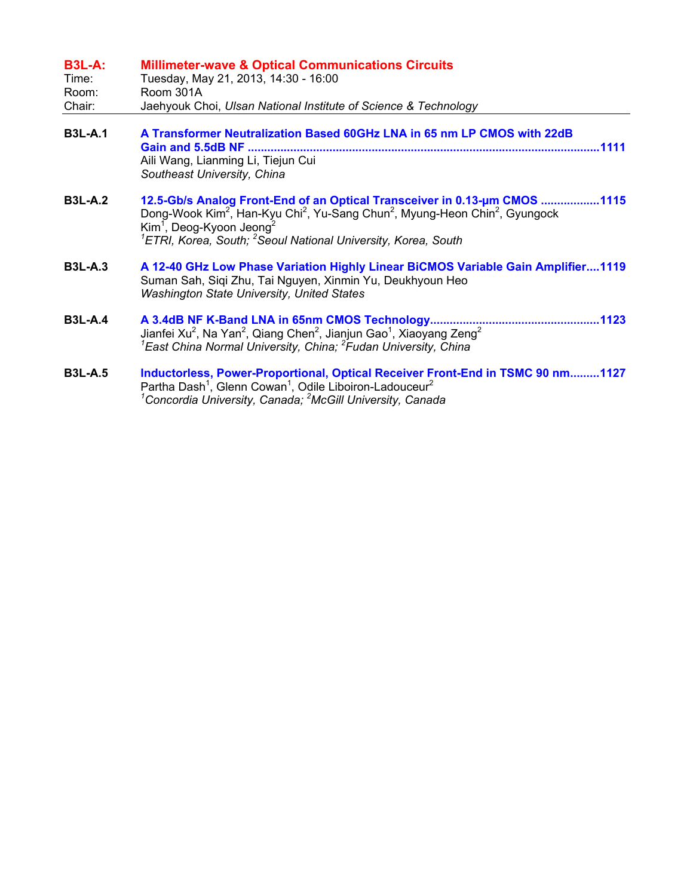## B3L-A: Millimeter-wave & Optical Communications Circuits

Time: Tuesday, May 21, 2013, 14:30 - 16:00
Room: Room 301A
Chair: Jaehyouk Choi, *Ulsan National Institute of Science & Technology*

---

**B3L-A.1** **A Transformer Neutralization Based 60GHz LNA in 65 nm LP CMOS with 22dB Gain and 5.5dB NF** ........................................................................................................1111
Aili Wang, Lianming Li, Tiejun Cui
*Southeast University, China*

**B3L-A.2** **12.5-Gb/s Analog Front-End of an Optical Transceiver in 0.13-μm CMOS** ..................1115
Dong-Wook Kim[2], Han-Kyu Chi[2], Yu-Sang Chun[2], Myung-Heon Chin[2], Gyungock Kim[1], Deog-Kyoon Jeong[2]
*[1]ETRI, Korea, South; [2]Seoul National University, Korea, South*

**B3L-A.3** **A 12-40 GHz Low Phase Variation Highly Linear BiCMOS Variable Gain Amplifier**....1119
Suman Sah, Siqi Zhu, Tai Nguyen, Xinmin Yu, Deukhyoun Heo
*Washington State University, United States*

**B3L-A.4** **A 3.4dB NF K-Band LNA in 65nm CMOS Technology**...................................................1123
Jianfei Xu[2], Na Yan[2], Qiang Chen[2], Jianjun Gao[1], Xiaoyang Zeng[2]
*[1]East China Normal University, China; [2]Fudan University, China*

**B3L-A.5** **Inductorless, Power-Proportional, Optical Receiver Front-End in TSMC 90 nm**.........1127
Partha Dash[1], Glenn Cowan[1], Odile Liboiron-Ladouceur[2]
*[1]Concordia University, Canada; [2]McGill University, Canada*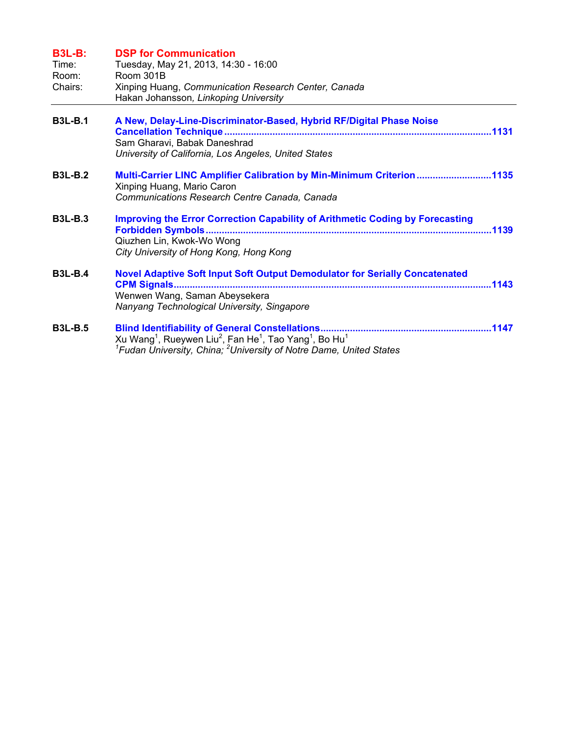## B3L-B: DSP for Communication

Time: Tuesday, May 21, 2013, 14:30 - 16:00
Room: Room 301B
Chairs: Xinping Huang, *Communication Research Center, Canada*
Hakan Johansson, *Linkoping University*

---

**B3L-B.1** **A New, Delay-Line-Discriminator-Based, Hybrid RF/Digital Phase Noise Cancellation Technique** ....................1131
Sam Gharavi, Babak Daneshrad
*University of California, Los Angeles, United States*

**B3L-B.2** **Multi-Carrier LINC Amplifier Calibration by Min-Minimum Criterion** ....................1135
Xinping Huang, Mario Caron
*Communications Research Centre Canada, Canada*

**B3L-B.3** **Improving the Error Correction Capability of Arithmetic Coding by Forecasting Forbidden Symbols** ....................1139
Qiuzhen Lin, Kwok-Wo Wong
*City University of Hong Kong, Hong Kong*

**B3L-B.4** **Novel Adaptive Soft Input Soft Output Demodulator for Serially Concatenated CPM Signals** ....................1143
Wenwen Wang, Saman Abeysekera
*Nanyang Technological University, Singapore*

**B3L-B.5** **Blind Identifiability of General Constellations** ....................1147
Xu Wang[1], Rueywen Liu[2], Fan He[1], Tao Yang[1], Bo Hu[1]
*[1]Fudan University, China; [2]University of Notre Dame, United States*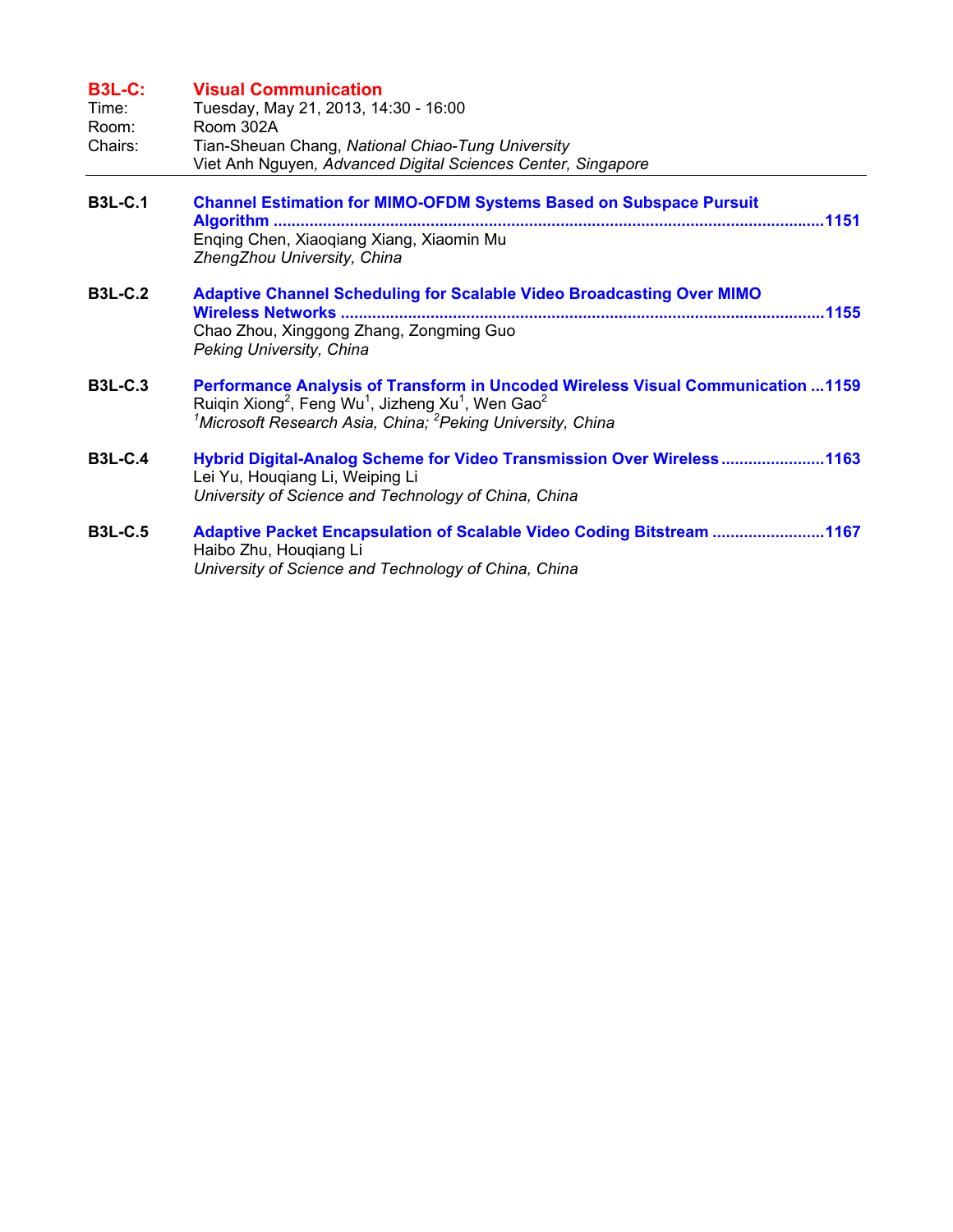## B3L-C: Visual Communication

Time: Tuesday, May 21, 2013, 14:30 - 16:00
Room: Room 302A
Chairs: Tian-Sheuan Chang, *National Chiao-Tung University*
Viet Anh Nguyen, *Advanced Digital Sciences Center, Singapore*

---

**B3L-C.1** **Channel Estimation for MIMO-OFDM Systems Based on Subspace Pursuit Algorithm ....................................................................................................................1151**
Enqing Chen, Xiaoqiang Xiang, Xiaomin Mu
*ZhengZhou University, China*

**B3L-C.2** **Adaptive Channel Scheduling for Scalable Video Broadcasting Over MIMO Wireless Networks ..........................................................................................................1155**
Chao Zhou, Xinggong Zhang, Zongming Guo
*Peking University, China*

**B3L-C.3** **Performance Analysis of Transform in Uncoded Wireless Visual Communication ...1159**
Ruiqin Xiong[2], Feng Wu[1], Jizheng Xu[1], Wen Gao[2]
*[1]Microsoft Research Asia, China; [2]Peking University, China*

**B3L-C.4** **Hybrid Digital-Analog Scheme for Video Transmission Over Wireless.......................1163**
Lei Yu, Houqiang Li, Weiping Li
*University of Science and Technology of China, China*

**B3L-C.5** **Adaptive Packet Encapsulation of Scalable Video Coding Bitstream .........................1167**
Haibo Zhu, Houqiang Li
*University of Science and Technology of China, China*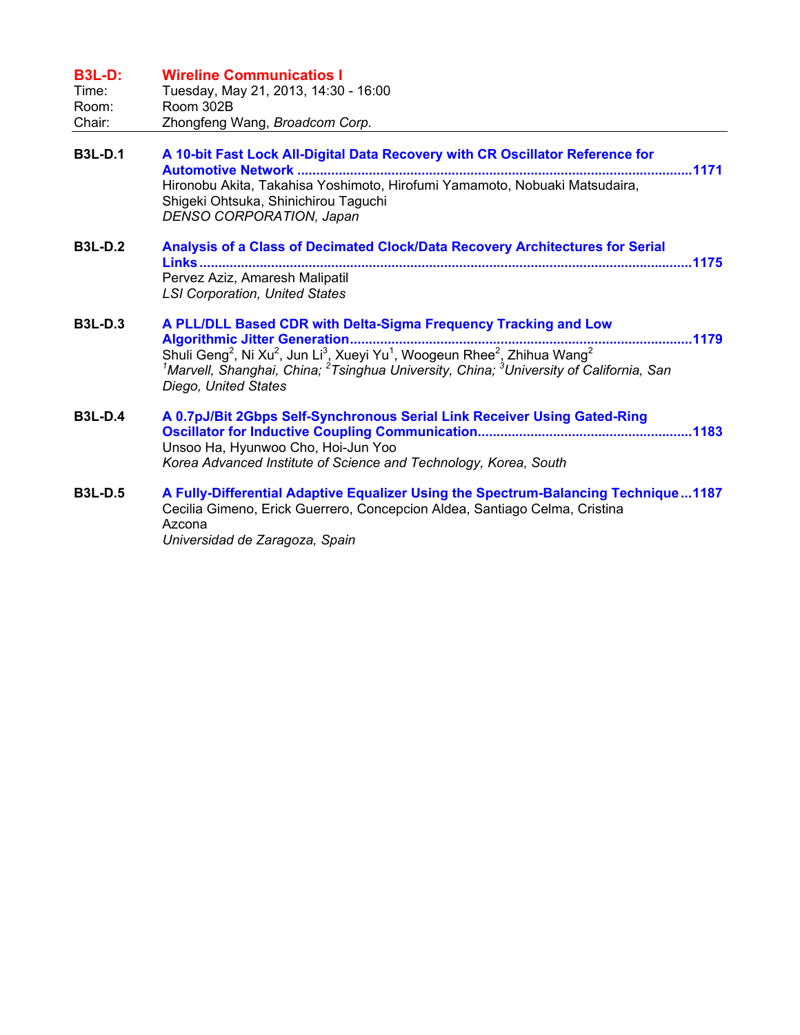## B3L-D: Wireline Communicatios I

Time: Tuesday, May 21, 2013, 14:30 - 16:00
Room: Room 302B
Chair: Zhongfeng Wang, *Broadcom Corp.*

---

**B3L-D.1** **A 10-bit Fast Lock All-Digital Data Recovery with CR Oscillator Reference for Automotive Network ....................................................................................................1171**
Hironobu Akita, Takahisa Yoshimoto, Hirofumi Yamamoto, Nobuaki Matsudaira, Shigeki Ohtsuka, Shinichirou Taguchi
*DENSO CORPORATION, Japan*

**B3L-D.2** **Analysis of a Class of Decimated Clock/Data Recovery Architectures for Serial Links ...........................................................................................................................1175**
Pervez Aziz, Amaresh Malipatil
*LSI Corporation, United States*

**B3L-D.3** **A PLL/DLL Based CDR with Delta-Sigma Frequency Tracking and Low Algorithmic Jitter Generation.........................................................................................1179**
Shuli Geng[2], Ni Xu[2], Jun Li[3], Xueyi Yu[1], Woogeun Rhee[2], Zhihua Wang[2]
*[1]Marvell, Shanghai, China; [2]Tsinghua University, China; [3]University of California, San Diego, United States*

**B3L-D.4** **A 0.7pJ/Bit 2Gbps Self-Synchronous Serial Link Receiver Using Gated-Ring Oscillator for Inductive Coupling Communication........................................................1183**
Unsoo Ha, Hyunwoo Cho, Hoi-Jun Yoo
*Korea Advanced Institute of Science and Technology, Korea, South*

**B3L-D.5** **A Fully-Differential Adaptive Equalizer Using the Spectrum-Balancing Technique...1187**
Cecilia Gimeno, Erick Guerrero, Concepcion Aldea, Santiago Celma, Cristina Azcona
*Universidad de Zaragoza, Spain*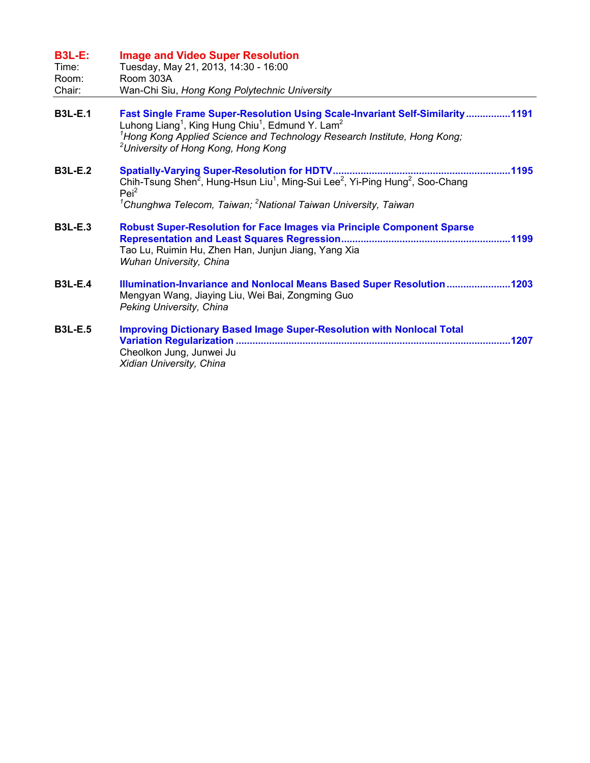## B3L-E: Image and Video Super Resolution

Time: Tuesday, May 21, 2013, 14:30 - 16:00
Room: Room 303A
Chair: Wan-Chi Siu, *Hong Kong Polytechnic University*

---

**B3L-E.1** **Fast Single Frame Super-Resolution Using Scale-Invariant Self-Similarity ................1191**
Luhong Liang[1], King Hung Chiu[1], Edmund Y. Lam[2]
*[1]Hong Kong Applied Science and Technology Research Institute, Hong Kong;*
*[2]University of Hong Kong, Hong Kong*

**B3L-E.2** **Spatially-Varying Super-Resolution for HDTV ..............................................................1195**
Chih-Tsung Shen[2], Hung-Hsun Liu[1], Ming-Sui Lee[2], Yi-Ping Hung[2], Soo-Chang Pei[2]
*[1]Chunghwa Telecom, Taiwan; [2]National Taiwan University, Taiwan*

**B3L-E.3** **Robust Super-Resolution for Face Images via Principle Component Sparse Representation and Least Squares Regression............................................................1199**
Tao Lu, Ruimin Hu, Zhen Han, Junjun Jiang, Yang Xia
*Wuhan University, China*

**B3L-E.4** **Illumination-Invariance and Nonlocal Means Based Super Resolution .......................1203**
Mengyan Wang, Jiaying Liu, Wei Bai, Zongming Guo
*Peking University, China*

**B3L-E.5** **Improving Dictionary Based Image Super-Resolution with Nonlocal Total Variation Regularization .................................................................................................1207**
Cheolkon Jung, Junwei Ju
*Xidian University, China*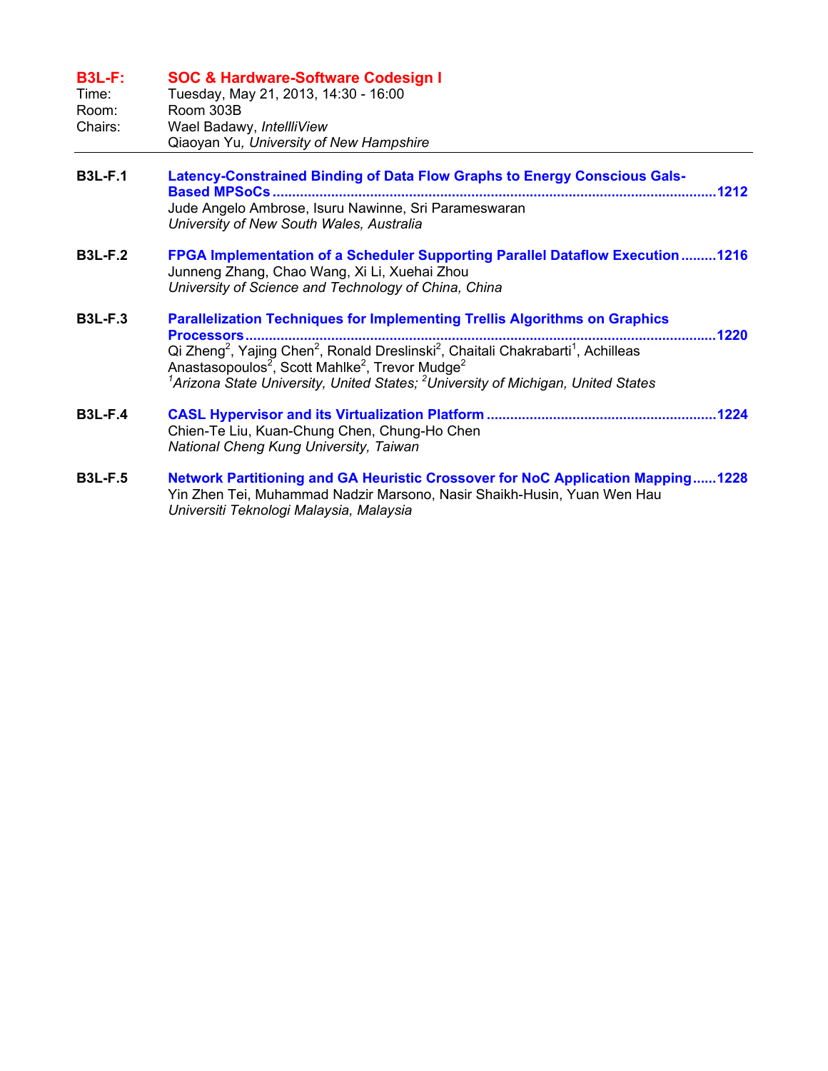## B3L-F: SOC & Hardware-Software Codesign I

Time: Tuesday, May 21, 2013, 14:30 - 16:00
Room: Room 303B
Chairs: Wael Badawy, *IntellliView*
Qiaoyan Yu*, University of New Hampshire*

---

**B3L-F.1** **Latency-Constrained Binding of Data Flow Graphs to Energy Conscious Gals-Based MPSoCs ....................1212**
Jude Angelo Ambrose, Isuru Nawinne, Sri Parameswaran
*University of New South Wales, Australia*

**B3L-F.2** **FPGA Implementation of a Scheduler Supporting Parallel Dataflow Execution .........1216**
Junneng Zhang, Chao Wang, Xi Li, Xuehai Zhou
*University of Science and Technology of China, China*

**B3L-F.3** **Parallelization Techniques for Implementing Trellis Algorithms on Graphics Processors ....................1220**
Qi Zheng[2], Yajing Chen[2], Ronald Dreslinski[2], Chaitali Chakrabarti[1], Achilleas Anastasopoulos[2], Scott Mahlke[2], Trevor Mudge[2]
*[1]Arizona State University, United States; [2]University of Michigan, United States*

**B3L-F.4** **CASL Hypervisor and its Virtualization Platform ....................1224**
Chien-Te Liu, Kuan-Chung Chen, Chung-Ho Chen
*National Cheng Kung University, Taiwan*

**B3L-F.5** **Network Partitioning and GA Heuristic Crossover for NoC Application Mapping......1228**
Yin Zhen Tei, Muhammad Nadzir Marsono, Nasir Shaikh-Husin, Yuan Wen Hau
*Universiti Teknologi Malaysia, Malaysia*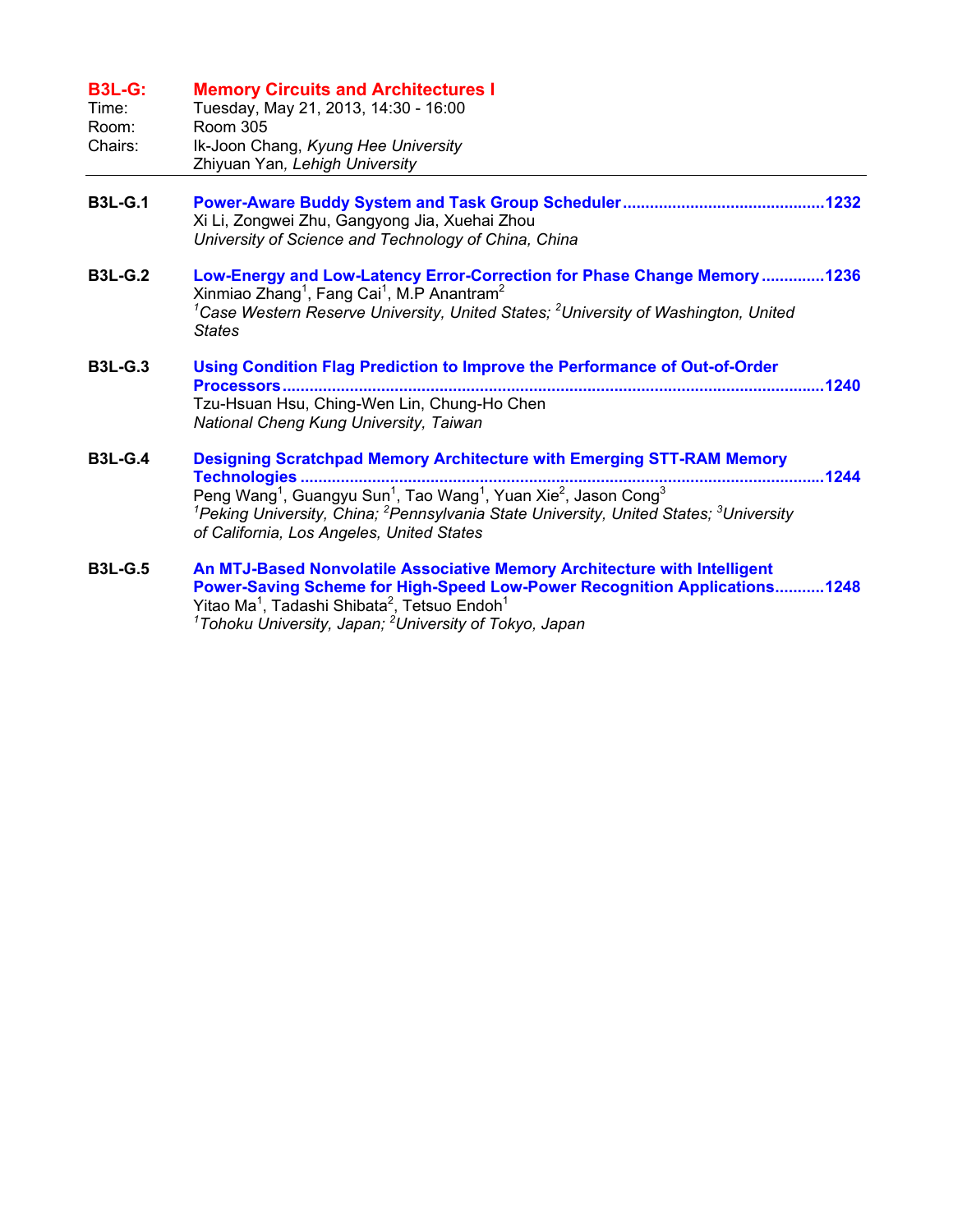## B3L-G: Memory Circuits and Architectures I

Time: Tuesday, May 21, 2013, 14:30 - 16:00
Room: Room 305
Chairs: Ik-Joon Chang, *Kyung Hee University*
Zhiyuan Yan, *Lehigh University*

---

**B3L-G.1** **Power-Aware Buddy System and Task Group Scheduler** ............................................1232
Xi Li, Zongwei Zhu, Gangyong Jia, Xuehai Zhou
*University of Science and Technology of China, China*

**B3L-G.2** **Low-Energy and Low-Latency Error-Correction for Phase Change Memory** .............1236
Xinmiao Zhang[1], Fang Cai[1], M.P Anantram[2]
*[1]Case Western Reserve University, United States; [2]University of Washington, United States*

**B3L-G.3** **Using Condition Flag Prediction to Improve the Performance of Out-of-Order Processors** ........................................................................................................1240
Tzu-Hsuan Hsu, Ching-Wen Lin, Chung-Ho Chen
*National Cheng Kung University, Taiwan*

**B3L-G.4** **Designing Scratchpad Memory Architecture with Emerging STT-RAM Memory Technologies** ....................................................................................................1244
Peng Wang[1], Guangyu Sun[1], Tao Wang[1], Yuan Xie[2], Jason Cong[3]
*[1]Peking University, China; [2]Pennsylvania State University, United States; [3]University of California, Los Angeles, United States*

**B3L-G.5** **An MTJ-Based Nonvolatile Associative Memory Architecture with Intelligent Power-Saving Scheme for High-Speed Low-Power Recognition Applications**...........1248
Yitao Ma[1], Tadashi Shibata[2], Tetsuo Endoh[1]
*[1]Tohoku University, Japan; [2]University of Tokyo, Japan*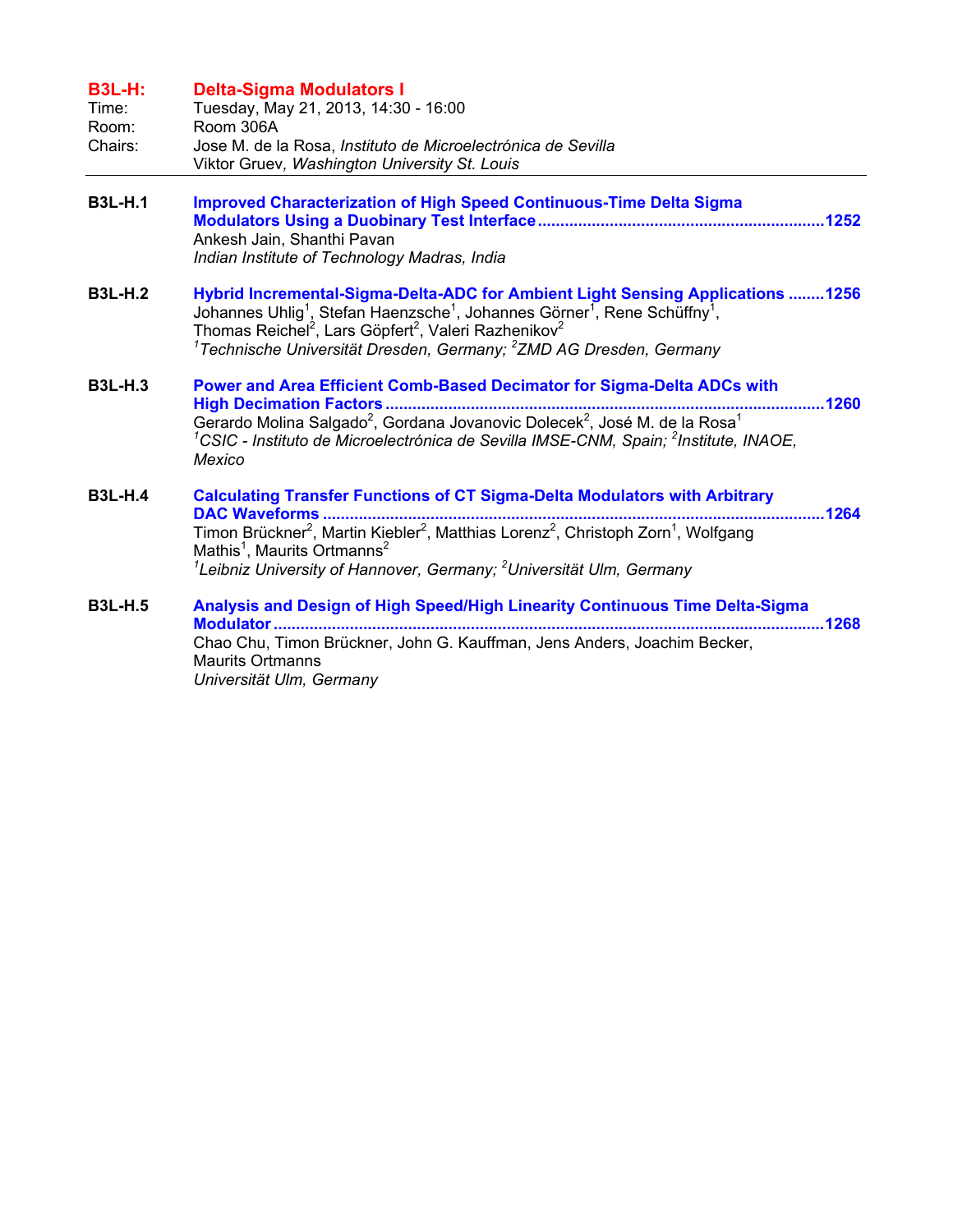## B3L-H: Delta-Sigma Modulators I

Time: Tuesday, May 21, 2013, 14:30 - 16:00
Room: Room 306A
Chairs: Jose M. de la Rosa, *Instituto de Microelectrónica de Sevilla*
Viktor Gruev, *Washington University St. Louis*

---

**B3L-H.1** **Improved Characterization of High Speed Continuous-Time Delta Sigma Modulators Using a Duobinary Test Interface** ........ 1252
Ankesh Jain, Shanthi Pavan
*Indian Institute of Technology Madras, India*

**B3L-H.2** **Hybrid Incremental-Sigma-Delta-ADC for Ambient Light Sensing Applications** ........ 1256
Johannes Uhlig[1], Stefan Haenzsche[1], Johannes Görner[1], Rene Schüffny[1], Thomas Reichel[2], Lars Göpfert[2], Valeri Razhenikov[2]
*[1]Technische Universität Dresden, Germany; [2]ZMD AG Dresden, Germany*

**B3L-H.3** **Power and Area Efficient Comb-Based Decimator for Sigma-Delta ADCs with High Decimation Factors** ........ 1260
Gerardo Molina Salgado[2], Gordana Jovanovic Dolecek[2], José M. de la Rosa[1]
*[1]CSIC - Instituto de Microelectrónica de Sevilla IMSE-CNM, Spain; [2]Institute, INAOE, Mexico*

**B3L-H.4** **Calculating Transfer Functions of CT Sigma-Delta Modulators with Arbitrary DAC Waveforms** ........ 1264
Timon Brückner[2], Martin Kiebler[2], Matthias Lorenz[2], Christoph Zorn[1], Wolfgang Mathis[1], Maurits Ortmanns[2]
*[1]Leibniz University of Hannover, Germany; [2]Universität Ulm, Germany*

**B3L-H.5** **Analysis and Design of High Speed/High Linearity Continuous Time Delta-Sigma Modulator** ........ 1268
Chao Chu, Timon Brückner, John G. Kauffman, Jens Anders, Joachim Becker, Maurits Ortmanns
*Universität Ulm, Germany*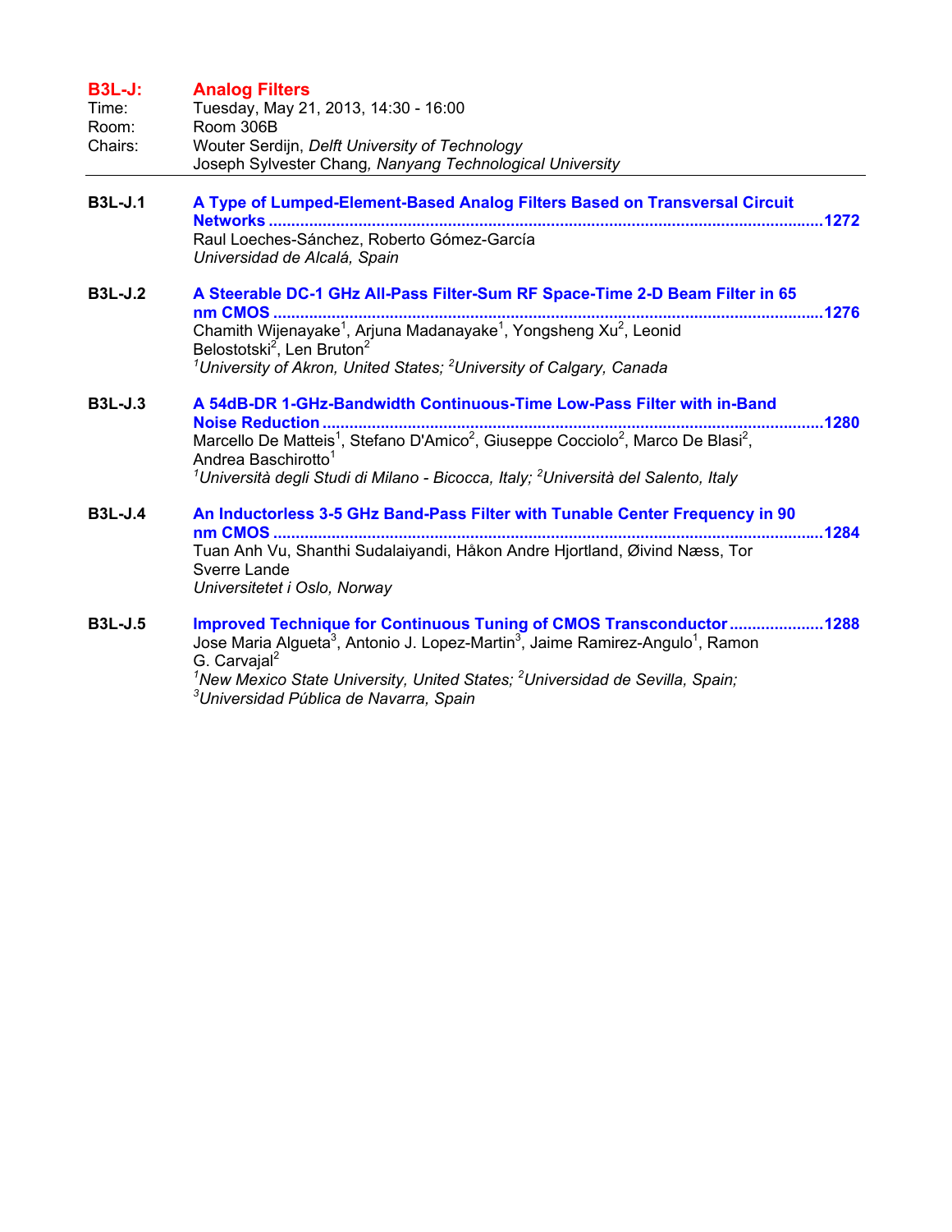## B3L-J: Analog Filters

Time: Tuesday, May 21, 2013, 14:30 - 16:00
Room: Room 306B
Chairs: Wouter Serdijn, *Delft University of Technology*
Joseph Sylvester Chang, *Nanyang Technological University*

---

**B3L-J.1** **A Type of Lumped-Element-Based Analog Filters Based on Transversal Circuit Networks** ......1272
Raul Loeches-Sánchez, Roberto Gómez-García
*Universidad de Alcalá, Spain*

**B3L-J.2** **A Steerable DC-1 GHz All-Pass Filter-Sum RF Space-Time 2-D Beam Filter in 65 nm CMOS** ......1276
Chamith Wijenayake[1], Arjuna Madanayake[1], Yongsheng Xu[2], Leonid Belostotski[2], Len Bruton[2]
*[1]University of Akron, United States; [2]University of Calgary, Canada*

**B3L-J.3** **A 54dB-DR 1-GHz-Bandwidth Continuous-Time Low-Pass Filter with in-Band Noise Reduction** ......1280
Marcello De Matteis[1], Stefano D'Amico[2], Giuseppe Cocciolo[2], Marco De Blasi[2], Andrea Baschirotto[1]
*[1]Università degli Studi di Milano - Bicocca, Italy; [2]Università del Salento, Italy*

**B3L-J.4** **An Inductorless 3-5 GHz Band-Pass Filter with Tunable Center Frequency in 90 nm CMOS** ......1284
Tuan Anh Vu, Shanthi Sudalaiyandi, Håkon Andre Hjortland, Øivind Næss, Tor Sverre Lande
*Universitetet i Oslo, Norway*

**B3L-J.5** **Improved Technique for Continuous Tuning of CMOS Transconductor** ......1288
Jose Maria Algueta[3], Antonio J. Lopez-Martin[3], Jaime Ramirez-Angulo[1], Ramon G. Carvajal[2]
*[1]New Mexico State University, United States; [2]Universidad de Sevilla, Spain; [3]Universidad Pública de Navarra, Spain*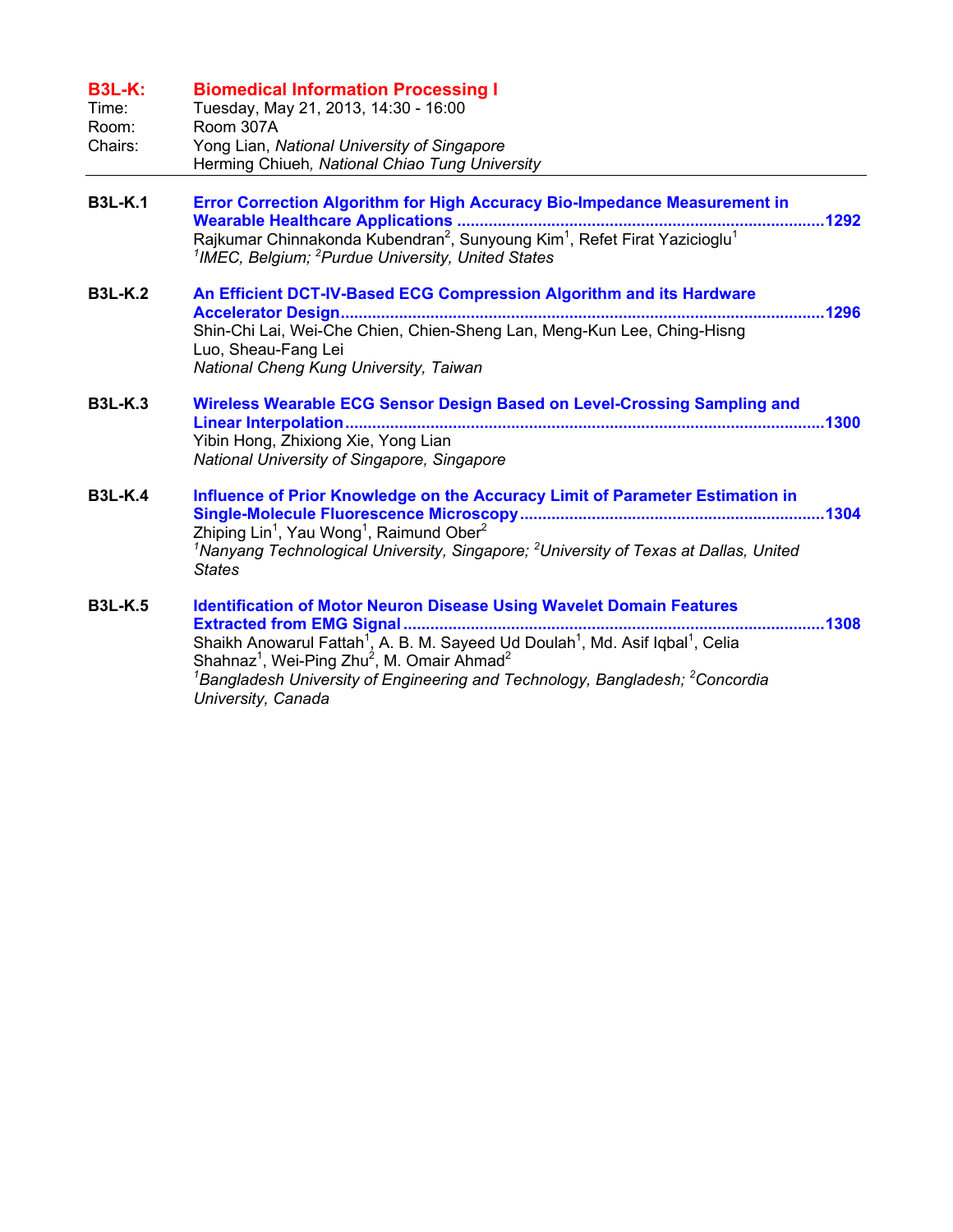## B3L-K: Biomedical Information Processing I

Time: Tuesday, May 21, 2013, 14:30 - 16:00
Room: Room 307A
Chairs: Yong Lian, *National University of Singapore*
Herming Chiueh, *National Chiao Tung University*

---

**B3L-K.1** **Error Correction Algorithm for High Accuracy Bio-Impedance Measurement in Wearable Healthcare Applications** ........ 1292
Rajkumar Chinnakonda Kubendran[2], Sunyoung Kim[1], Refet Firat Yazicioglu[1]
*[1]IMEC, Belgium; [2]Purdue University, United States*

**B3L-K.2** **An Efficient DCT-IV-Based ECG Compression Algorithm and its Hardware Accelerator Design** ........ 1296
Shin-Chi Lai, Wei-Che Chien, Chien-Sheng Lan, Meng-Kun Lee, Ching-Hisng Luo, Sheau-Fang Lei
*National Cheng Kung University, Taiwan*

**B3L-K.3** **Wireless Wearable ECG Sensor Design Based on Level-Crossing Sampling and Linear Interpolation** ........ 1300
Yibin Hong, Zhixiong Xie, Yong Lian
*National University of Singapore, Singapore*

**B3L-K.4** **Influence of Prior Knowledge on the Accuracy Limit of Parameter Estimation in Single-Molecule Fluorescence Microscopy** ........ 1304
Zhiping Lin[1], Yau Wong[1], Raimund Ober[2]
*[1]Nanyang Technological University, Singapore; [2]University of Texas at Dallas, United States*

**B3L-K.5** **Identification of Motor Neuron Disease Using Wavelet Domain Features Extracted from EMG Signal** ........ 1308
Shaikh Anowarul Fattah[1], A. B. M. Sayeed Ud Doulah[1], Md. Asif Iqbal[1], Celia Shahnaz[1], Wei-Ping Zhu[2], M. Omair Ahmad[2]
*[1]Bangladesh University of Engineering and Technology, Bangladesh; [2]Concordia University, Canada*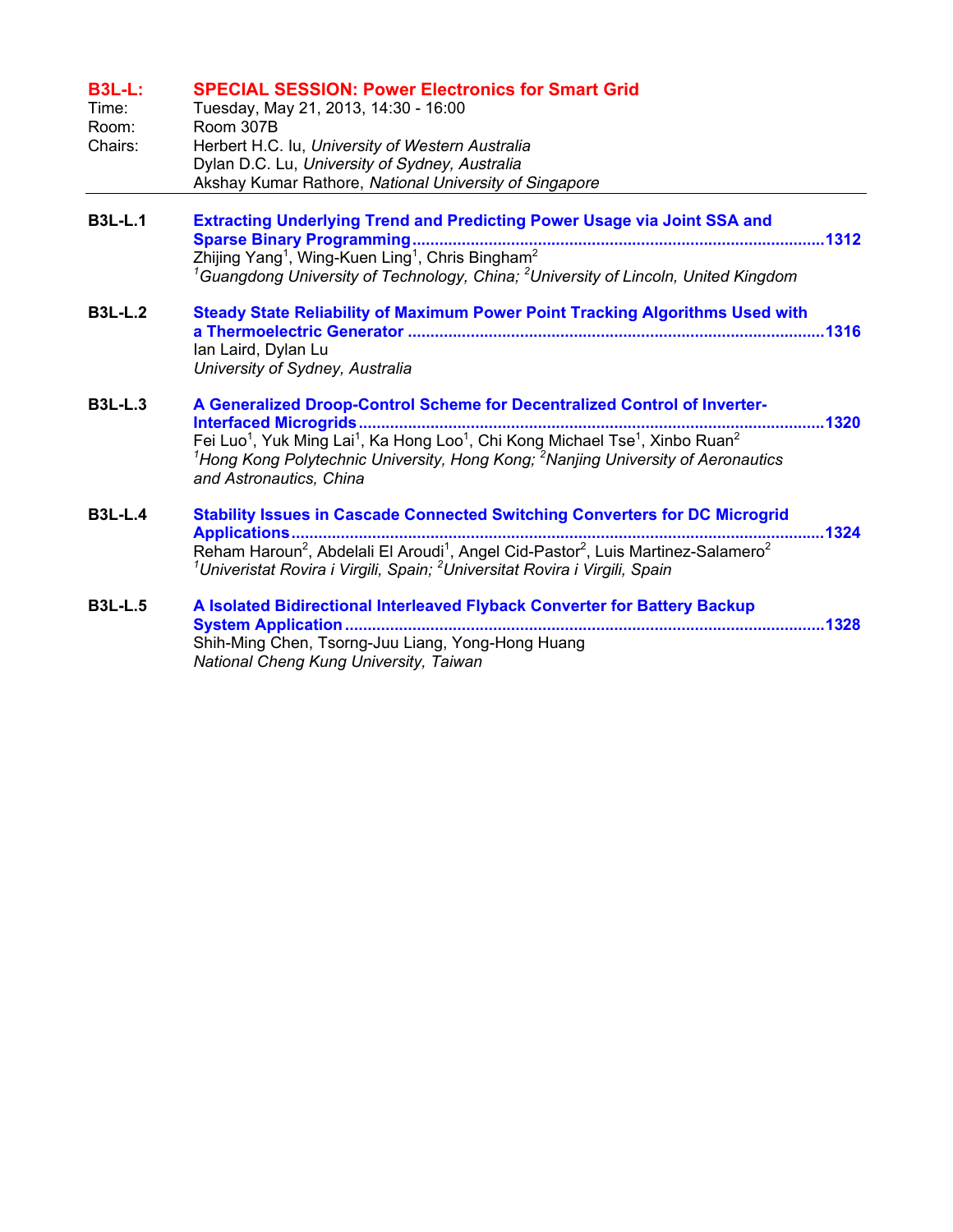## B3L-L: SPECIAL SESSION: Power Electronics for Smart Grid

Time: Tuesday, May 21, 2013, 14:30 - 16:00
Room: Room 307B
Chairs: Herbert H.C. Iu, *University of Western Australia*
Dylan D.C. Lu, *University of Sydney, Australia*
Akshay Kumar Rathore, *National University of Singapore*

---

**B3L-L.1** **Extracting Underlying Trend and Predicting Power Usage via Joint SSA and Sparse Binary Programming** ........................................ **1312**
Zhijing Yang[1], Wing-Kuen Ling[1], Chris Bingham[2]
*[1]Guangdong University of Technology, China; [2]University of Lincoln, United Kingdom*

**B3L-L.2** **Steady State Reliability of Maximum Power Point Tracking Algorithms Used with a Thermoelectric Generator** ........................................ **1316**
Ian Laird, Dylan Lu
*University of Sydney, Australia*

**B3L-L.3** **A Generalized Droop-Control Scheme for Decentralized Control of Inverter-Interfaced Microgrids** ........................................ **1320**
Fei Luo[1], Yuk Ming Lai[1], Ka Hong Loo[1], Chi Kong Michael Tse[1], Xinbo Ruan[2]
*[1]Hong Kong Polytechnic University, Hong Kong; [2]Nanjing University of Aeronautics and Astronautics, China*

**B3L-L.4** **Stability Issues in Cascade Connected Switching Converters for DC Microgrid Applications** ........................................ **1324**
Reham Haroun[2], Abdelali El Aroudi[1], Angel Cid-Pastor[2], Luis Martinez-Salamero[2]
*[1]Univeristat Rovira i Virgili, Spain; [2]Universitat Rovira i Virgili, Spain*

**B3L-L.5** **A Isolated Bidirectional Interleaved Flyback Converter for Battery Backup System Application** ........................................ **1328**
Shih-Ming Chen, Tsorng-Juu Liang, Yong-Hong Huang
*National Cheng Kung University, Taiwan*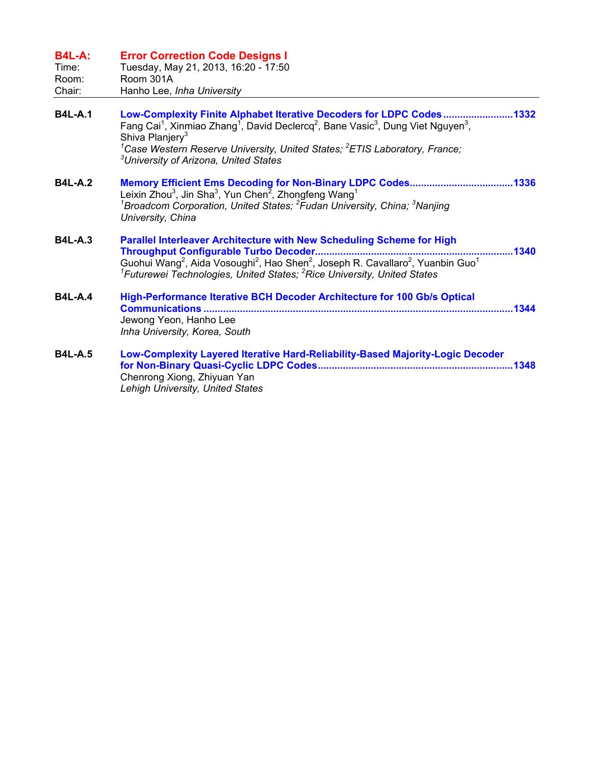## B4L-A: Error Correction Code Designs I

Time: Tuesday, May 21, 2013, 16:20 - 17:50
Room: Room 301A
Chair: Hanho Lee, *Inha University*

---

**B4L-A.1** **Low-Complexity Finite Alphabet Iterative Decoders for LDPC Codes ........................1332**
Fang Cai[1], Xinmiao Zhang[1], David Declercq[2], Bane Vasic[3], Dung Viet Nguyen[3], Shiva Planjery[3]
*[1]Case Western Reserve University, United States; [2]ETIS Laboratory, France; [3]University of Arizona, United States*

**B4L-A.2** **Memory Efficient Ems Decoding for Non-Binary LDPC Codes....................................1336**
Leixin Zhou[3], Jin Sha[3], Yun Chen[2], Zhongfeng Wang[1]
*[1]Broadcom Corporation, United States; [2]Fudan University, China; [3]Nanjing University, China*

**B4L-A.3** **Parallel Interleaver Architecture with New Scheduling Scheme for High Throughput Configurable Turbo Decoder.....................................................................1340**
Guohui Wang[2], Aida Vosoughi[2], Hao Shen[2], Joseph R. Cavallaro[2], Yuanbin Guo[1]
*[1]Futurewei Technologies, United States; [2]Rice University, United States*

**B4L-A.4** **High-Performance Iterative BCH Decoder Architecture for 100 Gb/s Optical Communications ............................................................................................................1344**
Jewong Yeon, Hanho Lee
*Inha University, Korea, South*

**B4L-A.5** **Low-Complexity Layered Iterative Hard-Reliability-Based Majority-Logic Decoder for Non-Binary Quasi-Cyclic LDPC Codes....................................................................1348**
Chenrong Xiong, Zhiyuan Yan
*Lehigh University, United States*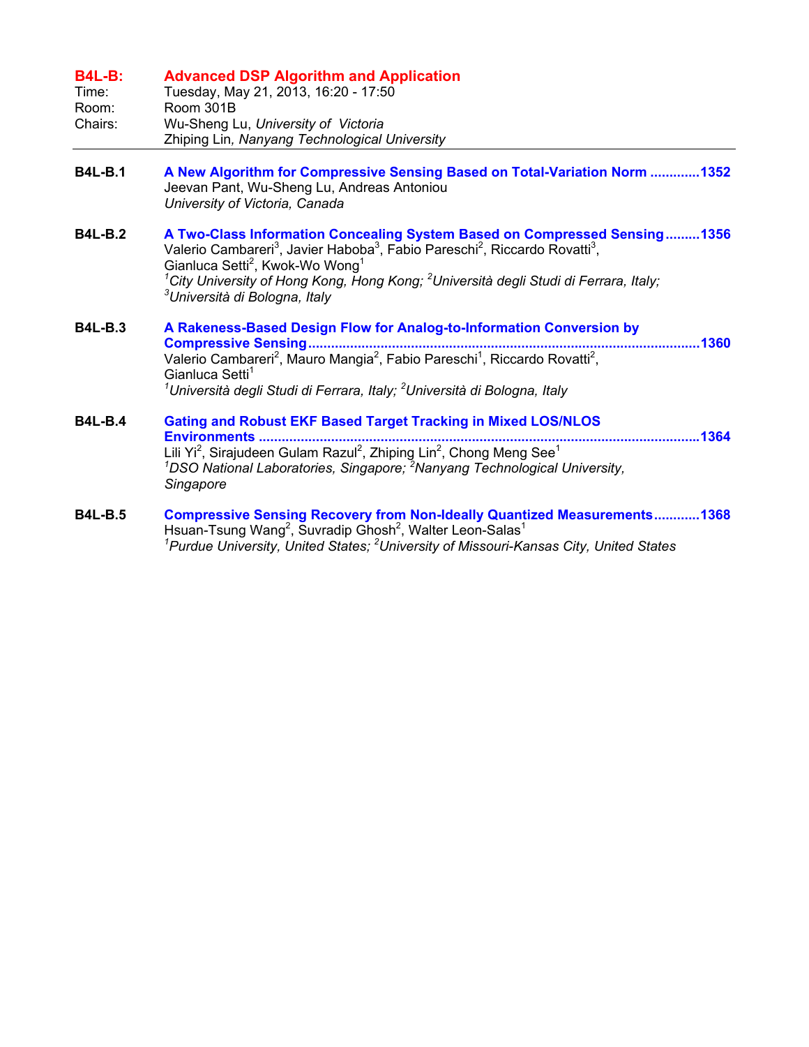## B4L-B: Advanced DSP Algorithm and Application

Time: Tuesday, May 21, 2013, 16:20 - 17:50
Room: Room 301B
Chairs: Wu-Sheng Lu, *University of Victoria*
Zhiping Lin, *Nanyang Technological University*

---

**B4L-B.1** **A New Algorithm for Compressive Sensing Based on Total-Variation Norm** .............1352
Jeevan Pant, Wu-Sheng Lu, Andreas Antoniou
*University of Victoria, Canada*

**B4L-B.2** **A Two-Class Information Concealing System Based on Compressed Sensing** .........1356
Valerio Cambareri[3], Javier Haboba[3], Fabio Pareschi[2], Riccardo Rovatti[3], Gianluca Setti[2], Kwok-Wo Wong[1]
*[1]City University of Hong Kong, Hong Kong; [2]Università degli Studi di Ferrara, Italy; [3]Università di Bologna, Italy*

**B4L-B.3** **A Rakeness-Based Design Flow for Analog-to-Information Conversion by Compressive Sensing** .....................................................................................................1360
Valerio Cambareri[2], Mauro Mangia[2], Fabio Pareschi[1], Riccardo Rovatti[2], Gianluca Setti[1]
*[1]Università degli Studi di Ferrara, Italy; [2]Università di Bologna, Italy*

**B4L-B.4** **Gating and Robust EKF Based Target Tracking in Mixed LOS/NLOS Environments** ..................................................................................................................1364
Lili Yi[2], Sirajudeen Gulam Razul[2], Zhiping Lin[2], Chong Meng See[1]
*[1]DSO National Laboratories, Singapore; [2]Nanyang Technological University, Singapore*

**B4L-B.5** **Compressive Sensing Recovery from Non-Ideally Quantized Measurements** ............1368
Hsuan-Tsung Wang[2], Suvradip Ghosh[2], Walter Leon-Salas[1]
*[1]Purdue University, United States; [2]University of Missouri-Kansas City, United States*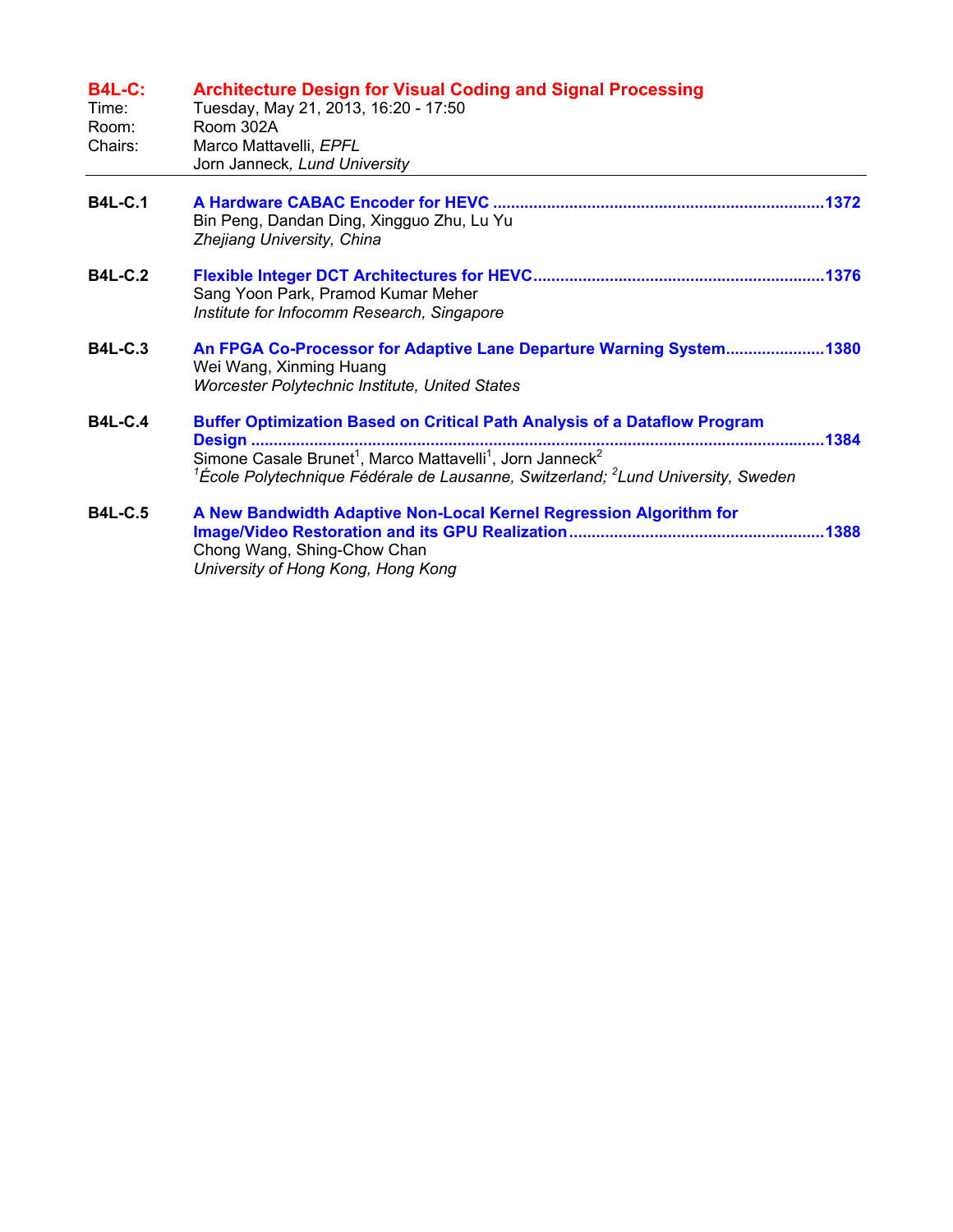## B4L-C: Architecture Design for Visual Coding and Signal Processing

Time: Tuesday, May 21, 2013, 16:20 - 17:50
Room: Room 302A
Chairs: Marco Mattavelli, *EPFL*
Jorn Janneck, *Lund University*

---

**B4L-C.1** **A Hardware CABAC Encoder for HEVC** ........................................ 1372
Bin Peng, Dandan Ding, Xingguo Zhu, Lu Yu
*Zhejiang University, China*

**B4L-C.2** **Flexible Integer DCT Architectures for HEVC** ........................................ 1376
Sang Yoon Park, Pramod Kumar Meher
*Institute for Infocomm Research, Singapore*

**B4L-C.3** **An FPGA Co-Processor for Adaptive Lane Departure Warning System** ........................................ 1380
Wei Wang, Xinming Huang
*Worcester Polytechnic Institute, United States*

**B4L-C.4** **Buffer Optimization Based on Critical Path Analysis of a Dataflow Program Design** ........................................ 1384
Simone Casale Brunet[1], Marco Mattavelli[1], Jorn Janneck[2]
*[1]École Polytechnique Fédérale de Lausanne, Switzerland; [2]Lund University, Sweden*

**B4L-C.5** **A New Bandwidth Adaptive Non-Local Kernel Regression Algorithm for Image/Video Restoration and its GPU Realization** ........................................ 1388
Chong Wang, Shing-Chow Chan
*University of Hong Kong, Hong Kong*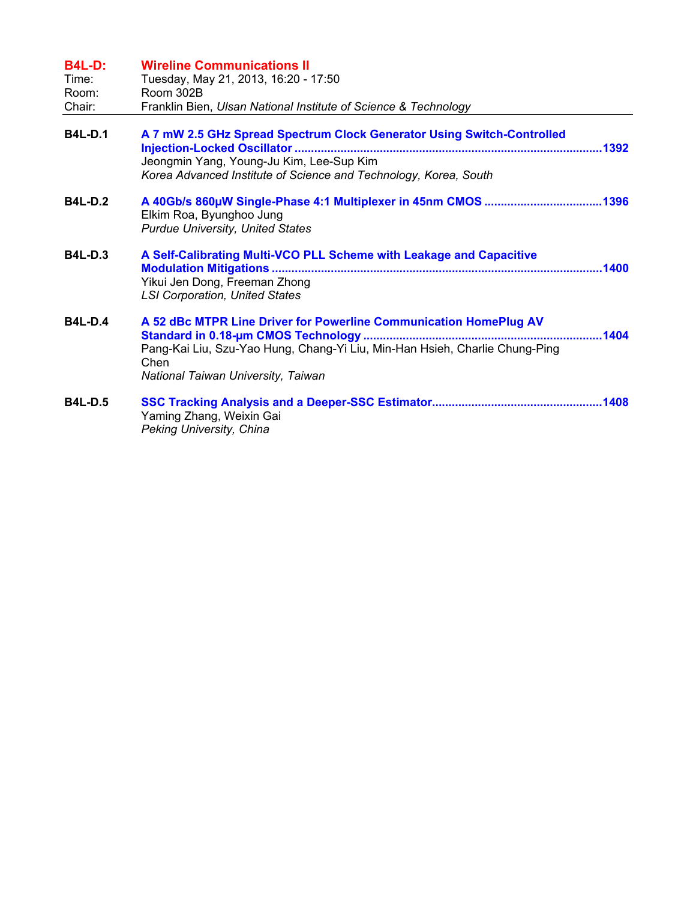## B4L-D: Wireline Communications II

Time: Tuesday, May 21, 2013, 16:20 - 17:50
Room: Room 302B
Chair: Franklin Bien, *Ulsan National Institute of Science & Technology*

---

**B4L-D.1** **A 7 mW 2.5 GHz Spread Spectrum Clock Generator Using Switch-Controlled Injection-Locked Oscillator** ....................1392
Jeongmin Yang, Young-Ju Kim, Lee-Sup Kim
*Korea Advanced Institute of Science and Technology, Korea, South*

**B4L-D.2** **A 40Gb/s 860μW Single-Phase 4:1 Multiplexer in 45nm CMOS** ....................1396
Elkim Roa, Byunghoo Jung
*Purdue University, United States*

**B4L-D.3** **A Self-Calibrating Multi-VCO PLL Scheme with Leakage and Capacitive Modulation Mitigations** ....................1400
Yikui Jen Dong, Freeman Zhong
*LSI Corporation, United States*

**B4L-D.4** **A 52 dBc MTPR Line Driver for Powerline Communication HomePlug AV Standard in 0.18-μm CMOS Technology** ....................1404
Pang-Kai Liu, Szu-Yao Hung, Chang-Yi Liu, Min-Han Hsieh, Charlie Chung-Ping Chen
*National Taiwan University, Taiwan*

**B4L-D.5** **SSC Tracking Analysis and a Deeper-SSC Estimator** ....................1408
Yaming Zhang, Weixin Gai
*Peking University, China*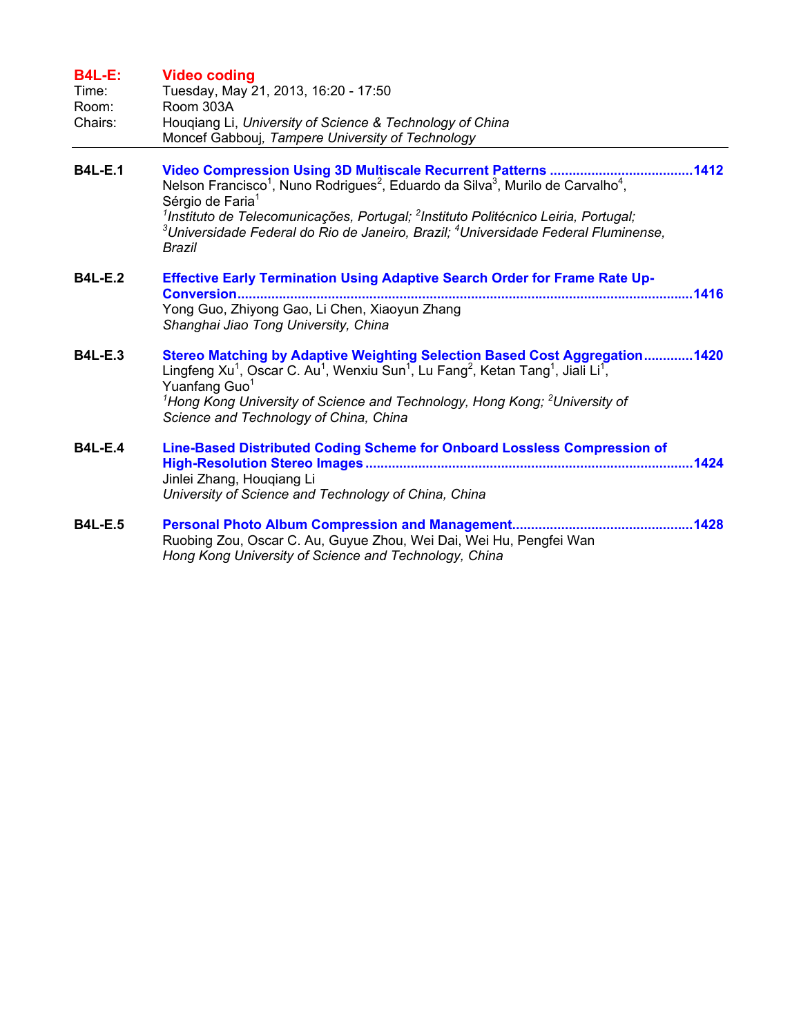## B4L-E: Video coding

Time: Tuesday, May 21, 2013, 16:20 - 17:50
Room: Room 303A
Chairs: Houqiang Li, *University of Science & Technology of China*
Moncef Gabbouj, *Tampere University of Technology*

---

**B4L-E.1** **Video Compression Using 3D Multiscale Recurrent Patterns** ...................................... 1412
Nelson Francisco[1], Nuno Rodrigues[2], Eduardo da Silva[3], Murilo de Carvalho[4], Sérgio de Faria[1]
*[1]Instituto de Telecomunicações, Portugal; [2]Instituto Politécnico Leiria, Portugal; [3]Universidade Federal do Rio de Janeiro, Brazil; [4]Universidade Federal Fluminense, Brazil*

**B4L-E.2** **Effective Early Termination Using Adaptive Search Order for Frame Rate Up-Conversion** ...................................... 1416
Yong Guo, Zhiyong Gao, Li Chen, Xiaoyun Zhang
*Shanghai Jiao Tong University, China*

**B4L-E.3** **Stereo Matching by Adaptive Weighting Selection Based Cost Aggregation** ............. 1420
Lingfeng Xu[1], Oscar C. Au[1], Wenxiu Sun[1], Lu Fang[2], Ketan Tang[1], Jiali Li[1], Yuanfang Guo[1]
*[1]Hong Kong University of Science and Technology, Hong Kong; [2]University of Science and Technology of China, China*

**B4L-E.4** **Line-Based Distributed Coding Scheme for Onboard Lossless Compression of High-Resolution Stereo Images** ...................................... 1424
Jinlei Zhang, Houqiang Li
*University of Science and Technology of China, China*

**B4L-E.5** **Personal Photo Album Compression and Management** ...................................... 1428
Ruobing Zou, Oscar C. Au, Guyue Zhou, Wei Dai, Wei Hu, Pengfei Wan
*Hong Kong University of Science and Technology, China*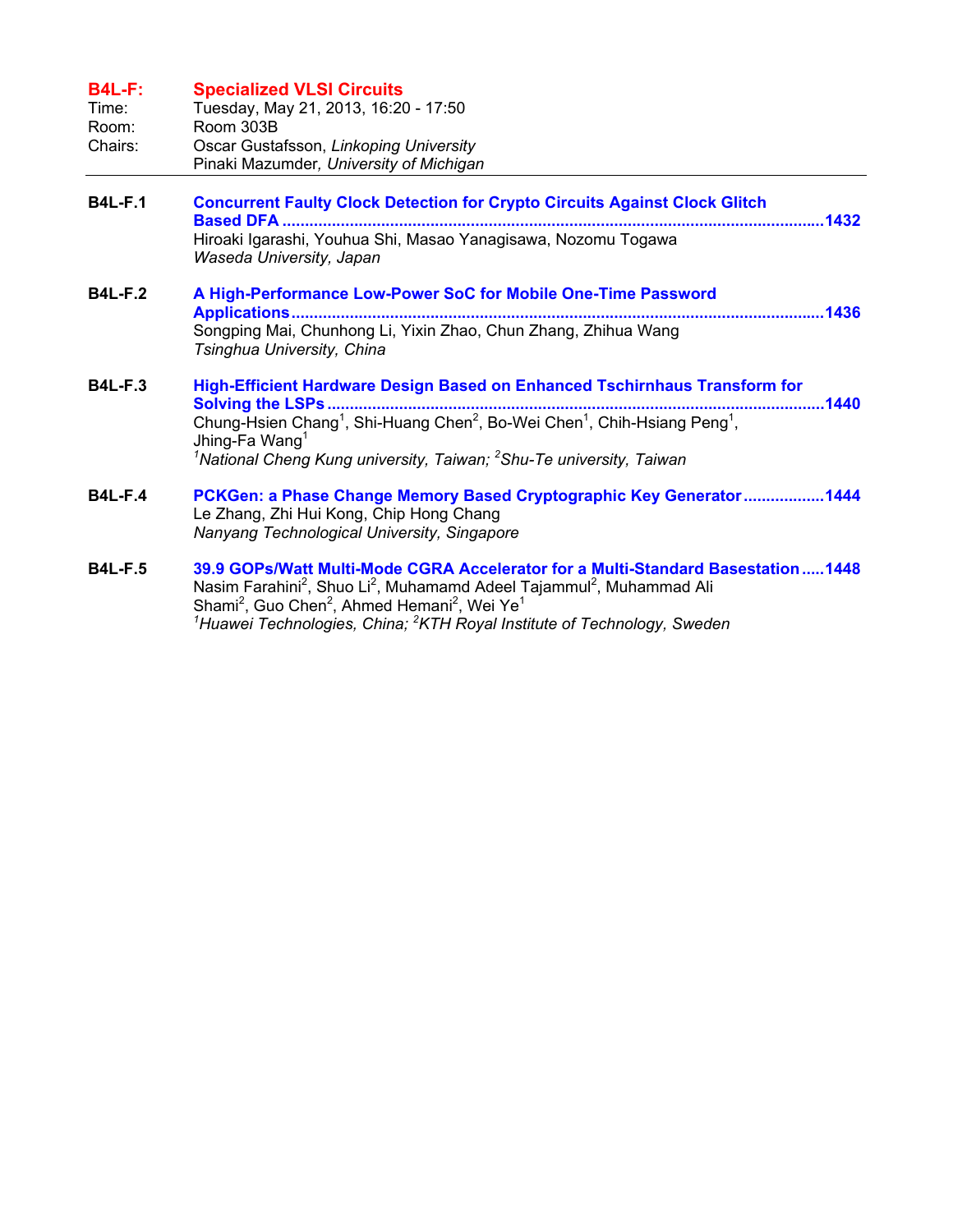## B4L-F: Specialized VLSI Circuits

Time: Tuesday, May 21, 2013, 16:20 - 17:50
Room: Room 303B
Chairs: Oscar Gustafsson, *Linkoping University*
Pinaki Mazumder, *University of Michigan*

---

**B4L-F.1** **Concurrent Faulty Clock Detection for Crypto Circuits Against Clock Glitch Based DFA** .......... **1432**
Hiroaki Igarashi, Youhua Shi, Masao Yanagisawa, Nozomu Togawa
*Waseda University, Japan*

**B4L-F.2** **A High-Performance Low-Power SoC for Mobile One-Time Password Applications** .......... **1436**
Songping Mai, Chunhong Li, Yixin Zhao, Chun Zhang, Zhihua Wang
*Tsinghua University, China*

**B4L-F.3** **High-Efficient Hardware Design Based on Enhanced Tschirnhaus Transform for Solving the LSPs** .......... **1440**
Chung-Hsien Chang[1], Shi-Huang Chen[2], Bo-Wei Chen[1], Chih-Hsiang Peng[1], Jhing-Fa Wang[1]
*[1]National Cheng Kung university, Taiwan; [2]Shu-Te university, Taiwan*

**B4L-F.4** **PCKGen: a Phase Change Memory Based Cryptographic Key Generator** .......... **1444**
Le Zhang, Zhi Hui Kong, Chip Hong Chang
*Nanyang Technological University, Singapore*

**B4L-F.5** **39.9 GOPs/Watt Multi-Mode CGRA Accelerator for a Multi-Standard Basestation** .......... **1448**
Nasim Farahini[2], Shuo Li[2], Muhamamd Adeel Tajammul[2], Muhammad Ali Shami[2], Guo Chen[2], Ahmed Hemani[2], Wei Ye[1]
*[1]Huawei Technologies, China; [2]KTH Royal Institute of Technology, Sweden*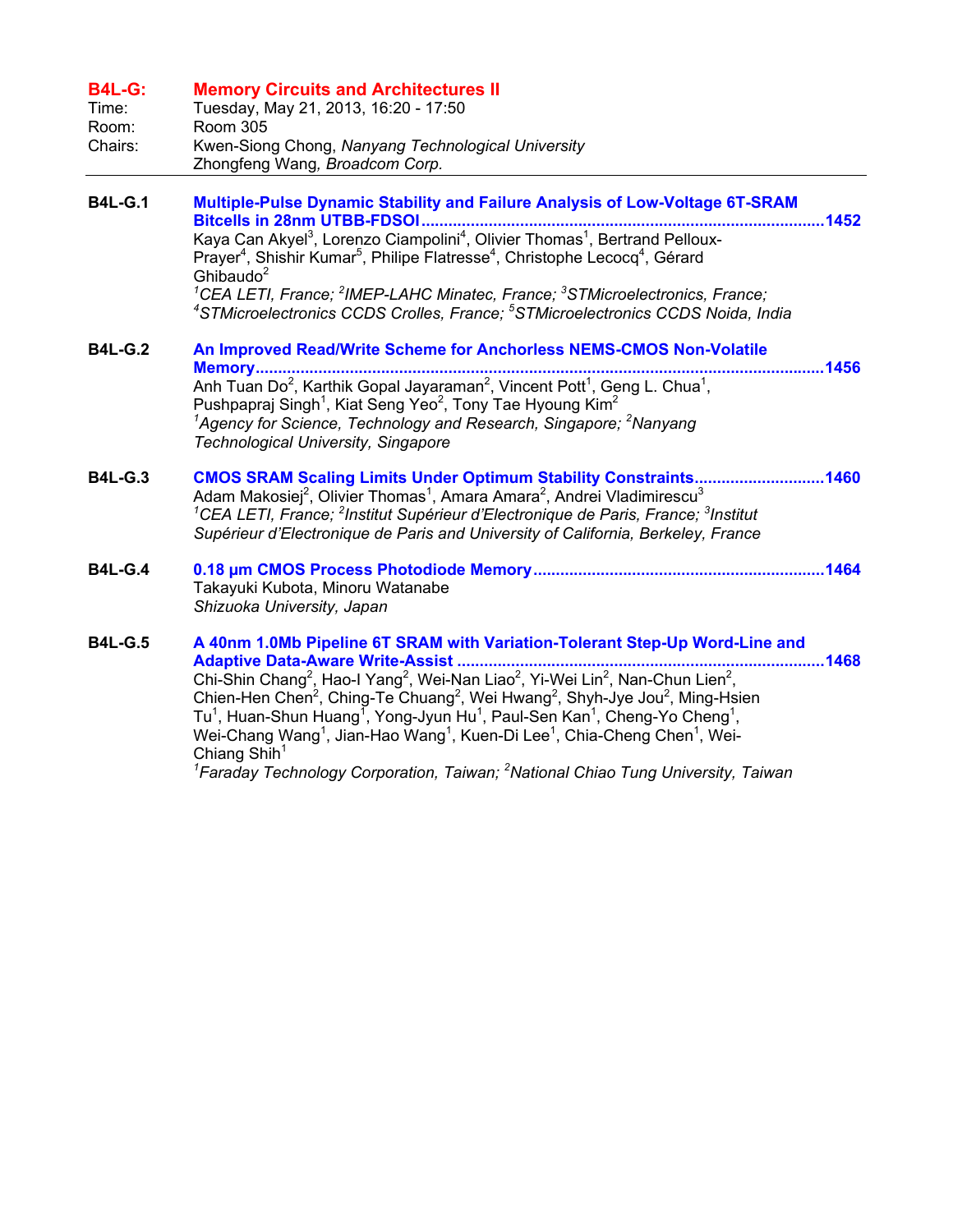## B4L-G: Memory Circuits and Architectures II

Time: Tuesday, May 21, 2013, 16:20 - 17:50
Room: Room 305
Chairs: Kwen-Siong Chong, *Nanyang Technological University*
Zhongfeng Wang, *Broadcom Corp.*

---

**B4L-G.1** **Multiple-Pulse Dynamic Stability and Failure Analysis of Low-Voltage 6T-SRAM Bitcells in 28nm UTBB-FDSOI** ........................................ **1452**
Kaya Can Akyel[3], Lorenzo Ciampolini[4], Olivier Thomas[1], Bertrand Pelloux-Prayer[4], Shishir Kumar[5], Philipe Flatresse[4], Christophe Lecocq[4], Gérard Ghibaudo[2]
*[1]CEA LETI, France; [2]IMEP-LAHC Minatec, France; [3]STMicroelectronics, France; [4]STMicroelectronics CCDS Crolles, France; [5]STMicroelectronics CCDS Noida, India*

**B4L-G.2** **An Improved Read/Write Scheme for Anchorless NEMS-CMOS Non-Volatile Memory** ........................................ **1456**
Anh Tuan Do[2], Karthik Gopal Jayaraman[2], Vincent Pott[1], Geng L. Chua[1], Pushpapraj Singh[1], Kiat Seng Yeo[2], Tony Tae Hyoung Kim[2]
*[1]Agency for Science, Technology and Research, Singapore; [2]Nanyang Technological University, Singapore*

**B4L-G.3** **CMOS SRAM Scaling Limits Under Optimum Stability Constraints** ........................................ **1460**
Adam Makosiej[2], Olivier Thomas[1], Amara Amara[2], Andrei Vladimirescu[3]
*[1]CEA LETI, France; [2]Institut Supérieur d'Electronique de Paris, France; [3]Institut Supérieur d'Electronique de Paris and University of California, Berkeley, France*

**B4L-G.4** **0.18 µm CMOS Process Photodiode Memory** ........................................ **1464**
Takayuki Kubota, Minoru Watanabe
*Shizuoka University, Japan*

**B4L-G.5** **A 40nm 1.0Mb Pipeline 6T SRAM with Variation-Tolerant Step-Up Word-Line and Adaptive Data-Aware Write-Assist** ........................................ **1468**
Chi-Shin Chang[2], Hao-I Yang[2], Wei-Nan Liao[2], Yi-Wei Lin[2], Nan-Chun Lien[2], Chien-Hen Chen[2], Ching-Te Chuang[2], Wei Hwang[2], Shyh-Jye Jou[2], Ming-Hsien Tu[1], Huan-Shun Huang[1], Yong-Jyun Hu[1], Paul-Sen Kan[1], Cheng-Yo Cheng[1], Wei-Chang Wang[1], Jian-Hao Wang[1], Kuen-Di Lee[1], Chia-Cheng Chen[1], Wei-Chiang Shih[1]
*[1]Faraday Technology Corporation, Taiwan; [2]National Chiao Tung University, Taiwan*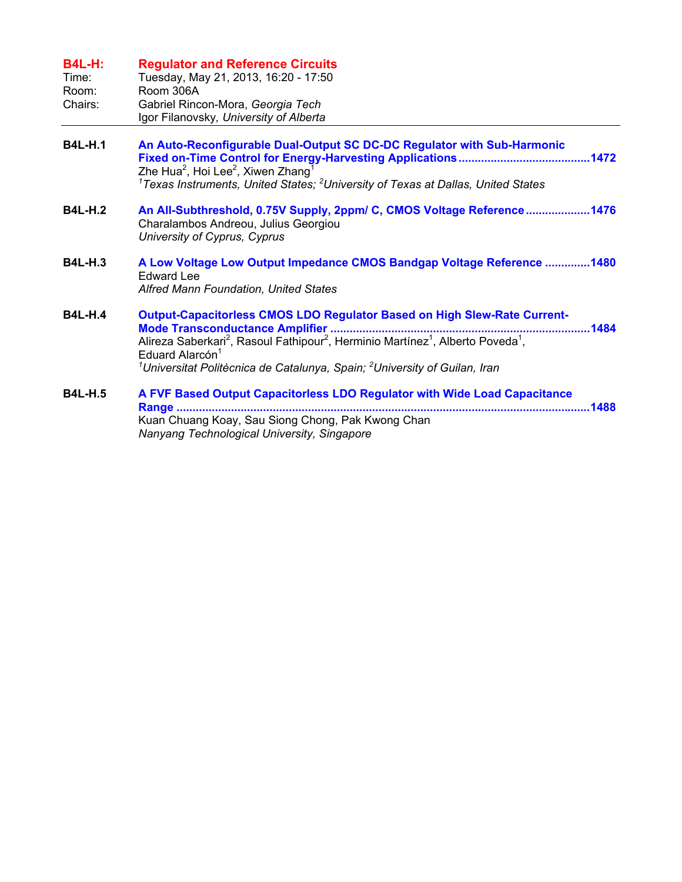## B4L-H: Regulator and Reference Circuits

Time: Tuesday, May 21, 2013, 16:20 - 17:50
Room: Room 306A
Chairs: Gabriel Rincon-Mora, *Georgia Tech*
Igor Filanovsky*, University of Alberta*

---

**B4L-H.1** **An Auto-Reconfigurable Dual-Output SC DC-DC Regulator with Sub-Harmonic Fixed on-Time Control for Energy-Harvesting Applications** ........................................1472
Zhe Hua[2], Hoi Lee[2], Xiwen Zhang[1]
*[1]Texas Instruments, United States; [2]University of Texas at Dallas, United States*

**B4L-H.2** **An All-Subthreshold, 0.75V Supply, 2ppm/ C, CMOS Voltage Reference** ....................1476
Charalambos Andreou, Julius Georgiou
*University of Cyprus, Cyprus*

**B4L-H.3** **A Low Voltage Low Output Impedance CMOS Bandgap Voltage Reference** .............1480
Edward Lee
*Alfred Mann Foundation, United States*

**B4L-H.4** **Output-Capacitorless CMOS LDO Regulator Based on High Slew-Rate Current-Mode Transconductance Amplifier** ................................................................................1484
Alireza Saberkari[2], Rasoul Fathipour[2], Herminio Martínez[1], Alberto Poveda[1], Eduard Alarcón[1]
*[1]Universitat Politècnica de Catalunya, Spain; [2]University of Guilan, Iran*

**B4L-H.5** **A FVF Based Output Capacitorless LDO Regulator with Wide Load Capacitance Range** ..............................................................................................................................1488
Kuan Chuang Koay, Sau Siong Chong, Pak Kwong Chan
*Nanyang Technological University, Singapore*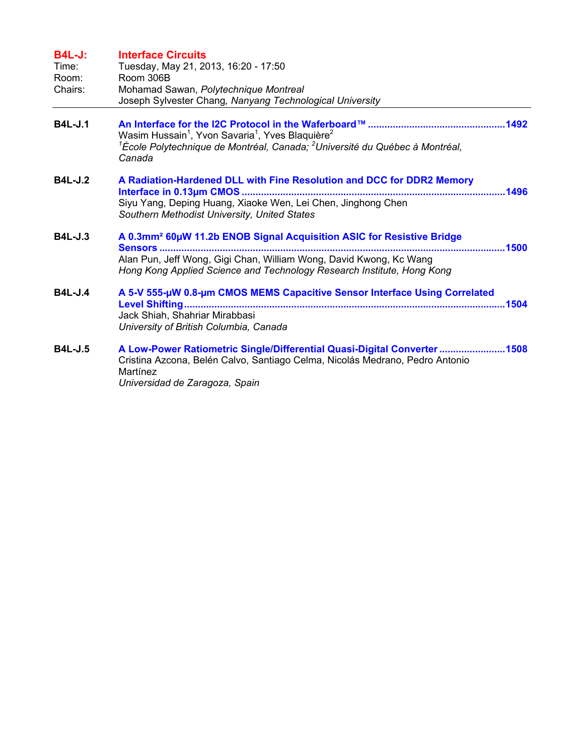## B4L-J: Interface Circuits

Time: Tuesday, May 21, 2013, 16:20 - 17:50
Room: Room 306B
Chairs: Mohamad Sawan, *Polytechnique Montreal*
Joseph Sylvester Chang, *Nanyang Technological University*

---

**B4L-J.1** **An Interface for the I2C Protocol in the Waferboard™ ....................................................1492**
Wasim Hussain[1], Yvon Savaria[1], Yves Blaquière[2]
*[1]École Polytechnique de Montréal, Canada; [2]Université du Québec à Montréal, Canada*

**B4L-J.2** **A Radiation-Hardened DLL with Fine Resolution and DCC for DDR2 Memory Interface in 0.13μm CMOS ....................................................1496**
Siyu Yang, Deping Huang, Xiaoke Wen, Lei Chen, Jinghong Chen
*Southern Methodist University, United States*

**B4L-J.3** **A 0.3mm² 60μW 11.2b ENOB Signal Acquisition ASIC for Resistive Bridge Sensors ....................................................1500**
Alan Pun, Jeff Wong, Gigi Chan, William Wong, David Kwong, Kc Wang
*Hong Kong Applied Science and Technology Research Institute, Hong Kong*

**B4L-J.4** **A 5-V 555-μW 0.8-μm CMOS MEMS Capacitive Sensor Interface Using Correlated Level Shifting ....................................................1504**
Jack Shiah, Shahriar Mirabbasi
*University of British Columbia, Canada*

**B4L-J.5** **A Low-Power Ratiometric Single/Differential Quasi-Digital Converter ........................1508**
Cristina Azcona, Belén Calvo, Santiago Celma, Nicolás Medrano, Pedro Antonio Martínez
*Universidad de Zaragoza, Spain*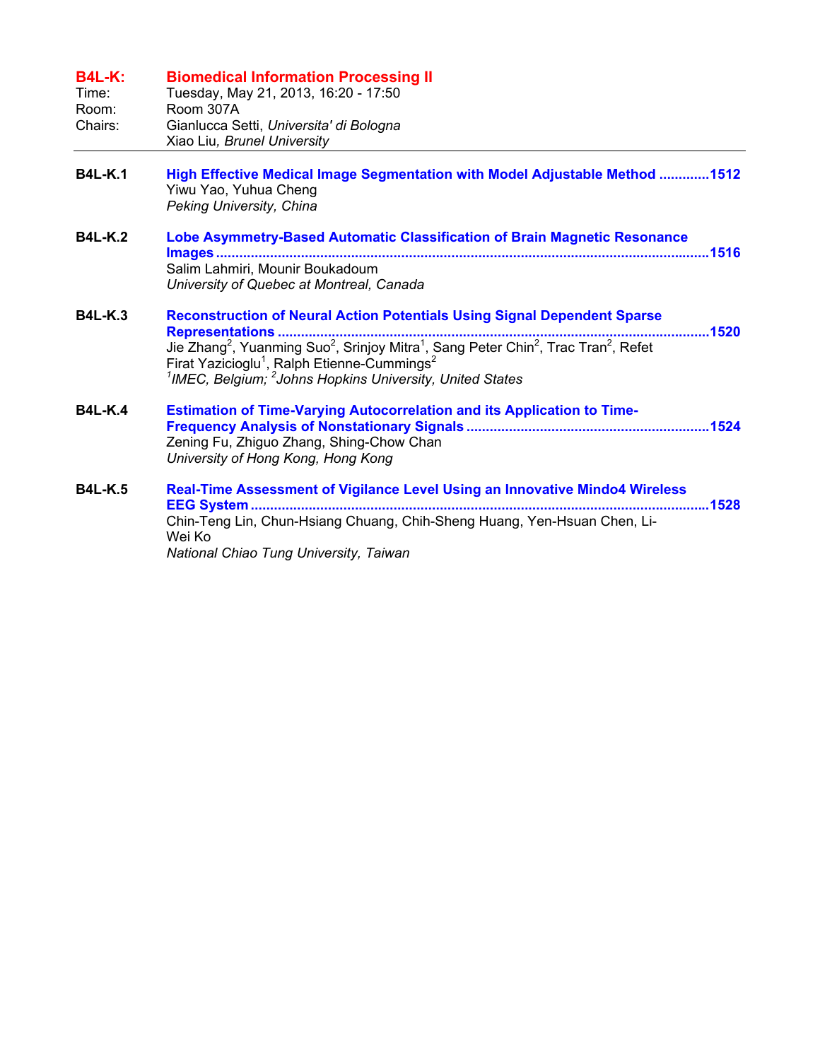## B4L-K: Biomedical Information Processing II

Time: Tuesday, May 21, 2013, 16:20 - 17:50
Room: Room 307A
Chairs: Gianlucca Setti, *Universita' di Bologna*
Xiao Liu, *Brunel University*

---

**B4L-K.1** **High Effective Medical Image Segmentation with Model Adjustable Method** ............1512
Yiwu Yao, Yuhua Cheng
*Peking University, China*

**B4L-K.2** **Lobe Asymmetry-Based Automatic Classification of Brain Magnetic Resonance Images** ............1516
Salim Lahmiri, Mounir Boukadoum
*University of Quebec at Montreal, Canada*

**B4L-K.3** **Reconstruction of Neural Action Potentials Using Signal Dependent Sparse Representations** ............1520
Jie Zhang[2], Yuanming Suo[2], Srinjoy Mitra[1], Sang Peter Chin[2], Trac Tran[2], Refet Firat Yazicioglu[1], Ralph Etienne-Cummings[2]
*[1]IMEC, Belgium; [2]Johns Hopkins University, United States*

**B4L-K.4** **Estimation of Time-Varying Autocorrelation and its Application to Time-Frequency Analysis of Nonstationary Signals** ............1524
Zening Fu, Zhiguo Zhang, Shing-Chow Chan
*University of Hong Kong, Hong Kong*

**B4L-K.5** **Real-Time Assessment of Vigilance Level Using an Innovative Mindo4 Wireless EEG System** ............1528
Chin-Teng Lin, Chun-Hsiang Chuang, Chih-Sheng Huang, Yen-Hsuan Chen, Li-Wei Ko
*National Chiao Tung University, Taiwan*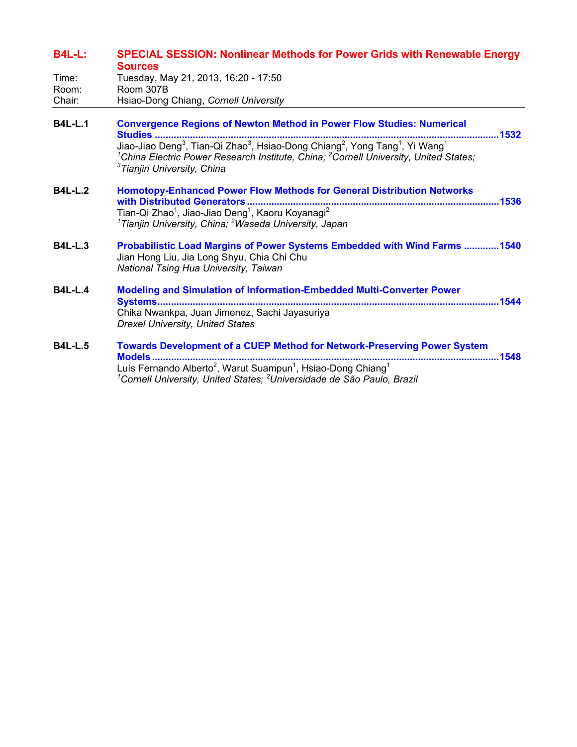## B4L-L: SPECIAL SESSION: Nonlinear Methods for Power Grids with Renewable Energy Sources

Time: Tuesday, May 21, 2013, 16:20 - 17:50
Room: Room 307B
Chair: Hsiao-Dong Chiang, *Cornell University*

---

**B4L-L.1** **Convergence Regions of Newton Method in Power Flow Studies: Numerical Studies ........................................................................................................................1532**
Jiao-Jiao Deng[3], Tian-Qi Zhao[3], Hsiao-Dong Chiang[2], Yong Tang[1], Yi Wang[1]
*[1]China Electric Power Research Institute, China; [2]Cornell University, United States; [3]Tianjin University, China*

**B4L-L.2** **Homotopy-Enhanced Power Flow Methods for General Distribution Networks with Distributed Generators ...............................................................................1536**
Tian-Qi Zhao[1], Jiao-Jiao Deng[1], Kaoru Koyanagi[2]
*[1]Tianjin University, China; [2]Waseda University, Japan*

**B4L-L.3** **Probabilistic Load Margins of Power Systems Embedded with Wind Farms .............1540**
Jian Hong Liu, Jia Long Shyu, Chia Chi Chu
*National Tsing Hua University, Taiwan*

**B4L-L.4** **Modeling and Simulation of Information-Embedded Multi-Converter Power Systems........................................................................................................................1544**
Chika Nwankpa, Juan Jimenez, Sachi Jayasuriya
*Drexel University, United States*

**B4L-L.5** **Towards Development of a CUEP Method for Network-Preserving Power System Models ........................................................................................................................1548**
Luís Fernando Alberto[2], Warut Suampun[1], Hsiao-Dong Chiang[1]
*[1]Cornell University, United States; [2]Universidade de São Paulo, Brazil*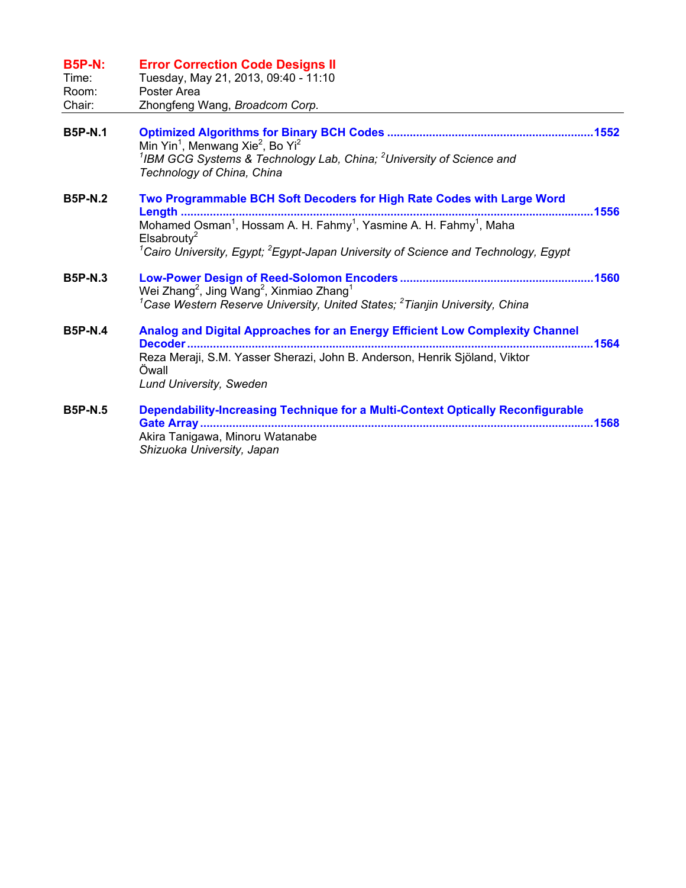## B5P-N: Error Correction Code Designs II

Time: Tuesday, May 21, 2013, 09:40 - 11:10
Room: Poster Area
Chair: Zhongfeng Wang, *Broadcom Corp.*

---

**B5P-N.1** **Optimized Algorithms for Binary BCH Codes** ..................................... 1552
Min Yin[1], Menwang Xie[2], Bo Yi[2]
*[1]IBM GCG Systems & Technology Lab, China; [2]University of Science and Technology of China, China*

**B5P-N.2** **Two Programmable BCH Soft Decoders for High Rate Codes with Large Word Length** ..................................... 1556
Mohamed Osman[1], Hossam A. H. Fahmy[1], Yasmine A. H. Fahmy[1], Maha Elsabrouty[2]
*[1]Cairo University, Egypt; [2]Egypt-Japan University of Science and Technology, Egypt*

**B5P-N.3** **Low-Power Design of Reed-Solomon Encoders** ..................................... 1560
Wei Zhang[2], Jing Wang[2], Xinmiao Zhang[1]
*[1]Case Western Reserve University, United States; [2]Tianjin University, China*

**B5P-N.4** **Analog and Digital Approaches for an Energy Efficient Low Complexity Channel Decoder** ..................................... 1564
Reza Meraji, S.M. Yasser Sherazi, John B. Anderson, Henrik Sjöland, Viktor Öwall
*Lund University, Sweden*

**B5P-N.5** **Dependability-Increasing Technique for a Multi-Context Optically Reconfigurable Gate Array** ..................................... 1568
Akira Tanigawa, Minoru Watanabe
*Shizuoka University, Japan*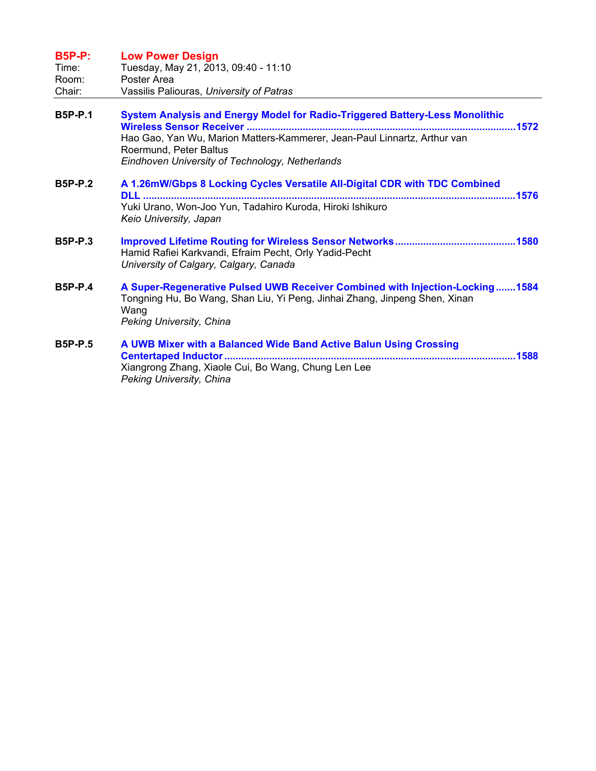## B5P-P: Low Power Design

Time: Tuesday, May 21, 2013, 09:40 - 11:10
Room: Poster Area
Chair: Vassilis Paliouras, *University of Patras*

---

**B5P-P.1** **System Analysis and Energy Model for Radio-Triggered Battery-Less Monolithic Wireless Sensor Receiver ....................1572**
Hao Gao, Yan Wu, Marion Matters-Kammerer, Jean-Paul Linnartz, Arthur van Roermund, Peter Baltus
*Eindhoven University of Technology, Netherlands*

**B5P-P.2** **A 1.26mW/Gbps 8 Locking Cycles Versatile All-Digital CDR with TDC Combined DLL ....................1576**
Yuki Urano, Won-Joo Yun, Tadahiro Kuroda, Hiroki Ishikuro
*Keio University, Japan*

**B5P-P.3** **Improved Lifetime Routing for Wireless Sensor Networks ....................1580**
Hamid Rafiei Karkvandi, Efraim Pecht, Orly Yadid-Pecht
*University of Calgary, Calgary, Canada*

**B5P-P.4** **A Super-Regenerative Pulsed UWB Receiver Combined with Injection-Locking ....................1584**
Tongning Hu, Bo Wang, Shan Liu, Yi Peng, Jinhai Zhang, Jinpeng Shen, Xinan Wang
*Peking University, China*

**B5P-P.5** **A UWB Mixer with a Balanced Wide Band Active Balun Using Crossing Centertaped Inductor ....................1588**
Xiangrong Zhang, Xiaole Cui, Bo Wang, Chung Len Lee
*Peking University, China*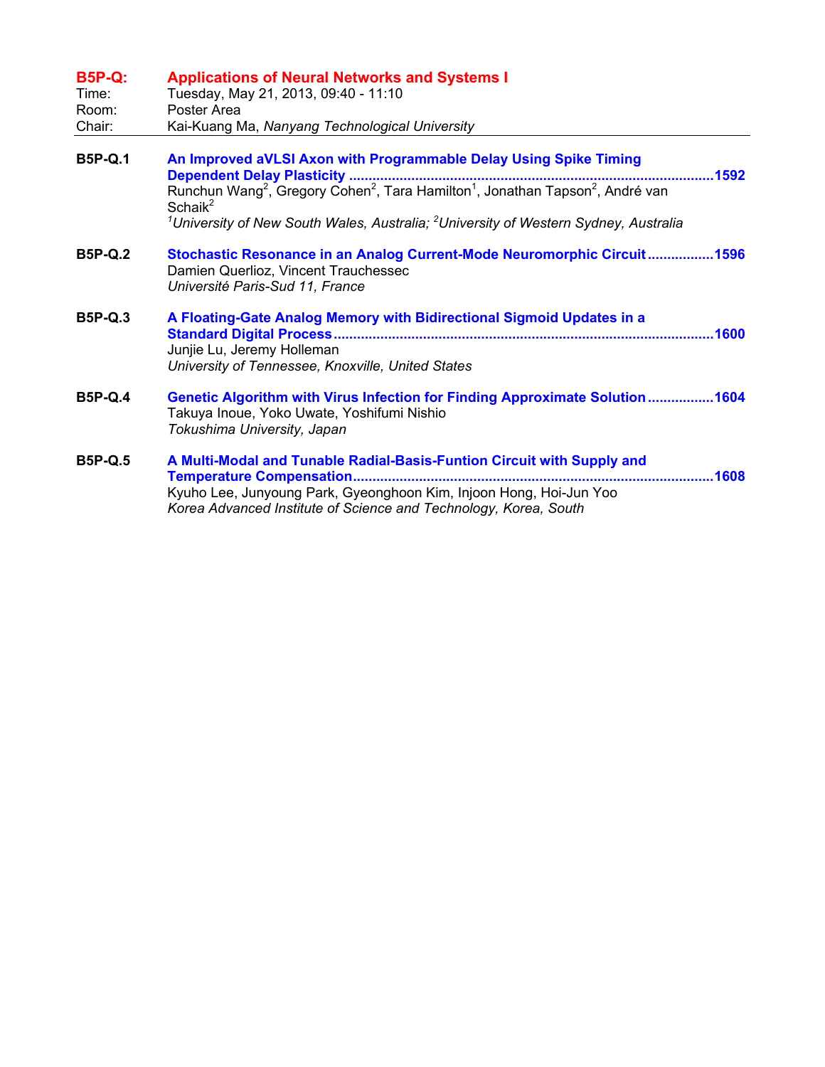## B5P-Q: Applications of Neural Networks and Systems I

Time: Tuesday, May 21, 2013, 09:40 - 11:10
Room: Poster Area
Chair: Kai-Kuang Ma, *Nanyang Technological University*

---

**B5P-Q.1** **An Improved aVLSI Axon with Programmable Delay Using Spike Timing Dependent Delay Plasticity** ............................................................ **1592**
Runchun Wang[2], Gregory Cohen[2], Tara Hamilton[1], Jonathan Tapson[2], André van Schaik[2]
*[1]University of New South Wales, Australia; [2]University of Western Sydney, Australia*

**B5P-Q.2** **Stochastic Resonance in an Analog Current-Mode Neuromorphic Circuit** ................ **1596**
Damien Querlioz, Vincent Trauchessec
*Université Paris-Sud 11, France*

**B5P-Q.3** **A Floating-Gate Analog Memory with Bidirectional Sigmoid Updates in a Standard Digital Process** ............................................................ **1600**
Junjie Lu, Jeremy Holleman
*University of Tennessee, Knoxville, United States*

**B5P-Q.4** **Genetic Algorithm with Virus Infection for Finding Approximate Solution** ................ **1604**
Takuya Inoue, Yoko Uwate, Yoshifumi Nishio
*Tokushima University, Japan*

**B5P-Q.5** **A Multi-Modal and Tunable Radial-Basis-Funtion Circuit with Supply and Temperature Compensation** ............................................................ **1608**
Kyuho Lee, Junyoung Park, Gyeonghoon Kim, Injoon Hong, Hoi-Jun Yoo
*Korea Advanced Institute of Science and Technology, Korea, South*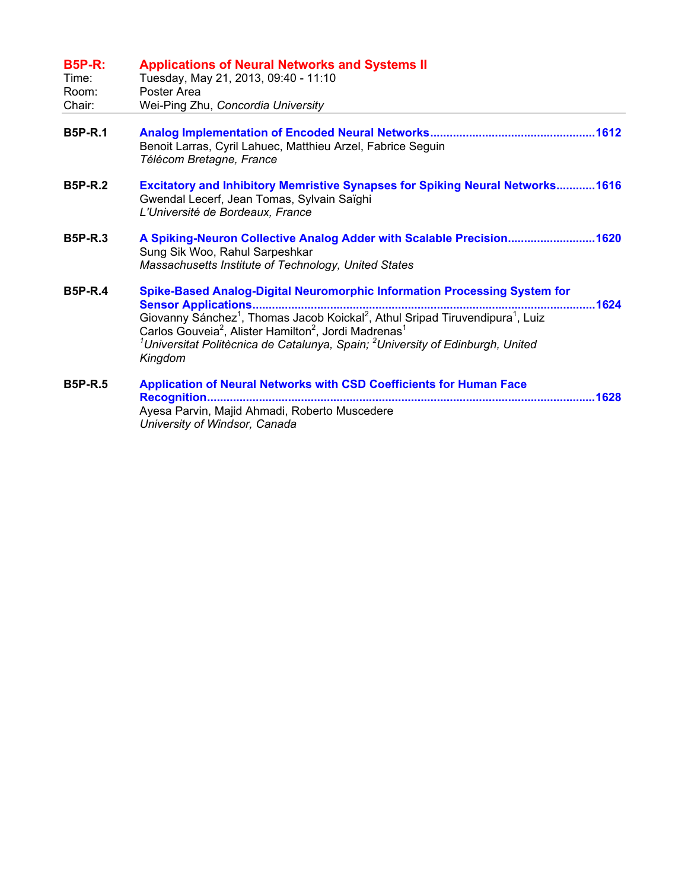## B5P-R: Applications of Neural Networks and Systems II

Time: Tuesday, May 21, 2013, 09:40 - 11:10
Room: Poster Area
Chair: Wei-Ping Zhu, *Concordia University*

---

**B5P-R.1** **Analog Implementation of Encoded Neural Networks**..................................................1612
Benoit Larras, Cyril Lahuec, Matthieu Arzel, Fabrice Seguin
*Télécom Bretagne, France*

**B5P-R.2** **Excitatory and Inhibitory Memristive Synapses for Spiking Neural Networks**............1616
Gwendal Lecerf, Jean Tomas, Sylvain Saïghi
*L'Université de Bordeaux, France*

**B5P-R.3** **A Spiking-Neuron Collective Analog Adder with Scalable Precision**...........................1620
Sung Sik Woo, Rahul Sarpeshkar
*Massachusetts Institute of Technology, United States*

**B5P-R.4** **Spike-Based Analog-Digital Neuromorphic Information Processing System for Sensor Applications**..........................................................................................................1624
Giovanny Sánchez[1], Thomas Jacob Koickal[2], Athul Sripad Tiruvendipura[1], Luiz Carlos Gouveia[2], Alister Hamilton[2], Jordi Madrenas[1]
*[1]Universitat Politècnica de Catalunya, Spain; [2]University of Edinburgh, United Kingdom*

**B5P-R.5** **Application of Neural Networks with CSD Coefficients for Human Face Recognition**......................................................................................................................1628
Ayesa Parvin, Majid Ahmadi, Roberto Muscedere
*University of Windsor, Canada*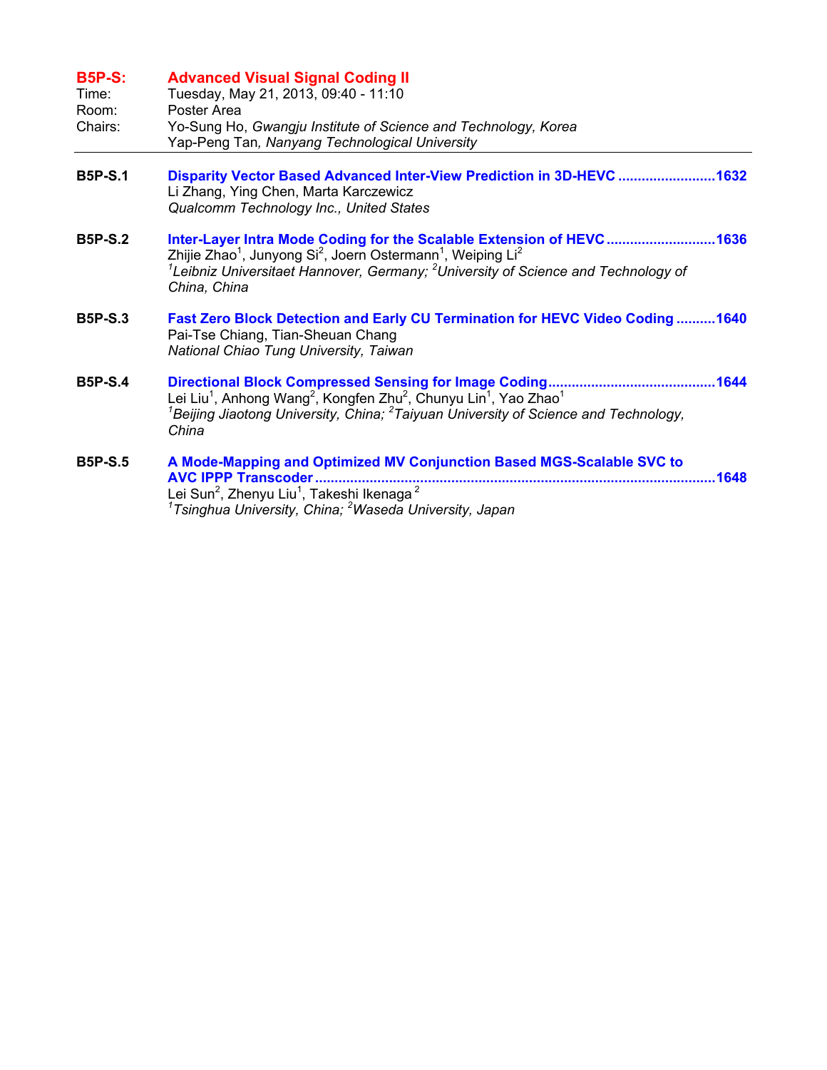## B5P-S: Advanced Visual Signal Coding II

Time: Tuesday, May 21, 2013, 09:40 - 11:10
Room: Poster Area
Chairs: Yo-Sung Ho, *Gwangju Institute of Science and Technology, Korea*
Yap-Peng Tan, *Nanyang Technological University*

---

**B5P-S.1** **Disparity Vector Based Advanced Inter-View Prediction in 3D-HEVC ......................... 1632**
Li Zhang, Ying Chen, Marta Karczewicz
*Qualcomm Technology Inc., United States*

**B5P-S.2** **Inter-Layer Intra Mode Coding for the Scalable Extension of HEVC ........................... 1636**
Zhijie Zhao[1], Junyong Si[2], Joern Ostermann[1], Weiping Li[2]
*[1]Leibniz Universitaet Hannover, Germany; [2]University of Science and Technology of China, China*

**B5P-S.3** **Fast Zero Block Detection and Early CU Termination for HEVC Video Coding .......... 1640**
Pai-Tse Chiang, Tian-Sheuan Chang
*National Chiao Tung University, Taiwan*

**B5P-S.4** **Directional Block Compressed Sensing for Image Coding ........................................... 1644**
Lei Liu[1], Anhong Wang[2], Kongfen Zhu[2], Chunyu Lin[1], Yao Zhao[1]
*[1]Beijing Jiaotong University, China; [2]Taiyuan University of Science and Technology, China*

**B5P-S.5** **A Mode-Mapping and Optimized MV Conjunction Based MGS-Scalable SVC to AVC IPPP Transcoder ..................................................................................................... 1648**
Lei Sun[2], Zhenyu Liu[1], Takeshi Ikenaga[2]
*[1]Tsinghua University, China; [2]Waseda University, Japan*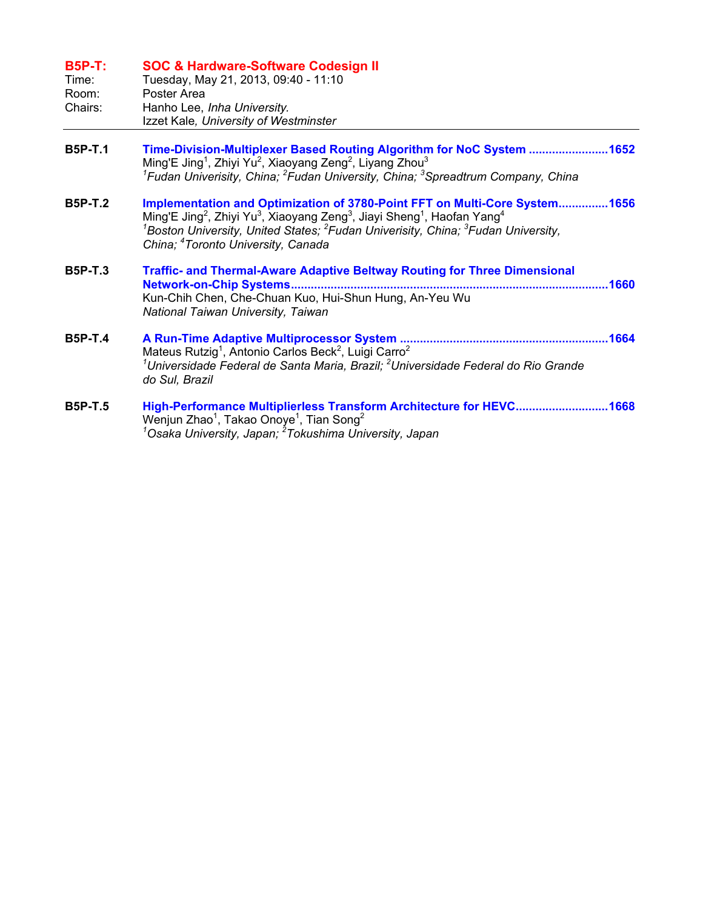## B5P-T: SOC & Hardware-Software Codesign II

Time: Tuesday, May 21, 2013, 09:40 - 11:10
Room: Poster Area
Chairs: Hanho Lee, *Inha University.*
Izzet Kale, *University of Westminster*

---

**B5P-T.1** **Time-Division-Multiplexer Based Routing Algorithm for NoC System ........................1652**
Ming'E Jing[1], Zhiyi Yu[2], Xiaoyang Zeng[2], Liyang Zhou[3]
*[1]Fudan Univerisity, China; [2]Fudan University, China; [3]Spreadtrum Company, China*

**B5P-T.2** **Implementation and Optimization of 3780-Point FFT on Multi-Core System...............1656**
Ming'E Jing[2], Zhiyi Yu[3], Xiaoyang Zeng[3], Jiayi Sheng[1], Haofan Yang[4]
*[1]Boston University, United States; [2]Fudan Univerisity, China; [3]Fudan University, China; [4]Toronto University, Canada*

**B5P-T.3** **Traffic- and Thermal-Aware Adaptive Beltway Routing for Three Dimensional Network-on-Chip Systems...............................................................................................1660**
Kun-Chih Chen, Che-Chuan Kuo, Hui-Shun Hung, An-Yeu Wu
*National Taiwan University, Taiwan*

**B5P-T.4** **A Run-Time Adaptive Multiprocessor System .............................................................1664**
Mateus Rutzig[1], Antonio Carlos Beck[2], Luigi Carro[2]
*[1]Universidade Federal de Santa Maria, Brazil; [2]Universidade Federal do Rio Grande do Sul, Brazil*

**B5P-T.5** **High-Performance Multiplierless Transform Architecture for HEVC...........................1668**
Wenjun Zhao[1], Takao Onoye[1], Tian Song[2]
*[1]Osaka University, Japan; [2]Tokushima University, Japan*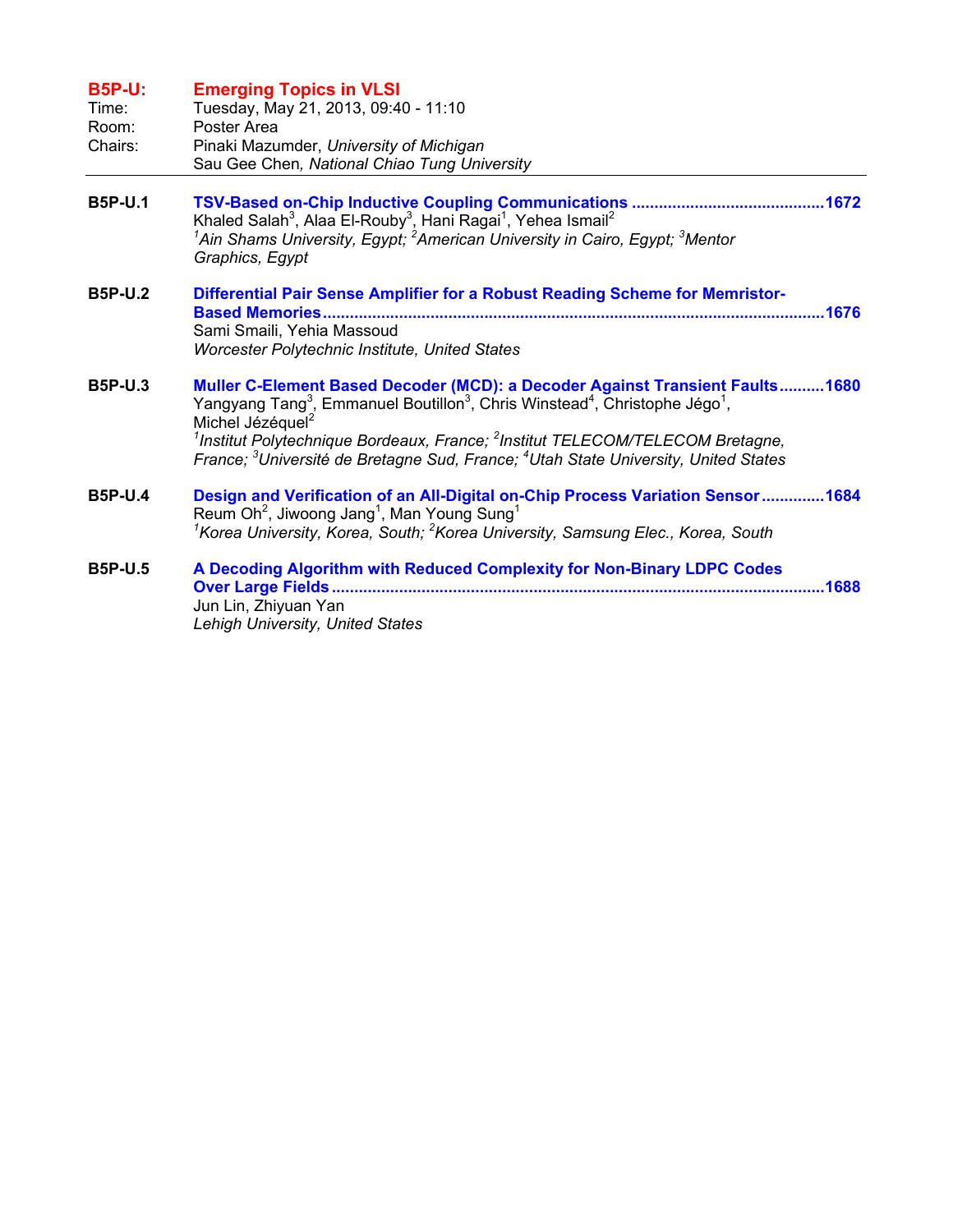## B5P-U: Emerging Topics in VLSI

Time: Tuesday, May 21, 2013, 09:40 - 11:10
Room: Poster Area
Chairs: Pinaki Mazumder, *University of Michigan*
Sau Gee Chen, *National Chiao Tung University*

---

**B5P-U.1** **TSV-Based on-Chip Inductive Coupling Communications** ........................................... 1672
Khaled Salah[3], Alaa El-Rouby[3], Hani Ragai[1], Yehea Ismail[2]
*[1]Ain Shams University, Egypt; [2]American University in Cairo, Egypt; [3]Mentor Graphics, Egypt*

**B5P-U.2** **Differential Pair Sense Amplifier for a Robust Reading Scheme for Memristor-Based Memories** ........................................................................................................ 1676
Sami Smaili, Yehia Massoud
*Worcester Polytechnic Institute, United States*

**B5P-U.3** **Muller C-Element Based Decoder (MCD): a Decoder Against Transient Faults** .......... 1680
Yangyang Tang[3], Emmanuel Boutillon[3], Chris Winstead[4], Christophe Jégo[1], Michel Jézéquel[2]
*[1]Institut Polytechnique Bordeaux, France; [2]Institut TELECOM/TELECOM Bretagne, France; [3]Université de Bretagne Sud, France; [4]Utah State University, United States*

**B5P-U.4** **Design and Verification of an All-Digital on-Chip Process Variation Sensor** ............. 1684
Reum Oh[2], Jiwoong Jang[1], Man Young Sung[1]
*[1]Korea University, Korea, South; [2]Korea University, Samsung Elec., Korea, South*

**B5P-U.5** **A Decoding Algorithm with Reduced Complexity for Non-Binary LDPC Codes Over Large Fields** ........................................................................................................ 1688
Jun Lin, Zhiyuan Yan
*Lehigh University, United States*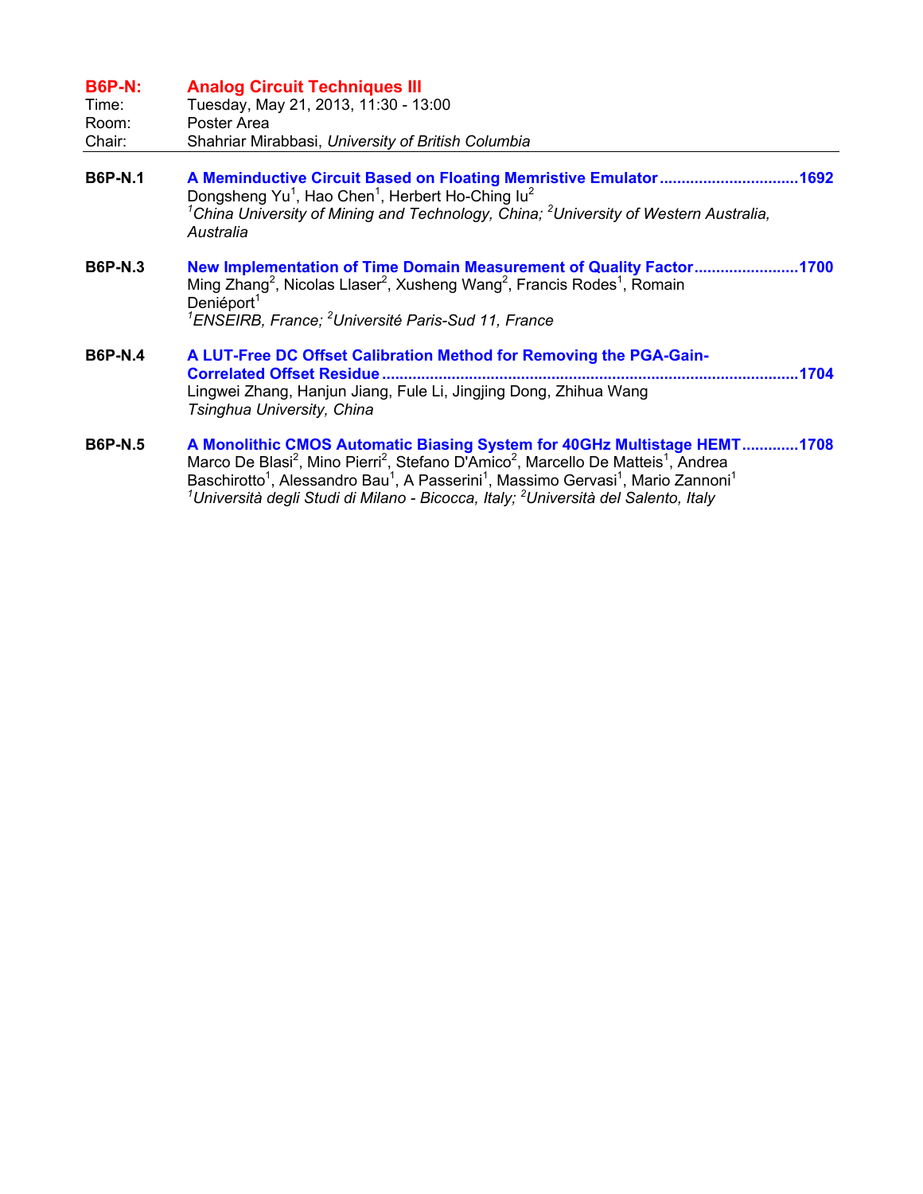## B6P-N: Analog Circuit Techniques III

Time: Tuesday, May 21, 2013, 11:30 - 13:00
Room: Poster Area
Chair: Shahriar Mirabbasi, *University of British Columbia*

---

**B6P-N.1** **A Meminductive Circuit Based on Floating Memristive Emulator** ............................... 1692
Dongsheng Yu[1], Hao Chen[1], Herbert Ho-Ching Iu[2]
*[1]China University of Mining and Technology, China; [2]University of Western Australia, Australia*

**B6P-N.3** **New Implementation of Time Domain Measurement of Quality Factor** ....................... 1700
Ming Zhang[2], Nicolas Llaser[2], Xusheng Wang[2], Francis Rodes[1], Romain Deniéport[1]
*[1]ENSEIRB, France; [2]Université Paris-Sud 11, France*

**B6P-N.4** **A LUT-Free DC Offset Calibration Method for Removing the PGA-Gain-Correlated Offset Residue** ............................................................................................. 1704
Lingwei Zhang, Hanjun Jiang, Fule Li, Jingjing Dong, Zhihua Wang
*Tsinghua University, China*

**B6P-N.5** **A Monolithic CMOS Automatic Biasing System for 40GHz Multistage HEMT** ............ 1708
Marco De Blasi[2], Mino Pierri[2], Stefano D'Amico[2], Marcello De Matteis[1], Andrea Baschirotto[1], Alessandro Bau[1], A Passerini[1], Massimo Gervasi[1], Mario Zannoni[1]
*[1]Università degli Studi di Milano - Bicocca, Italy; [2]Università del Salento, Italy*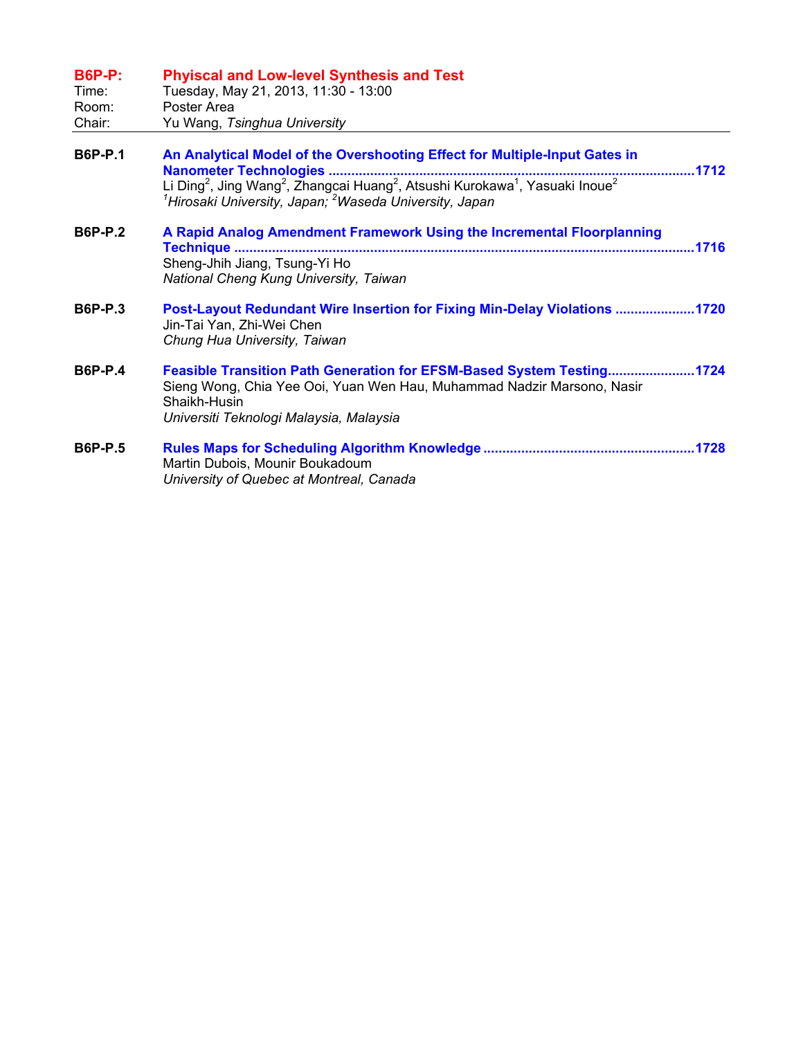## B6P-P: Phyiscal and Low-level Synthesis and Test

Time: Tuesday, May 21, 2013, 11:30 - 13:00
Room: Poster Area
Chair: Yu Wang, *Tsinghua University*

---

**B6P-P.1** **An Analytical Model of the Overshooting Effect for Multiple-Input Gates in Nanometer Technologies** ....................1712
Li Ding[2], Jing Wang[2], Zhangcai Huang[2], Atsushi Kurokawa[1], Yasuaki Inoue[2]
*[1]Hirosaki University, Japan; [2]Waseda University, Japan*

**B6P-P.2** **A Rapid Analog Amendment Framework Using the Incremental Floorplanning Technique** ....................1716
Sheng-Jhih Jiang, Tsung-Yi Ho
*National Cheng Kung University, Taiwan*

**B6P-P.3** **Post-Layout Redundant Wire Insertion for Fixing Min-Delay Violations** ....................1720
Jin-Tai Yan, Zhi-Wei Chen
*Chung Hua University, Taiwan*

**B6P-P.4** **Feasible Transition Path Generation for EFSM-Based System Testing** ....................1724
Sieng Wong, Chia Yee Ooi, Yuan Wen Hau, Muhammad Nadzir Marsono, Nasir Shaikh-Husin
*Universiti Teknologi Malaysia, Malaysia*

**B6P-P.5** **Rules Maps for Scheduling Algorithm Knowledge** ....................1728
Martin Dubois, Mounir Boukadoum
*University of Quebec at Montreal, Canada*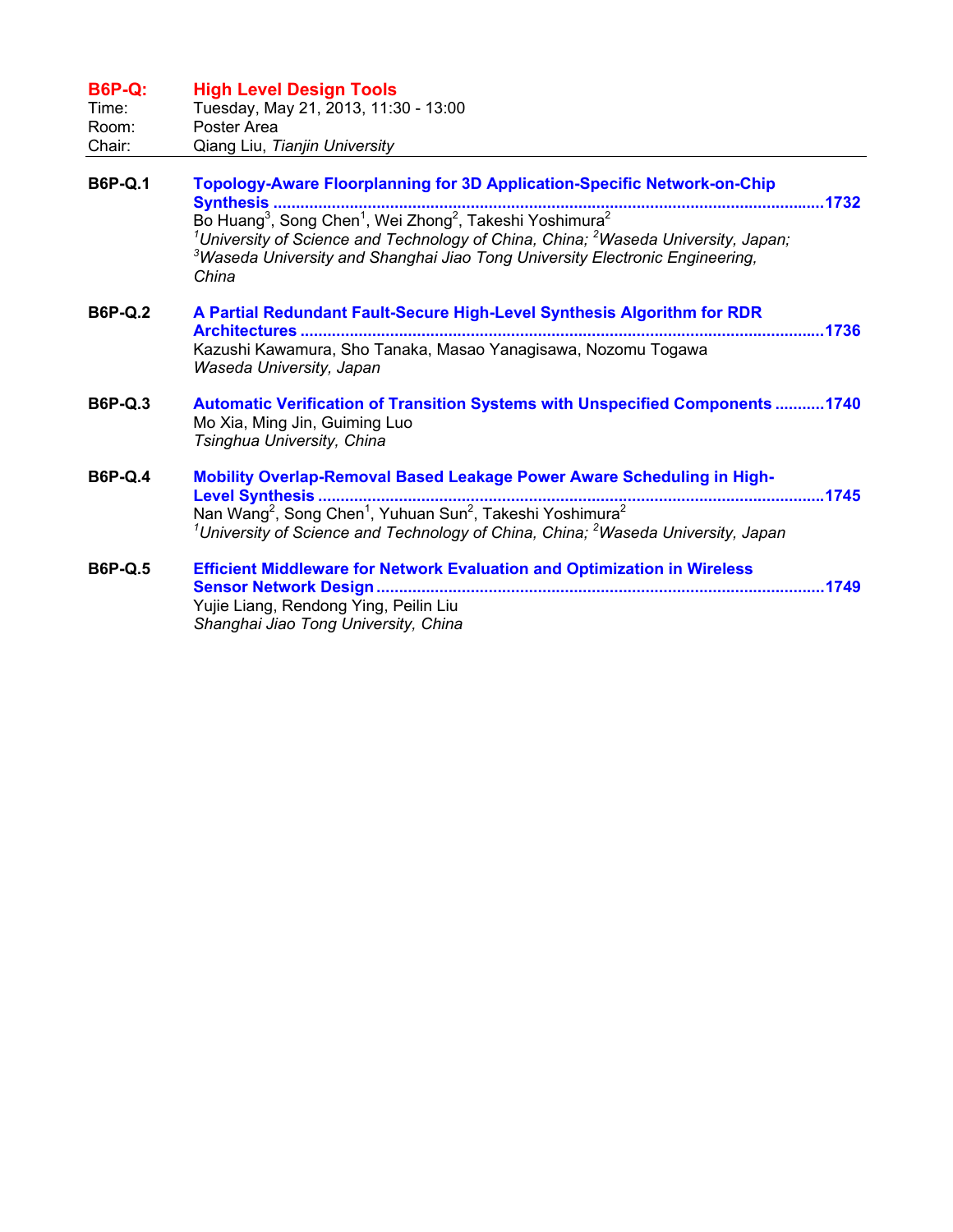## B6P-Q: High Level Design Tools

Time: Tuesday, May 21, 2013, 11:30 - 13:00
Room: Poster Area
Chair: Qiang Liu, *Tianjin University*

---

**B6P-Q.1** **Topology-Aware Floorplanning for 3D Application-Specific Network-on-Chip Synthesis** ........................................ **1732**
Bo Huang[3], Song Chen[1], Wei Zhong[2], Takeshi Yoshimura[2]
*[1]University of Science and Technology of China, China; [2]Waseda University, Japan; [3]Waseda University and Shanghai Jiao Tong University Electronic Engineering, China*

**B6P-Q.2** **A Partial Redundant Fault-Secure High-Level Synthesis Algorithm for RDR Architectures** ........................................ **1736**
Kazushi Kawamura, Sho Tanaka, Masao Yanagisawa, Nozomu Togawa
*Waseda University, Japan*

**B6P-Q.3** **Automatic Verification of Transition Systems with Unspecified Components** ........... **1740**
Mo Xia, Ming Jin, Guiming Luo
*Tsinghua University, China*

**B6P-Q.4** **Mobility Overlap-Removal Based Leakage Power Aware Scheduling in High-Level Synthesis** ........................................ **1745**
Nan Wang[2], Song Chen[1], Yuhuan Sun[2], Takeshi Yoshimura[2]
*[1]University of Science and Technology of China, China; [2]Waseda University, Japan*

**B6P-Q.5** **Efficient Middleware for Network Evaluation and Optimization in Wireless Sensor Network Design** ........................................ **1749**
Yujie Liang, Rendong Ying, Peilin Liu
*Shanghai Jiao Tong University, China*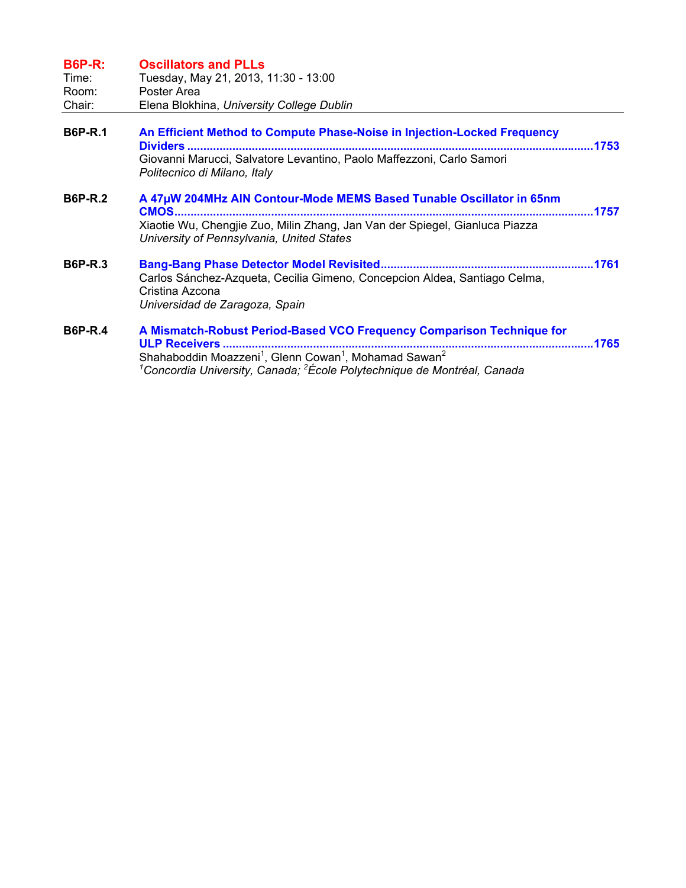## B6P-R: Oscillators and PLLs

Time: Tuesday, May 21, 2013, 11:30 - 13:00
Room: Poster Area
Chair: Elena Blokhina, *University College Dublin*

---

**B6P-R.1** **An Efficient Method to Compute Phase-Noise in Injection-Locked Frequency Dividers ....... 1753**
Giovanni Marucci, Salvatore Levantino, Paolo Maffezzoni, Carlo Samori
*Politecnico di Milano, Italy*

**B6P-R.2** **A 47µW 204MHz AlN Contour-Mode MEMS Based Tunable Oscillator in 65nm CMOS ....... 1757**
Xiaotie Wu, Chengjie Zuo, Milin Zhang, Jan Van der Spiegel, Gianluca Piazza
*University of Pennsylvania, United States*

**B6P-R.3** **Bang-Bang Phase Detector Model Revisited ....... 1761**
Carlos Sánchez-Azqueta, Cecilia Gimeno, Concepcion Aldea, Santiago Celma, Cristina Azcona
*Universidad de Zaragoza, Spain*

**B6P-R.4** **A Mismatch-Robust Period-Based VCO Frequency Comparison Technique for ULP Receivers ....... 1765**
Shahaboddin Moazzeni[1], Glenn Cowan[1], Mohamad Sawan[2]
*[1]Concordia University, Canada; [2]École Polytechnique de Montréal, Canada*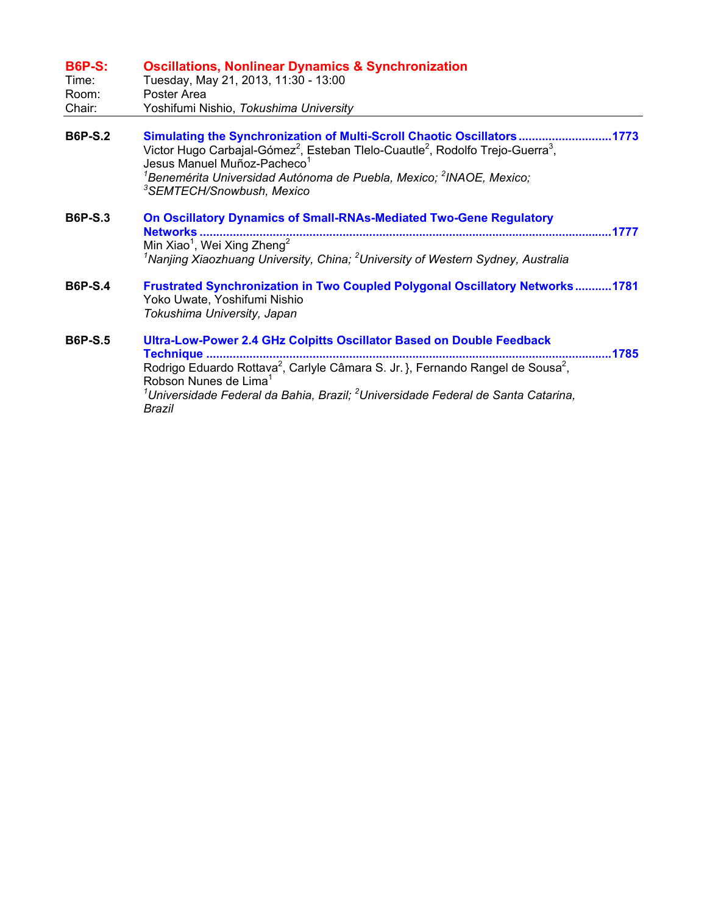## B6P-S: Oscillations, Nonlinear Dynamics & Synchronization

Time: Tuesday, May 21, 2013, 11:30 - 13:00
Room: Poster Area
Chair: Yoshifumi Nishio, *Tokushima University*

---

**B6P-S.2** **Simulating the Synchronization of Multi-Scroll Chaotic Oscillators ............................1773**
Victor Hugo Carbajal-Gómez[2], Esteban Tlelo-Cuautle[2], Rodolfo Trejo-Guerra[3], Jesus Manuel Muñoz-Pacheco[1]
*[1]Benemérita Universidad Autónoma de Puebla, Mexico; [2]INAOE, Mexico; [3]SEMTECH/Snowbush, Mexico*

**B6P-S.3** **On Oscillatory Dynamics of Small-RNAs-Mediated Two-Gene Regulatory Networks ..........................................................................................................................1777**
Min Xiao[1], Wei Xing Zheng[2]
*[1]Nanjing Xiaozhuang University, China; [2]University of Western Sydney, Australia*

**B6P-S.4** **Frustrated Synchronization in Two Coupled Polygonal Oscillatory Networks ...........1781**
Yoko Uwate, Yoshifumi Nishio
*Tokushima University, Japan*

**B6P-S.5** **Ultra-Low-Power 2.4 GHz Colpitts Oscillator Based on Double Feedback Technique ........................................................................................................................1785**
Rodrigo Eduardo Rottava[2], Carlyle Câmara S. Jr.}, Fernando Rangel de Sousa[2], Robson Nunes de Lima[1]
*[1]Universidade Federal da Bahia, Brazil; [2]Universidade Federal de Santa Catarina, Brazil*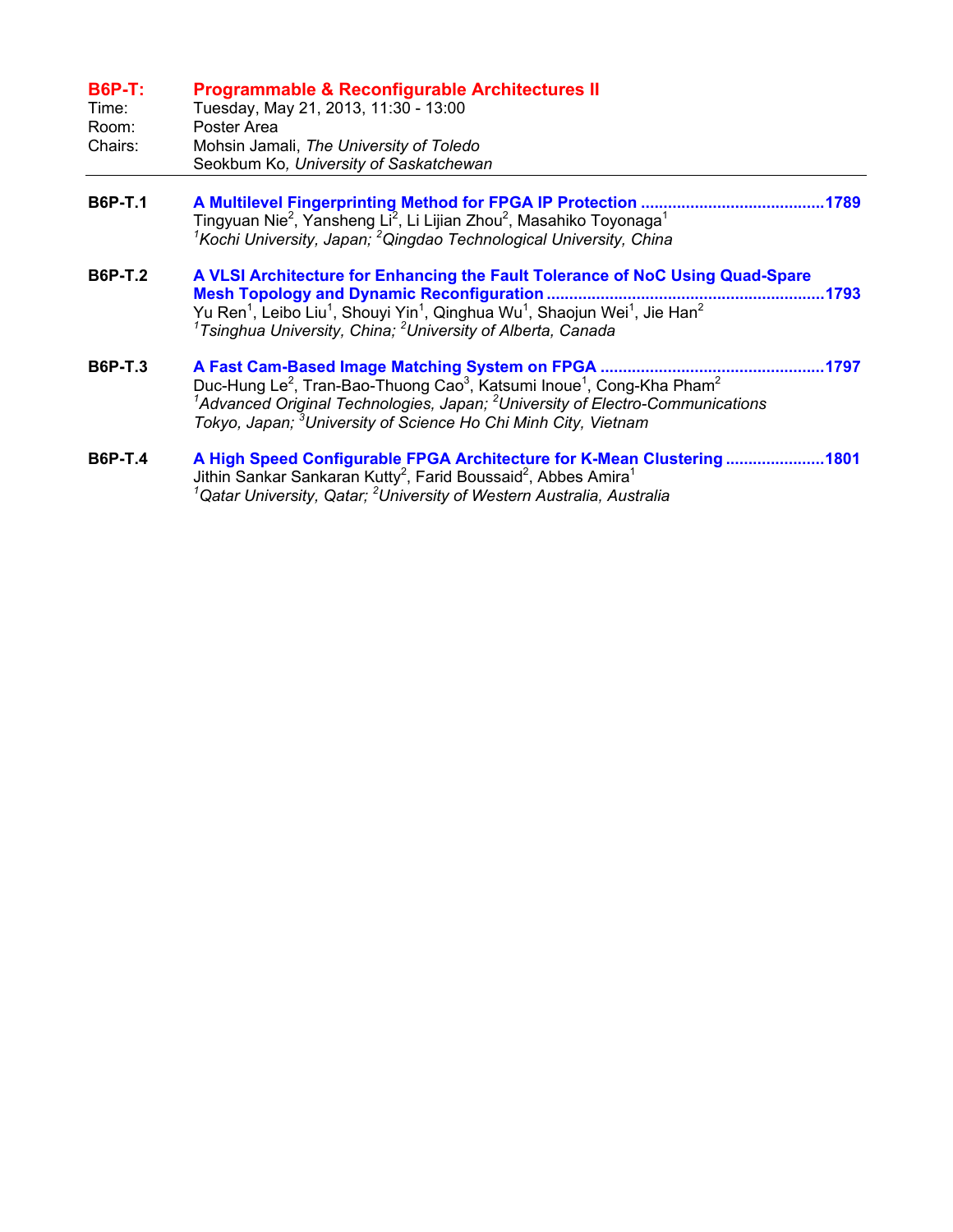## B6P-T: Programmable & Reconfigurable Architectures II

Time: Tuesday, May 21, 2013, 11:30 - 13:00
Room: Poster Area
Chairs: Mohsin Jamali, *The University of Toledo*
Seokbum Ko, *University of Saskatchewan*

---

**B6P-T.1** **A Multilevel Fingerprinting Method for FPGA IP Protection .........................................1789**
Tingyuan Nie[2], Yansheng Li[2], Li Lijian Zhou[2], Masahiko Toyonaga[1]
*[1]Kochi University, Japan; [2]Qingdao Technological University, China*

**B6P-T.2** **A VLSI Architecture for Enhancing the Fault Tolerance of NoC Using Quad-Spare Mesh Topology and Dynamic Reconfiguration .............................................................1793**
Yu Ren[1], Leibo Liu[1], Shouyi Yin[1], Qinghua Wu[1], Shaojun Wei[1], Jie Han[2]
*[1]Tsinghua University, China; [2]University of Alberta, Canada*

**B6P-T.3** **A Fast Cam-Based Image Matching System on FPGA .................................................1797**
Duc-Hung Le[2], Tran-Bao-Thuong Cao[3], Katsumi Inoue[1], Cong-Kha Pham[2]
*[1]Advanced Original Technologies, Japan; [2]University of Electro-Communications Tokyo, Japan; [3]University of Science Ho Chi Minh City, Vietnam*

**B6P-T.4** **A High Speed Configurable FPGA Architecture for K-Mean Clustering ......................1801**
Jithin Sankar Sankaran Kutty[2], Farid Boussaid[2], Abbes Amira[1]
*[1]Qatar University, Qatar; [2]University of Western Australia, Australia*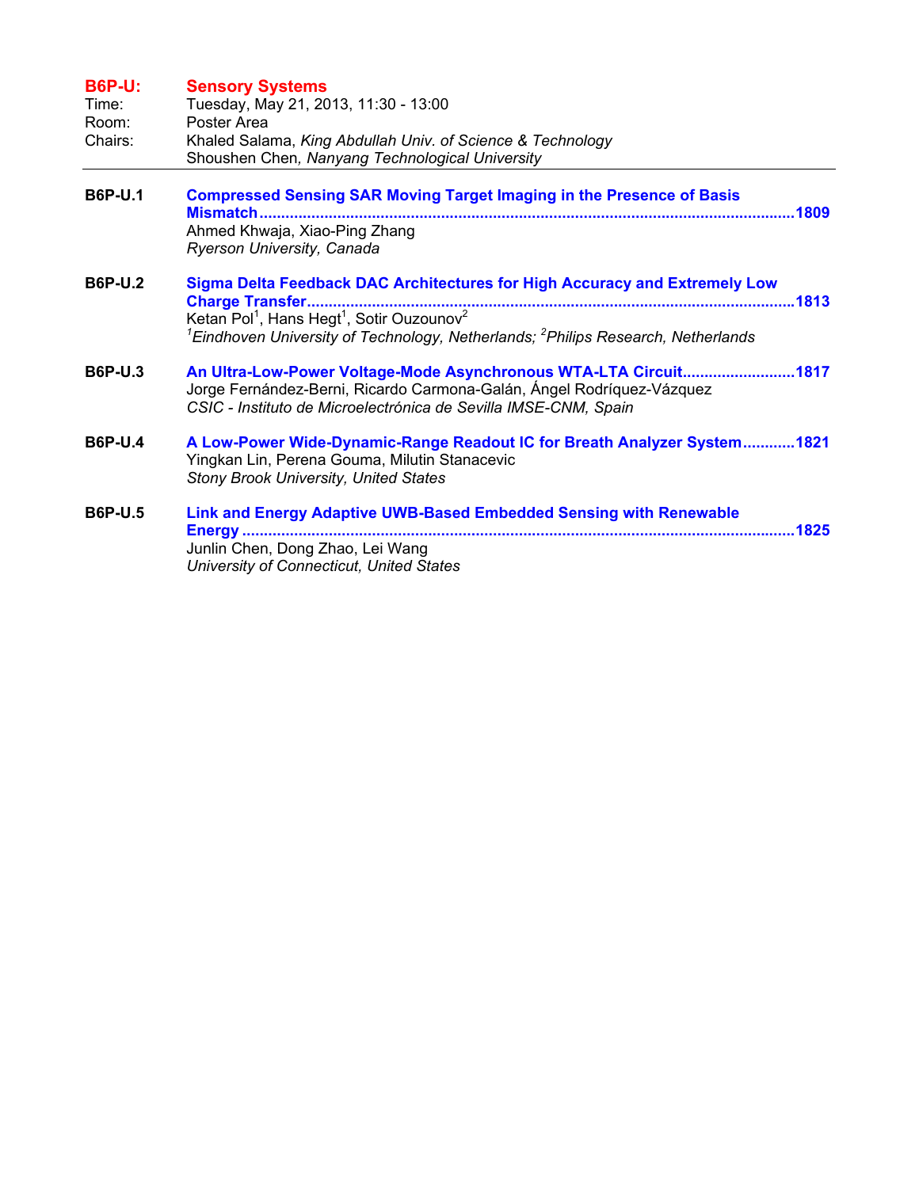## B6P-U: Sensory Systems

Time: Tuesday, May 21, 2013, 11:30 - 13:00
Room: Poster Area
Chairs: Khaled Salama, *King Abdullah Univ. of Science & Technology*
Shoushen Chen, *Nanyang Technological University*

---

**B6P-U.1** **Compressed Sensing SAR Moving Target Imaging in the Presence of Basis Mismatch** .......... 1809
Ahmed Khwaja, Xiao-Ping Zhang
*Ryerson University, Canada*

**B6P-U.2** **Sigma Delta Feedback DAC Architectures for High Accuracy and Extremely Low Charge Transfer** .......... 1813
Ketan Pol[1], Hans Hegt[1], Sotir Ouzounov[2]
*[1]Eindhoven University of Technology, Netherlands; [2]Philips Research, Netherlands*

**B6P-U.3** **An Ultra-Low-Power Voltage-Mode Asynchronous WTA-LTA Circuit** .......... 1817
Jorge Fernández-Berni, Ricardo Carmona-Galán, Ángel Rodríquez-Vázquez
*CSIC - Instituto de Microelectrónica de Sevilla IMSE-CNM, Spain*

**B6P-U.4** **A Low-Power Wide-Dynamic-Range Readout IC for Breath Analyzer System** .......... 1821
Yingkan Lin, Perena Gouma, Milutin Stanacevic
*Stony Brook University, United States*

**B6P-U.5** **Link and Energy Adaptive UWB-Based Embedded Sensing with Renewable Energy** .......... 1825
Junlin Chen, Dong Zhao, Lei Wang
*University of Connecticut, United States*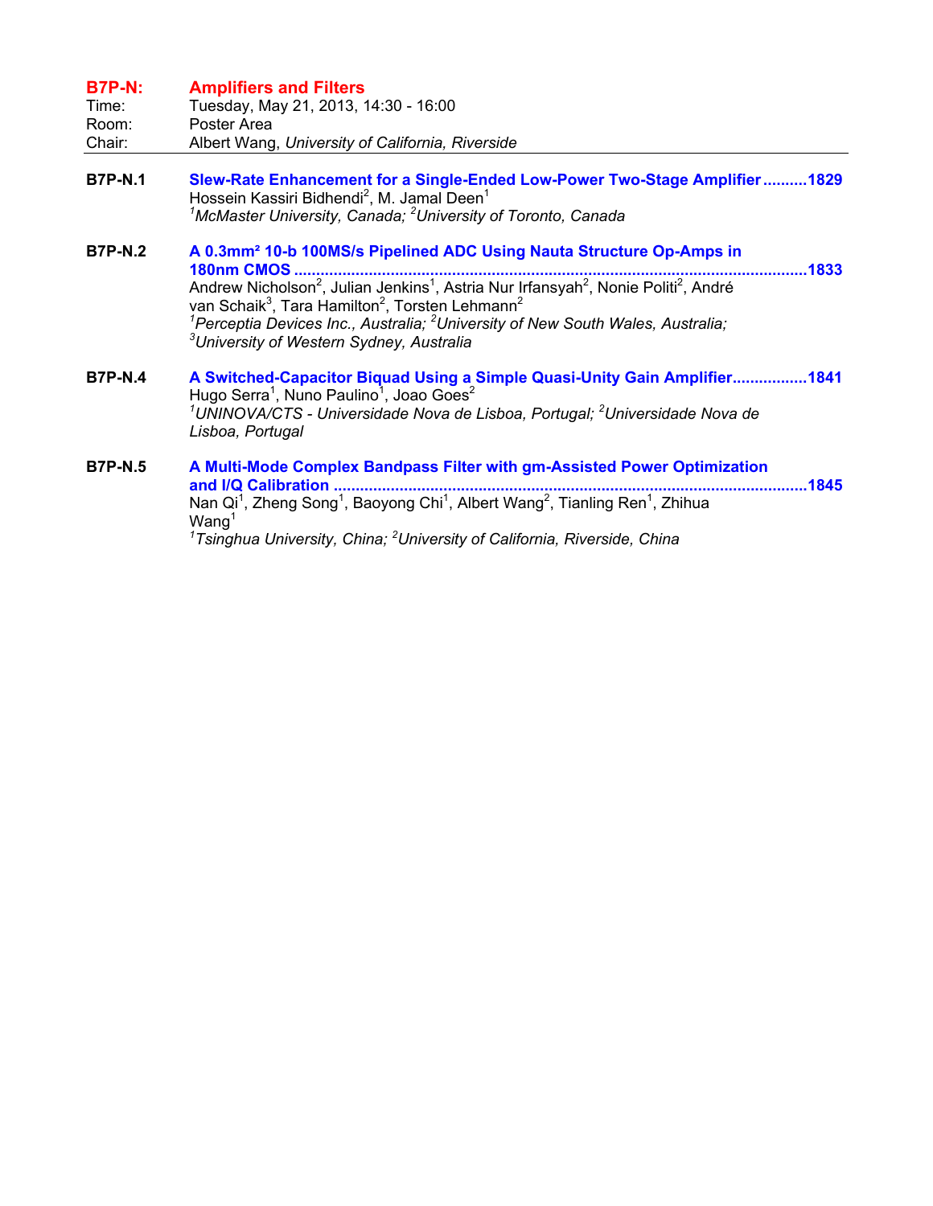## B7P-N: Amplifiers and Filters

Time: Tuesday, May 21, 2013, 14:30 - 16:00
Room: Poster Area
Chair: Albert Wang, *University of California, Riverside*

---

**B7P-N.1** **Slew-Rate Enhancement for a Single-Ended Low-Power Two-Stage Amplifier ..........1829**
Hossein Kassiri Bidhendi[2], M. Jamal Deen[1]
*[1]McMaster University, Canada; [2]University of Toronto, Canada*

**B7P-N.2** **A 0.3mm² 10-b 100MS/s Pipelined ADC Using Nauta Structure Op-Amps in 180nm CMOS ..........1833**
Andrew Nicholson[2], Julian Jenkins[1], Astria Nur Irfansyah[2], Nonie Politi[2], André van Schaik[3], Tara Hamilton[2], Torsten Lehmann[2]
*[1]Perceptia Devices Inc., Australia; [2]University of New South Wales, Australia; [3]University of Western Sydney, Australia*

**B7P-N.4** **A Switched-Capacitor Biquad Using a Simple Quasi-Unity Gain Amplifier.................1841**
Hugo Serra[1], Nuno Paulino[1], Joao Goes[2]
*[1]UNINOVA/CTS - Universidade Nova de Lisboa, Portugal; [2]Universidade Nova de Lisboa, Portugal*

**B7P-N.5** **A Multi-Mode Complex Bandpass Filter with gm-Assisted Power Optimization and I/Q Calibration ..........1845**
Nan Qi[1], Zheng Song[1], Baoyong Chi[1], Albert Wang[2], Tianling Ren[1], Zhihua Wang[1]
*[1]Tsinghua University, China; [2]University of California, Riverside, China*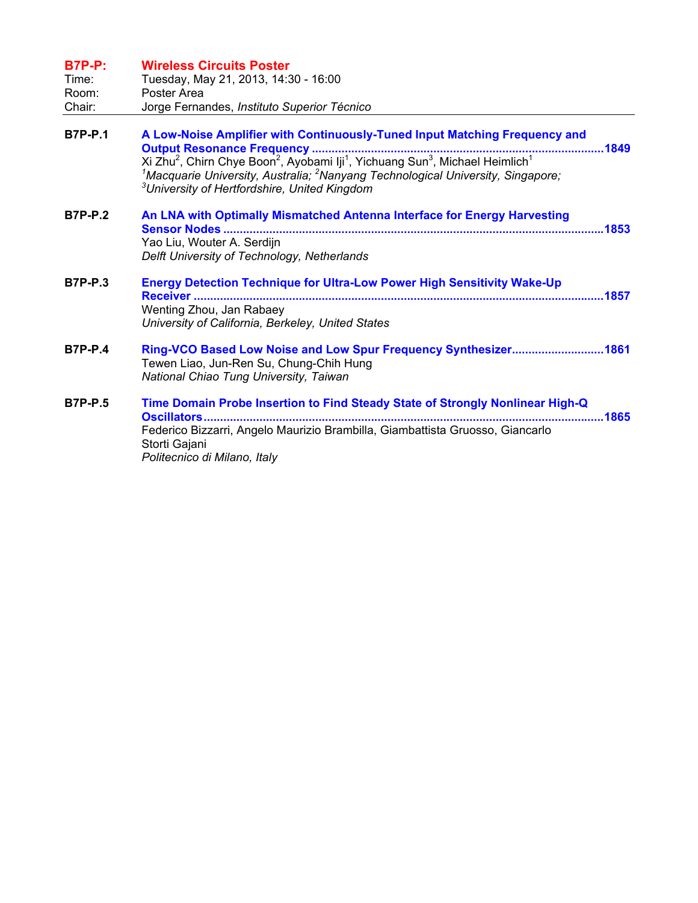## B7P-P: Wireless Circuits Poster

Time: Tuesday, May 21, 2013, 14:30 - 16:00
Room: Poster Area
Chair: Jorge Fernandes, *Instituto Superior Técnico*

---

**B7P-P.1** **A Low-Noise Amplifier with Continuously-Tuned Input Matching Frequency and Output Resonance Frequency ........................................................................................1849**
Xi Zhu[2], Chirn Chye Boon[2], Ayobami Iji[1], Yichuang Sun[3], Michael Heimlich[1]
*[1]Macquarie University, Australia; [2]Nanyang Technological University, Singapore; [3]University of Hertfordshire, United Kingdom*

**B7P-P.2** **An LNA with Optimally Mismatched Antenna Interface for Energy Harvesting Sensor Nodes ..................................................................................................................1853**
Yao Liu, Wouter A. Serdijn
*Delft University of Technology, Netherlands*

**B7P-P.3** **Energy Detection Technique for Ultra-Low Power High Sensitivity Wake-Up Receiver ..........................................................................................................................1857**
Wenting Zhou, Jan Rabaey
*University of California, Berkeley, United States*

**B7P-P.4** **Ring-VCO Based Low Noise and Low Spur Frequency Synthesizer...........................1861**
Tewen Liao, Jun-Ren Su, Chung-Chih Hung
*National Chiao Tung University, Taiwan*

**B7P-P.5** **Time Domain Probe Insertion to Find Steady State of Strongly Nonlinear High-Q Oscillators........................................................................................................................1865**
Federico Bizzarri, Angelo Maurizio Brambilla, Giambattista Gruosso, Giancarlo Storti Gajani
*Politecnico di Milano, Italy*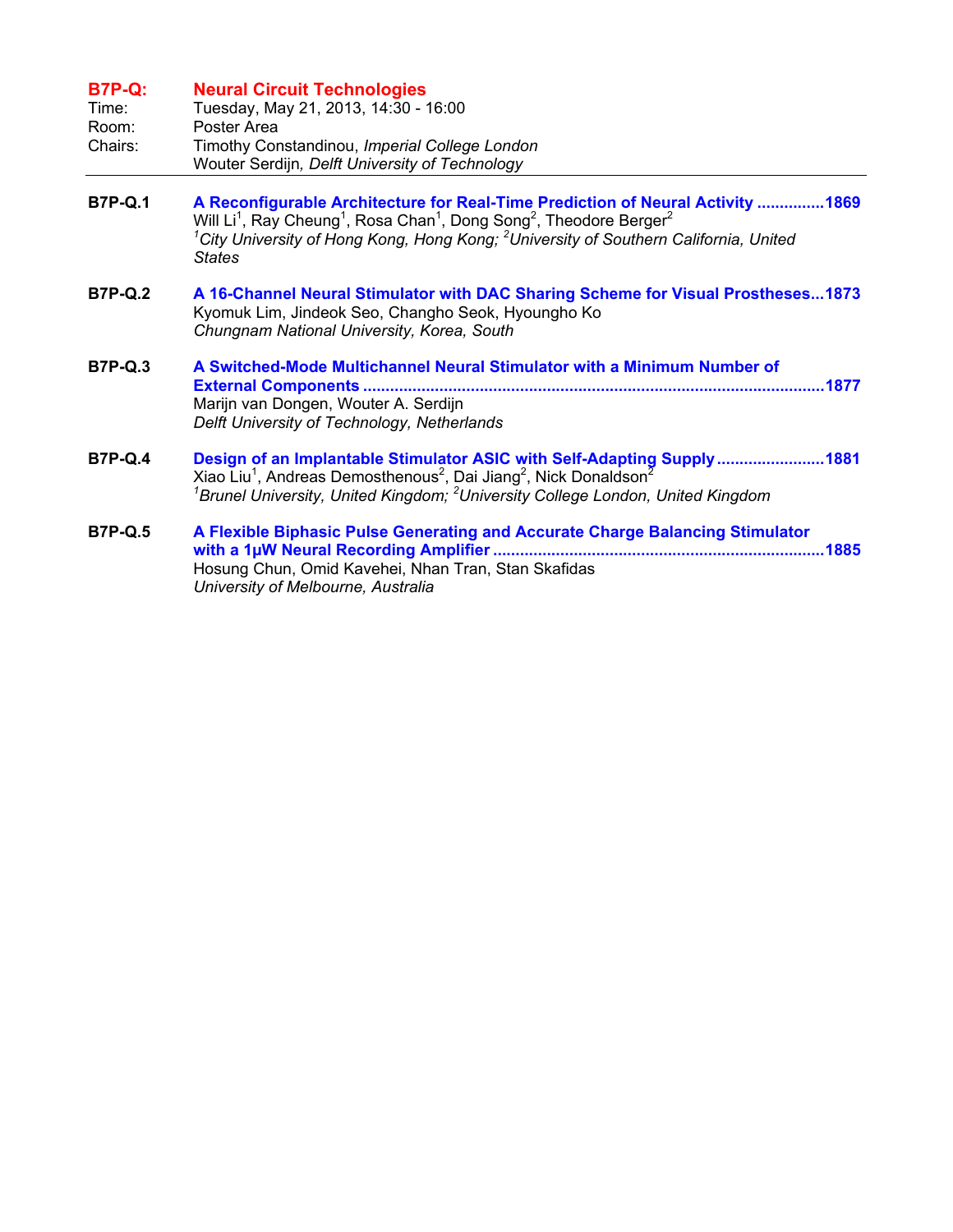## B7P-Q: Neural Circuit Technologies

Time: Tuesday, May 21, 2013, 14:30 - 16:00
Room: Poster Area
Chairs: Timothy Constandinou, *Imperial College London*
Wouter Serdijn, *Delft University of Technology*

---

**B7P-Q.1** **A Reconfigurable Architecture for Real-Time Prediction of Neural Activity ...............1869**
Will Li[1], Ray Cheung[1], Rosa Chan[1], Dong Song[2], Theodore Berger[2]
*[1]City University of Hong Kong, Hong Kong; [2]University of Southern California, United States*

**B7P-Q.2** **A 16-Channel Neural Stimulator with DAC Sharing Scheme for Visual Prostheses...1873**
Kyomuk Lim, Jindeok Seo, Changho Seok, Hyoungho Ko
*Chungnam National University, Korea, South*

**B7P-Q.3** **A Switched-Mode Multichannel Neural Stimulator with a Minimum Number of External Components ......................................................................................................1877**
Marijn van Dongen, Wouter A. Serdijn
*Delft University of Technology, Netherlands*

**B7P-Q.4** **Design of an Implantable Stimulator ASIC with Self-Adapting Supply........................1881**
Xiao Liu[1], Andreas Demosthenous[2], Dai Jiang[2], Nick Donaldson[2]
*[1]Brunel University, United Kingdom; [2]University College London, United Kingdom*

**B7P-Q.5** **A Flexible Biphasic Pulse Generating and Accurate Charge Balancing Stimulator with a 1μW Neural Recording Amplifier .........................................................................1885**
Hosung Chun, Omid Kavehei, Nhan Tran, Stan Skafidas
*University of Melbourne, Australia*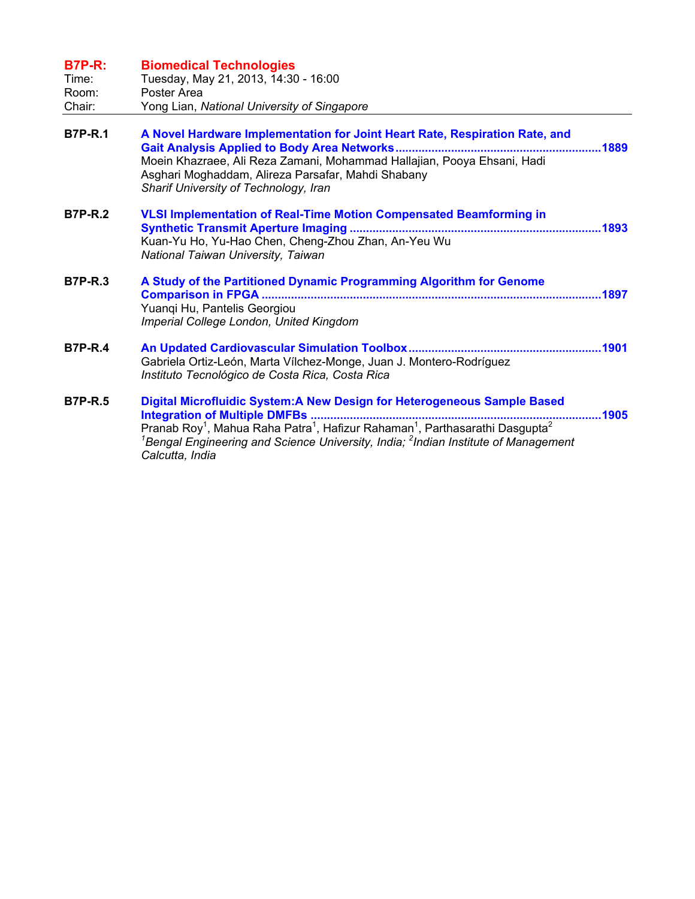## B7P-R: Biomedical Technologies

Time: Tuesday, May 21, 2013, 14:30 - 16:00
Room: Poster Area
Chair: Yong Lian, *National University of Singapore*

---

**B7P-R.1** **A Novel Hardware Implementation for Joint Heart Rate, Respiration Rate, and Gait Analysis Applied to Body Area Networks** ....................1889
Moein Khazraee, Ali Reza Zamani, Mohammad Hallajian, Pooya Ehsani, Hadi Asghari Moghaddam, Alireza Parsafar, Mahdi Shabany
*Sharif University of Technology, Iran*

**B7P-R.2** **VLSI Implementation of Real-Time Motion Compensated Beamforming in Synthetic Transmit Aperture Imaging** ....................1893
Kuan-Yu Ho, Yu-Hao Chen, Cheng-Zhou Zhan, An-Yeu Wu
*National Taiwan University, Taiwan*

**B7P-R.3** **A Study of the Partitioned Dynamic Programming Algorithm for Genome Comparison in FPGA** ....................1897
Yuanqi Hu, Pantelis Georgiou
*Imperial College London, United Kingdom*

**B7P-R.4** **An Updated Cardiovascular Simulation Toolbox** ....................1901
Gabriela Ortiz-León, Marta Vílchez-Monge, Juan J. Montero-Rodríguez
*Instituto Tecnológico de Costa Rica, Costa Rica*

**B7P-R.5** **Digital Microfluidic System:A New Design for Heterogeneous Sample Based Integration of Multiple DMFBs** ....................1905
Pranab Roy[1], Mahua Raha Patra[1], Hafizur Rahaman[1], Parthasarathi Dasgupta[2]
*[1]Bengal Engineering and Science University, India; [2]Indian Institute of Management Calcutta, India*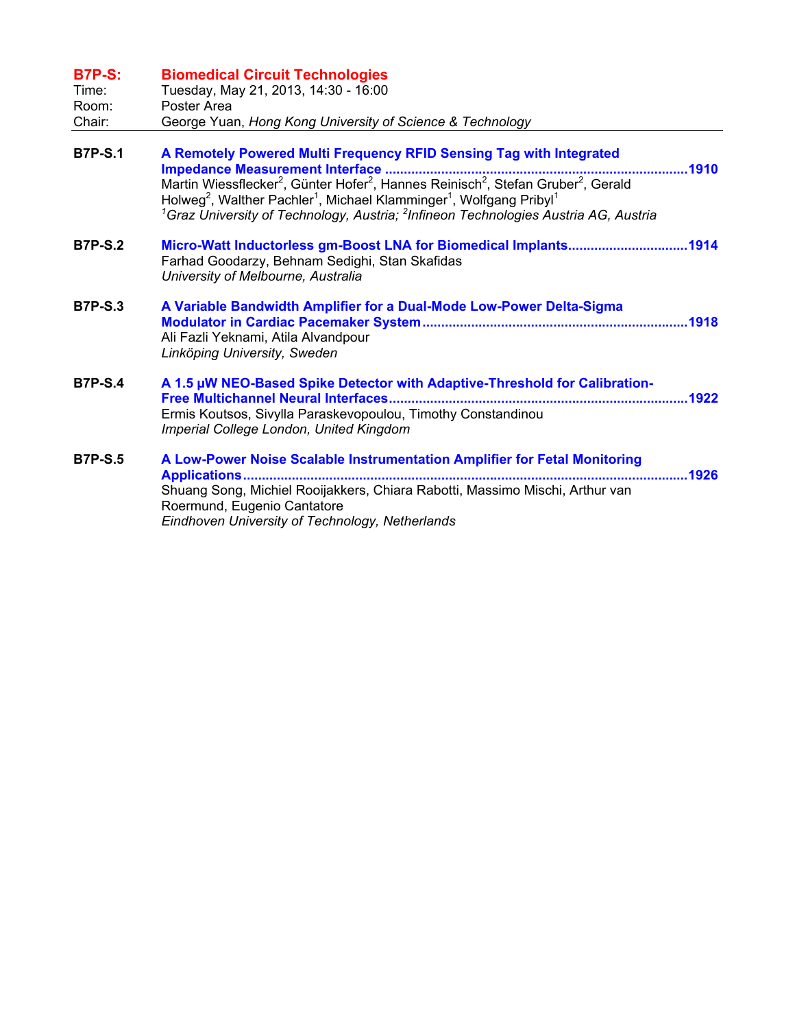## B7P-S: Biomedical Circuit Technologies

Time: Tuesday, May 21, 2013, 14:30 - 16:00
Room: Poster Area
Chair: George Yuan, *Hong Kong University of Science & Technology*

---

**B7P-S.1** **A Remotely Powered Multi Frequency RFID Sensing Tag with Integrated Impedance Measurement Interface** ......1910
Martin Wiessflecker[2], Günter Hofer[2], Hannes Reinisch[2], Stefan Gruber[2], Gerald Holweg[2], Walther Pachler[1], Michael Klamminger[1], Wolfgang Pribyl[1]
*[1]Graz University of Technology, Austria; [2]Infineon Technologies Austria AG, Austria*

**B7P-S.2** **Micro-Watt Inductorless gm-Boost LNA for Biomedical Implants** ......1914
Farhad Goodarzy, Behnam Sedighi, Stan Skafidas
*University of Melbourne, Australia*

**B7P-S.3** **A Variable Bandwidth Amplifier for a Dual-Mode Low-Power Delta-Sigma Modulator in Cardiac Pacemaker System** ......1918
Ali Fazli Yeknami, Atila Alvandpour
*Linköping University, Sweden*

**B7P-S.4** **A 1.5 µW NEO-Based Spike Detector with Adaptive-Threshold for Calibration-Free Multichannel Neural Interfaces** ......1922
Ermis Koutsos, Sivylla Paraskevopoulou, Timothy Constandinou
*Imperial College London, United Kingdom*

**B7P-S.5** **A Low-Power Noise Scalable Instrumentation Amplifier for Fetal Monitoring Applications** ......1926
Shuang Song, Michiel Rooijakkers, Chiara Rabotti, Massimo Mischi, Arthur van Roermund, Eugenio Cantatore
*Eindhoven University of Technology, Netherlands*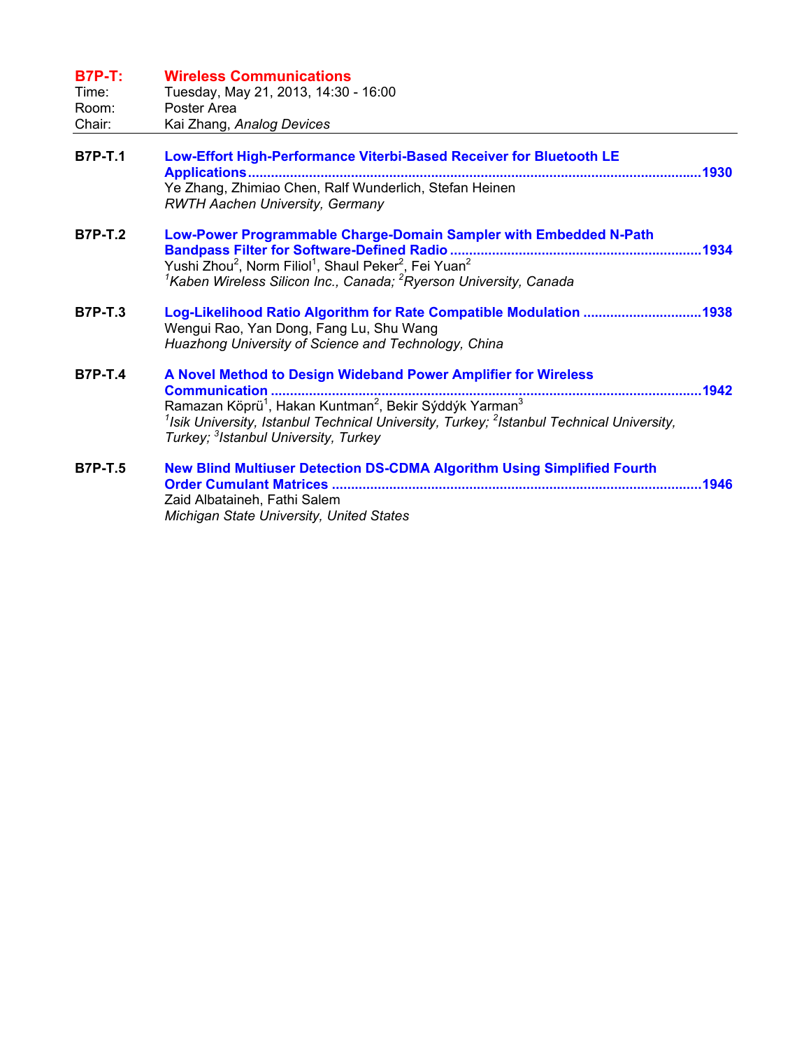## B7P-T: Wireless Communications

Time: Tuesday, May 21, 2013, 14:30 - 16:00
Room: Poster Area
Chair: Kai Zhang, *Analog Devices*

---

**B7P-T.1** **Low-Effort High-Performance Viterbi-Based Receiver for Bluetooth LE Applications** ....................1930
Ye Zhang, Zhimiao Chen, Ralf Wunderlich, Stefan Heinen
*RWTH Aachen University, Germany*

**B7P-T.2** **Low-Power Programmable Charge-Domain Sampler with Embedded N-Path Bandpass Filter for Software-Defined Radio** ....................1934
Yushi Zhou[2], Norm Filiol[1], Shaul Peker[2], Fei Yuan[2]
*[1]Kaben Wireless Silicon Inc., Canada; [2]Ryerson University, Canada*

**B7P-T.3** **Log-Likelihood Ratio Algorithm for Rate Compatible Modulation** ....................1938
Wengui Rao, Yan Dong, Fang Lu, Shu Wang
*Huazhong University of Science and Technology, China*

**B7P-T.4** **A Novel Method to Design Wideband Power Amplifier for Wireless Communication** ....................1942
Ramazan Köprü[1], Hakan Kuntman[2], Bekir Sýddýk Yarman[3]
*[1]Isik University, Istanbul Technical University, Turkey; [2]Istanbul Technical University, Turkey; [3]Istanbul University, Turkey*

**B7P-T.5** **New Blind Multiuser Detection DS-CDMA Algorithm Using Simplified Fourth Order Cumulant Matrices** ....................1946
Zaid Albataineh, Fathi Salem
*Michigan State University, United States*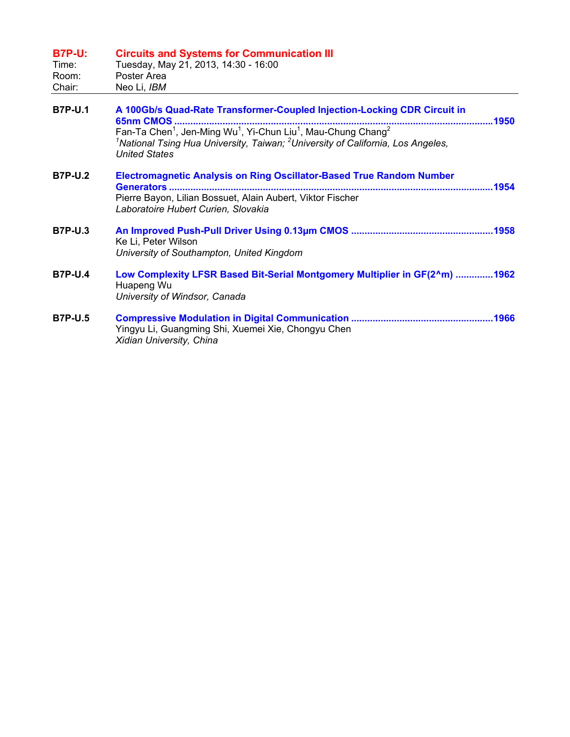## B7P-U: Circuits and Systems for Communication III

Time: Tuesday, May 21, 2013, 14:30 - 16:00
Room: Poster Area
Chair: Neo Li, *IBM*

---

**B7P-U.1** **A 100Gb/s Quad-Rate Transformer-Coupled Injection-Locking CDR Circuit in 65nm CMOS** ....................1950
Fan-Ta Chen[1], Jen-Ming Wu[1], Yi-Chun Liu[1], Mau-Chung Chang[2]
*[1]National Tsing Hua University, Taiwan; [2]University of California, Los Angeles, United States*

**B7P-U.2** **Electromagnetic Analysis on Ring Oscillator-Based True Random Number Generators** ....................1954
Pierre Bayon, Lilian Bossuet, Alain Aubert, Viktor Fischer
*Laboratoire Hubert Curien, Slovakia*

**B7P-U.3** **An Improved Push-Pull Driver Using 0.13µm CMOS** ....................1958
Ke Li, Peter Wilson
*University of Southampton, United Kingdom*

**B7P-U.4** **Low Complexity LFSR Based Bit-Serial Montgomery Multiplier in GF(2^m)** ....................1962
Huapeng Wu
*University of Windsor, Canada*

**B7P-U.5** **Compressive Modulation in Digital Communication** ....................1966
Yingyu Li, Guangming Shi, Xuemei Xie, Chongyu Chen
*Xidian University, China*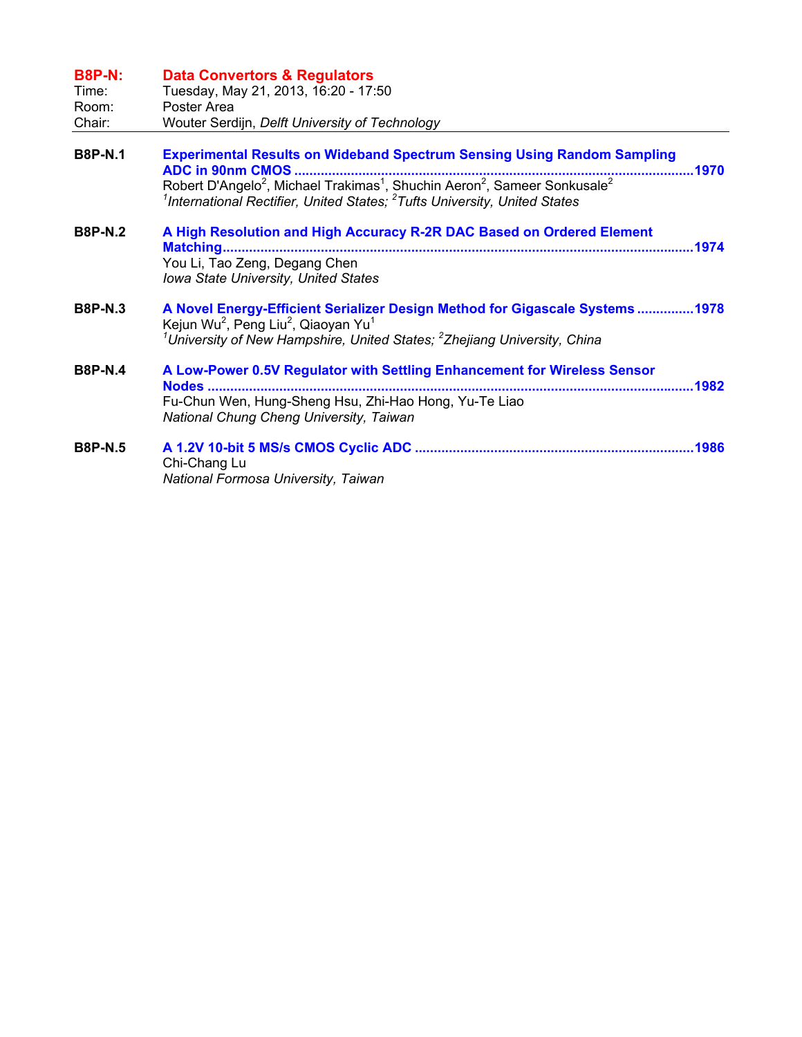## B8P-N: Data Convertors & Regulators

Time: Tuesday, May 21, 2013, 16:20 - 17:50
Room: Poster Area
Chair: Wouter Serdijn, *Delft University of Technology*

---

**B8P-N.1** **Experimental Results on Wideband Spectrum Sensing Using Random Sampling ADC in 90nm CMOS** ........................................................................................................1970
Robert D'Angelo[2], Michael Trakimas[1], Shuchin Aeron[2], Sameer Sonkusale[2]
*[1]International Rectifier, United States; [2]Tufts University, United States*

**B8P-N.2** **A High Resolution and High Accuracy R-2R DAC Based on Ordered Element Matching**..........................................................................................................................1974
You Li, Tao Zeng, Degang Chen
*Iowa State University, United States*

**B8P-N.3** **A Novel Energy-Efficient Serializer Design Method for Gigascale Systems** ..............1978
Kejun Wu[2], Peng Liu[2], Qiaoyan Yu[1]
*[1]University of New Hampshire, United States; [2]Zhejiang University, China*

**B8P-N.4** **A Low-Power 0.5V Regulator with Settling Enhancement for Wireless Sensor Nodes** ..............................................................................................................................1982
Fu-Chun Wen, Hung-Sheng Hsu, Zhi-Hao Hong, Yu-Te Liao
*National Chung Cheng University, Taiwan*

**B8P-N.5** **A 1.2V 10-bit 5 MS/s CMOS Cyclic ADC** .........................................................................1986
Chi-Chang Lu
*National Formosa University, Taiwan*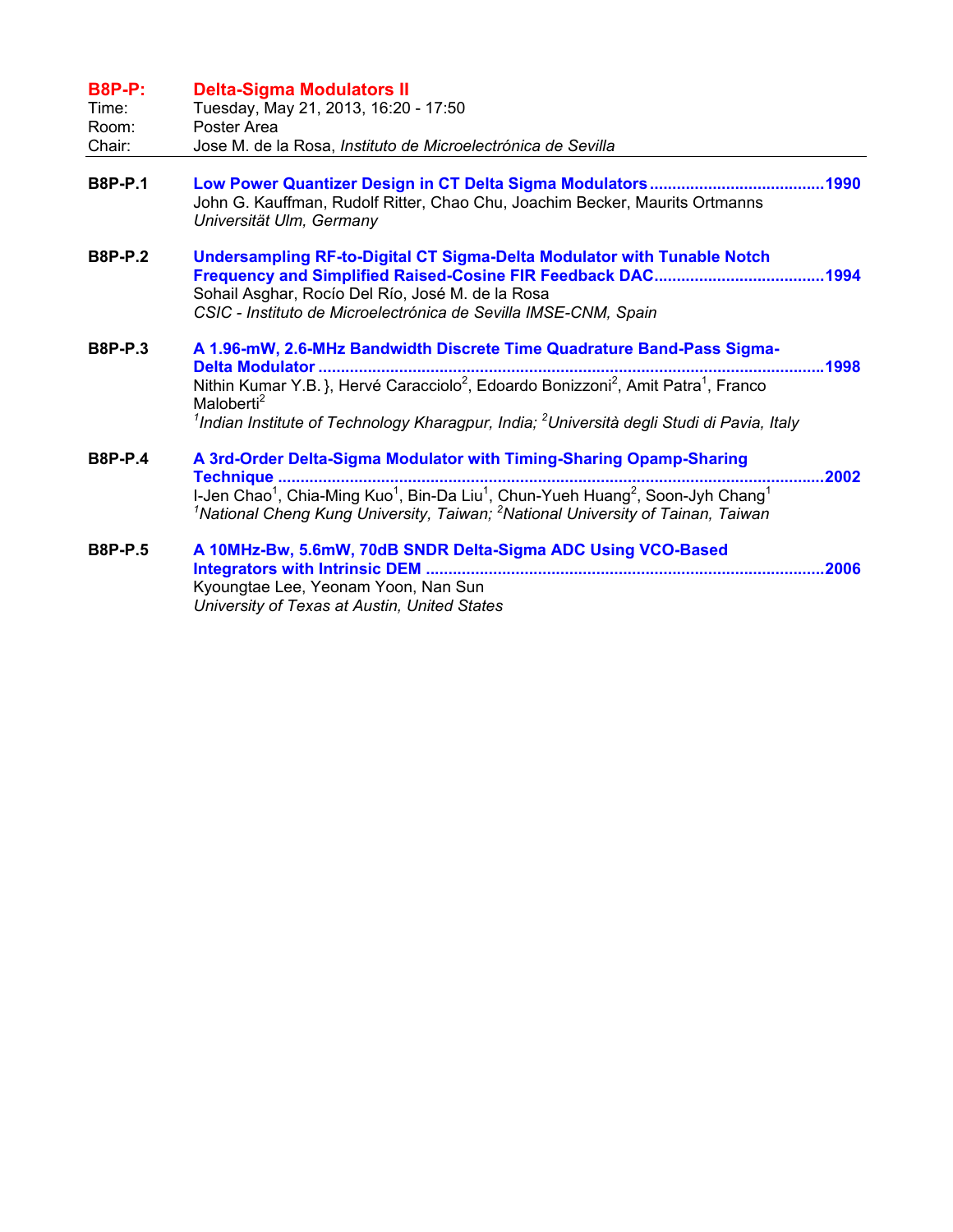## B8P-P: Delta-Sigma Modulators II

Time: Tuesday, May 21, 2013, 16:20 - 17:50
Room: Poster Area
Chair: Jose M. de la Rosa, *Instituto de Microelectrónica de Sevilla*

---

**B8P-P.1** **Low Power Quantizer Design in CT Delta Sigma Modulators** .......................................1990
John G. Kauffman, Rudolf Ritter, Chao Chu, Joachim Becker, Maurits Ortmanns
*Universität Ulm, Germany*

**B8P-P.2** **Undersampling RF-to-Digital CT Sigma-Delta Modulator with Tunable Notch Frequency and Simplified Raised-Cosine FIR Feedback DAC** .....................................1994
Sohail Asghar, Rocío Del Río, José M. de la Rosa
*CSIC - Instituto de Microelectrónica de Sevilla IMSE-CNM, Spain*

**B8P-P.3** **A 1.96-mW, 2.6-MHz Bandwidth Discrete Time Quadrature Band-Pass Sigma-Delta Modulator** .......................................................................................................1998
Nithin Kumar Y.B. }, Hervé Caracciolo[2], Edoardo Bonizzoni[2], Amit Patra[1], Franco Maloberti[2]
*[1]Indian Institute of Technology Kharagpur, India; [2]Università degli Studi di Pavia, Italy*

**B8P-P.4** **A 3rd-Order Delta-Sigma Modulator with Timing-Sharing Opamp-Sharing Technique** .......................................................................................................2002
I-Jen Chao[1], Chia-Ming Kuo[1], Bin-Da Liu[1], Chun-Yueh Huang[2], Soon-Jyh Chang[1]
*[1]National Cheng Kung University, Taiwan; [2]National University of Tainan, Taiwan*

**B8P-P.5** **A 10MHz-Bw, 5.6mW, 70dB SNDR Delta-Sigma ADC Using VCO-Based Integrators with Intrinsic DEM** .......................................................................................2006
Kyoungtae Lee, Yeonam Yoon, Nan Sun
*University of Texas at Austin, United States*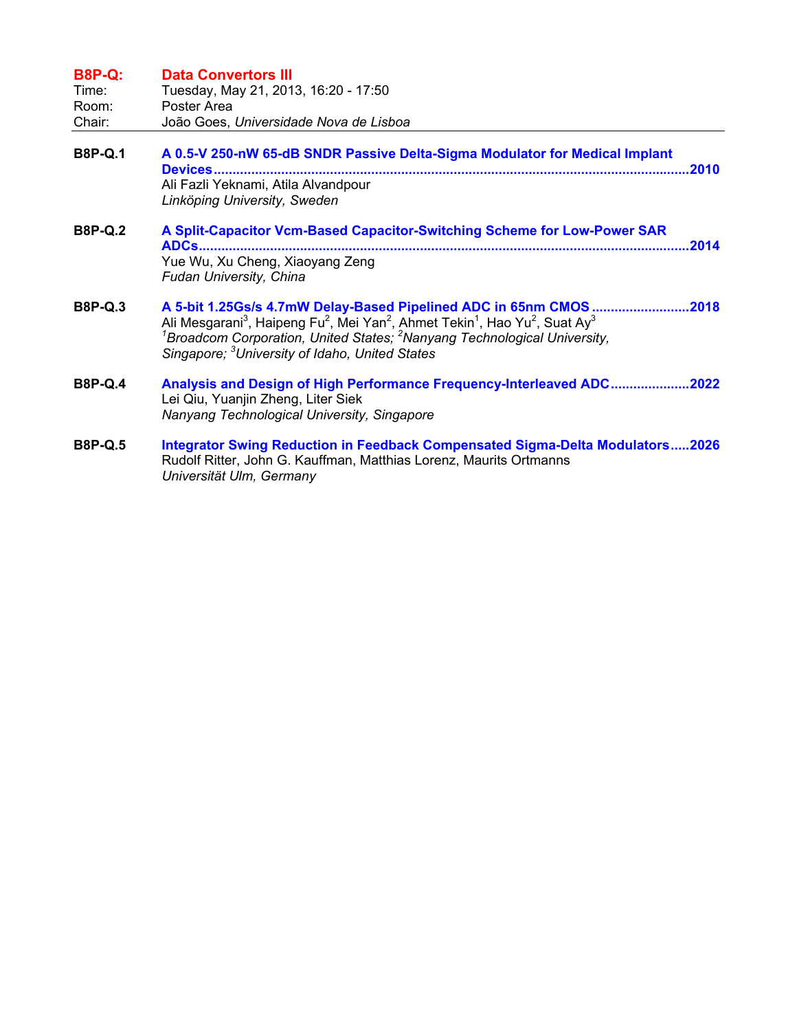## B8P-Q: Data Convertors III

Time: Tuesday, May 21, 2013, 16:20 - 17:50
Room: Poster Area
Chair: João Goes, *Universidade Nova de Lisboa*

---

**B8P-Q.1** **A 0.5-V 250-nW 65-dB SNDR Passive Delta-Sigma Modulator for Medical Implant Devices** ........ **2010**
Ali Fazli Yeknami, Atila Alvandpour
*Linköping University, Sweden*

**B8P-Q.2** **A Split-Capacitor Vcm-Based Capacitor-Switching Scheme for Low-Power SAR ADCs** ........ **2014**
Yue Wu, Xu Cheng, Xiaoyang Zeng
*Fudan University, China*

**B8P-Q.3** **A 5-bit 1.25Gs/s 4.7mW Delay-Based Pipelined ADC in 65nm CMOS** ........ **2018**
Ali Mesgarani[3], Haipeng Fu[2], Mei Yan[2], Ahmet Tekin[1], Hao Yu[2], Suat Ay[3]
*[1]Broadcom Corporation, United States; [2]Nanyang Technological University, Singapore; [3]University of Idaho, United States*

**B8P-Q.4** **Analysis and Design of High Performance Frequency-Interleaved ADC** ........ **2022**
Lei Qiu, Yuanjin Zheng, Liter Siek
*Nanyang Technological University, Singapore*

**B8P-Q.5** **Integrator Swing Reduction in Feedback Compensated Sigma-Delta Modulators** ........ **2026**
Rudolf Ritter, John G. Kauffman, Matthias Lorenz, Maurits Ortmanns
*Universität Ulm, Germany*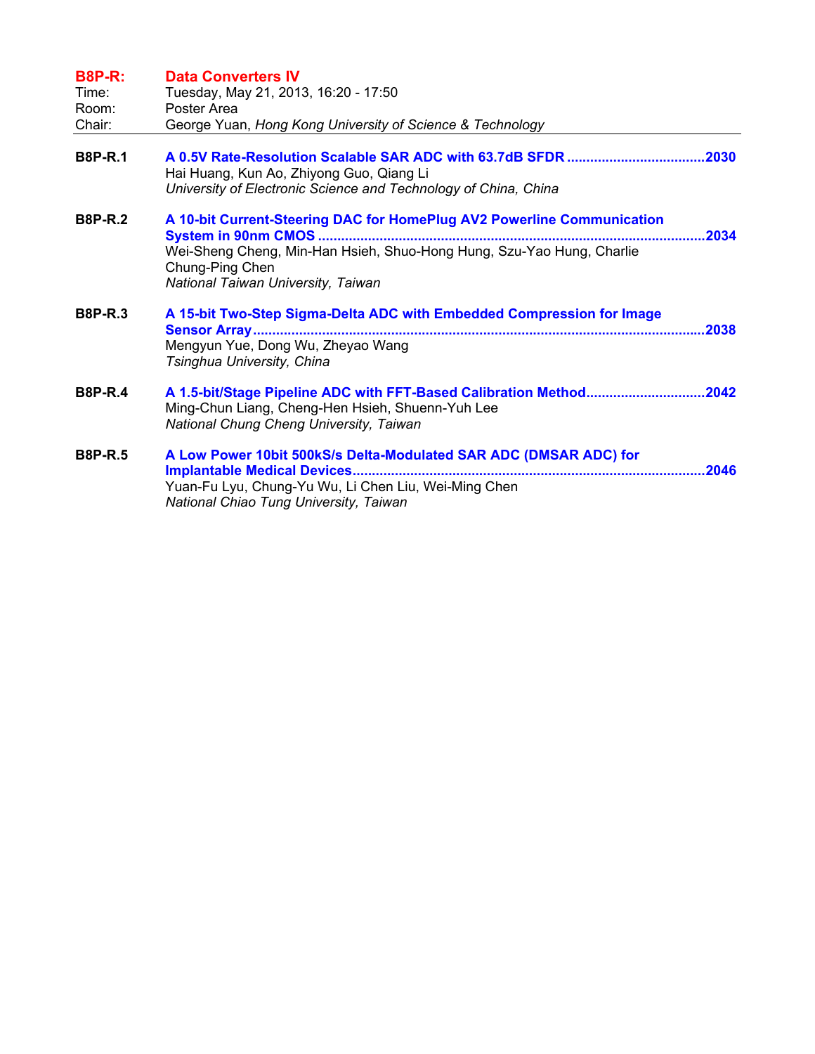## B8P-R: Data Converters IV

Time: Tuesday, May 21, 2013, 16:20 - 17:50
Room: Poster Area
Chair: George Yuan, *Hong Kong University of Science & Technology*

---

**B8P-R.1** **A 0.5V Rate-Resolution Scalable SAR ADC with 63.7dB SFDR ....................................2030**
Hai Huang, Kun Ao, Zhiyong Guo, Qiang Li
*University of Electronic Science and Technology of China, China*

**B8P-R.2** **A 10-bit Current-Steering DAC for HomePlug AV2 Powerline Communication System in 90nm CMOS ....................................................................................................2034**
Wei-Sheng Cheng, Min-Han Hsieh, Shuo-Hong Hung, Szu-Yao Hung, Charlie Chung-Ping Chen
*National Taiwan University, Taiwan*

**B8P-R.3** **A 15-bit Two-Step Sigma-Delta ADC with Embedded Compression for Image Sensor Array......................................................................................................................2038**
Mengyun Yue, Dong Wu, Zheyao Wang
*Tsinghua University, China*

**B8P-R.4** **A 1.5-bit/Stage Pipeline ADC with FFT-Based Calibration Method..............................2042**
Ming-Chun Liang, Cheng-Hen Hsieh, Shuenn-Yuh Lee
*National Chung Cheng University, Taiwan*

**B8P-R.5** **A Low Power 10bit 500kS/s Delta-Modulated SAR ADC (DMSAR ADC) for Implantable Medical Devices..........................................................................................2046**
Yuan-Fu Lyu, Chung-Yu Wu, Li Chen Liu, Wei-Ming Chen
*National Chiao Tung University, Taiwan*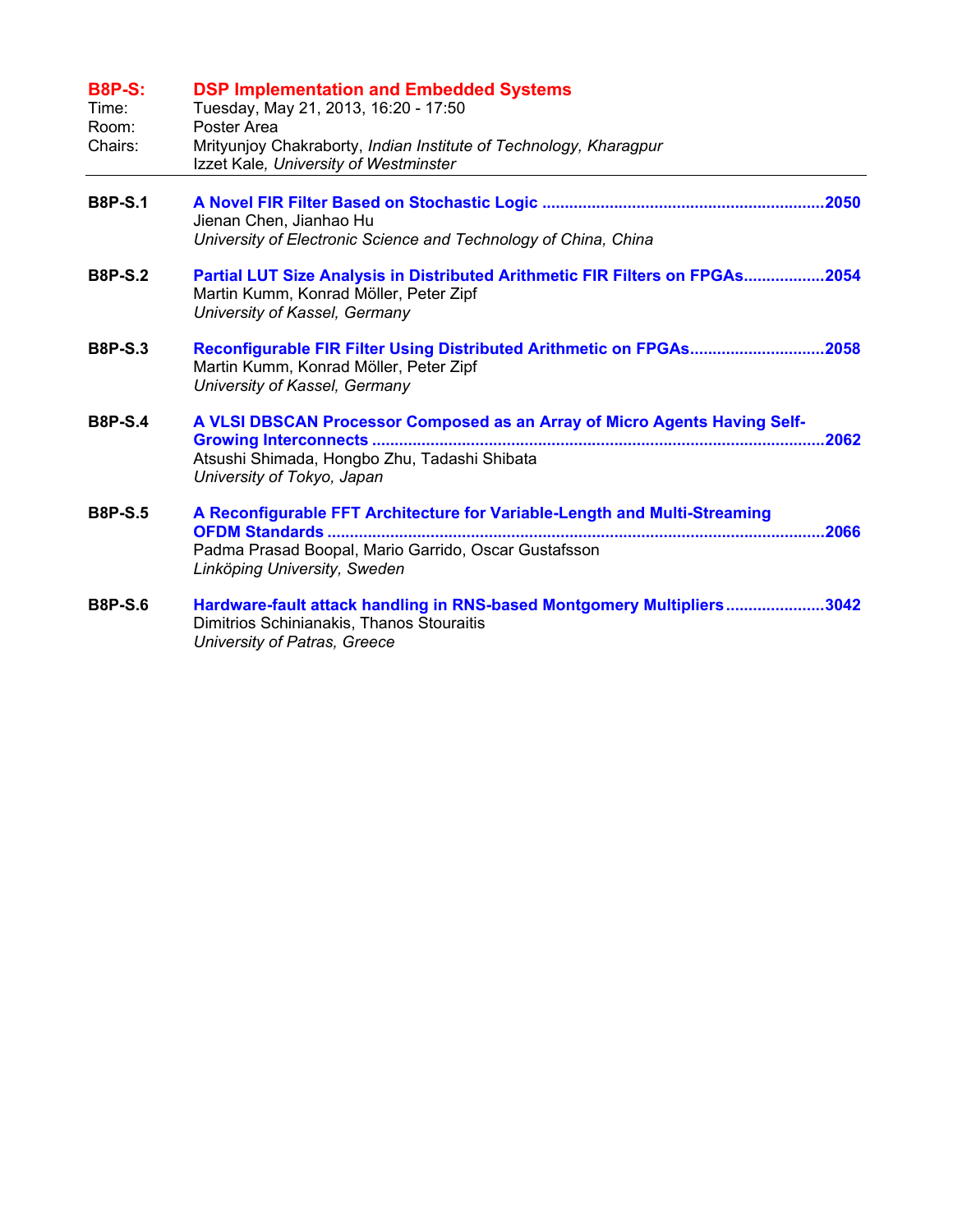## B8P-S: DSP Implementation and Embedded Systems

Time: Tuesday, May 21, 2013, 16:20 - 17:50
Room: Poster Area
Chairs: Mrityunjoy Chakraborty, *Indian Institute of Technology, Kharagpur*
Izzet Kale, *University of Westminster*

---

**B8P-S.1** **A Novel FIR Filter Based on Stochastic Logic** .............................................................. **2050**
Jienan Chen, Jianhao Hu
*University of Electronic Science and Technology of China, China*

**B8P-S.2** **Partial LUT Size Analysis in Distributed Arithmetic FIR Filters on FPGAs**................. **2054**
Martin Kumm, Konrad Möller, Peter Zipf
*University of Kassel, Germany*

**B8P-S.3** **Reconfigurable FIR Filter Using Distributed Arithmetic on FPGAs**............................. **2058**
Martin Kumm, Konrad Möller, Peter Zipf
*University of Kassel, Germany*

**B8P-S.4** **A VLSI DBSCAN Processor Composed as an Array of Micro Agents Having Self-Growing Interconnects** .................................................................................................... **2062**
Atsushi Shimada, Hongbo Zhu, Tadashi Shibata
*University of Tokyo, Japan*

**B8P-S.5** **A Reconfigurable FFT Architecture for Variable-Length and Multi-Streaming OFDM Standards** ............................................................................................................. **2066**
Padma Prasad Boopal, Mario Garrido, Oscar Gustafsson
*Linköping University, Sweden*

**B8P-S.6** **Hardware-fault attack handling in RNS-based Montgomery Multipliers**...................... **3042**
Dimitrios Schinianakis, Thanos Stouraitis
*University of Patras, Greece*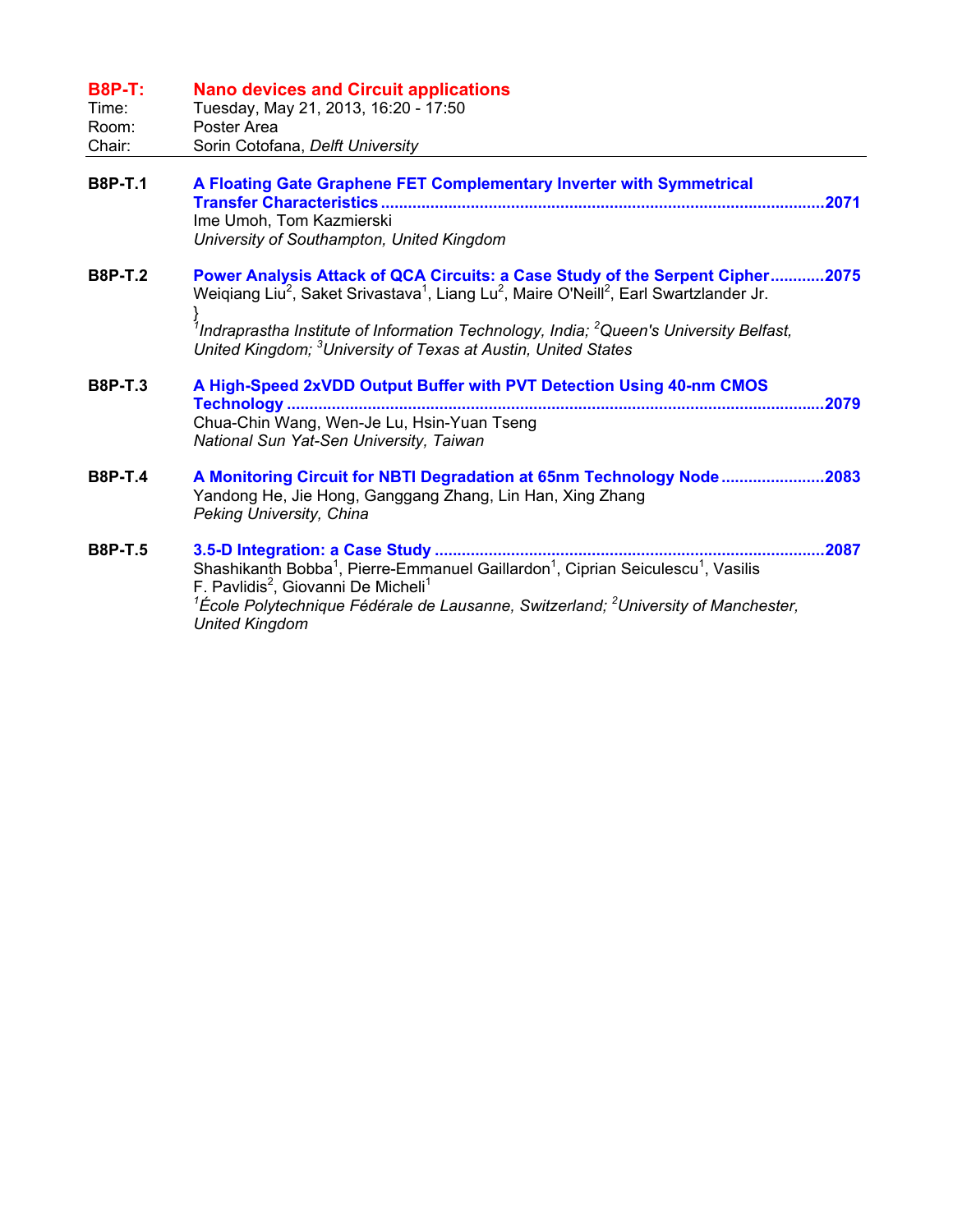## B8P-T: Nano devices and Circuit applications

Time: Tuesday, May 21, 2013, 16:20 - 17:50
Room: Poster Area
Chair: Sorin Cotofana, *Delft University*

---

**B8P-T.1** **A Floating Gate Graphene FET Complementary Inverter with Symmetrical Transfer Characteristics** ........ 2071
Ime Umoh, Tom Kazmierski
*University of Southampton, United Kingdom*

**B8P-T.2** **Power Analysis Attack of QCA Circuits: a Case Study of the Serpent Cipher** ........ 2075
Weiqiang Liu[2], Saket Srivastava[1], Liang Lu[2], Maire O'Neill[2], Earl Swartzlander Jr.
}
*[1]Indraprastha Institute of Information Technology, India; [2]Queen's University Belfast, United Kingdom; [3]University of Texas at Austin, United States*

**B8P-T.3** **A High-Speed 2xVDD Output Buffer with PVT Detection Using 40-nm CMOS Technology** ........ 2079
Chua-Chin Wang, Wen-Je Lu, Hsin-Yuan Tseng
*National Sun Yat-Sen University, Taiwan*

**B8P-T.4** **A Monitoring Circuit for NBTI Degradation at 65nm Technology Node** ........ 2083
Yandong He, Jie Hong, Ganggang Zhang, Lin Han, Xing Zhang
*Peking University, China*

**B8P-T.5** **3.5-D Integration: a Case Study** ........ 2087
Shashikanth Bobba[1], Pierre-Emmanuel Gaillardon[1], Ciprian Seiculescu[1], Vasilis F. Pavlidis[2], Giovanni De Micheli[1]
*[1]École Polytechnique Fédérale de Lausanne, Switzerland; [2]University of Manchester, United Kingdom*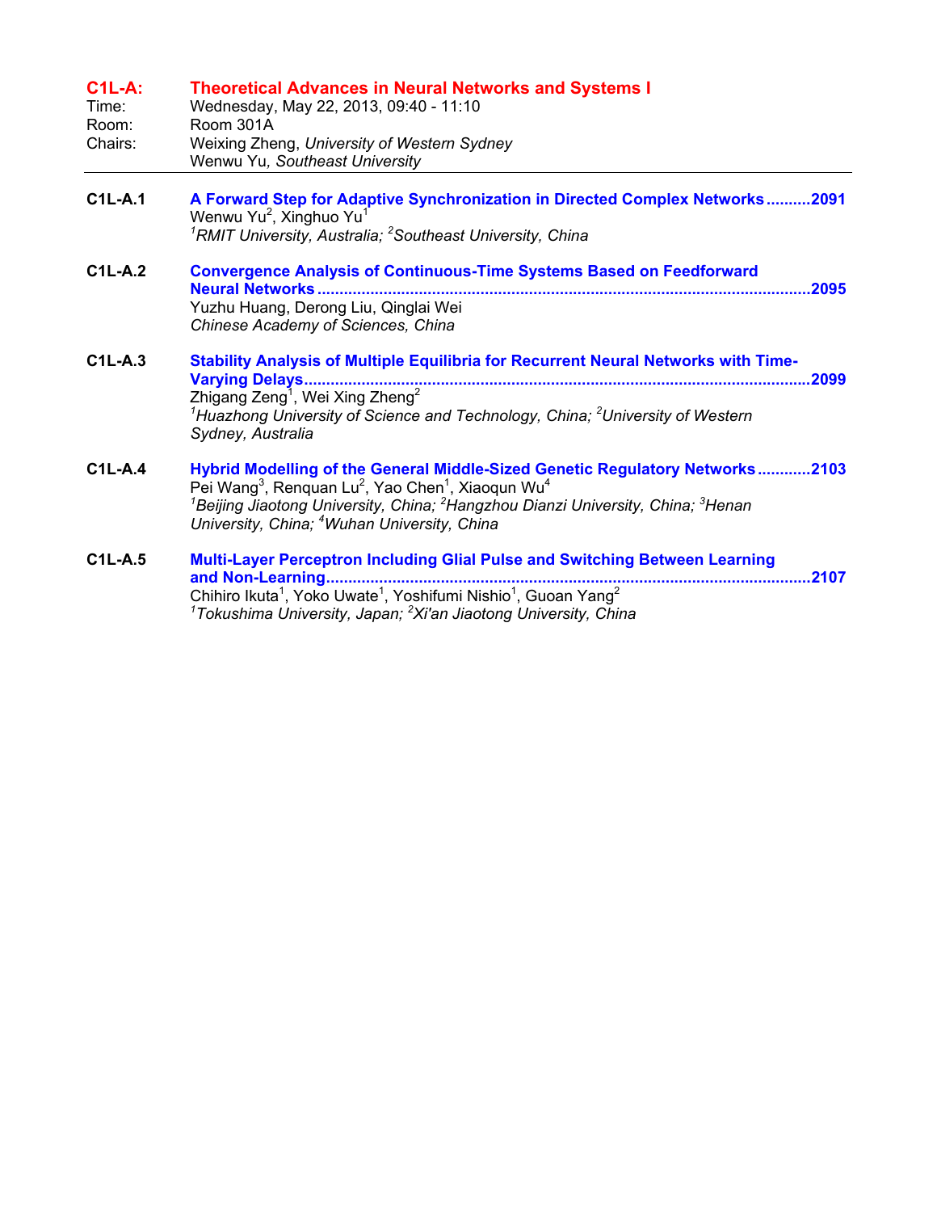## C1L-A: Theoretical Advances in Neural Networks and Systems I

Time: Wednesday, May 22, 2013, 09:40 - 11:10
Room: Room 301A
Chairs: Weixing Zheng, *University of Western Sydney*
Wenwu Yu, *Southeast University*

---

**C1L-A.1** **A Forward Step for Adaptive Synchronization in Directed Complex Networks..........2091**
Wenwu Yu[2], Xinghuo Yu[1]
*[1]RMIT University, Australia; [2]Southeast University, China*

**C1L-A.2** **Convergence Analysis of Continuous-Time Systems Based on Feedforward Neural Networks..........2095**
Yuzhu Huang, Derong Liu, Qinglai Wei
*Chinese Academy of Sciences, China*

**C1L-A.3** **Stability Analysis of Multiple Equilibria for Recurrent Neural Networks with Time-Varying Delays..........2099**
Zhigang Zeng[1], Wei Xing Zheng[2]
*[1]Huazhong University of Science and Technology, China; [2]University of Western Sydney, Australia*

**C1L-A.4** **Hybrid Modelling of the General Middle-Sized Genetic Regulatory Networks..........2103**
Pei Wang[3], Renquan Lu[2], Yao Chen[1], Xiaoqun Wu[4]
*[1]Beijing Jiaotong University, China; [2]Hangzhou Dianzi University, China; [3]Henan University, China; [4]Wuhan University, China*

**C1L-A.5** **Multi-Layer Perceptron Including Glial Pulse and Switching Between Learning and Non-Learning..........2107**
Chihiro Ikuta[1], Yoko Uwate[1], Yoshifumi Nishio[1], Guoan Yang[2]
*[1]Tokushima University, Japan; [2]Xi'an Jiaotong University, China*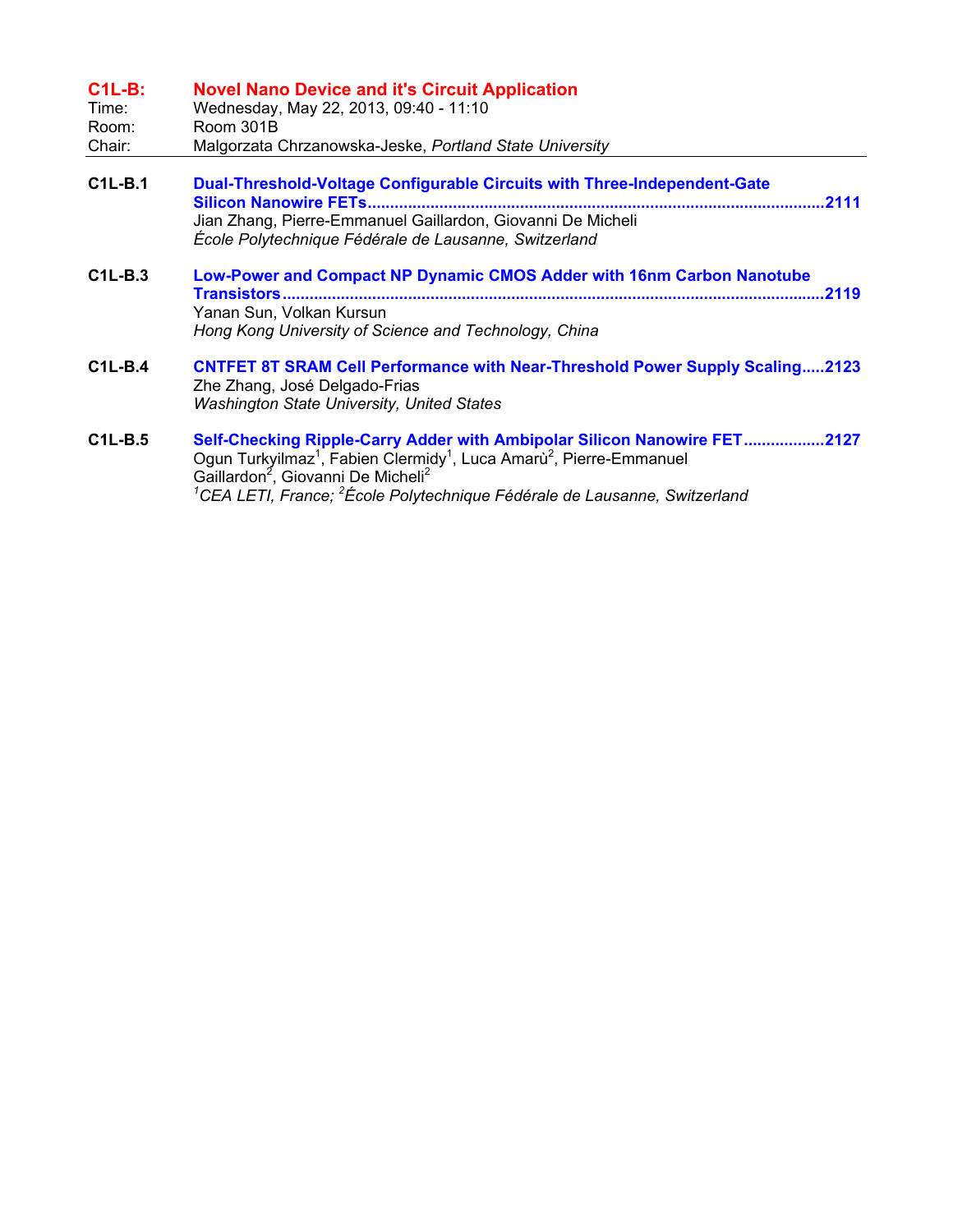## C1L-B: Novel Nano Device and it's Circuit Application

Time: Wednesday, May 22, 2013, 09:40 - 11:10
Room: Room 301B
Chair: Malgorzata Chrzanowska-Jeske, *Portland State University*

---

**C1L-B.1** **Dual-Threshold-Voltage Configurable Circuits with Three-Independent-Gate Silicon Nanowire FETs**.....2111
Jian Zhang, Pierre-Emmanuel Gaillardon, Giovanni De Micheli
*École Polytechnique Fédérale de Lausanne, Switzerland*

**C1L-B.3** **Low-Power and Compact NP Dynamic CMOS Adder with 16nm Carbon Nanotube Transistors**.....2119
Yanan Sun, Volkan Kursun
*Hong Kong University of Science and Technology, China*

**C1L-B.4** **CNTFET 8T SRAM Cell Performance with Near-Threshold Power Supply Scaling**.....2123
Zhe Zhang, José Delgado-Frias
*Washington State University, United States*

**C1L-B.5** **Self-Checking Ripple-Carry Adder with Ambipolar Silicon Nanowire FET**.....2127
Ogun Turkyilmaz[1], Fabien Clermidy[1], Luca Amarù[2], Pierre-Emmanuel Gaillardon[2], Giovanni De Micheli[2]
*[1]CEA LETI, France; [2]École Polytechnique Fédérale de Lausanne, Switzerland*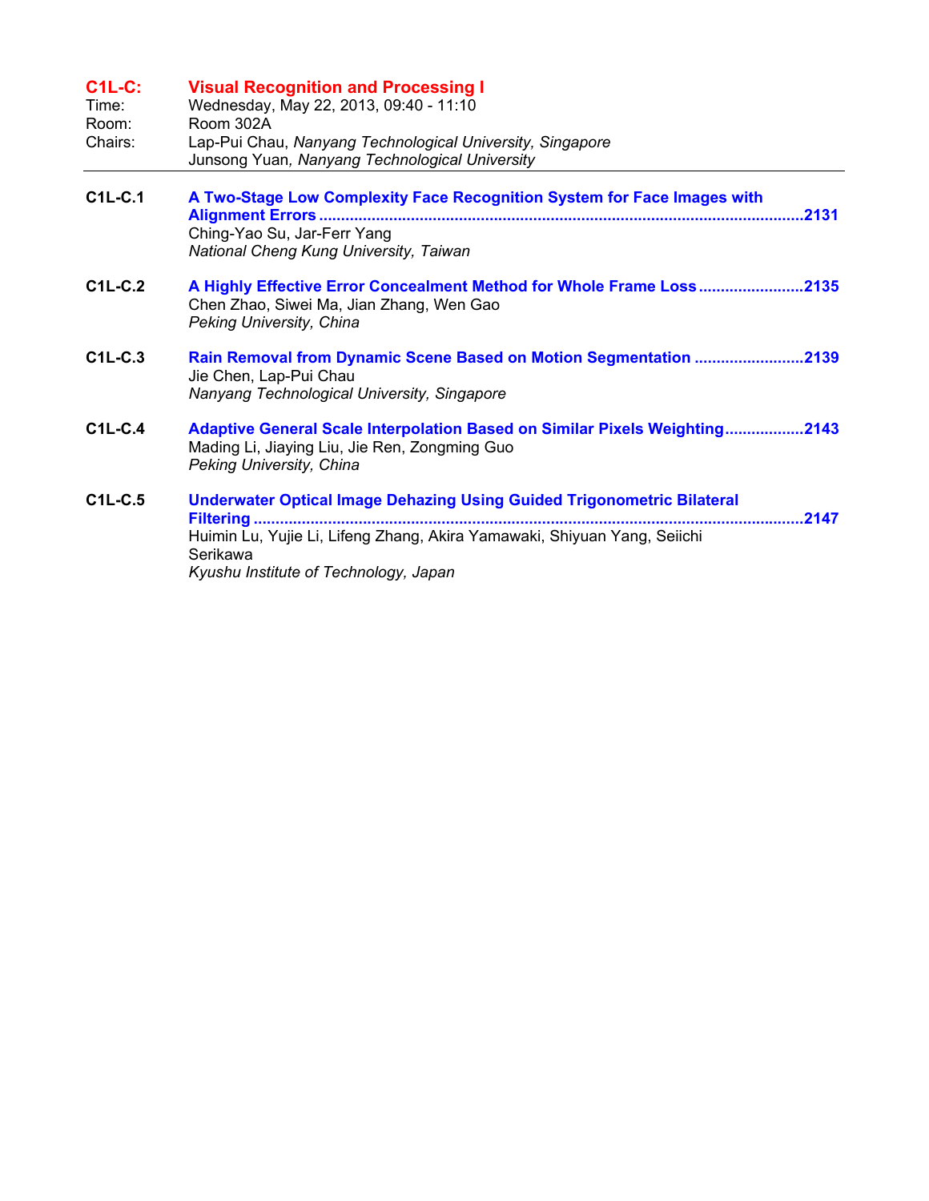## C1L-C: Visual Recognition and Processing I

Time: Wednesday, May 22, 2013, 09:40 - 11:10
Room: Room 302A
Chairs: Lap-Pui Chau, *Nanyang Technological University, Singapore*
Junsong Yuan, *Nanyang Technological University*

---

**C1L-C.1** **A Two-Stage Low Complexity Face Recognition System for Face Images with Alignment Errors** .......... 2131
Ching-Yao Su, Jar-Ferr Yang
*National Cheng Kung University, Taiwan*

**C1L-C.2** **A Highly Effective Error Concealment Method for Whole Frame Loss** .......... 2135
Chen Zhao, Siwei Ma, Jian Zhang, Wen Gao
*Peking University, China*

**C1L-C.3** **Rain Removal from Dynamic Scene Based on Motion Segmentation** .......... 2139
Jie Chen, Lap-Pui Chau
*Nanyang Technological University, Singapore*

**C1L-C.4** **Adaptive General Scale Interpolation Based on Similar Pixels Weighting** .......... 2143
Mading Li, Jiaying Liu, Jie Ren, Zongming Guo
*Peking University, China*

**C1L-C.5** **Underwater Optical Image Dehazing Using Guided Trigonometric Bilateral Filtering** .......... 2147
Huimin Lu, Yujie Li, Lifeng Zhang, Akira Yamawaki, Shiyuan Yang, Seiichi Serikawa
*Kyushu Institute of Technology, Japan*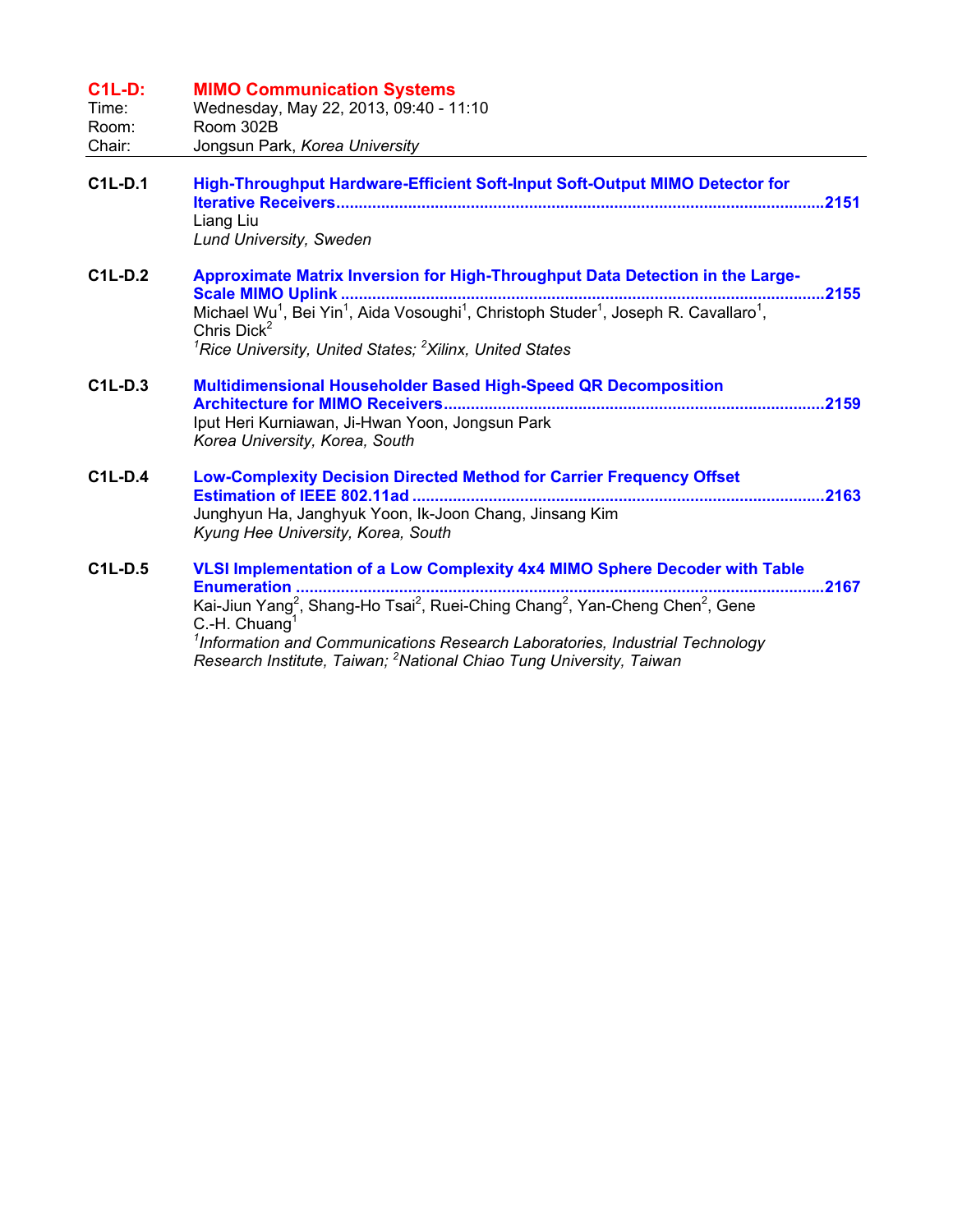## C1L-D: MIMO Communication Systems

Time: Wednesday, May 22, 2013, 09:40 - 11:10
Room: Room 302B
Chair: Jongsun Park, *Korea University*

---

**C1L-D.1** **High-Throughput Hardware-Efficient Soft-Input Soft-Output MIMO Detector for Iterative Receivers...........2151**
Liang Liu
*Lund University, Sweden*

**C1L-D.2** **Approximate Matrix Inversion for High-Throughput Data Detection in the Large-Scale MIMO Uplink...........2155**
Michael Wu[1], Bei Yin[1], Aida Vosoughi[1], Christoph Studer[1], Joseph R. Cavallaro[1], Chris Dick[2]
*[1]Rice University, United States; [2]Xilinx, United States*

**C1L-D.3** **Multidimensional Householder Based High-Speed QR Decomposition Architecture for MIMO Receivers...........2159**
Iput Heri Kurniawan, Ji-Hwan Yoon, Jongsun Park
*Korea University, Korea, South*

**C1L-D.4** **Low-Complexity Decision Directed Method for Carrier Frequency Offset Estimation of IEEE 802.11ad...........2163**
Junghyun Ha, Janghyuk Yoon, Ik-Joon Chang, Jinsang Kim
*Kyung Hee University, Korea, South*

**C1L-D.5** **VLSI Implementation of a Low Complexity 4x4 MIMO Sphere Decoder with Table Enumeration...........2167**
Kai-Jiun Yang[2], Shang-Ho Tsai[2], Ruei-Ching Chang[2], Yan-Cheng Chen[2], Gene C.-H. Chuang[1]
*[1]Information and Communications Research Laboratories, Industrial Technology Research Institute, Taiwan; [2]National Chiao Tung University, Taiwan*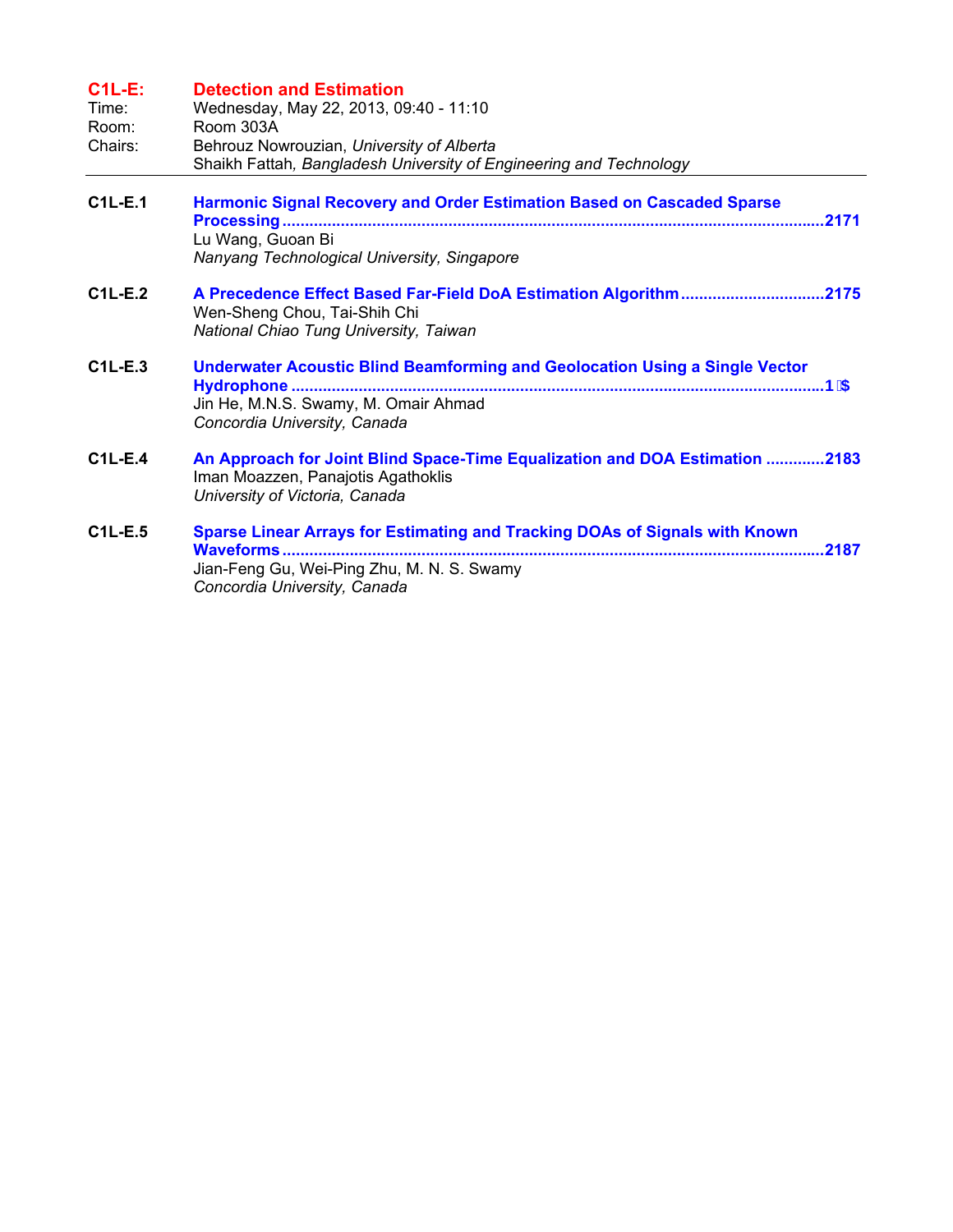## C1L-E: Detection and Estimation

Time: Wednesday, May 22, 2013, 09:40 - 11:10
Room: Room 303A
Chairs: Behrouz Nowrouzian, *University of Alberta*
Shaikh Fattah, *Bangladesh University of Engineering and Technology*

---

**C1L-E.1** **Harmonic Signal Recovery and Order Estimation Based on Cascaded Sparse Processing** ........................................................................................................2171
Lu Wang, Guoan Bi
*Nanyang Technological University, Singapore*

**C1L-E.2** **A Precedence Effect Based Far-Field DoA Estimation Algorithm** ................................2175
Wen-Sheng Chou, Tai-Shih Chi
*National Chiao Tung University, Taiwan*

**C1L-E.3** **Underwater Acoustic Blind Beamforming and Geolocation Using a Single Vector Hydrophone** ......................................................................................................................1 $
Jin He, M.N.S. Swamy, M. Omair Ahmad
*Concordia University, Canada*

**C1L-E.4** **An Approach for Joint Blind Space-Time Equalization and DOA Estimation** .............2183
Iman Moazzen, Panajotis Agathoklis
*University of Victoria, Canada*

**C1L-E.5** **Sparse Linear Arrays for Estimating and Tracking DOAs of Signals with Known Waveforms** ........................................................................................................................2187
Jian-Feng Gu, Wei-Ping Zhu, M. N. S. Swamy
*Concordia University, Canada*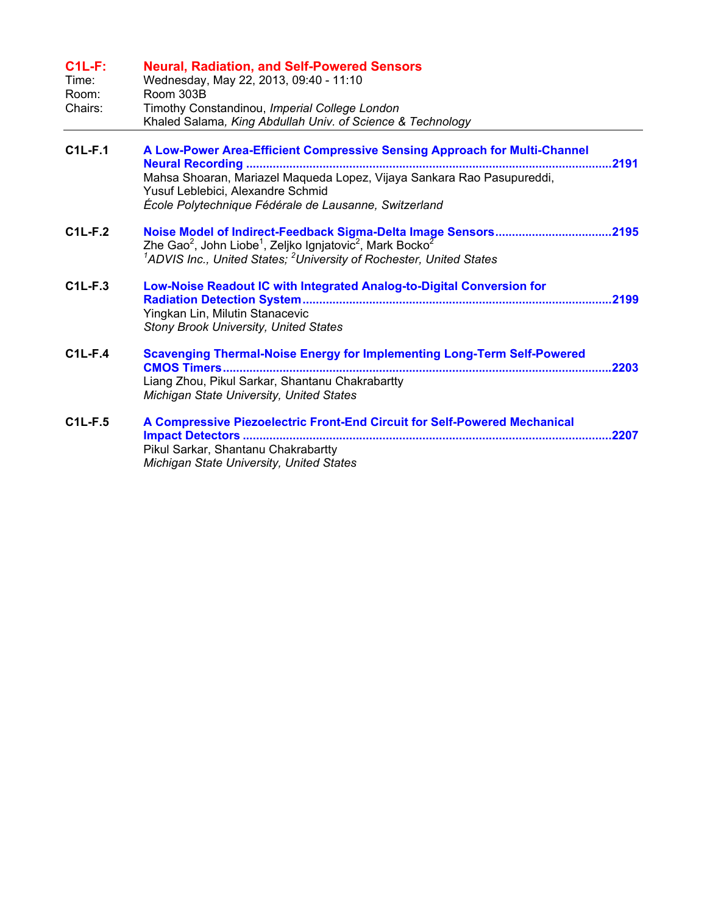## C1L-F: Neural, Radiation, and Self-Powered Sensors

Time: Wednesday, May 22, 2013, 09:40 - 11:10
Room: Room 303B
Chairs: Timothy Constandinou, *Imperial College London*
Khaled Salama, *King Abdullah Univ. of Science & Technology*

---

**C1L-F.1** **A Low-Power Area-Efficient Compressive Sensing Approach for Multi-Channel Neural Recording** ............ **2191**
Mahsa Shoaran, Mariazel Maqueda Lopez, Vijaya Sankara Rao Pasupureddi, Yusuf Leblebici, Alexandre Schmid
*École Polytechnique Fédérale de Lausanne, Switzerland*

**C1L-F.2** **Noise Model of Indirect-Feedback Sigma-Delta Image Sensors** ............ **2195**
Zhe Gao[2], John Liobe[1], Zeljko Ignjatovic[2], Mark Bocko[2]
*[1]ADVIS Inc., United States; [2]University of Rochester, United States*

**C1L-F.3** **Low-Noise Readout IC with Integrated Analog-to-Digital Conversion for Radiation Detection System** ............ **2199**
Yingkan Lin, Milutin Stanacevic
*Stony Brook University, United States*

**C1L-F.4** **Scavenging Thermal-Noise Energy for Implementing Long-Term Self-Powered CMOS Timers** ............ **2203**
Liang Zhou, Pikul Sarkar, Shantanu Chakrabartty
*Michigan State University, United States*

**C1L-F.5** **A Compressive Piezoelectric Front-End Circuit for Self-Powered Mechanical Impact Detectors** ............ **2207**
Pikul Sarkar, Shantanu Chakrabartty
*Michigan State University, United States*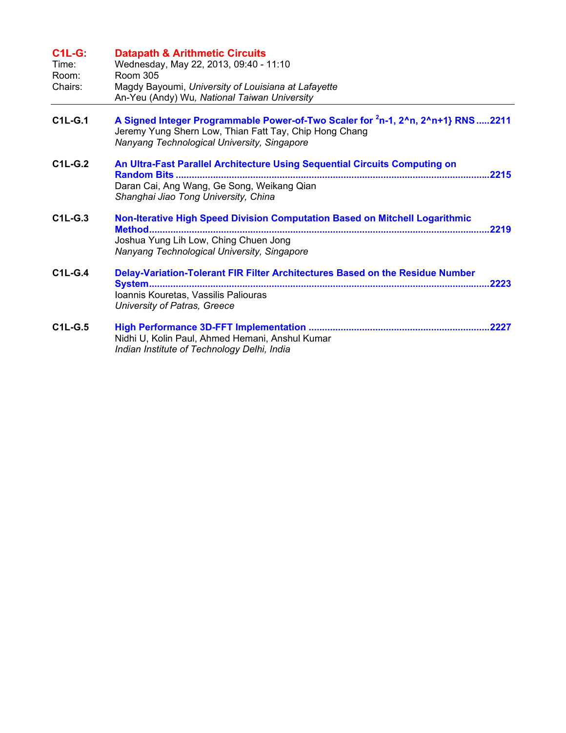## C1L-G: Datapath & Arithmetic Circuits

Time: Wednesday, May 22, 2013, 09:40 - 11:10
Room: Room 305
Chairs: Magdy Bayoumi, *University of Louisiana at Lafayette*
An-Yeu (Andy) Wu, *National Taiwan University*

---

**C1L-G.1** **A Signed Integer Programmable Power-of-Two Scaler for $^{2}$n-1, 2^n, 2^n+1} RNS .....2211**
Jeremy Yung Shern Low, Thian Fatt Tay, Chip Hong Chang
*Nanyang Technological University, Singapore*

**C1L-G.2** **An Ultra-Fast Parallel Architecture Using Sequential Circuits Computing on Random Bits .....2215**
Daran Cai, Ang Wang, Ge Song, Weikang Qian
*Shanghai Jiao Tong University, China*

**C1L-G.3** **Non-Iterative High Speed Division Computation Based on Mitchell Logarithmic Method.....2219**
Joshua Yung Lih Low, Ching Chuen Jong
*Nanyang Technological University, Singapore*

**C1L-G.4** **Delay-Variation-Tolerant FIR Filter Architectures Based on the Residue Number System.....2223**
Ioannis Kouretas, Vassilis Paliouras
*University of Patras, Greece*

**C1L-G.5** **High Performance 3D-FFT Implementation .....2227**
Nidhi U, Kolin Paul, Ahmed Hemani, Anshul Kumar
*Indian Institute of Technology Delhi, India*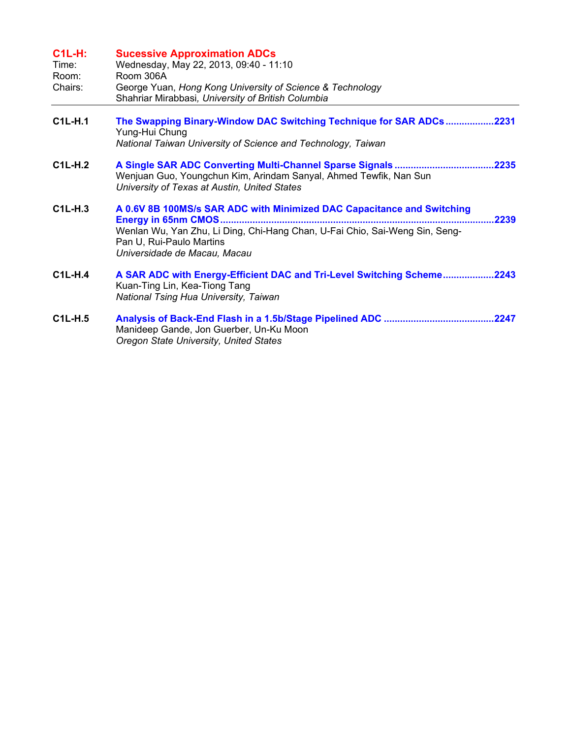## C1L-H: Sucessive Approximation ADCs

Time: Wednesday, May 22, 2013, 09:40 - 11:10
Room: Room 306A
Chairs: George Yuan, *Hong Kong University of Science & Technology*
Shahriar Mirabbasi, *University of British Columbia*

---

**C1L-H.1** **The Swapping Binary-Window DAC Switching Technique for SAR ADCs**..................2231
Yung-Hui Chung
*National Taiwan University of Science and Technology, Taiwan*

**C1L-H.2** **A Single SAR ADC Converting Multi-Channel Sparse Signals**....................................2235
Wenjuan Guo, Youngchun Kim, Arindam Sanyal, Ahmed Tewfik, Nan Sun
*University of Texas at Austin, United States*

**C1L-H.3** **A 0.6V 8B 100MS/s SAR ADC with Minimized DAC Capacitance and Switching Energy in 65nm CMOS**....................................................................................................2239
Wenlan Wu, Yan Zhu, Li Ding, Chi-Hang Chan, U-Fai Chio, Sai-Weng Sin, Seng-Pan U, Rui-Paulo Martins
*Universidade de Macau, Macau*

**C1L-H.4** **A SAR ADC with Energy-Efficient DAC and Tri-Level Switching Scheme**..................2243
Kuan-Ting Lin, Kea-Tiong Tang
*National Tsing Hua University, Taiwan*

**C1L-H.5** **Analysis of Back-End Flash in a 1.5b/Stage Pipelined ADC** ........................................2247
Manideep Gande, Jon Guerber, Un-Ku Moon
*Oregon State University, United States*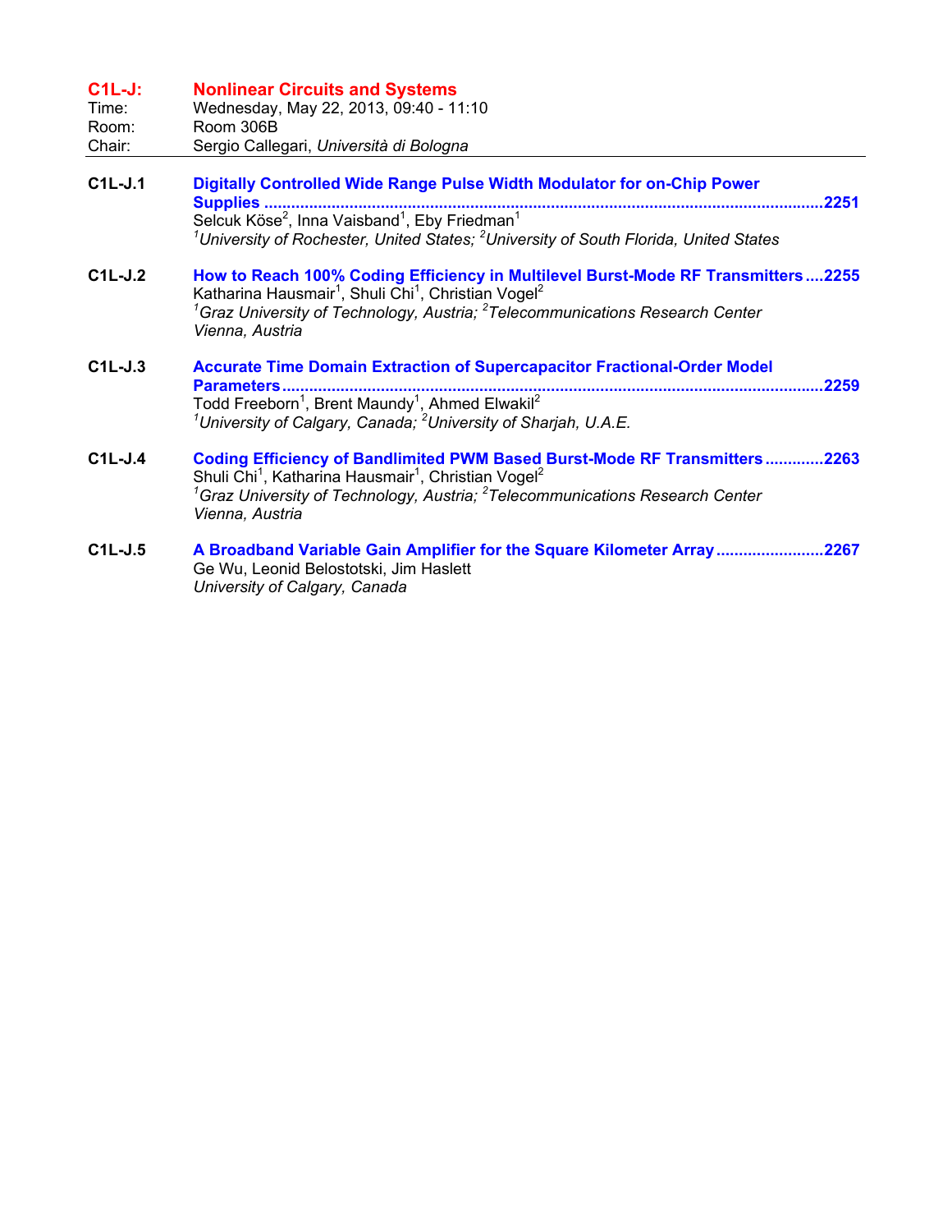## C1L-J: Nonlinear Circuits and Systems

Time: Wednesday, May 22, 2013, 09:40 - 11:10
Room: Room 306B
Chair: Sergio Callegari, *Università di Bologna*

---

**C1L-J.1** **Digitally Controlled Wide Range Pulse Width Modulator for on-Chip Power Supplies ....... 2251**
Selcuk Köse[2], Inna Vaisband[1], Eby Friedman[1]
*[1]University of Rochester, United States; [2]University of South Florida, United States*

**C1L-J.2** **How to Reach 100% Coding Efficiency in Multilevel Burst-Mode RF Transmitters .... 2255**
Katharina Hausmair[1], Shuli Chi[1], Christian Vogel[2]
*[1]Graz University of Technology, Austria; [2]Telecommunications Research Center Vienna, Austria*

**C1L-J.3** **Accurate Time Domain Extraction of Supercapacitor Fractional-Order Model Parameters ....... 2259**
Todd Freeborn[1], Brent Maundy[1], Ahmed Elwakil[2]
*[1]University of Calgary, Canada; [2]University of Sharjah, U.A.E.*

**C1L-J.4** **Coding Efficiency of Bandlimited PWM Based Burst-Mode RF Transmitters ............. 2263**
Shuli Chi[1], Katharina Hausmair[1], Christian Vogel[2]
*[1]Graz University of Technology, Austria; [2]Telecommunications Research Center Vienna, Austria*

**C1L-J.5** **A Broadband Variable Gain Amplifier for the Square Kilometer Array ....................... 2267**
Ge Wu, Leonid Belostotski, Jim Haslett
*University of Calgary, Canada*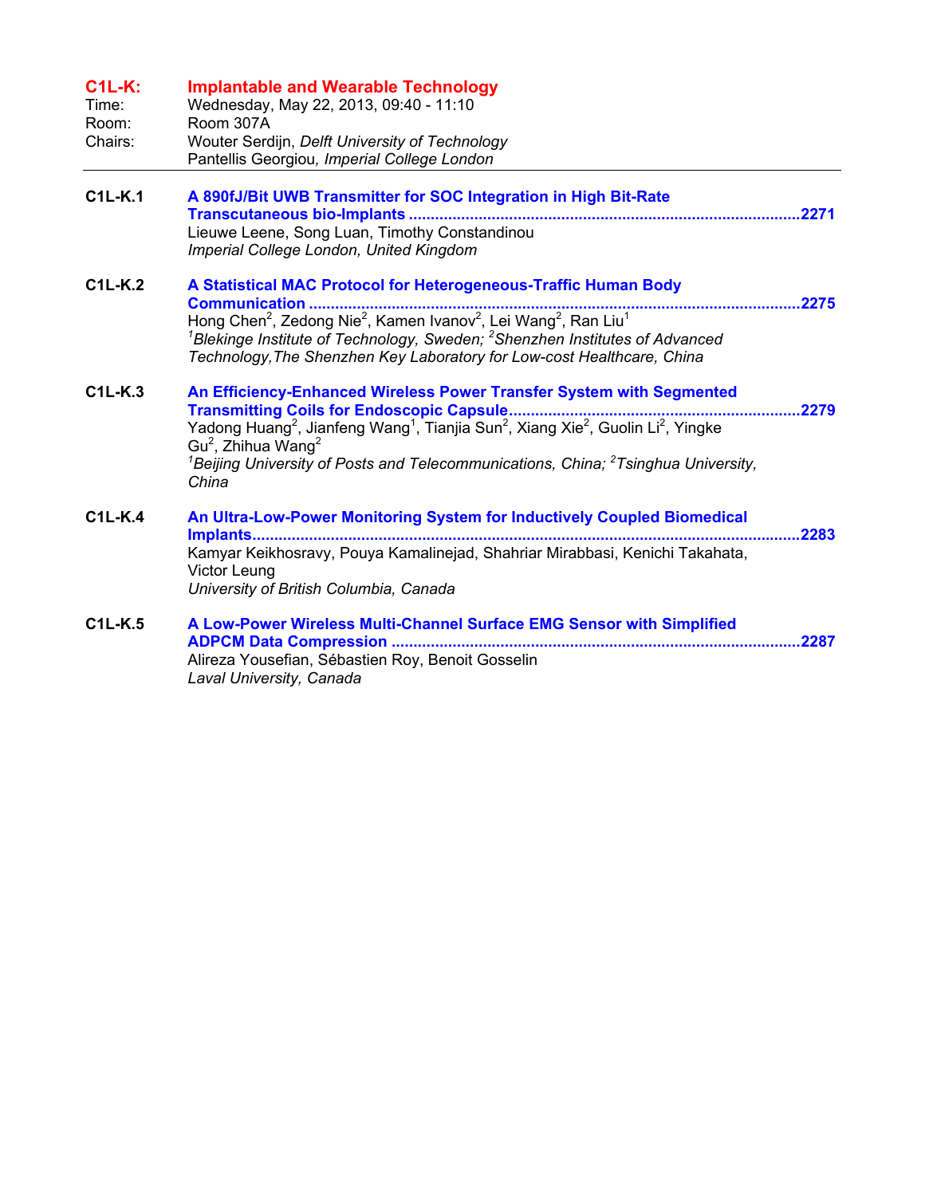## C1L-K: Implantable and Wearable Technology

Time: Wednesday, May 22, 2013, 09:40 - 11:10
Room: Room 307A
Chairs: Wouter Serdijn, *Delft University of Technology*
Pantellis Georgiou, *Imperial College London*

---

**C1L-K.1** **A 890fJ/Bit UWB Transmitter for SOC Integration in High Bit-Rate Transcutaneous bio-Implants ....2271**
Lieuwe Leene, Song Luan, Timothy Constandinou
*Imperial College London, United Kingdom*

**C1L-K.2** **A Statistical MAC Protocol for Heterogeneous-Traffic Human Body Communication ....2275**
Hong Chen[2], Zedong Nie[2], Kamen Ivanov[2], Lei Wang[2], Ran Liu[1]
*[1]Blekinge Institute of Technology, Sweden; [2]Shenzhen Institutes of Advanced Technology,The Shenzhen Key Laboratory for Low-cost Healthcare, China*

**C1L-K.3** **An Efficiency-Enhanced Wireless Power Transfer System with Segmented Transmitting Coils for Endoscopic Capsule....2279**
Yadong Huang[2], Jianfeng Wang[1], Tianjia Sun[2], Xiang Xie[2], Guolin Li[2], Yingke Gu[2], Zhihua Wang[2]
*[1]Beijing University of Posts and Telecommunications, China; [2]Tsinghua University, China*

**C1L-K.4** **An Ultra-Low-Power Monitoring System for Inductively Coupled Biomedical Implants....2283**
Kamyar Keikhosravy, Pouya Kamalinejad, Shahriar Mirabbasi, Kenichi Takahata, Victor Leung
*University of British Columbia, Canada*

**C1L-K.5** **A Low-Power Wireless Multi-Channel Surface EMG Sensor with Simplified ADPCM Data Compression ....2287**
Alireza Yousefian, Sébastien Roy, Benoit Gosselin
*Laval University, Canada*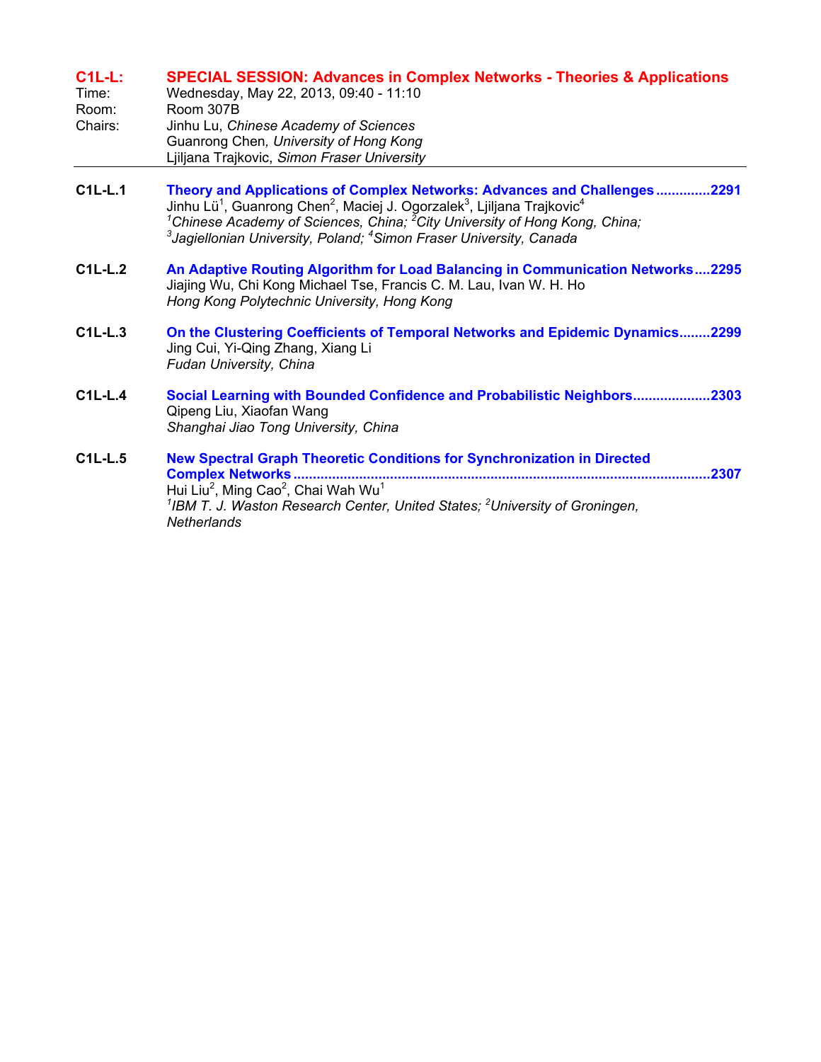## C1L-L: SPECIAL SESSION: Advances in Complex Networks - Theories & Applications

Time: Wednesday, May 22, 2013, 09:40 - 11:10
Room: Room 307B
Chairs: Jinhu Lu, *Chinese Academy of Sciences*
Guanrong Chen, *University of Hong Kong*
Ljiljana Trajkovic, *Simon Fraser University*

---

**C1L-L.1** **Theory and Applications of Complex Networks: Advances and Challenges .............2291**
Jinhu Lü[1], Guanrong Chen[2], Maciej J. Ogorzalek[3], Ljiljana Trajkovic[4]
*[1]Chinese Academy of Sciences, China; [2]City University of Hong Kong, China; [3]Jagiellonian University, Poland; [4]Simon Fraser University, Canada*

**C1L-L.2** **An Adaptive Routing Algorithm for Load Balancing in Communication Networks....2295**
Jiajing Wu, Chi Kong Michael Tse, Francis C. M. Lau, Ivan W. H. Ho
*Hong Kong Polytechnic University, Hong Kong*

**C1L-L.3** **On the Clustering Coefficients of Temporal Networks and Epidemic Dynamics........2299**
Jing Cui, Yi-Qing Zhang, Xiang Li
*Fudan University, China*

**C1L-L.4** **Social Learning with Bounded Confidence and Probabilistic Neighbors...................2303**
Qipeng Liu, Xiaofan Wang
*Shanghai Jiao Tong University, China*

**C1L-L.5** **New Spectral Graph Theoretic Conditions for Synchronization in Directed Complex Networks ...........................................................................................................2307**
Hui Liu[2], Ming Cao[2], Chai Wah Wu[1]
*[1]IBM T. J. Waston Research Center, United States; [2]University of Groningen, Netherlands*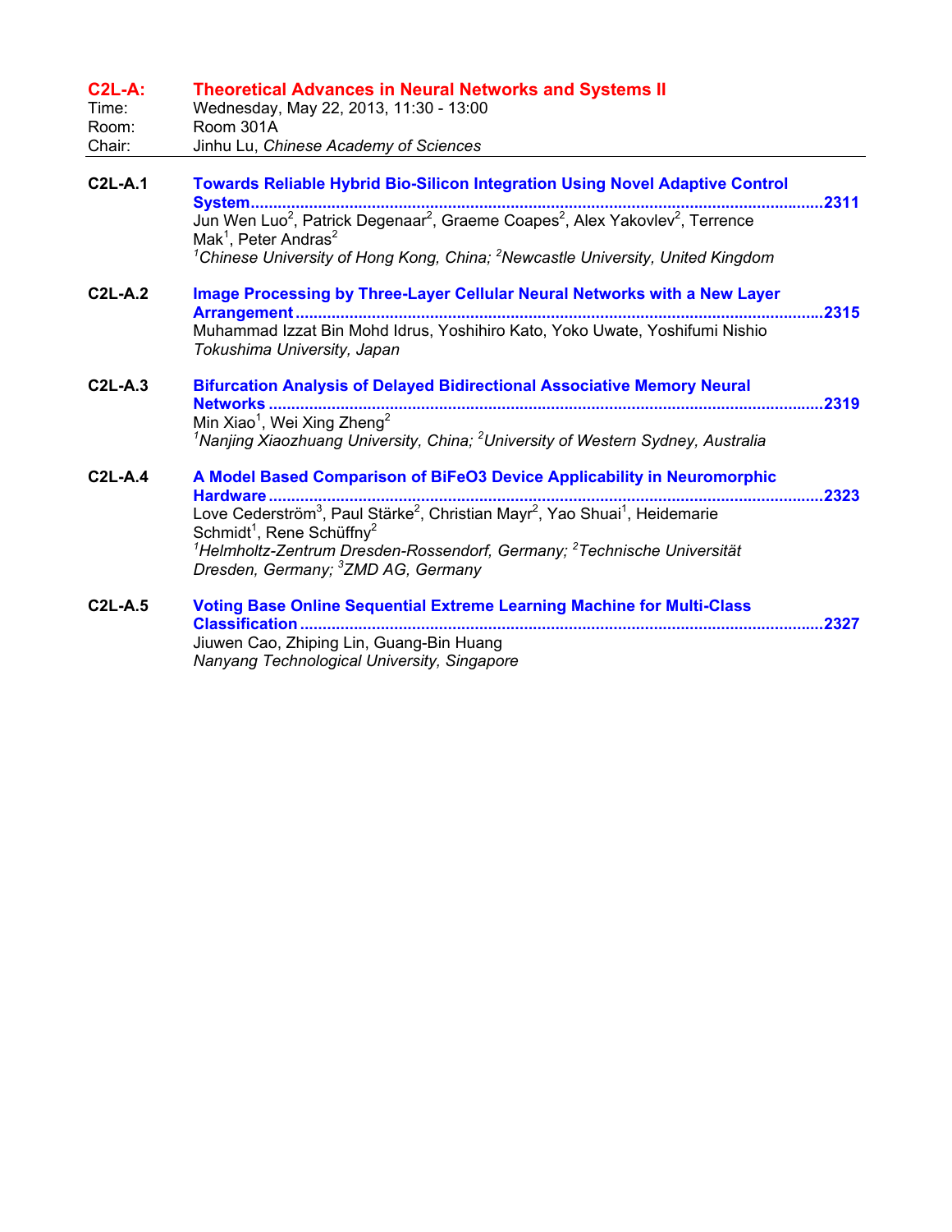## C2L-A: Theoretical Advances in Neural Networks and Systems II

Time: Wednesday, May 22, 2013, 11:30 - 13:00
Room: Room 301A
Chair: Jinhu Lu, *Chinese Academy of Sciences*

---

**C2L-A.1** **Towards Reliable Hybrid Bio-Silicon Integration Using Novel Adaptive Control System** .......... **2311**
Jun Wen Luo[2], Patrick Degenaar[2], Graeme Coapes[2], Alex Yakovlev[2], Terrence Mak[1], Peter Andras[2]
*[1]Chinese University of Hong Kong, China; [2]Newcastle University, United Kingdom*

**C2L-A.2** **Image Processing by Three-Layer Cellular Neural Networks with a New Layer Arrangement** .......... **2315**
Muhammad Izzat Bin Mohd Idrus, Yoshihiro Kato, Yoko Uwate, Yoshifumi Nishio
*Tokushima University, Japan*

**C2L-A.3** **Bifurcation Analysis of Delayed Bidirectional Associative Memory Neural Networks** .......... **2319**
Min Xiao[1], Wei Xing Zheng[2]
*[1]Nanjing Xiaozhuang University, China; [2]University of Western Sydney, Australia*

**C2L-A.4** **A Model Based Comparison of BiFeO3 Device Applicability in Neuromorphic Hardware** .......... **2323**
Love Cederström[3], Paul Stärke[2], Christian Mayr[2], Yao Shuai[1], Heidemarie Schmidt[1], Rene Schüffny[2]
*[1]Helmholtz-Zentrum Dresden-Rossendorf, Germany; [2]Technische Universität Dresden, Germany; [3]ZMD AG, Germany*

**C2L-A.5** **Voting Base Online Sequential Extreme Learning Machine for Multi-Class Classification** .......... **2327**
Jiuwen Cao, Zhiping Lin, Guang-Bin Huang
*Nanyang Technological University, Singapore*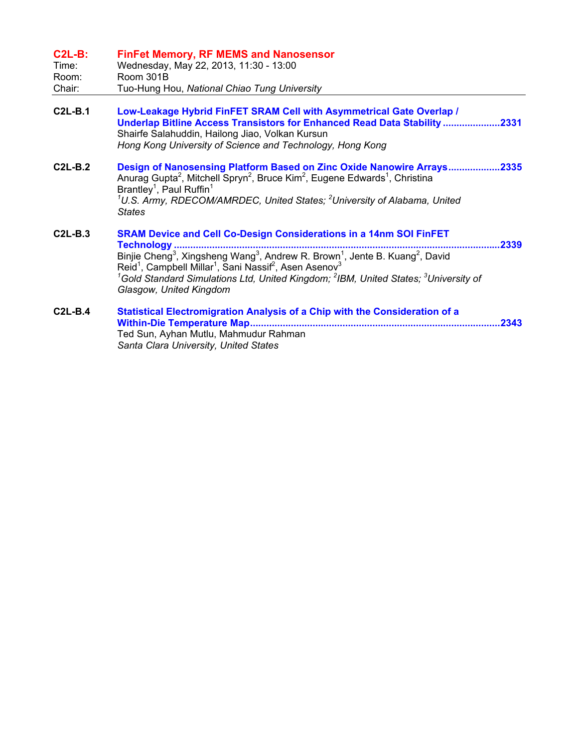## C2L-B: FinFet Memory, RF MEMS and Nanosensor

Time: Wednesday, May 22, 2013, 11:30 - 13:00
Room: Room 301B
Chair: Tuo-Hung Hou, *National Chiao Tung University*

---

**C2L-B.1** **Low-Leakage Hybrid FinFET SRAM Cell with Asymmetrical Gate Overlap / Underlap Bitline Access Transistors for Enhanced Read Data Stability** .....................2331
Shairfe Salahuddin, Hailong Jiao, Volkan Kursun
*Hong Kong University of Science and Technology, Hong Kong*

**C2L-B.2** **Design of Nanosensing Platform Based on Zinc Oxide Nanowire Arrays** ..................2335
Anurag Gupta[2], Mitchell Spryn[2], Bruce Kim[2], Eugene Edwards[1], Christina Brantley[1], Paul Ruffin[1]
*[1]U.S. Army, RDECOM/AMRDEC, United States; [2]University of Alabama, United States*

**C2L-B.3** **SRAM Device and Cell Co-Design Considerations in a 14nm SOI FinFET Technology** .....................................................................................................................2339
Binjie Cheng[3], Xingsheng Wang[3], Andrew R. Brown[1], Jente B. Kuang[2], David Reid[1], Campbell Millar[1], Sani Nassif[2], Asen Asenov[3]
*[1]Gold Standard Simulations Ltd, United Kingdom; [2]IBM, United States; [3]University of Glasgow, United Kingdom*

**C2L-B.4** **Statistical Electromigration Analysis of a Chip with the Consideration of a Within-Die Temperature Map** ...........................................................................................2343
Ted Sun, Ayhan Mutlu, Mahmudur Rahman
*Santa Clara University, United States*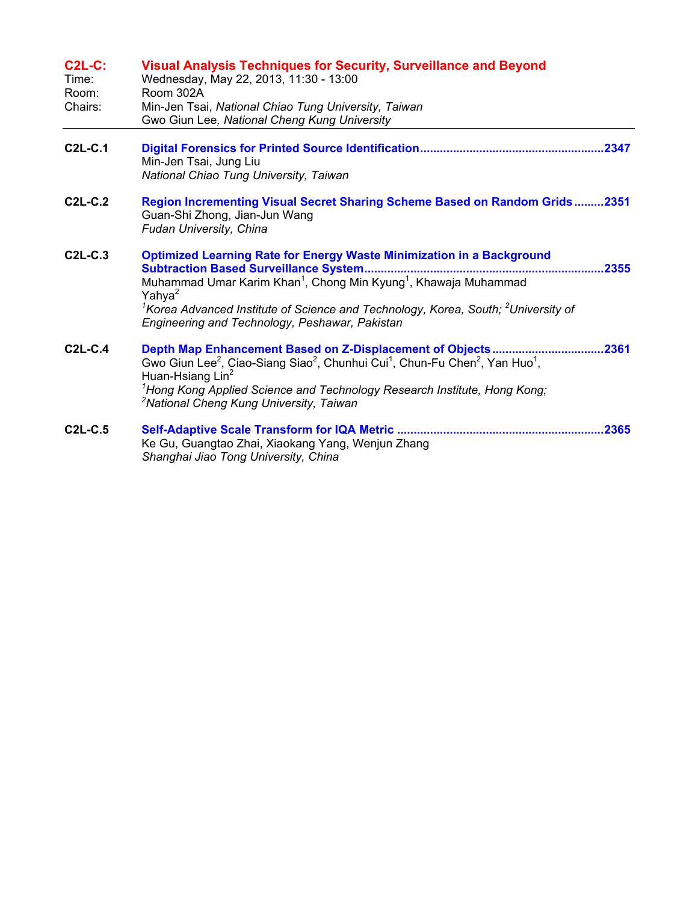## C2L-C: Visual Analysis Techniques for Security, Surveillance and Beyond

Time: Wednesday, May 22, 2013, 11:30 - 13:00
Room: Room 302A
Chairs: Min-Jen Tsai, *National Chiao Tung University, Taiwan*
Gwo Giun Lee*, National Cheng Kung University*

---

**C2L-C.1** **Digital Forensics for Printed Source Identification** ....................................................... 2347
Min-Jen Tsai, Jung Liu
*National Chiao Tung University, Taiwan*

**C2L-C.2** **Region Incrementing Visual Secret Sharing Scheme Based on Random Grids** ......... 2351
Guan-Shi Zhong, Jian-Jun Wang
*Fudan University, China*

**C2L-C.3** **Optimized Learning Rate for Energy Waste Minimization in a Background Subtraction Based Surveillance System** ....................................................................... 2355
Muhammad Umar Karim Khan[1], Chong Min Kyung[1], Khawaja Muhammad Yahya[2]
*[1]Korea Advanced Institute of Science and Technology, Korea, South; [2]University of Engineering and Technology, Peshawar, Pakistan*

**C2L-C.4** **Depth Map Enhancement Based on Z-Displacement of Objects** ................................. 2361
Gwo Giun Lee[2], Ciao-Siang Siao[2], Chunhui Cui[1], Chun-Fu Chen[2], Yan Huo[1], Huan-Hsiang Lin[2]
*[1]Hong Kong Applied Science and Technology Research Institute, Hong Kong; [2]National Cheng Kung University, Taiwan*

**C2L-C.5** **Self-Adaptive Scale Transform for IQA Metric** ............................................................. 2365
Ke Gu, Guangtao Zhai, Xiaokang Yang, Wenjun Zhang
*Shanghai Jiao Tong University, China*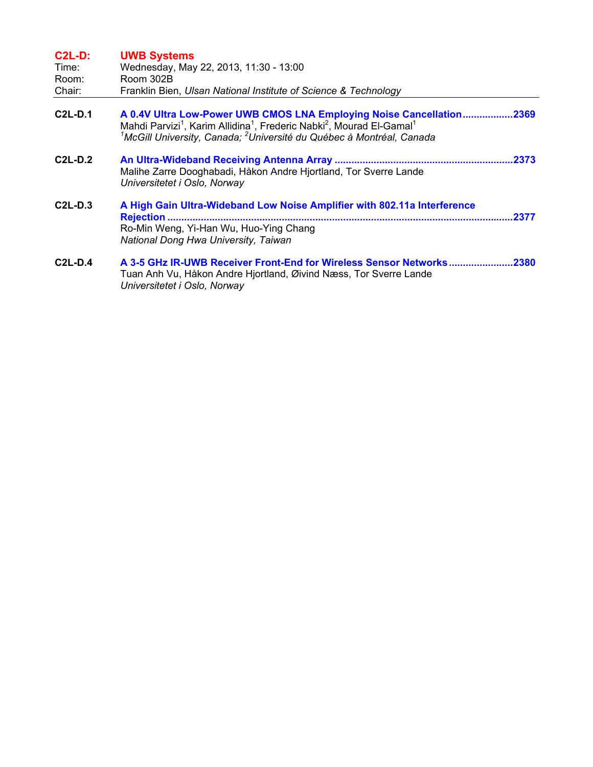## C2L-D: UWB Systems

Time: Wednesday, May 22, 2013, 11:30 - 13:00
Room: Room 302B
Chair: Franklin Bien, *Ulsan National Institute of Science & Technology*

---

**C2L-D.1** **A 0.4V Ultra Low-Power UWB CMOS LNA Employing Noise Cancellation....................2369**
Mahdi Parvizi[1], Karim Allidina[1], Frederic Nabki[2], Mourad El-Gamal[1]
*[1]McGill University, Canada; [2]Université du Québec à Montréal, Canada*

**C2L-D.2** **An Ultra-Wideband Receiving Antenna Array ..............................................................2373**
Malihe Zarre Dooghabadi, Håkon Andre Hjortland, Tor Sverre Lande
*Universitetet i Oslo, Norway*

**C2L-D.3** **A High Gain Ultra-Wideband Low Noise Amplifier with 802.11a Interference Rejection ..........................................................................................................................2377**
Ro-Min Weng, Yi-Han Wu, Huo-Ying Chang
*National Dong Hwa University, Taiwan*

**C2L-D.4** **A 3-5 GHz IR-UWB Receiver Front-End for Wireless Sensor Networks.......................2380**
Tuan Anh Vu, Håkon Andre Hjortland, Øivind Næss, Tor Sverre Lande
*Universitetet i Oslo, Norway*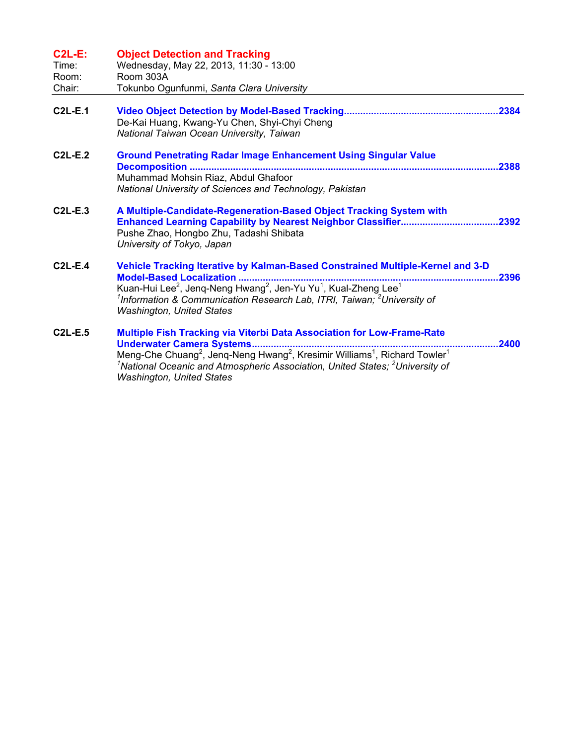## C2L-E: Object Detection and Tracking

Time: Wednesday, May 22, 2013, 11:30 - 13:00
Room: Room 303A
Chair: Tokunbo Ogunfunmi, *Santa Clara University*

---

**C2L-E.1** **Video Object Detection by Model-Based Tracking** ........................................................ **2384**
De-Kai Huang, Kwang-Yu Chen, Shyi-Chyi Cheng
*National Taiwan Ocean University, Taiwan*

**C2L-E.2** **Ground Penetrating Radar Image Enhancement Using Singular Value Decomposition** ........................................................ **2388**
Muhammad Mohsin Riaz, Abdul Ghafoor
*National University of Sciences and Technology, Pakistan*

**C2L-E.3** **A Multiple-Candidate-Regeneration-Based Object Tracking System with Enhanced Learning Capability by Nearest Neighbor Classifier** .................................. **2392**
Pushe Zhao, Hongbo Zhu, Tadashi Shibata
*University of Tokyo, Japan*

**C2L-E.4** **Vehicle Tracking Iterative by Kalman-Based Constrained Multiple-Kernel and 3-D Model-Based Localization** ........................................................ **2396**
Kuan-Hui Lee[2], Jenq-Neng Hwang[2], Jen-Yu Yu[1], Kual-Zheng Lee[1]
*[1]Information & Communication Research Lab, ITRI, Taiwan; [2]University of Washington, United States*

**C2L-E.5** **Multiple Fish Tracking via Viterbi Data Association for Low-Frame-Rate Underwater Camera Systems** ........................................................ **2400**
Meng-Che Chuang[2], Jenq-Neng Hwang[2], Kresimir Williams[1], Richard Towler[1]
*[1]National Oceanic and Atmospheric Association, United States; [2]University of Washington, United States*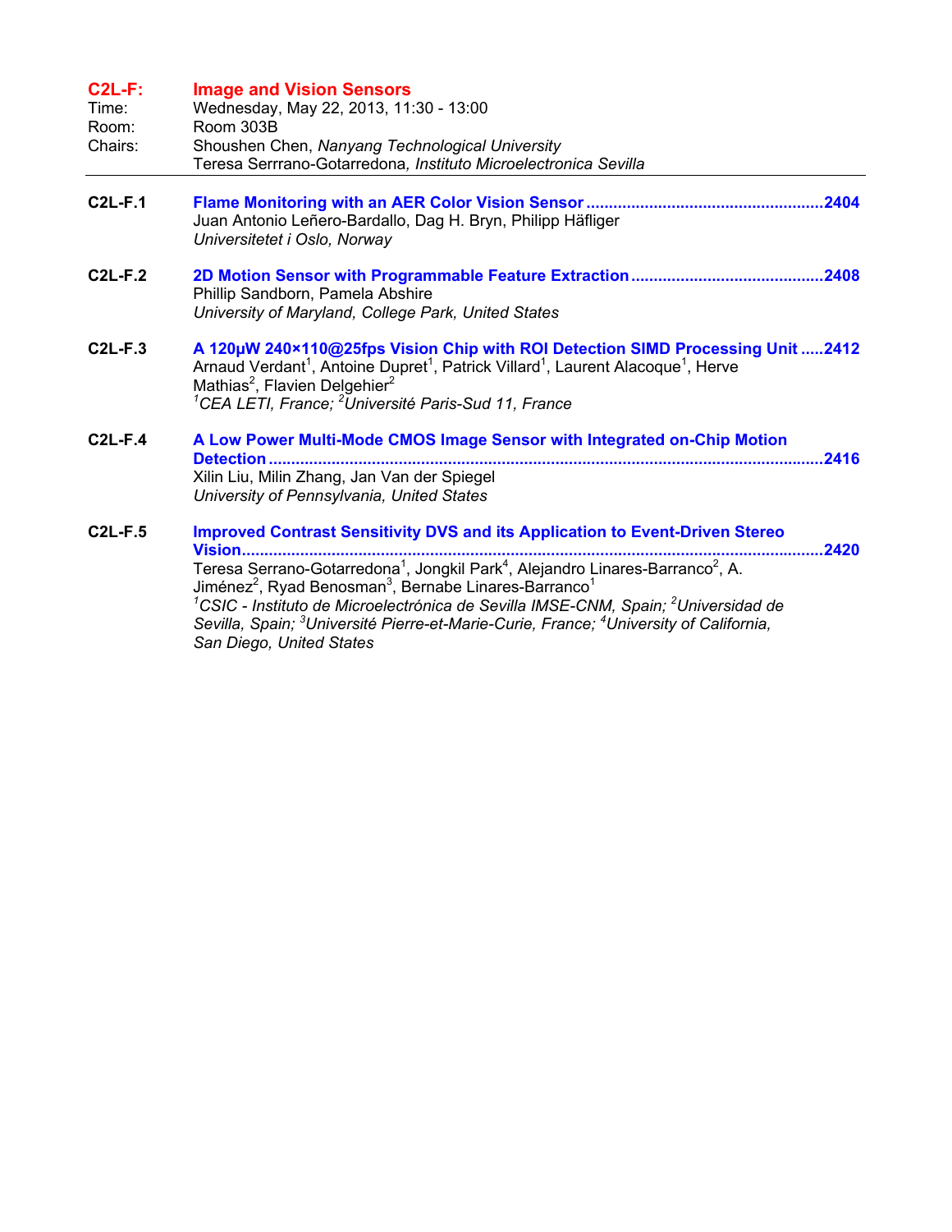## C2L-F: Image and Vision Sensors

Time: Wednesday, May 22, 2013, 11:30 - 13:00
Room: Room 303B
Chairs: Shoushen Chen, *Nanyang Technological University*
Teresa Serrrano-Gotarredona, *Instituto Microelectronica Sevilla*

---

**C2L-F.1** **Flame Monitoring with an AER Color Vision Sensor** ....................................................2404
Juan Antonio Leñero-Bardallo, Dag H. Bryn, Philipp Häfliger
*Universitetet i Oslo, Norway*

**C2L-F.2** **2D Motion Sensor with Programmable Feature Extraction** ..........................................2408
Phillip Sandborn, Pamela Abshire
*University of Maryland, College Park, United States*

**C2L-F.3** **A 120µW 240×110@25fps Vision Chip with ROI Detection SIMD Processing Unit** .....2412
Arnaud Verdant[1], Antoine Dupret[1], Patrick Villard[1], Laurent Alacoque[1], Herve Mathias[2], Flavien Delgehier[2]
*[1]CEA LETI, France; [2]Université Paris-Sud 11, France*

**C2L-F.4** **A Low Power Multi-Mode CMOS Image Sensor with Integrated on-Chip Motion Detection** ..........................................................................................................................2416
Xilin Liu, Milin Zhang, Jan Van der Spiegel
*University of Pennsylvania, United States*

**C2L-F.5** **Improved Contrast Sensitivity DVS and its Application to Event-Driven Stereo Vision**................................................................................................................................2420
Teresa Serrano-Gotarredona[1], Jongkil Park[4], Alejandro Linares-Barranco[2], A. Jiménez[2], Ryad Benosman[3], Bernabe Linares-Barranco[1]
*[1]CSIC - Instituto de Microelectrónica de Sevilla IMSE-CNM, Spain; [2]Universidad de Sevilla, Spain; [3]Université Pierre-et-Marie-Curie, France; [4]University of California, San Diego, United States*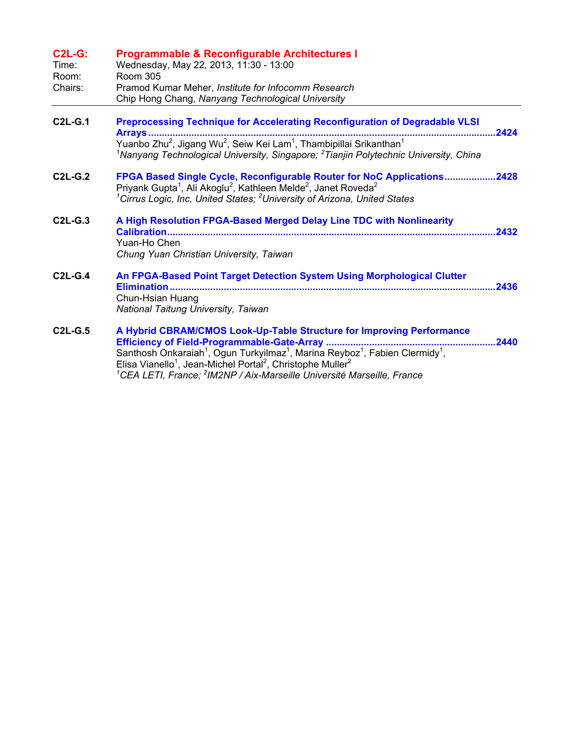## C2L-G: Programmable & Reconfigurable Architectures I

Time: Wednesday, May 22, 2013, 11:30 - 13:00
Room: Room 305
Chairs: Pramod Kumar Meher, *Institute for Infocomm Research*
Chip Hong Chang, *Nanyang Technological University*

---

**C2L-G.1** **Preprocessing Technique for Accelerating Reconfiguration of Degradable VLSI Arrays** ........ 2424
Yuanbo Zhu[2], Jigang Wu[2], Seiw Kei Lam[1], Thambipillai Srikanthan[1]
*[1]Nanyang Technological University, Singapore; [2]Tianjin Polytechnic University, China*

**C2L-G.2** **FPGA Based Single Cycle, Reconfigurable Router for NoC Applications** ........ 2428
Priyank Gupta[1], Ali Akoglu[2], Kathleen Melde[2], Janet Roveda[2]
*[1]Cirrus Logic, Inc, United States; [2]University of Arizona, United States*

**C2L-G.3** **A High Resolution FPGA-Based Merged Delay Line TDC with Nonlinearity Calibration** ........ 2432
Yuan-Ho Chen
*Chung Yuan Christian University, Taiwan*

**C2L-G.4** **An FPGA-Based Point Target Detection System Using Morphological Clutter Elimination** ........ 2436
Chun-Hsian Huang
*National Taitung University, Taiwan*

**C2L-G.5** **A Hybrid CBRAM/CMOS Look-Up-Table Structure for Improving Performance Efficiency of Field-Programmable-Gate-Array** ........ 2440
Santhosh Onkaraiah[1], Ogun Turkyilmaz[1], Marina Reyboz[1], Fabien Clermidy[1], Elisa Vianello[1], Jean-Michel Portal[2], Christophe Muller[2]
*[1]CEA LETI, France; [2]IM2NP / Aix-Marseille Université Marseille, France*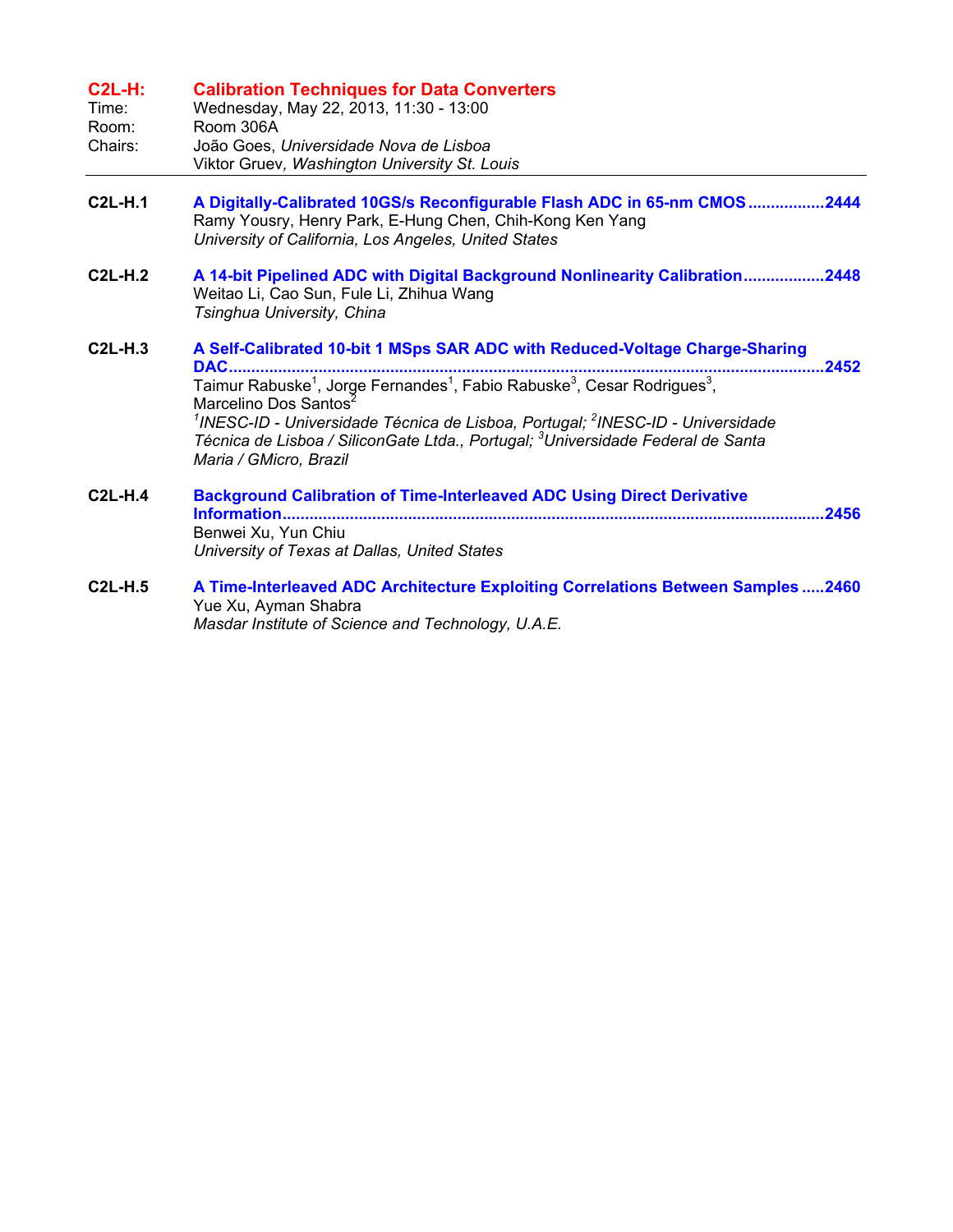## C2L-H: Calibration Techniques for Data Converters

Time: Wednesday, May 22, 2013, 11:30 - 13:00

Room: Room 306A

Chairs: João Goes, *Universidade Nova de Lisboa*
Viktor Gruev, *Washington University St. Louis*

---

**C2L-H.1** **A Digitally-Calibrated 10GS/s Reconfigurable Flash ADC in 65-nm CMOS .................2444**
Ramy Yousry, Henry Park, E-Hung Chen, Chih-Kong Ken Yang
*University of California, Los Angeles, United States*

**C2L-H.2** **A 14-bit Pipelined ADC with Digital Background Nonlinearity Calibration.................2448**
Weitao Li, Cao Sun, Fule Li, Zhihua Wang
*Tsinghua University, China*

**C2L-H.3** **A Self-Calibrated 10-bit 1 MSps SAR ADC with Reduced-Voltage Charge-Sharing DAC...................................................................................................................2452**
Taimur Rabuske[1], Jorge Fernandes[1], Fabio Rabuske[3], Cesar Rodrigues[3], Marcelino Dos Santos[2]
*[1]INESC-ID - Universidade Técnica de Lisboa, Portugal; [2]INESC-ID - Universidade Técnica de Lisboa / SiliconGate Ltda., Portugal; [3]Universidade Federal de Santa Maria / GMicro, Brazil*

**C2L-H.4** **Background Calibration of Time-Interleaved ADC Using Direct Derivative Information.......................................................................................................................2456**
Benwei Xu, Yun Chiu
*University of Texas at Dallas, United States*

**C2L-H.5** **A Time-Interleaved ADC Architecture Exploiting Correlations Between Samples .....2460**
Yue Xu, Ayman Shabra
*Masdar Institute of Science and Technology, U.A.E.*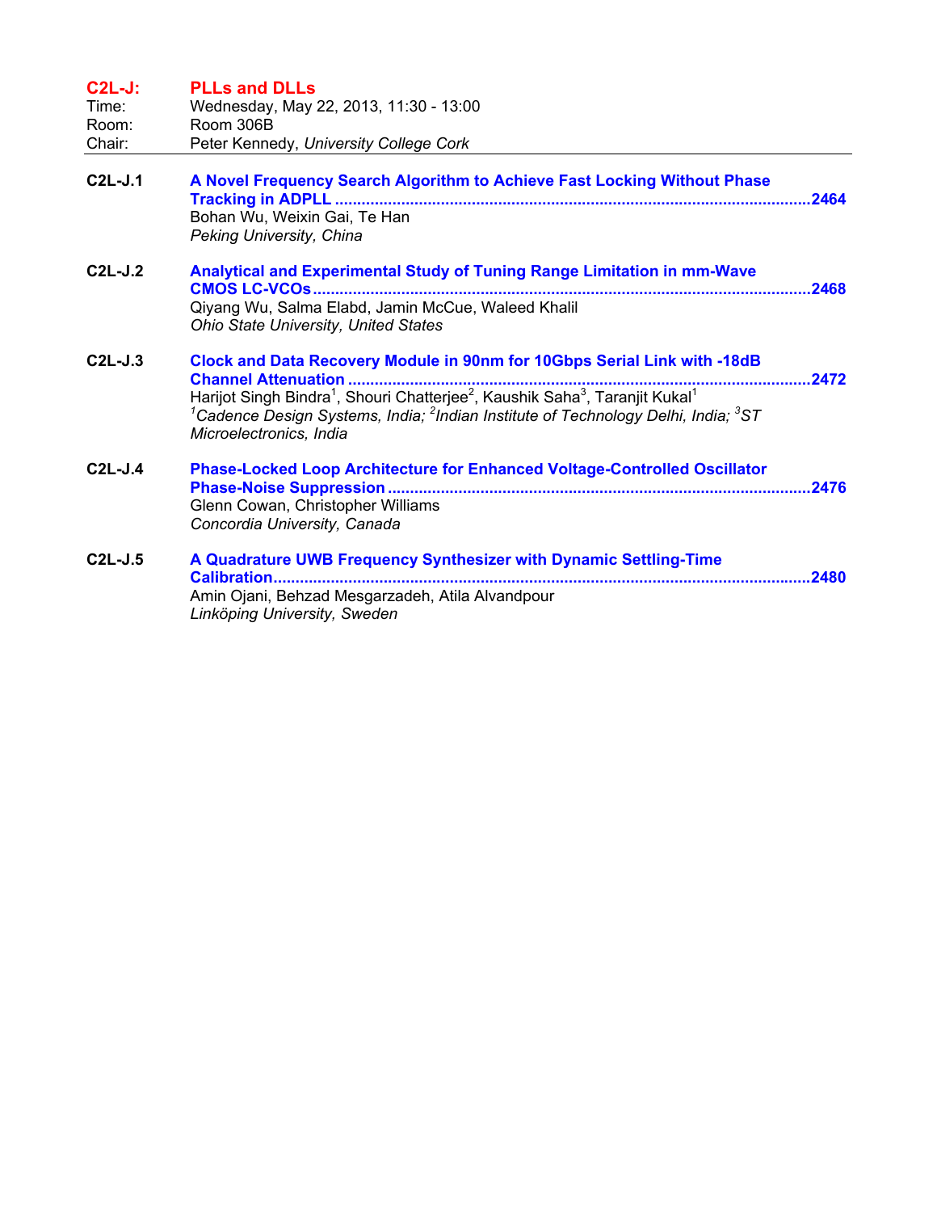## C2L-J: PLLs and DLLs

Time: Wednesday, May 22, 2013, 11:30 - 13:00
Room: Room 306B
Chair: Peter Kennedy, *University College Cork*

---

**C2L-J.1** **A Novel Frequency Search Algorithm to Achieve Fast Locking Without Phase Tracking in ADPLL** ........................................................ 2464
Bohan Wu, Weixin Gai, Te Han
*Peking University, China*

**C2L-J.2** **Analytical and Experimental Study of Tuning Range Limitation in mm-Wave CMOS LC-VCOs** ........................................................ 2468
Qiyang Wu, Salma Elabd, Jamin McCue, Waleed Khalil
*Ohio State University, United States*

**C2L-J.3** **Clock and Data Recovery Module in 90nm for 10Gbps Serial Link with -18dB Channel Attenuation** ........................................................ 2472
Harijot Singh Bindra[1], Shouri Chatterjee[2], Kaushik Saha[3], Taranjit Kukal[1]
*[1]Cadence Design Systems, India; [2]Indian Institute of Technology Delhi, India; [3]ST Microelectronics, India*

**C2L-J.4** **Phase-Locked Loop Architecture for Enhanced Voltage-Controlled Oscillator Phase-Noise Suppression** ........................................................ 2476
Glenn Cowan, Christopher Williams
*Concordia University, Canada*

**C2L-J.5** **A Quadrature UWB Frequency Synthesizer with Dynamic Settling-Time Calibration** ........................................................ 2480
Amin Ojani, Behzad Mesgarzadeh, Atila Alvandpour
*Linköping University, Sweden*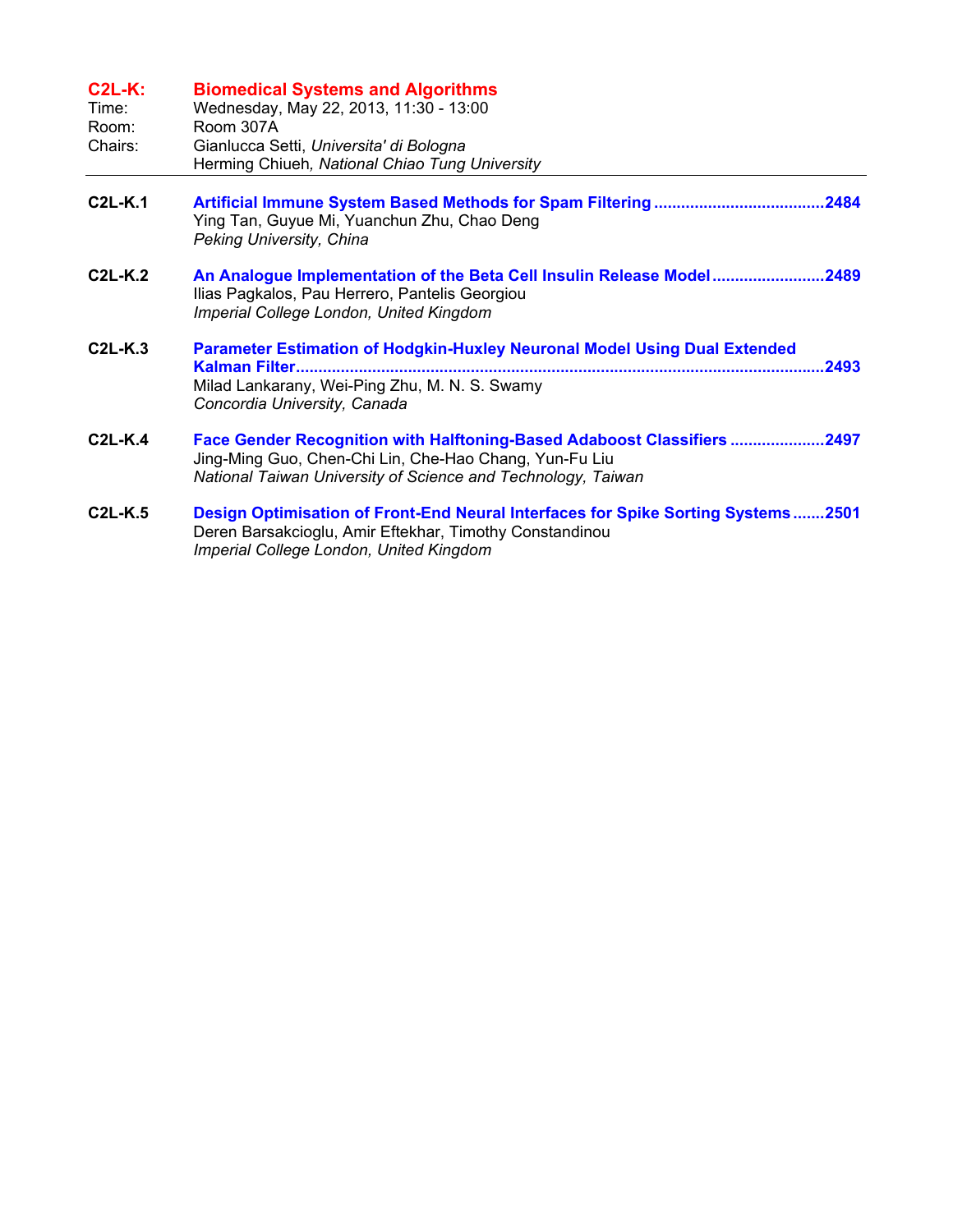## C2L-K: Biomedical Systems and Algorithms

Time: Wednesday, May 22, 2013, 11:30 - 13:00
Room: Room 307A
Chairs: Gianlucca Setti, *Universita' di Bologna*
Herming Chiueh*, National Chiao Tung University*

---

**C2L-K.1** **Artificial Immune System Based Methods for Spam Filtering ......................................2484**
Ying Tan, Guyue Mi, Yuanchun Zhu, Chao Deng
*Peking University, China*

**C2L-K.2** **An Analogue Implementation of the Beta Cell Insulin Release Model.........................2489**
Ilias Pagkalos, Pau Herrero, Pantelis Georgiou
*Imperial College London, United Kingdom*

**C2L-K.3** **Parameter Estimation of Hodgkin-Huxley Neuronal Model Using Dual Extended Kalman Filter.....................................................................................................................2493**
Milad Lankarany, Wei-Ping Zhu, M. N. S. Swamy
*Concordia University, Canada*

**C2L-K.4** **Face Gender Recognition with Halftoning-Based Adaboost Classifiers .....................2497**
Jing-Ming Guo, Chen-Chi Lin, Che-Hao Chang, Yun-Fu Liu
*National Taiwan University of Science and Technology, Taiwan*

**C2L-K.5** **Design Optimisation of Front-End Neural Interfaces for Spike Sorting Systems.......2501**
Deren Barsakcioglu, Amir Eftekhar, Timothy Constandinou
*Imperial College London, United Kingdom*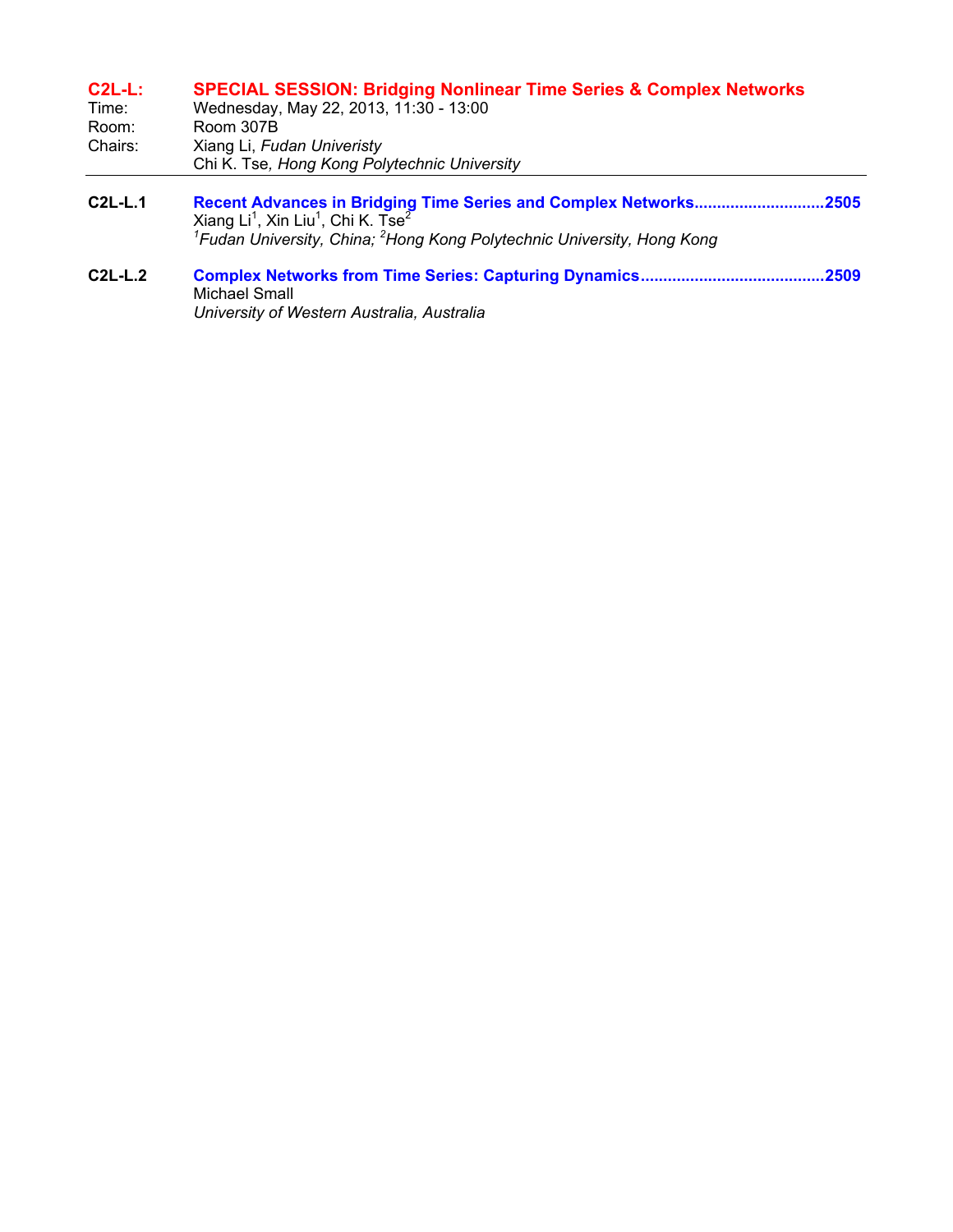## C2L-L: SPECIAL SESSION: Bridging Nonlinear Time Series & Complex Networks

Time: Wednesday, May 22, 2013, 11:30 - 13:00

Room: Room 307B

Chairs: Xiang Li, *Fudan Univeristy*

Chi K. Tse, *Hong Kong Polytechnic University*

---

**C2L-L.1** **Recent Advances in Bridging Time Series and Complex Networks............................2505**

Xiang Li[1], Xin Liu[1], Chi K. Tse[2]

*[1]Fudan University, China; [2]Hong Kong Polytechnic University, Hong Kong*

**C2L-L.2** **Complex Networks from Time Series: Capturing Dynamics........................................2509**

Michael Small

*University of Western Australia, Australia*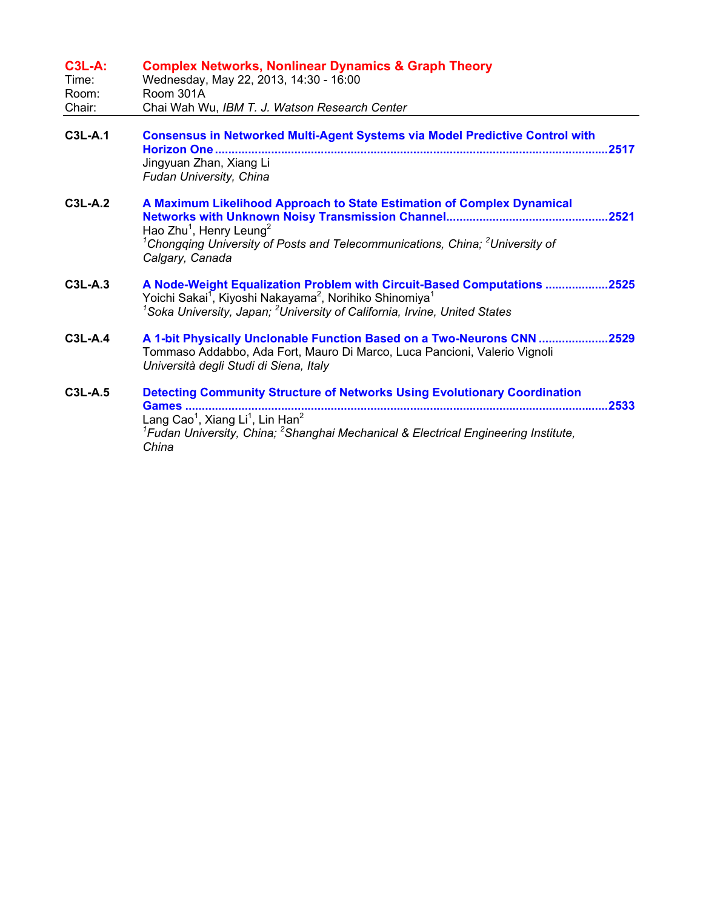## C3L-A: Complex Networks, Nonlinear Dynamics & Graph Theory

Time: Wednesday, May 22, 2013, 14:30 - 16:00
Room: Room 301A
Chair: Chai Wah Wu, *IBM T. J. Watson Research Center*

---

**C3L-A.1** **Consensus in Networked Multi-Agent Systems via Model Predictive Control with Horizon One** ........ 2517
Jingyuan Zhan, Xiang Li
*Fudan University, China*

**C3L-A.2** **A Maximum Likelihood Approach to State Estimation of Complex Dynamical Networks with Unknown Noisy Transmission Channel** ........ 2521
Hao Zhu[1], Henry Leung[2]
*[1]Chongqing University of Posts and Telecommunications, China; [2]University of Calgary, Canada*

**C3L-A.3** **A Node-Weight Equalization Problem with Circuit-Based Computations** ........ 2525
Yoichi Sakai[1], Kiyoshi Nakayama[2], Norihiko Shinomiya[1]
*[1]Soka University, Japan; [2]University of California, Irvine, United States*

**C3L-A.4** **A 1-bit Physically Unclonable Function Based on a Two-Neurons CNN** ........ 2529
Tommaso Addabbo, Ada Fort, Mauro Di Marco, Luca Pancioni, Valerio Vignoli
*Università degli Studi di Siena, Italy*

**C3L-A.5** **Detecting Community Structure of Networks Using Evolutionary Coordination Games** ........ 2533
Lang Cao[1], Xiang Li[1], Lin Han[2]
*[1]Fudan University, China; [2]Shanghai Mechanical & Electrical Engineering Institute, China*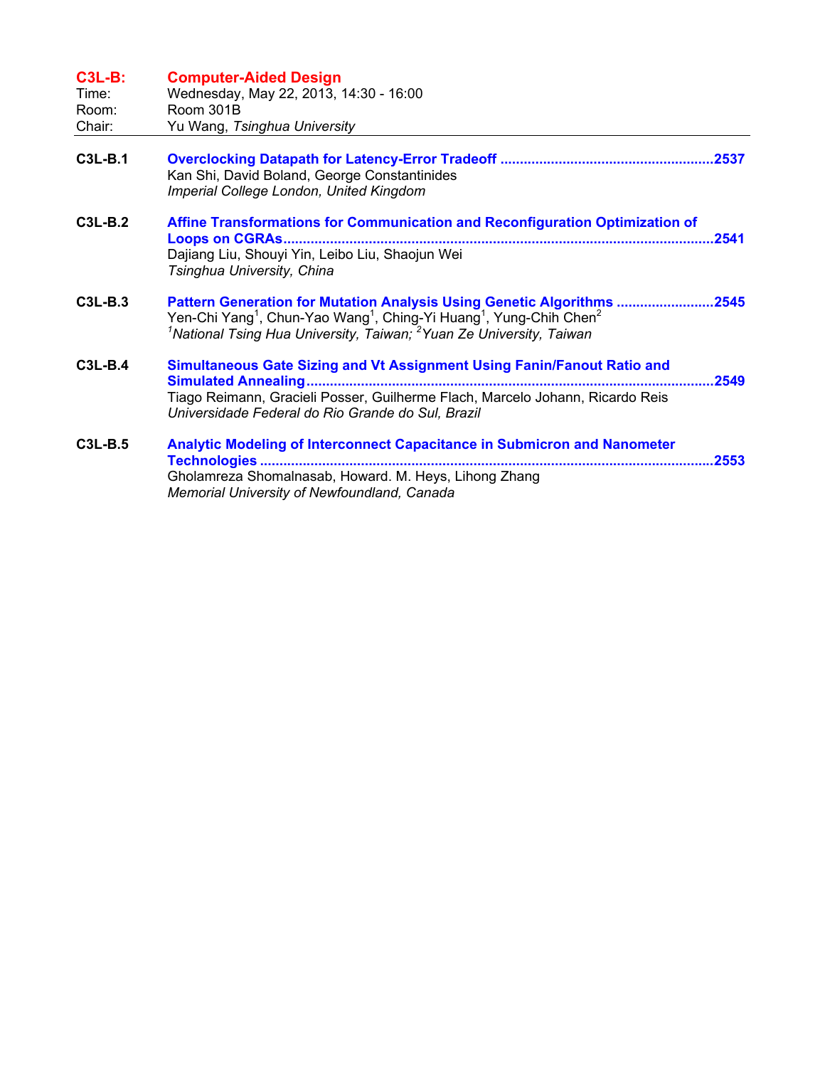## C3L-B: Computer-Aided Design

Time: Wednesday, May 22, 2013, 14:30 - 16:00
Room: Room 301B
Chair: Yu Wang, *Tsinghua University*

---

**C3L-B.1** **Overclocking Datapath for Latency-Error Tradeoff** ...................................................... **2537**
Kan Shi, David Boland, George Constantinides
*Imperial College London, United Kingdom*

**C3L-B.2** **Affine Transformations for Communication and Reconfiguration Optimization of Loops on CGRAs** ...................................................... **2541**
Dajiang Liu, Shouyi Yin, Leibo Liu, Shaojun Wei
*Tsinghua University, China*

**C3L-B.3** **Pattern Generation for Mutation Analysis Using Genetic Algorithms** ......................... **2545**
Yen-Chi Yang[1], Chun-Yao Wang[1], Ching-Yi Huang[1], Yung-Chih Chen[2]
*[1]National Tsing Hua University, Taiwan; [2]Yuan Ze University, Taiwan*

**C3L-B.4** **Simultaneous Gate Sizing and Vt Assignment Using Fanin/Fanout Ratio and Simulated Annealing** ...................................................... **2549**
Tiago Reimann, Gracieli Posser, Guilherme Flach, Marcelo Johann, Ricardo Reis
*Universidade Federal do Rio Grande do Sul, Brazil*

**C3L-B.5** **Analytic Modeling of Interconnect Capacitance in Submicron and Nanometer Technologies** ...................................................... **2553**
Gholamreza Shomalnasab, Howard. M. Heys, Lihong Zhang
*Memorial University of Newfoundland, Canada*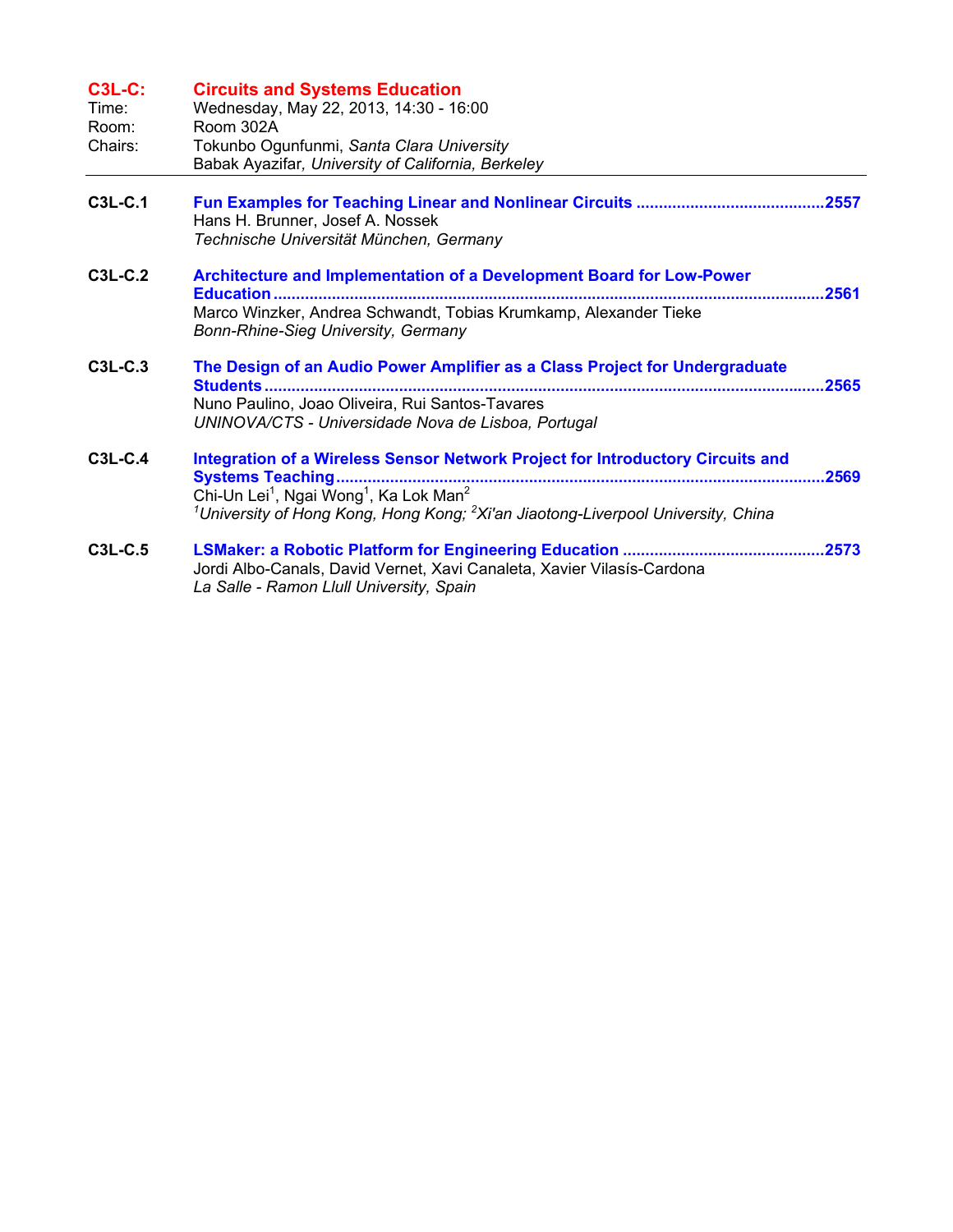## C3L-C: Circuits and Systems Education

Time: Wednesday, May 22, 2013, 14:30 - 16:00
Room: Room 302A
Chairs: Tokunbo Ogunfunmi, *Santa Clara University*
Babak Ayazifar, *University of California, Berkeley*

---

**C3L-C.1** **Fun Examples for Teaching Linear and Nonlinear Circuits** .......................................... 2557
Hans H. Brunner, Josef A. Nossek
*Technische Universität München, Germany*

**C3L-C.2** **Architecture and Implementation of a Development Board for Low-Power Education** .......................................... 2561
Marco Winzker, Andrea Schwandt, Tobias Krumkamp, Alexander Tieke
*Bonn-Rhine-Sieg University, Germany*

**C3L-C.3** **The Design of an Audio Power Amplifier as a Class Project for Undergraduate Students** .......................................... 2565
Nuno Paulino, Joao Oliveira, Rui Santos-Tavares
*UNINOVA/CTS - Universidade Nova de Lisboa, Portugal*

**C3L-C.4** **Integration of a Wireless Sensor Network Project for Introductory Circuits and Systems Teaching** .......................................... 2569
Chi-Un Lei[1], Ngai Wong[1], Ka Lok Man[2]
*[1]University of Hong Kong, Hong Kong; [2]Xi'an Jiaotong-Liverpool University, China*

**C3L-C.5** **LSMaker: a Robotic Platform for Engineering Education** .......................................... 2573
Jordi Albo-Canals, David Vernet, Xavi Canaleta, Xavier Vilasís-Cardona
*La Salle - Ramon Llull University, Spain*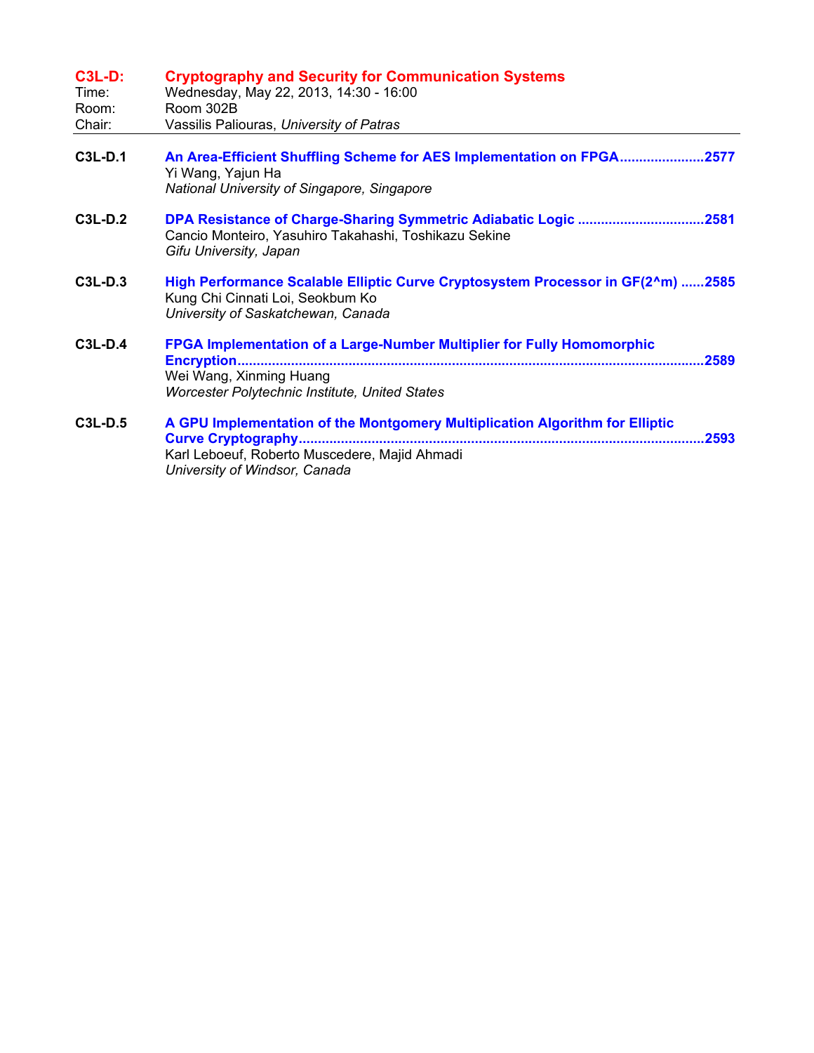## C3L-D: Cryptography and Security for Communication Systems

Time: Wednesday, May 22, 2013, 14:30 - 16:00
Room: Room 302B
Chair: Vassilis Paliouras, *University of Patras*

---

**C3L-D.1** **An Area-Efficient Shuffling Scheme for AES Implementation on FPGA......................2577**
Yi Wang, Yajun Ha
*National University of Singapore, Singapore*

**C3L-D.2** **DPA Resistance of Charge-Sharing Symmetric Adiabatic Logic ................................2581**
Cancio Monteiro, Yasuhiro Takahashi, Toshikazu Sekine
*Gifu University, Japan*

**C3L-D.3** **High Performance Scalable Elliptic Curve Cryptosystem Processor in GF(2^m) ......2585**
Kung Chi Cinnati Loi, Seokbum Ko
*University of Saskatchewan, Canada*

**C3L-D.4** **FPGA Implementation of a Large-Number Multiplier for Fully Homomorphic Encryption.......................................................................................................................2589**
Wei Wang, Xinming Huang
*Worcester Polytechnic Institute, United States*

**C3L-D.5** **A GPU Implementation of the Montgomery Multiplication Algorithm for Elliptic Curve Cryptography.........................................................................................................2593**
Karl Leboeuf, Roberto Muscedere, Majid Ahmadi
*University of Windsor, Canada*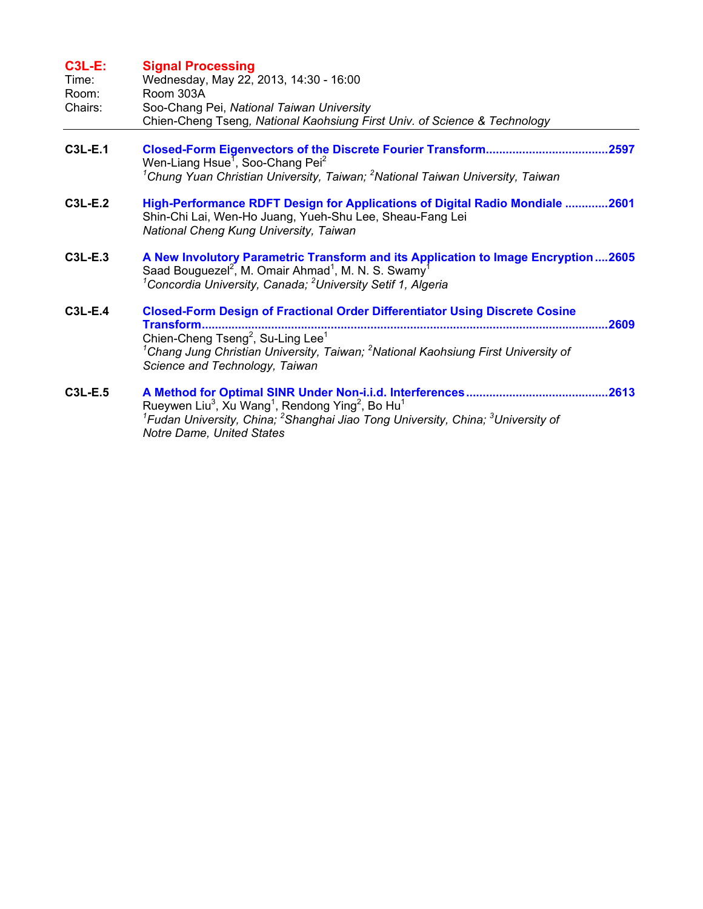## C3L-E: Signal Processing

Time: Wednesday, May 22, 2013, 14:30 - 16:00
Room: Room 303A
Chairs: Soo-Chang Pei, *National Taiwan University*
Chien-Cheng Tseng*, National Kaohsiung First Univ. of Science & Technology*

---

**C3L-E.1** **Closed-Form Eigenvectors of the Discrete Fourier Transform....................................2597**
Wen-Liang Hsue[1], Soo-Chang Pei[2]
*[1]Chung Yuan Christian University, Taiwan; [2]National Taiwan University, Taiwan*

**C3L-E.2** **High-Performance RDFT Design for Applications of Digital Radio Mondiale ............2601**
Shin-Chi Lai, Wen-Ho Juang, Yueh-Shu Lee, Sheau-Fang Lei
*National Cheng Kung University, Taiwan*

**C3L-E.3** **A New Involutory Parametric Transform and its Application to Image Encryption ....2605**
Saad Bouguezel[2], M. Omair Ahmad[1], M. N. S. Swamy[1]
*[1]Concordia University, Canada; [2]University Setif 1, Algeria*

**C3L-E.4** **Closed-Form Design of Fractional Order Differentiator Using Discrete Cosine Transform..........................................................................................................................2609**
Chien-Cheng Tseng[2], Su-Ling Lee[1]
*[1]Chang Jung Christian University, Taiwan; [2]National Kaohsiung First University of Science and Technology, Taiwan*

**C3L-E.5** **A Method for Optimal SINR Under Non-i.i.d. Interferences..........................................2613**
Rueywen Liu[3], Xu Wang[1], Rendong Ying[2], Bo Hu[1]
*[1]Fudan University, China; [2]Shanghai Jiao Tong University, China; [3]University of Notre Dame, United States*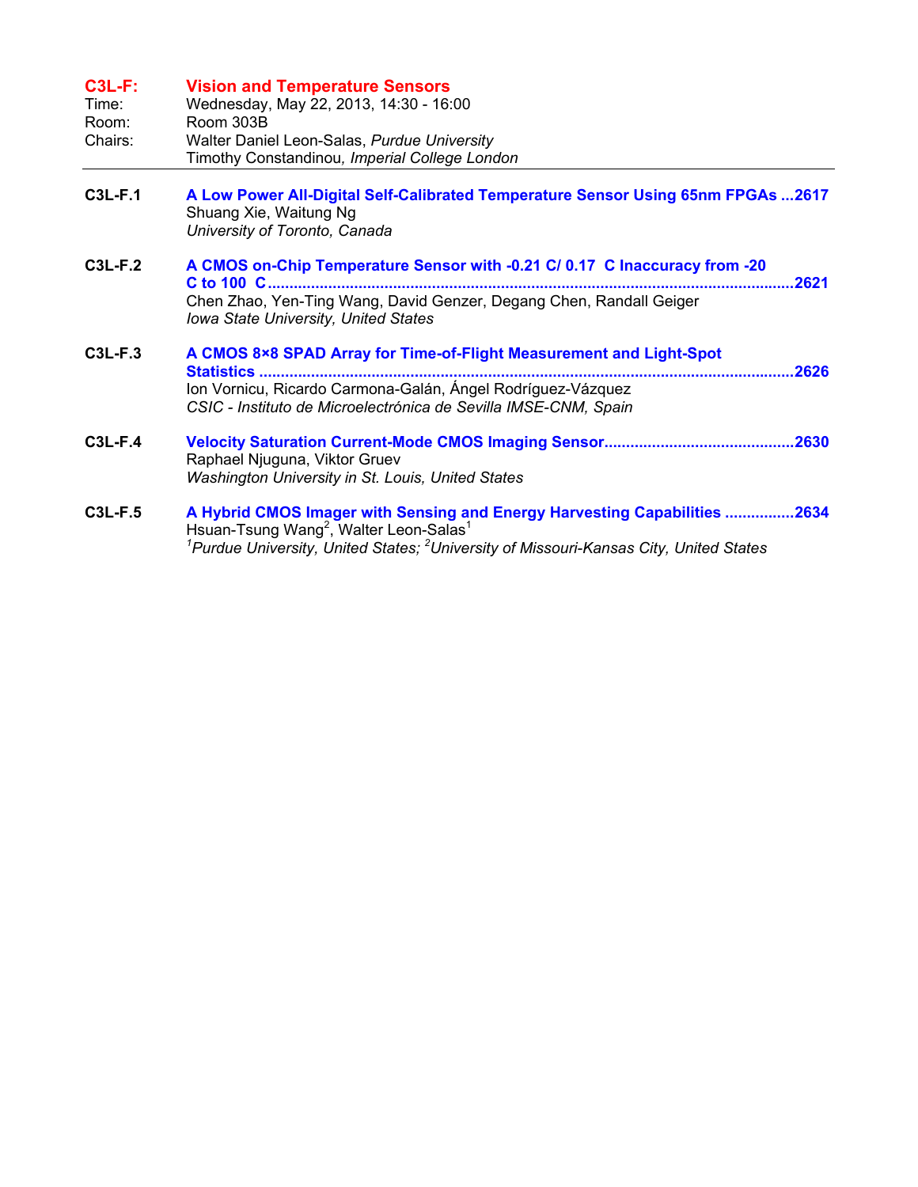## C3L-F: Vision and Temperature Sensors

Time: Wednesday, May 22, 2013, 14:30 - 16:00

Room: Room 303B

Chairs: Walter Daniel Leon-Salas, *Purdue University*
Timothy Constandinou, *Imperial College London*

---

**C3L-F.1** **A Low Power All-Digital Self-Calibrated Temperature Sensor Using 65nm FPGAs ...2617**
Shuang Xie, Waitung Ng
*University of Toronto, Canada*

**C3L-F.2** **A CMOS on-Chip Temperature Sensor with -0.21 C/ 0.17 C Inaccuracy from -20 C to 100 C ...2621**
Chen Zhao, Yen-Ting Wang, David Genzer, Degang Chen, Randall Geiger
*Iowa State University, United States*

**C3L-F.3** **A CMOS 8×8 SPAD Array for Time-of-Flight Measurement and Light-Spot Statistics ...2626**
Ion Vornicu, Ricardo Carmona-Galán, Ángel Rodríguez-Vázquez
*CSIC - Instituto de Microelectrónica de Sevilla IMSE-CNM, Spain*

**C3L-F.4** **Velocity Saturation Current-Mode CMOS Imaging Sensor ...2630**
Raphael Njuguna, Viktor Gruev
*Washington University in St. Louis, United States*

**C3L-F.5** **A Hybrid CMOS Imager with Sensing and Energy Harvesting Capabilities ...2634**
Hsuan-Tsung Wang[2], Walter Leon-Salas[1]
*[1]Purdue University, United States; [2]University of Missouri-Kansas City, United States*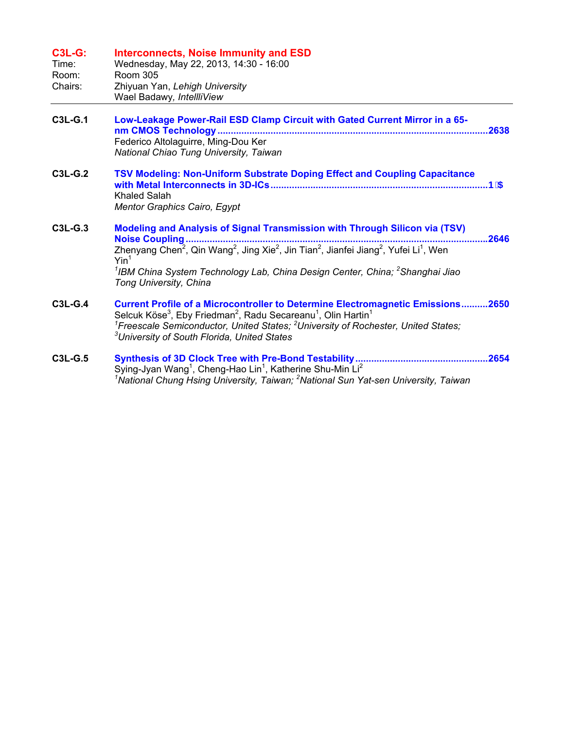## C3L-G: Interconnects, Noise Immunity and ESD

Time: Wednesday, May 22, 2013, 14:30 - 16:00
Room: Room 305
Chairs: Zhiyuan Yan, *Lehigh University*
Wael Badawy, *IntellliView*

---

**C3L-G.1** **Low-Leakage Power-Rail ESD Clamp Circuit with Gated Current Mirror in a 65-nm CMOS Technology** ........................................ 2638
Federico Altolaguirre, Ming-Dou Ker
*National Chiao Tung University, Taiwan*

**C3L-G.2** **TSV Modeling: Non-Uniform Substrate Doping Effect and Coupling Capacitance with Metal Interconnects in 3D-ICs** ........................................ 1 $
Khaled Salah
*Mentor Graphics Cairo, Egypt*

**C3L-G.3** **Modeling and Analysis of Signal Transmission with Through Silicon via (TSV) Noise Coupling** ........................................ 2646
Zhenyang Chen[2], Qin Wang[2], Jing Xie[2], Jin Tian[2], Jianfei Jiang[2], Yufei Li[1], Wen Yin[1]
[1]*IBM China System Technology Lab, China Design Center, China;* [2]*Shanghai Jiao Tong University, China*

**C3L-G.4** **Current Profile of a Microcontroller to Determine Electromagnetic Emissions** .......... 2650
Selcuk Köse[3], Eby Friedman[2], Radu Secareanu[1], Olin Hartin[1]
[1]*Freescale Semiconductor, United States;* [2]*University of Rochester, United States;* [3]*University of South Florida, United States*

**C3L-G.5** **Synthesis of 3D Clock Tree with Pre-Bond Testability** ........................................ 2654
Sying-Jyan Wang[1], Cheng-Hao Lin[1], Katherine Shu-Min Li[2]
[1]*National Chung Hsing University, Taiwan;* [2]*National Sun Yat-sen University, Taiwan*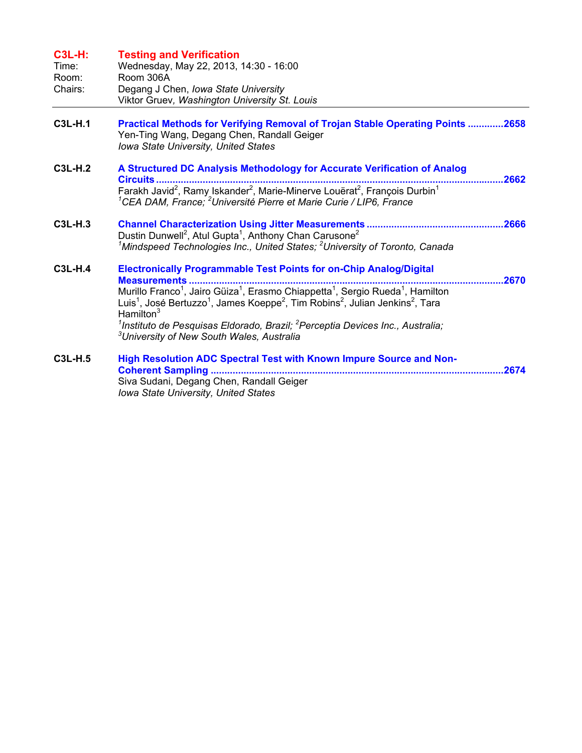## C3L-H: Testing and Verification

Time: Wednesday, May 22, 2013, 14:30 - 16:00
Room: Room 306A
Chairs: Degang J Chen, *Iowa State University*
Viktor Gruev, *Washington University St. Louis*

---

**C3L-H.1** **Practical Methods for Verifying Removal of Trojan Stable Operating Points .............2658**
Yen-Ting Wang, Degang Chen, Randall Geiger
*Iowa State University, United States*

**C3L-H.2** **A Structured DC Analysis Methodology for Accurate Verification of Analog Circuits ..............................................................................................................................2662**
Farakh Javid[2], Ramy Iskander[2], Marie-Minerve Louërat[2], François Durbin[1]
*[1]CEA DAM, France; [2]Université Pierre et Marie Curie / LIP6, France*

**C3L-H.3** **Channel Characterization Using Jitter Measurements ................................................2666**
Dustin Dunwell[2], Atul Gupta[1], Anthony Chan Carusone[2]
*[1]Mindspeed Technologies Inc., United States; [2]University of Toronto, Canada*

**C3L-H.4** **Electronically Programmable Test Points for on-Chip Analog/Digital Measurements ..................................................................................................................2670**
Murillo Franco[1], Jairo Güiza[1], Erasmo Chiappetta[1], Sergio Rueda[1], Hamilton Luis[1], José Bertuzzo[1], James Koeppe[2], Tim Robins[2], Julian Jenkins[2], Tara Hamilton[3]
*[1]Instituto de Pesquisas Eldorado, Brazil; [2]Perceptia Devices Inc., Australia; [3]University of New South Wales, Australia*

**C3L-H.5** **High Resolution ADC Spectral Test with Known Impure Source and Non-Coherent Sampling .........................................................................................................2674**
Siva Sudani, Degang Chen, Randall Geiger
*Iowa State University, United States*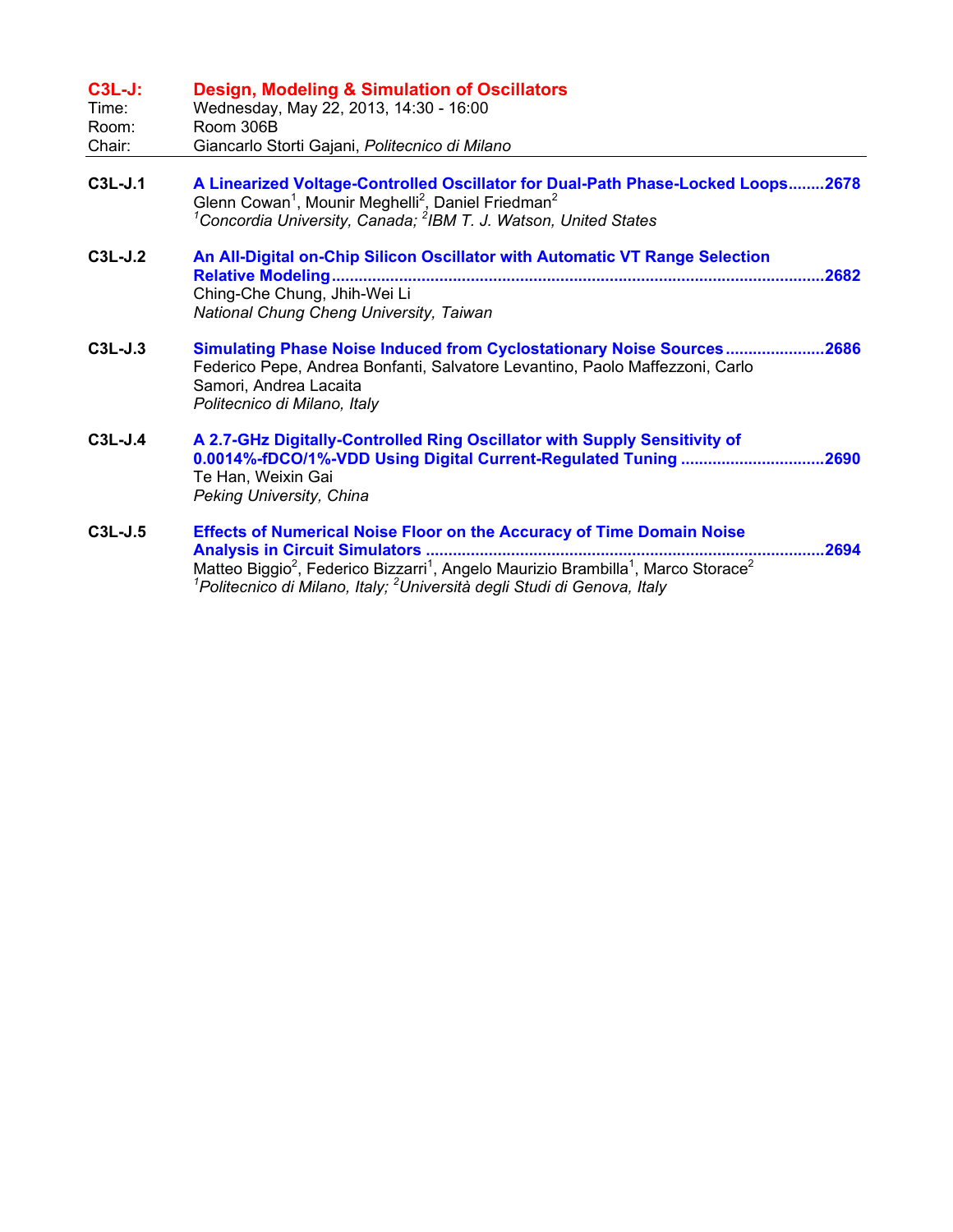## C3L-J: Design, Modeling & Simulation of Oscillators

Time: Wednesday, May 22, 2013, 14:30 - 16:00
Room: Room 306B
Chair: Giancarlo Storti Gajani, *Politecnico di Milano*

---

**C3L-J.1** **A Linearized Voltage-Controlled Oscillator for Dual-Path Phase-Locked Loops........2678**
Glenn Cowan[1], Mounir Meghelli[2], Daniel Friedman[2]
*[1]Concordia University, Canada; [2]IBM T. J. Watson, United States*

**C3L-J.2** **An All-Digital on-Chip Silicon Oscillator with Automatic VT Range Selection Relative Modeling..........................................................................................................2682**
Ching-Che Chung, Jhih-Wei Li
*National Chung Cheng University, Taiwan*

**C3L-J.3** **Simulating Phase Noise Induced from Cyclostationary Noise Sources......................2686**
Federico Pepe, Andrea Bonfanti, Salvatore Levantino, Paolo Maffezzoni, Carlo Samori, Andrea Lacaita
*Politecnico di Milano, Italy*

**C3L-J.4** **A 2.7-GHz Digitally-Controlled Ring Oscillator with Supply Sensitivity of 0.0014%-fDCO/1%-VDD Using Digital Current-Regulated Tuning ...............................2690**
Te Han, Weixin Gai
*Peking University, China*

**C3L-J.5** **Effects of Numerical Noise Floor on the Accuracy of Time Domain Noise Analysis in Circuit Simulators .......................................................................................2694**
Matteo Biggio[2], Federico Bizzarri[1], Angelo Maurizio Brambilla[1], Marco Storace[2]
*[1]Politecnico di Milano, Italy; [2]Università degli Studi di Genova, Italy*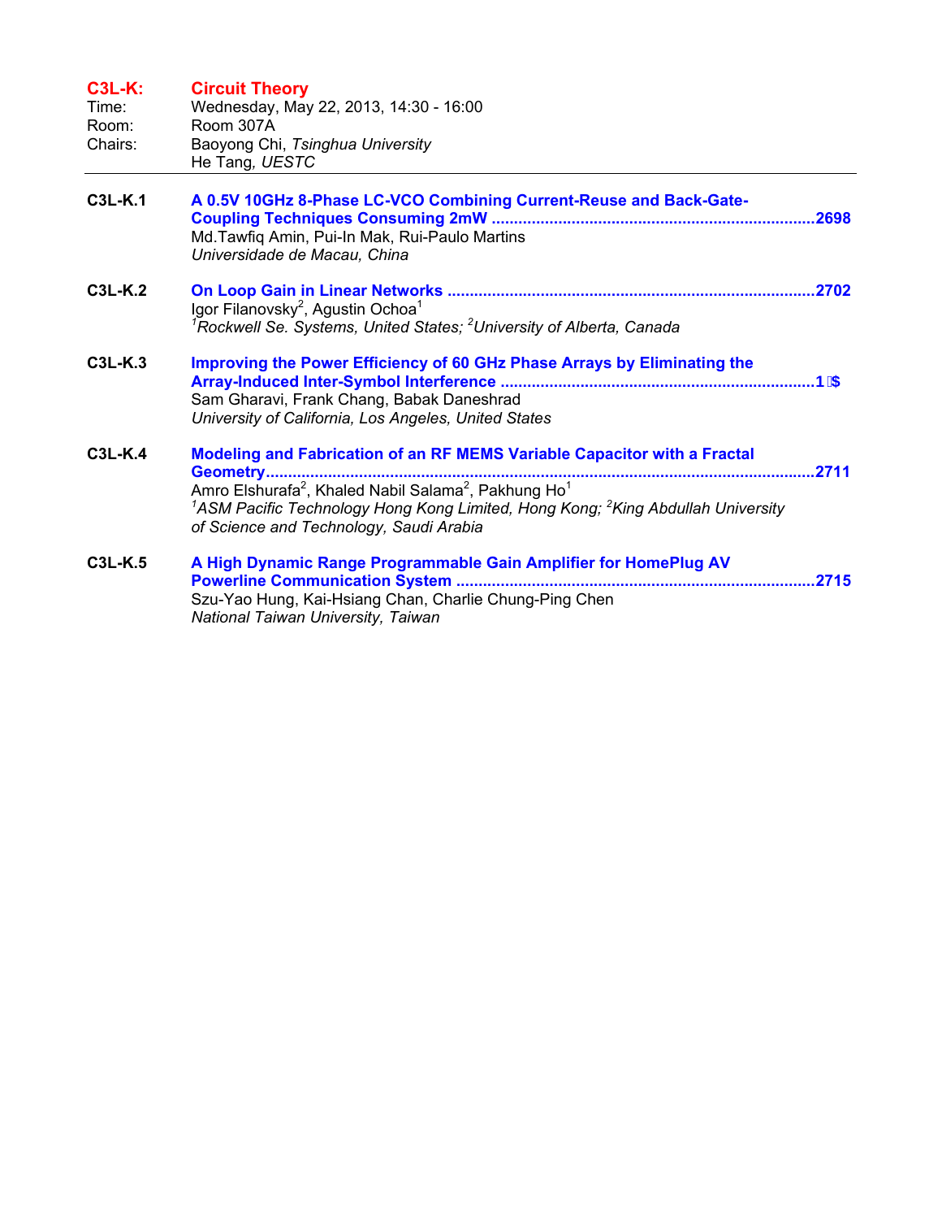## C3L-K: Circuit Theory

Time: Wednesday, May 22, 2013, 14:30 - 16:00

Room: Room 307A

Chairs: Baoyong Chi, *Tsinghua University*
He Tang, *UESTC*

---

**C3L-K.1** **A 0.5V 10GHz 8-Phase LC-VCO Combining Current-Reuse and Back-Gate-Coupling Techniques Consuming 2mW** ........................................................................2698
Md.Tawfiq Amin, Pui-In Mak, Rui-Paulo Martins
*Universidade de Macau, China*

**C3L-K.2** **On Loop Gain in Linear Networks** ..................................................................................2702
Igor Filanovsky[2], Agustin Ochoa[1]
*[1]Rockwell Se. Systems, United States; [2]University of Alberta, Canada*

**C3L-K.3** **Improving the Power Efficiency of 60 GHz Phase Arrays by Eliminating the Array-Induced Inter-Symbol Interference** ......................................................................1 $
Sam Gharavi, Frank Chang, Babak Daneshrad
*University of California, Los Angeles, United States*

**C3L-K.4** **Modeling and Fabrication of an RF MEMS Variable Capacitor with a Fractal Geometry**...........................................................................................................2711
Amro Elshurafa[2], Khaled Nabil Salama[2], Pakhung Ho[1]
*[1]ASM Pacific Technology Hong Kong Limited, Hong Kong; [2]King Abdullah University of Science and Technology, Saudi Arabia*

**C3L-K.5** **A High Dynamic Range Programmable Gain Amplifier for HomePlug AV Powerline Communication System** ...............................................................................2715
Szu-Yao Hung, Kai-Hsiang Chan, Charlie Chung-Ping Chen
*National Taiwan University, Taiwan*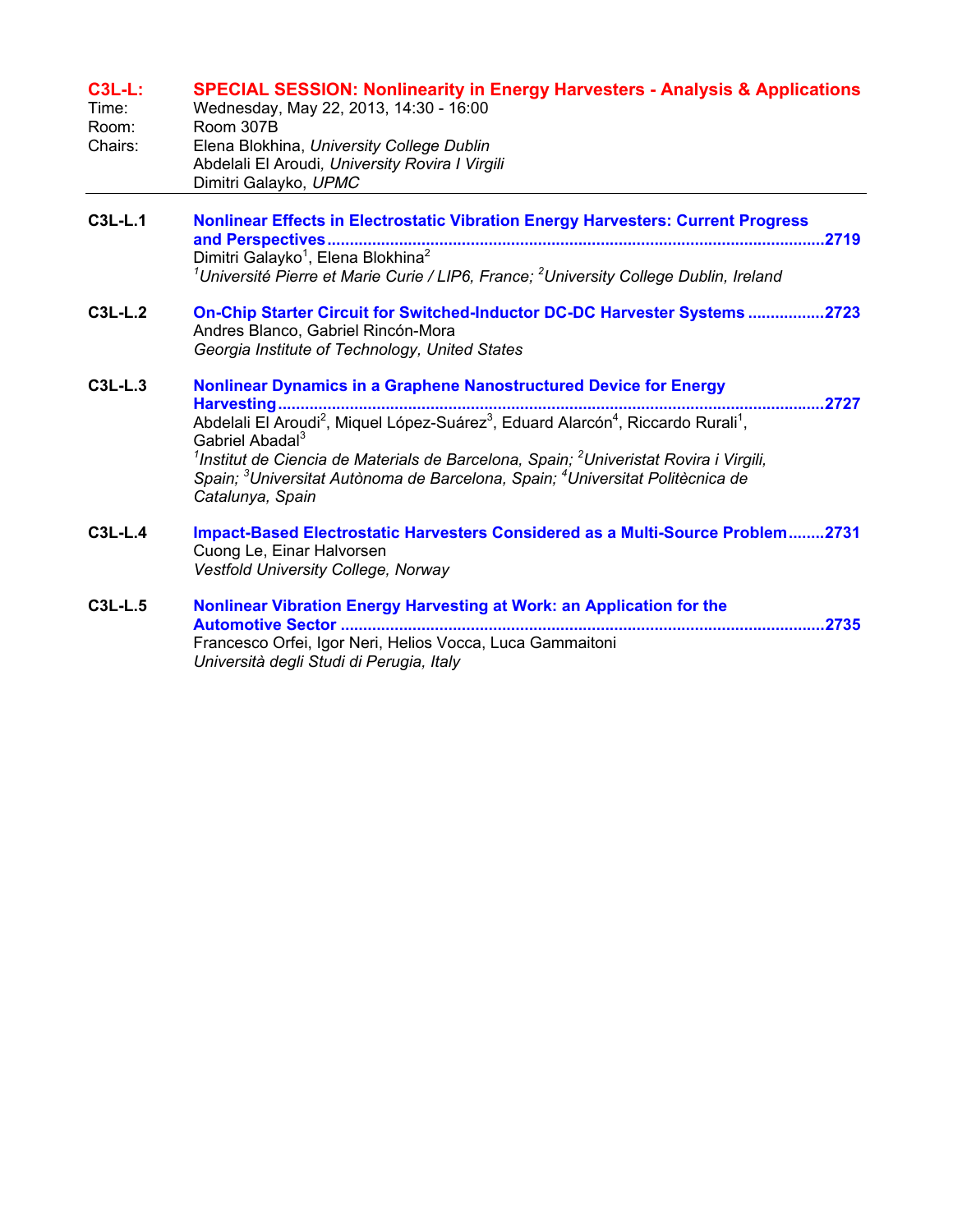## C3L-L: SPECIAL SESSION: Nonlinearity in Energy Harvesters - Analysis & Applications

Time: Wednesday, May 22, 2013, 14:30 - 16:00
Room: Room 307B
Chairs: Elena Blokhina, *University College Dublin*
Abdelali El Aroudi, *University Rovira I Virgili*
Dimitri Galayko, *UPMC*

---

**C3L-L.1** **Nonlinear Effects in Electrostatic Vibration Energy Harvesters: Current Progress and Perspectives** ........ 2719
Dimitri Galayko[1], Elena Blokhina[2]
*[1]Université Pierre et Marie Curie / LIP6, France; [2]University College Dublin, Ireland*

**C3L-L.2** **On-Chip Starter Circuit for Switched-Inductor DC-DC Harvester Systems** ........ 2723
Andres Blanco, Gabriel Rincón-Mora
*Georgia Institute of Technology, United States*

**C3L-L.3** **Nonlinear Dynamics in a Graphene Nanostructured Device for Energy Harvesting** ........ 2727
Abdelali El Aroudi[2], Miquel López-Suárez[3], Eduard Alarcón[4], Riccardo Rurali[1], Gabriel Abadal[3]
*[1]Institut de Ciencia de Materials de Barcelona, Spain; [2]Univeristat Rovira i Virgili, Spain; [3]Universitat Autònoma de Barcelona, Spain; [4]Universitat Politècnica de Catalunya, Spain*

**C3L-L.4** **Impact-Based Electrostatic Harvesters Considered as a Multi-Source Problem** ........ 2731
Cuong Le, Einar Halvorsen
*Vestfold University College, Norway*

**C3L-L.5** **Nonlinear Vibration Energy Harvesting at Work: an Application for the Automotive Sector** ........ 2735
Francesco Orfei, Igor Neri, Helios Vocca, Luca Gammaitoni
*Università degli Studi di Perugia, Italy*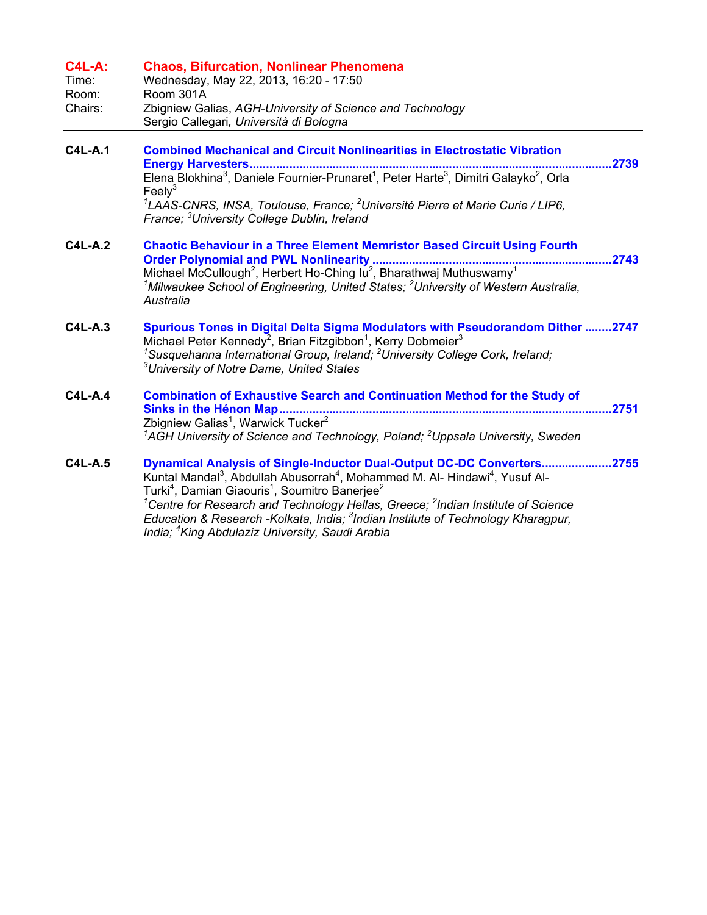## C4L-A: Chaos, Bifurcation, Nonlinear Phenomena

Time: Wednesday, May 22, 2013, 16:20 - 17:50
Room: Room 301A
Chairs: Zbigniew Galias, *AGH-University of Science and Technology*
Sergio Callegari, *Università di Bologna*

---

**C4L-A.1** **Combined Mechanical and Circuit Nonlinearities in Electrostatic Vibration Energy Harvesters** ....................2739
Elena Blokhina[3], Daniele Fournier-Prunaret[1], Peter Harte[3], Dimitri Galayko[2], Orla Feely[3]
*[1]LAAS-CNRS, INSA, Toulouse, France; [2]Université Pierre et Marie Curie / LIP6, France; [3]University College Dublin, Ireland*

**C4L-A.2** **Chaotic Behaviour in a Three Element Memristor Based Circuit Using Fourth Order Polynomial and PWL Nonlinearity** ....................2743
Michael McCullough[2], Herbert Ho-Ching Iu[2], Bharathwaj Muthuswamy[1]
*[1]Milwaukee School of Engineering, United States; [2]University of Western Australia, Australia*

**C4L-A.3** **Spurious Tones in Digital Delta Sigma Modulators with Pseudorandom Dither** ........2747
Michael Peter Kennedy[2], Brian Fitzgibbon[1], Kerry Dobmeier[3]
*[1]Susquehanna International Group, Ireland; [2]University College Cork, Ireland; [3]University of Notre Dame, United States*

**C4L-A.4** **Combination of Exhaustive Search and Continuation Method for the Study of Sinks in the Hénon Map** ....................2751
Zbigniew Galias[1], Warwick Tucker[2]
*[1]AGH University of Science and Technology, Poland; [2]Uppsala University, Sweden*

**C4L-A.5** **Dynamical Analysis of Single-Inductor Dual-Output DC-DC Converters** ....................2755
Kuntal Mandal[3], Abdullah Abusorrah[4], Mohammed M. Al- Hindawi[4], Yusuf Al-Turki[4], Damian Giaouris[1], Soumitro Banerjee[2]
*[1]Centre for Research and Technology Hellas, Greece; [2]Indian Institute of Science Education & Research -Kolkata, India; [3]Indian Institute of Technology Kharagpur, India; [4]King Abdulaziz University, Saudi Arabia*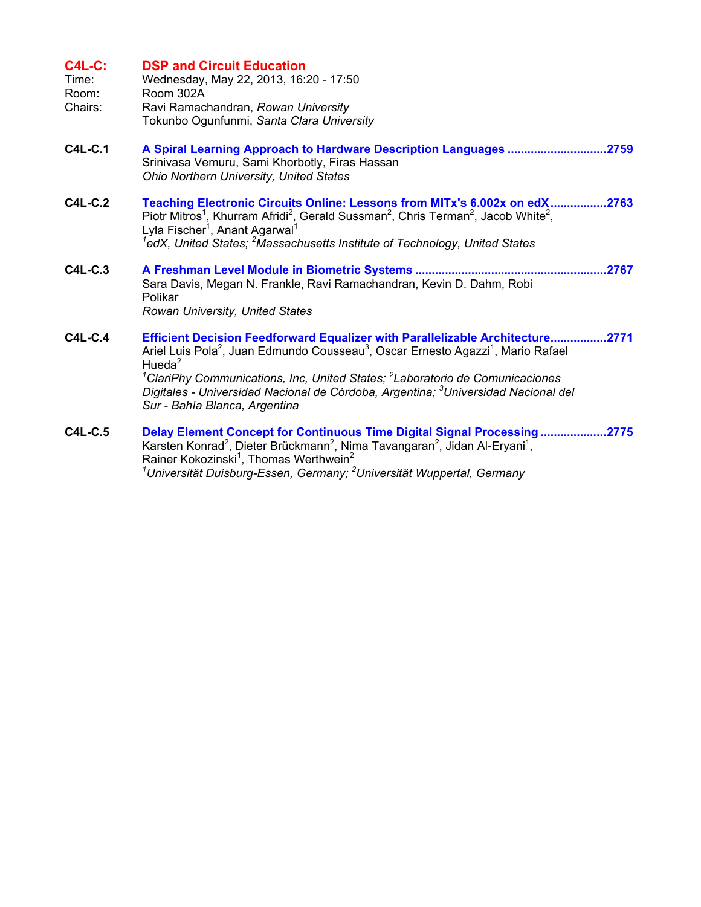## C4L-C: DSP and Circuit Education

Time: Wednesday, May 22, 2013, 16:20 - 17:50
Room: Room 302A
Chairs: Ravi Ramachandran, *Rowan University*
Tokunbo Ogunfunmi, *Santa Clara University*

---

**C4L-C.1** **A Spiral Learning Approach to Hardware Description Languages ..............................2759**
Srinivasa Vemuru, Sami Khorbotly, Firas Hassan
*Ohio Northern University, United States*

**C4L-C.2** **Teaching Electronic Circuits Online: Lessons from MITx's 6.002x on edX.................2763**
Piotr Mitros[1], Khurram Afridi[2], Gerald Sussman[2], Chris Terman[2], Jacob White[2], Lyla Fischer[1], Anant Agarwal[1]
*[1]edX, United States; [2]Massachusetts Institute of Technology, United States*

**C4L-C.3** **A Freshman Level Module in Biometric Systems .........................................................2767**
Sara Davis, Megan N. Frankle, Ravi Ramachandran, Kevin D. Dahm, Robi Polikar
*Rowan University, United States*

**C4L-C.4** **Efficient Decision Feedforward Equalizer with Parallelizable Architecture.................2771**
Ariel Luis Pola[2], Juan Edmundo Cousseau[3], Oscar Ernesto Agazzi[1], Mario Rafael Hueda[2]
*[1]ClariPhy Communications, Inc, United States; [2]Laboratorio de Comunicaciones Digitales - Universidad Nacional de Córdoba, Argentina; [3]Universidad Nacional del Sur - Bahía Blanca, Argentina*

**C4L-C.5** **Delay Element Concept for Continuous Time Digital Signal Processing ....................2775**
Karsten Konrad[2], Dieter Brückmann[2], Nima Tavangaran[2], Jidan Al-Eryani[1], Rainer Kokozinski[1], Thomas Werthwein[2]
*[1]Universität Duisburg-Essen, Germany; [2]Universität Wuppertal, Germany*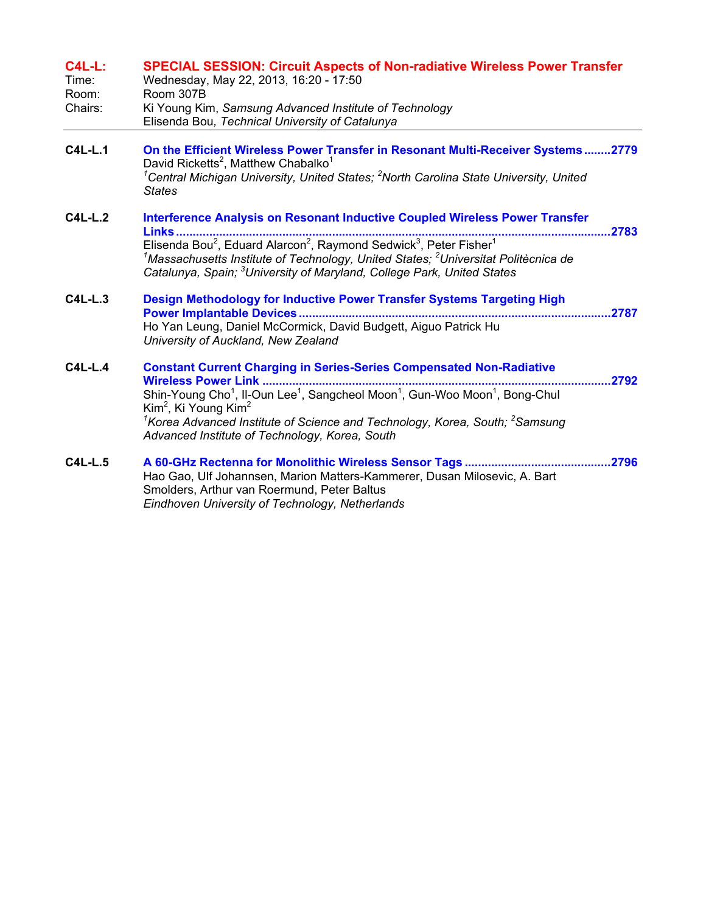## C4L-L: SPECIAL SESSION: Circuit Aspects of Non-radiative Wireless Power Transfer

Time: Wednesday, May 22, 2013, 16:20 - 17:50
Room: Room 307B
Chairs: Ki Young Kim, *Samsung Advanced Institute of Technology*
Elisenda Bou*, Technical University of Catalunya*

---

**C4L-L.1** **On the Efficient Wireless Power Transfer in Resonant Multi-Receiver Systems........2779**
David Ricketts[2], Matthew Chabalko[1]
*[1]Central Michigan University, United States; [2]North Carolina State University, United States*

**C4L-L.2** **Interference Analysis on Resonant Inductive Coupled Wireless Power Transfer Links.....2783**
Elisenda Bou[2], Eduard Alarcon[2], Raymond Sedwick[3], Peter Fisher[1]
*[1]Massachusetts Institute of Technology, United States; [2]Universitat Politècnica de Catalunya, Spain; [3]University of Maryland, College Park, United States*

**C4L-L.3** **Design Methodology for Inductive Power Transfer Systems Targeting High Power Implantable Devices.....2787**
Ho Yan Leung, Daniel McCormick, David Budgett, Aiguo Patrick Hu
*University of Auckland, New Zealand*

**C4L-L.4** **Constant Current Charging in Series-Series Compensated Non-Radiative Wireless Power Link.....2792**
Shin-Young Cho[1], Il-Oun Lee[1], Sangcheol Moon[1], Gun-Woo Moon[1], Bong-Chul Kim[2], Ki Young Kim[2]
*[1]Korea Advanced Institute of Science and Technology, Korea, South; [2]Samsung Advanced Institute of Technology, Korea, South*

**C4L-L.5** **A 60-GHz Rectenna for Monolithic Wireless Sensor Tags.....2796**
Hao Gao, Ulf Johannsen, Marion Matters-Kammerer, Dusan Milosevic, A. Bart Smolders, Arthur van Roermund, Peter Baltus
*Eindhoven University of Technology, Netherlands*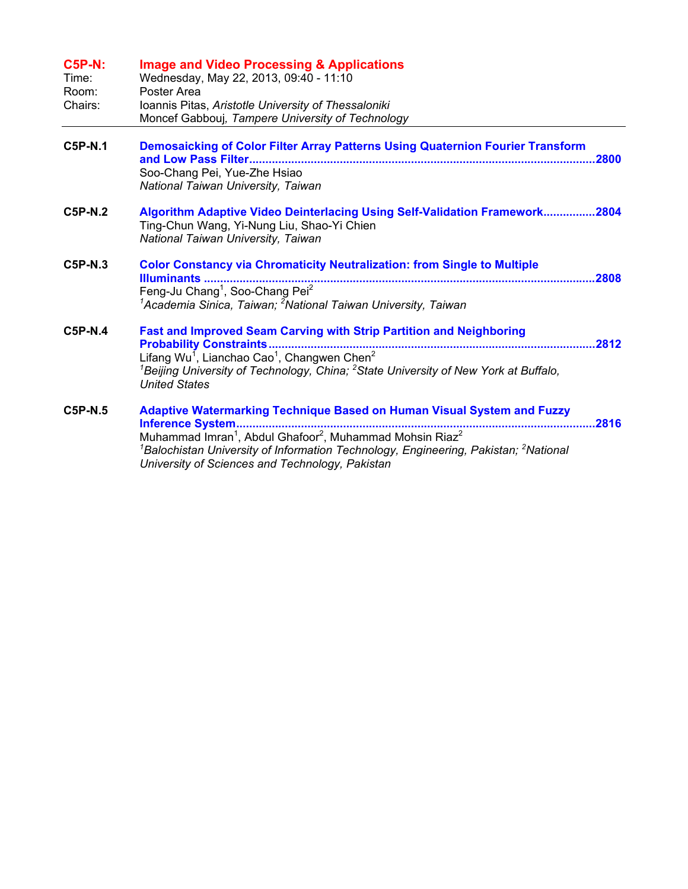## C5P-N: Image and Video Processing & Applications

Time: Wednesday, May 22, 2013, 09:40 - 11:10
Room: Poster Area
Chairs: Ioannis Pitas, *Aristotle University of Thessaloniki*
Moncef Gabbouj, *Tampere University of Technology*

---

**C5P-N.1** **Demosaicking of Color Filter Array Patterns Using Quaternion Fourier Transform and Low Pass Filter** ........ **2800**
Soo-Chang Pei, Yue-Zhe Hsiao
*National Taiwan University, Taiwan*

**C5P-N.2** **Algorithm Adaptive Video Deinterlacing Using Self-Validation Framework** ........ **2804**
Ting-Chun Wang, Yi-Nung Liu, Shao-Yi Chien
*National Taiwan University, Taiwan*

**C5P-N.3** **Color Constancy via Chromaticity Neutralization: from Single to Multiple Illuminants** ........ **2808**
Feng-Ju Chang[1], Soo-Chang Pei[2]
*[1]Academia Sinica, Taiwan; [2]National Taiwan University, Taiwan*

**C5P-N.4** **Fast and Improved Seam Carving with Strip Partition and Neighboring Probability Constraints** ........ **2812**
Lifang Wu[1], Lianchao Cao[1], Changwen Chen[2]
*[1]Beijing University of Technology, China; [2]State University of New York at Buffalo, United States*

**C5P-N.5** **Adaptive Watermarking Technique Based on Human Visual System and Fuzzy Inference System** ........ **2816**
Muhammad Imran[1], Abdul Ghafoor[2], Muhammad Mohsin Riaz[2]
*[1]Balochistan University of Information Technology, Engineering, Pakistan; [2]National University of Sciences and Technology, Pakistan*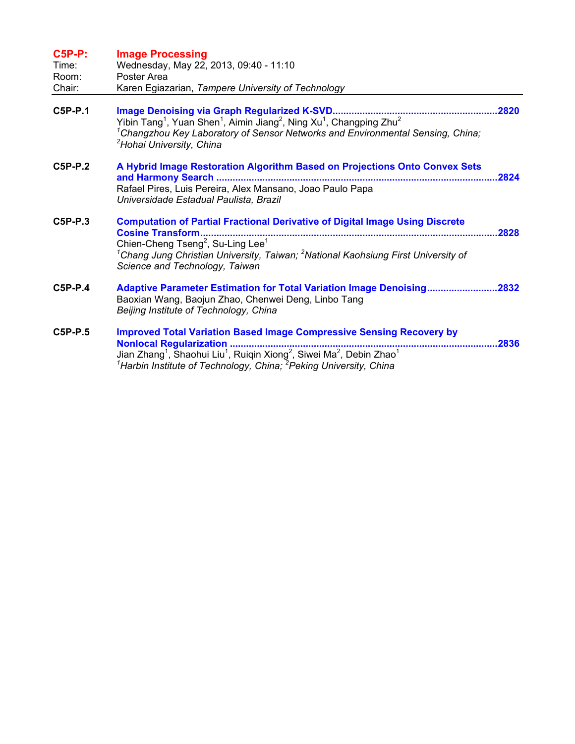## C5P-P: Image Processing

Time: Wednesday, May 22, 2013, 09:40 - 11:10
Room: Poster Area
Chair: Karen Egiazarian, *Tampere University of Technology*

---

**C5P-P.1** **Image Denoising via Graph Regularized K-SVD** ............................................................ 2820
Yibin Tang[1], Yuan Shen[1], Aimin Jiang[2], Ning Xu[1], Changping Zhu[2]
*[1]Changzhou Key Laboratory of Sensor Networks and Environmental Sensing, China; [2]Hohai University, China*

**C5P-P.2** **A Hybrid Image Restoration Algorithm Based on Projections Onto Convex Sets and Harmony Search** ............................................................ 2824
Rafael Pires, Luis Pereira, Alex Mansano, Joao Paulo Papa
*Universidade Estadual Paulista, Brazil*

**C5P-P.3** **Computation of Partial Fractional Derivative of Digital Image Using Discrete Cosine Transform** ............................................................ 2828
Chien-Cheng Tseng[2], Su-Ling Lee[1]
*[1]Chang Jung Christian University, Taiwan; [2]National Kaohsiung First University of Science and Technology, Taiwan*

**C5P-P.4** **Adaptive Parameter Estimation for Total Variation Image Denoising** .......................... 2832
Baoxian Wang, Baojun Zhao, Chenwei Deng, Linbo Tang
*Beijing Institute of Technology, China*

**C5P-P.5** **Improved Total Variation Based Image Compressive Sensing Recovery by Nonlocal Regularization** ............................................................ 2836
Jian Zhang[1], Shaohui Liu[1], Ruiqin Xiong[2], Siwei Ma[2], Debin Zhao[1]
*[1]Harbin Institute of Technology, China; [2]Peking University, China*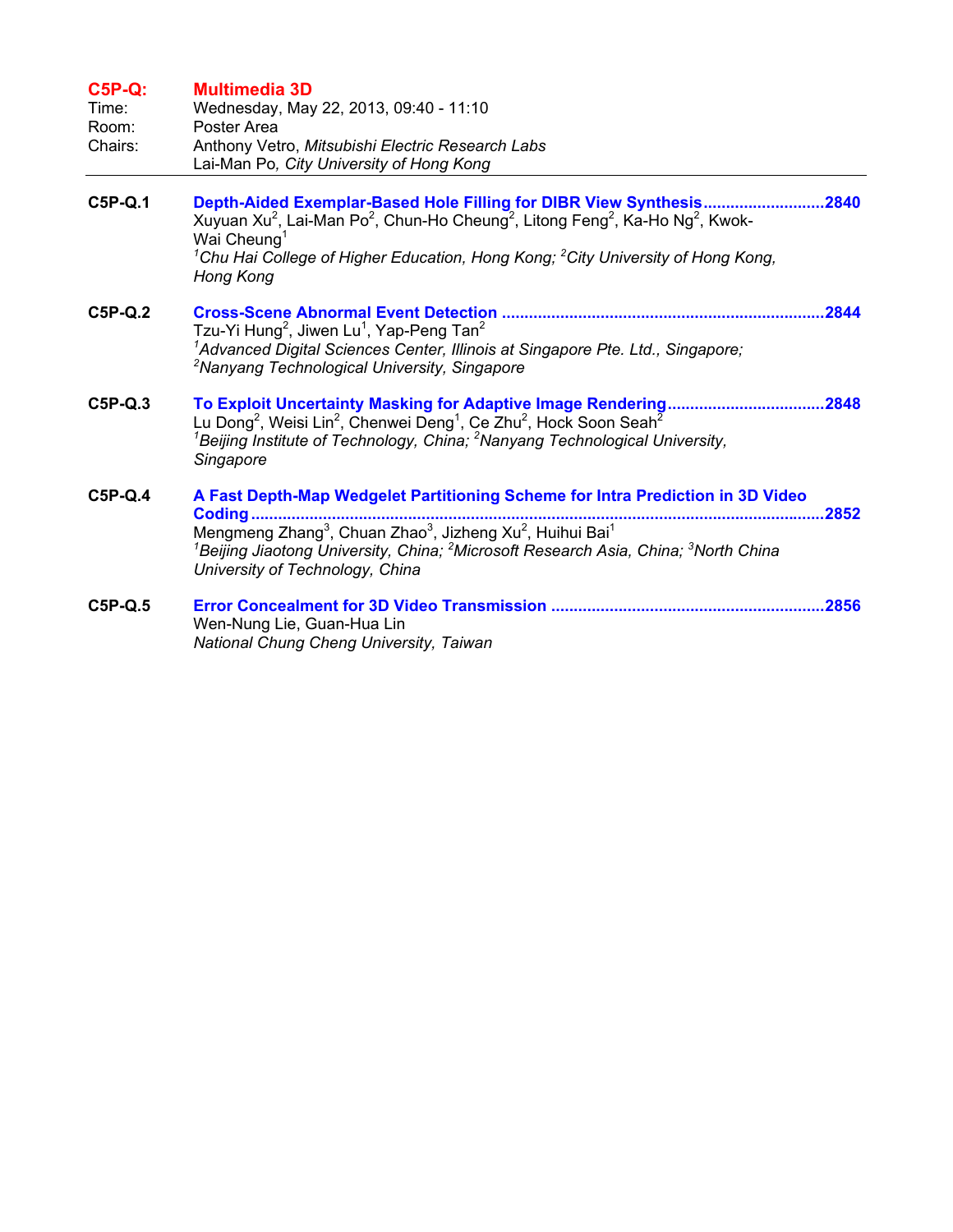## C5P-Q: Multimedia 3D

Time: Wednesday, May 22, 2013, 09:40 - 11:10
Room: Poster Area
Chairs: Anthony Vetro, *Mitsubishi Electric Research Labs*
Lai-Man Po, *City University of Hong Kong*

---

**C5P-Q.1** **Depth-Aided Exemplar-Based Hole Filling for DIBR View Synthesis** ........................... 2840
Xuyuan Xu[2], Lai-Man Po[2], Chun-Ho Cheung[2], Litong Feng[2], Ka-Ho Ng[2], Kwok-Wai Cheung[1]
*[1]Chu Hai College of Higher Education, Hong Kong; [2]City University of Hong Kong, Hong Kong*

**C5P-Q.2** **Cross-Scene Abnormal Event Detection** ........................................................................ 2844
Tzu-Yi Hung[2], Jiwen Lu[1], Yap-Peng Tan[2]
*[1]Advanced Digital Sciences Center, Illinois at Singapore Pte. Ltd., Singapore; [2]Nanyang Technological University, Singapore*

**C5P-Q.3** **To Exploit Uncertainty Masking for Adaptive Image Rendering** .................................. 2848
Lu Dong[2], Weisi Lin[2], Chenwei Deng[1], Ce Zhu[2], Hock Soon Seah[2]
*[1]Beijing Institute of Technology, China; [2]Nanyang Technological University, Singapore*

**C5P-Q.4** **A Fast Depth-Map Wedgelet Partitioning Scheme for Intra Prediction in 3D Video Coding** ........................................................................................................................... 2852
Mengmeng Zhang[3], Chuan Zhao[3], Jizheng Xu[2], Huihui Bai[1]
*[1]Beijing Jiaotong University, China; [2]Microsoft Research Asia, China; [3]North China University of Technology, China*

**C5P-Q.5** **Error Concealment for 3D Video Transmission** ............................................................ 2856
Wen-Nung Lie, Guan-Hua Lin
*National Chung Cheng University, Taiwan*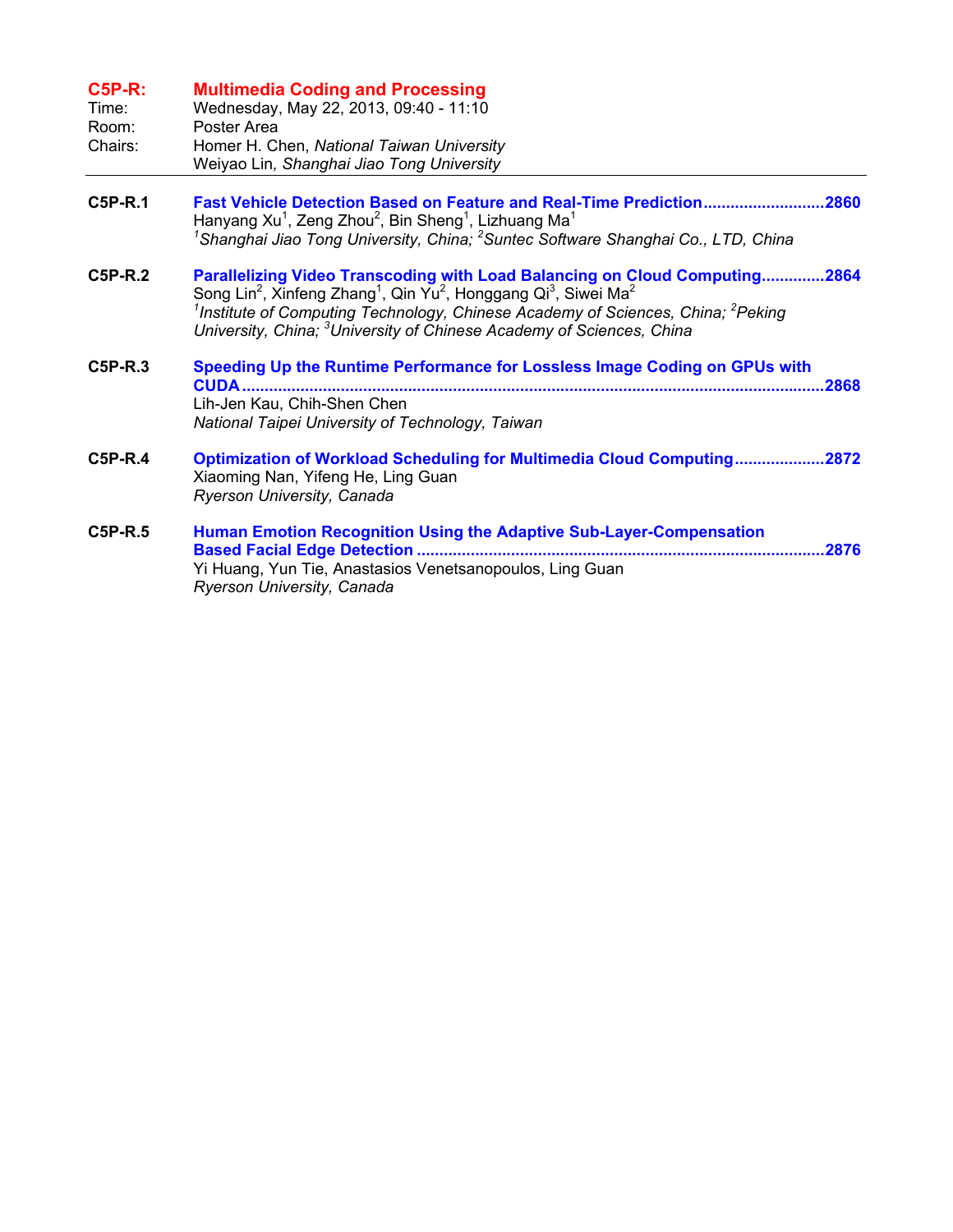## C5P-R: Multimedia Coding and Processing

Time: Wednesday, May 22, 2013, 09:40 - 11:10
Room: Poster Area
Chairs: Homer H. Chen, *National Taiwan University*
Weiyao Lin, *Shanghai Jiao Tong University*

---

**C5P-R.1** **Fast Vehicle Detection Based on Feature and Real-Time Prediction** ........................... 2860
Hanyang Xu[1], Zeng Zhou[2], Bin Sheng[1], Lizhuang Ma[1]
*[1]Shanghai Jiao Tong University, China; [2]Suntec Software Shanghai Co., LTD, China*

**C5P-R.2** **Parallelizing Video Transcoding with Load Balancing on Cloud Computing** ............. 2864
Song Lin[2], Xinfeng Zhang[1], Qin Yu[2], Honggang Qi[3], Siwei Ma[2]
*[1]Institute of Computing Technology, Chinese Academy of Sciences, China; [2]Peking University, China; [3]University of Chinese Academy of Sciences, China*

**C5P-R.3** **Speeding Up the Runtime Performance for Lossless Image Coding on GPUs with CUDA** ................................................................................................................ 2868
Lih-Jen Kau, Chih-Shen Chen
*National Taipei University of Technology, Taiwan*

**C5P-R.4** **Optimization of Workload Scheduling for Multimedia Cloud Computing** .................... 2872
Xiaoming Nan, Yifeng He, Ling Guan
*Ryerson University, Canada*

**C5P-R.5** **Human Emotion Recognition Using the Adaptive Sub-Layer-Compensation Based Facial Edge Detection** ........................................................................................ 2876
Yi Huang, Yun Tie, Anastasios Venetsanopoulos, Ling Guan
*Ryerson University, Canada*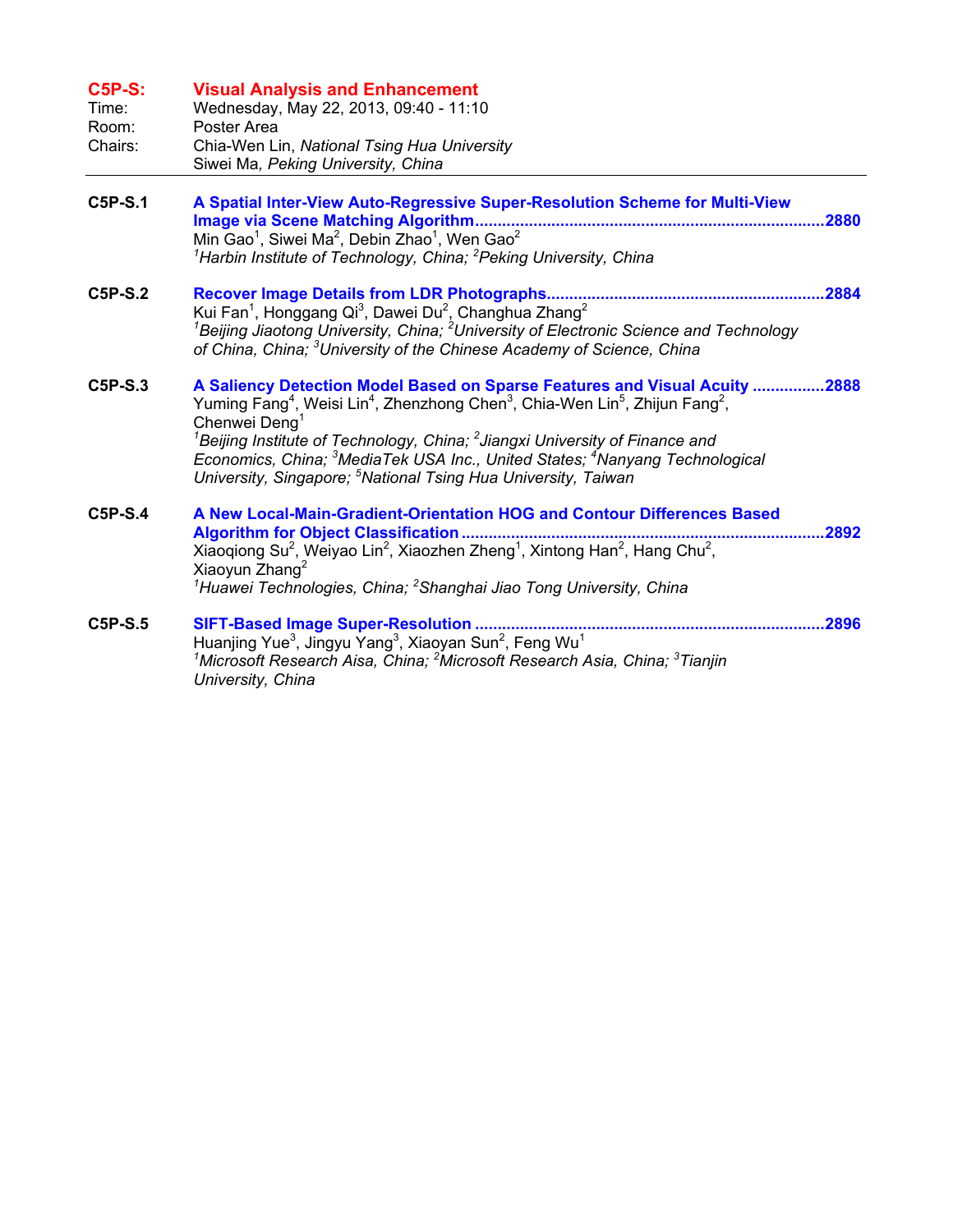## C5P-S: Visual Analysis and Enhancement

Time: Wednesday, May 22, 2013, 09:40 - 11:10
Room: Poster Area
Chairs: Chia-Wen Lin, *National Tsing Hua University*
Siwei Ma, *Peking University, China*

---

**C5P-S.1** **A Spatial Inter-View Auto-Regressive Super-Resolution Scheme for Multi-View Image via Scene Matching Algorithm** ............ 2880
Min Gao[1], Siwei Ma[2], Debin Zhao[1], Wen Gao[2]
*[1]Harbin Institute of Technology, China; [2]Peking University, China*

**C5P-S.2** **Recover Image Details from LDR Photographs** ............ 2884
Kui Fan[1], Honggang Qi[3], Dawei Du[2], Changhua Zhang[2]
*[1]Beijing Jiaotong University, China; [2]University of Electronic Science and Technology of China, China; [3]University of the Chinese Academy of Science, China*

**C5P-S.3** **A Saliency Detection Model Based on Sparse Features and Visual Acuity** ............ 2888
Yuming Fang[4], Weisi Lin[4], Zhenzhong Chen[3], Chia-Wen Lin[5], Zhijun Fang[2], Chenwei Deng[1]
*[1]Beijing Institute of Technology, China; [2]Jiangxi University of Finance and Economics, China; [3]MediaTek USA Inc., United States; [4]Nanyang Technological University, Singapore; [5]National Tsing Hua University, Taiwan*

**C5P-S.4** **A New Local-Main-Gradient-Orientation HOG and Contour Differences Based Algorithm for Object Classification** ............ 2892
Xiaoqiong Su[2], Weiyao Lin[2], Xiaozhen Zheng[1], Xintong Han[2], Hang Chu[2], Xiaoyun Zhang[2]
*[1]Huawei Technologies, China; [2]Shanghai Jiao Tong University, China*

**C5P-S.5** **SIFT-Based Image Super-Resolution** ............ 2896
Huanjing Yue[3], Jingyu Yang[3], Xiaoyan Sun[2], Feng Wu[1]
*[1]Microsoft Research Aisa, China; [2]Microsoft Research Asia, China; [3]Tianjin University, China*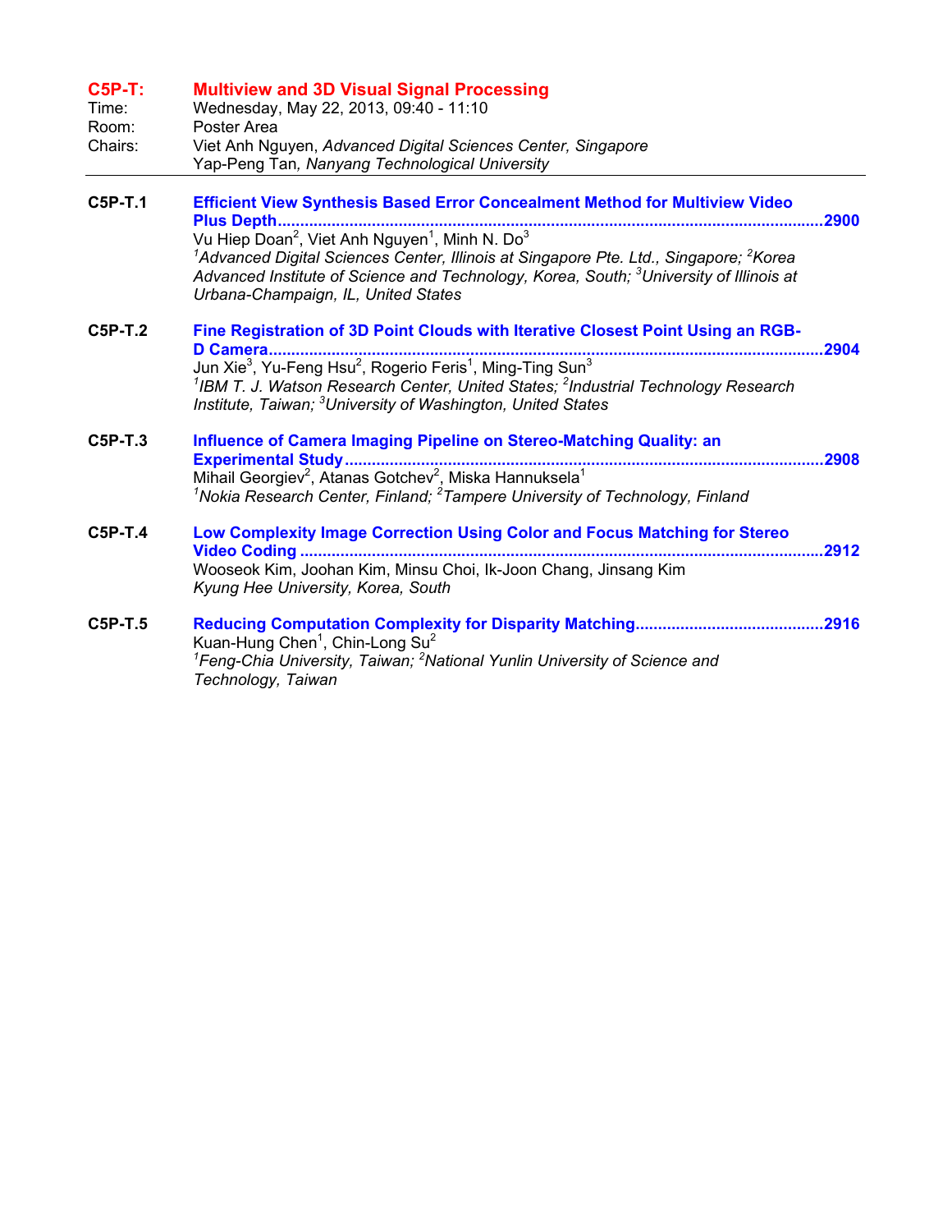## C5P-T: Multiview and 3D Visual Signal Processing

Time: Wednesday, May 22, 2013, 09:40 - 11:10
Room: Poster Area
Chairs: Viet Anh Nguyen, *Advanced Digital Sciences Center, Singapore*
Yap-Peng Tan, *Nanyang Technological University*

---

**C5P-T.1** **Efficient View Synthesis Based Error Concealment Method for Multiview Video Plus Depth** ........ 2900
Vu Hiep Doan[2], Viet Anh Nguyen[1], Minh N. Do[3]
*[1]Advanced Digital Sciences Center, Illinois at Singapore Pte. Ltd., Singapore; [2]Korea Advanced Institute of Science and Technology, Korea, South; [3]University of Illinois at Urbana-Champaign, IL, United States*

**C5P-T.2** **Fine Registration of 3D Point Clouds with Iterative Closest Point Using an RGB-D Camera** ........ 2904
Jun Xie[3], Yu-Feng Hsu[2], Rogerio Feris[1], Ming-Ting Sun[3]
*[1]IBM T. J. Watson Research Center, United States; [2]Industrial Technology Research Institute, Taiwan; [3]University of Washington, United States*

**C5P-T.3** **Influence of Camera Imaging Pipeline on Stereo-Matching Quality: an Experimental Study** ........ 2908
Mihail Georgiev[2], Atanas Gotchev[2], Miska Hannuksela[1]
*[1]Nokia Research Center, Finland; [2]Tampere University of Technology, Finland*

**C5P-T.4** **Low Complexity Image Correction Using Color and Focus Matching for Stereo Video Coding** ........ 2912
Wooseok Kim, Joohan Kim, Minsu Choi, Ik-Joon Chang, Jinsang Kim
*Kyung Hee University, Korea, South*

**C5P-T.5** **Reducing Computation Complexity for Disparity Matching** ........ 2916
Kuan-Hung Chen[1], Chin-Long Su[2]
*[1]Feng-Chia University, Taiwan; [2]National Yunlin University of Science and Technology, Taiwan*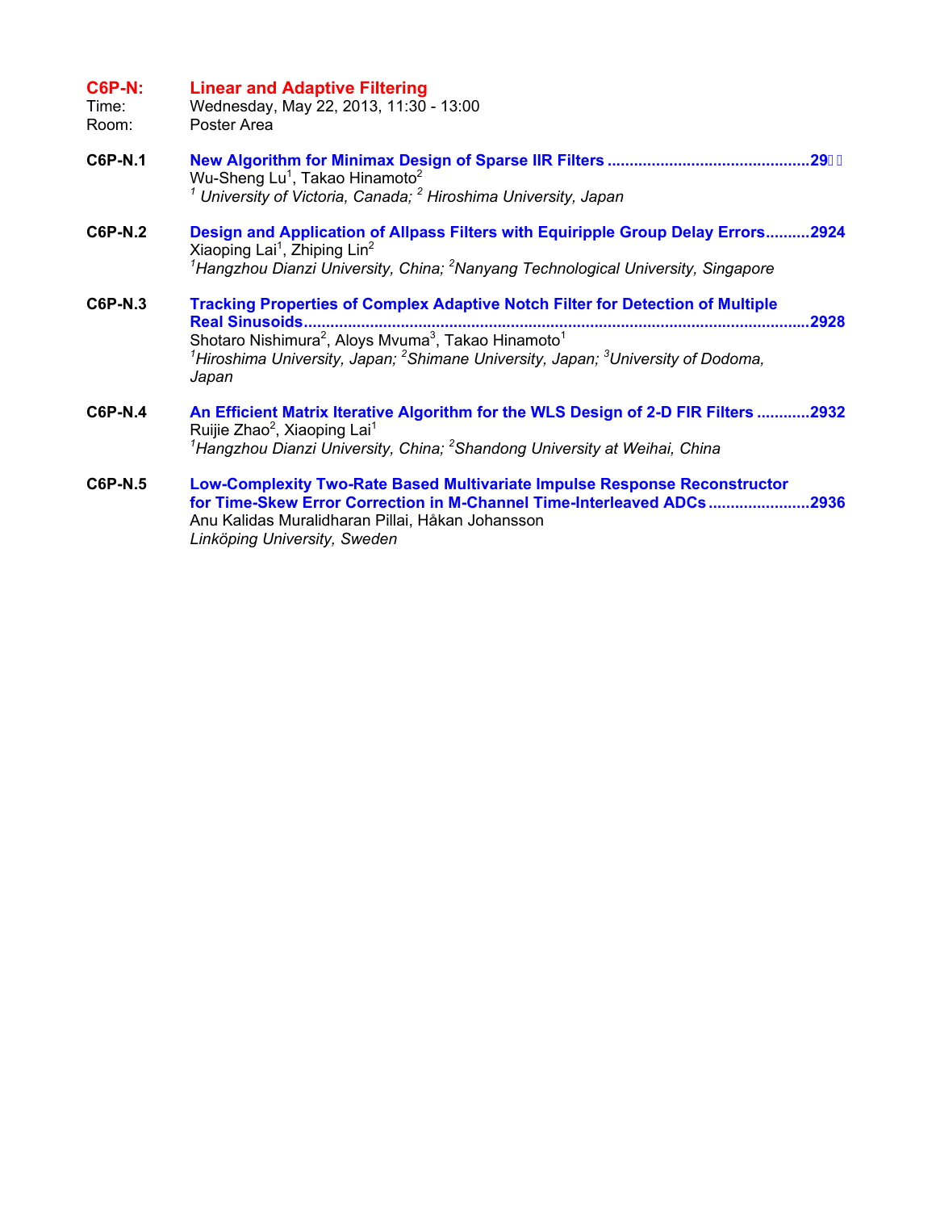## C6P-N: Linear and Adaptive Filtering

Time: Wednesday, May 22, 2013, 11:30 - 13:00
Room: Poster Area

**C6P-N.1** **New Algorithm for Minimax Design of Sparse IIR Filters .............................................29**
Wu-Sheng Lu[1], Takao Hinamoto[2]
*[1] University of Victoria, Canada; [2] Hiroshima University, Japan*

**C6P-N.2** **Design and Application of Allpass Filters with Equiripple Group Delay Errors..........2924**
Xiaoping Lai[1], Zhiping Lin[2]
*[1]Hangzhou Dianzi University, China; [2]Nanyang Technological University, Singapore*

**C6P-N.3** **Tracking Properties of Complex Adaptive Notch Filter for Detection of Multiple Real Sinusoids..................................................................................................................2928**
Shotaro Nishimura[2], Aloys Mvuma[3], Takao Hinamoto[1]
*[1]Hiroshima University, Japan; [2]Shimane University, Japan; [3]University of Dodoma, Japan*

**C6P-N.4** **An Efficient Matrix Iterative Algorithm for the WLS Design of 2-D FIR Filters ............2932**
Ruijie Zhao[2], Xiaoping Lai[1]
*[1]Hangzhou Dianzi University, China; [2]Shandong University at Weihai, China*

**C6P-N.5** **Low-Complexity Two-Rate Based Multivariate Impulse Response Reconstructor for Time-Skew Error Correction in M-Channel Time-Interleaved ADCs.......................2936**
Anu Kalidas Muralidharan Pillai, Håkan Johansson
*Linköping University, Sweden*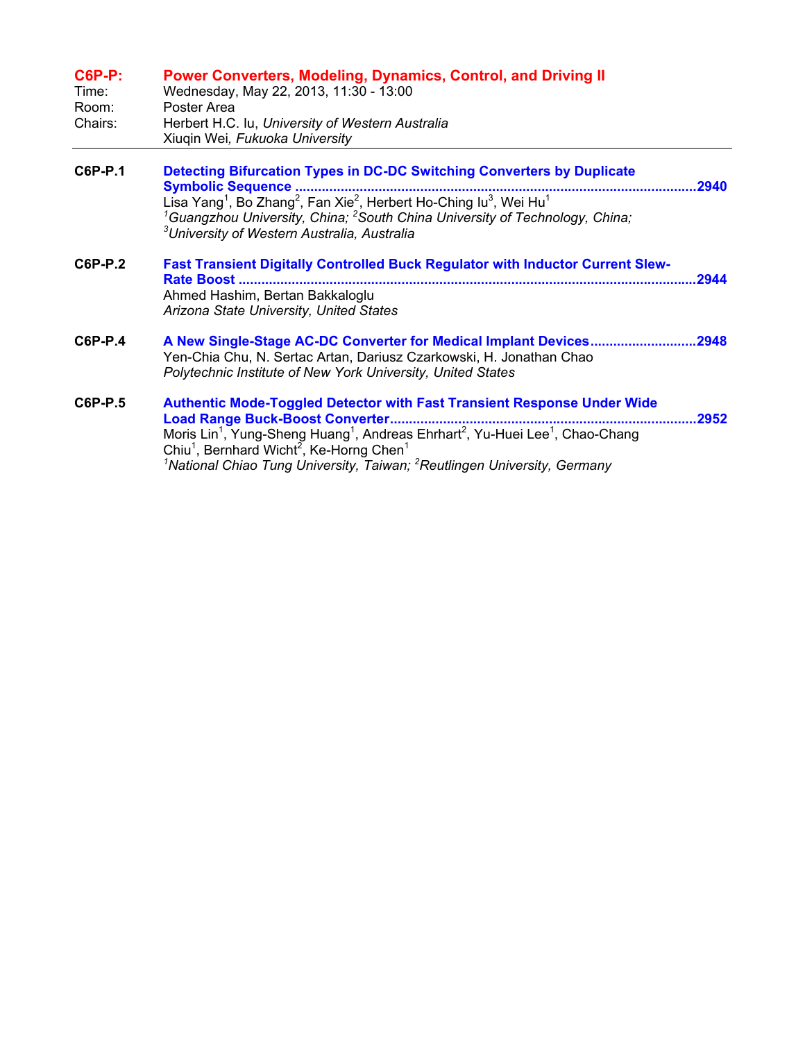## C6P-P: Power Converters, Modeling, Dynamics, Control, and Driving II

Time: Wednesday, May 22, 2013, 11:30 - 13:00

Room: Poster Area

Chairs: Herbert H.C. Iu, *University of Western Australia*
Xiuqin Wei, *Fukuoka University*

---

**C6P-P.1** **Detecting Bifurcation Types in DC-DC Switching Converters by Duplicate Symbolic Sequence** ........................................ **2940**

Lisa Yang[1], Bo Zhang[2], Fan Xie[2], Herbert Ho-Ching Iu[3], Wei Hu[1]

*[1]Guangzhou University, China; [2]South China University of Technology, China; [3]University of Western Australia, Australia*

**C6P-P.2** **Fast Transient Digitally Controlled Buck Regulator with Inductor Current Slew-Rate Boost** ........................................ **2944**

Ahmed Hashim, Bertan Bakkaloglu

*Arizona State University, United States*

**C6P-P.4** **A New Single-Stage AC-DC Converter for Medical Implant Devices** ........................................ **2948**

Yen-Chia Chu, N. Sertac Artan, Dariusz Czarkowski, H. Jonathan Chao

*Polytechnic Institute of New York University, United States*

**C6P-P.5** **Authentic Mode-Toggled Detector with Fast Transient Response Under Wide Load Range Buck-Boost Converter** ........................................ **2952**

Moris Lin[1], Yung-Sheng Huang[1], Andreas Ehrhart[2], Yu-Huei Lee[1], Chao-Chang Chiu[1], Bernhard Wicht[2], Ke-Horng Chen[1]

*[1]National Chiao Tung University, Taiwan; [2]Reutlingen University, Germany*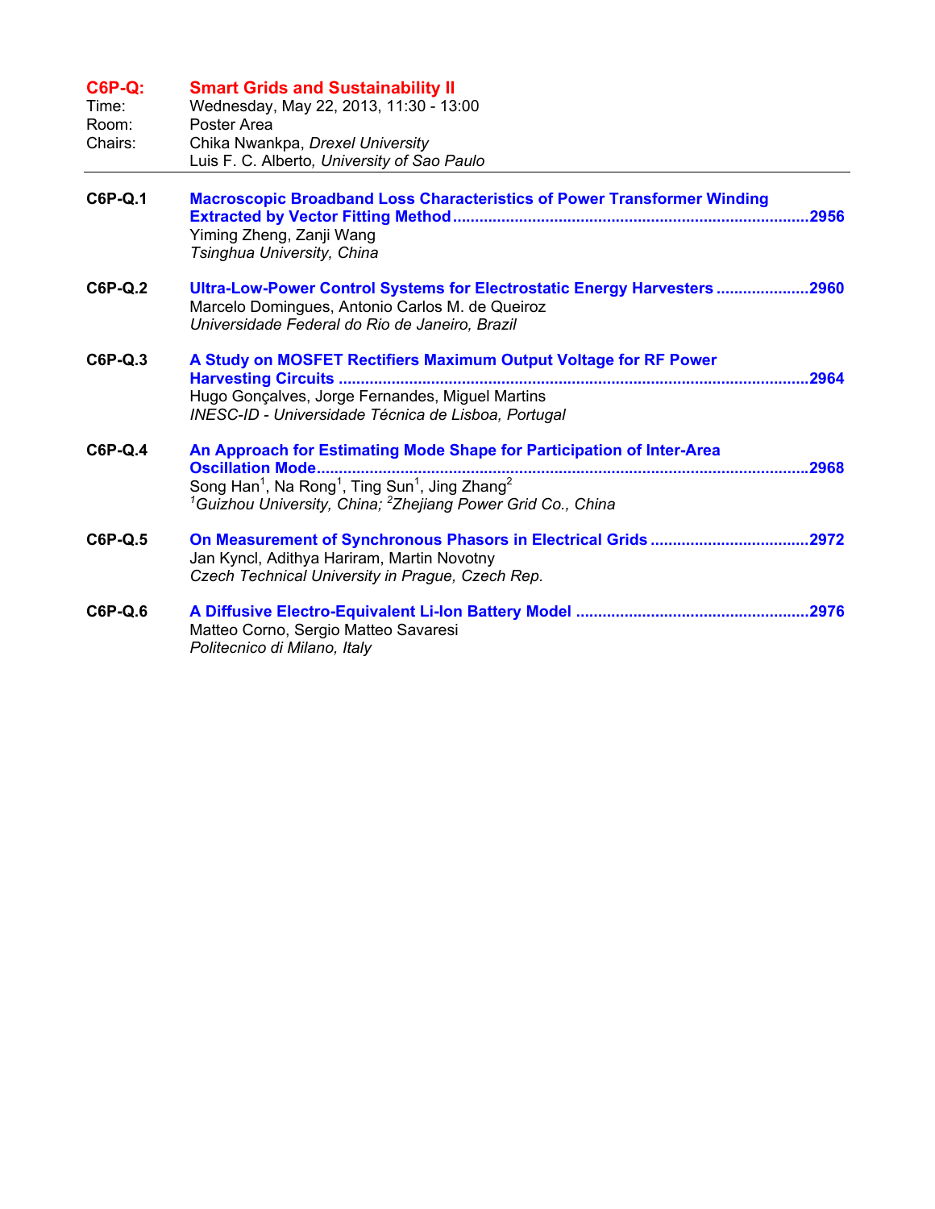## C6P-Q: Smart Grids and Sustainability II

Time: Wednesday, May 22, 2013, 11:30 - 13:00
Room: Poster Area
Chairs: Chika Nwankpa, *Drexel University*
Luis F. C. Alberto, *University of Sao Paulo*

---

**C6P-Q.1** **Macroscopic Broadband Loss Characteristics of Power Transformer Winding Extracted by Vector Fitting Method** ....2956
Yiming Zheng, Zanji Wang
*Tsinghua University, China*

**C6P-Q.2** **Ultra-Low-Power Control Systems for Electrostatic Energy Harvesters** ....2960
Marcelo Domingues, Antonio Carlos M. de Queiroz
*Universidade Federal do Rio de Janeiro, Brazil*

**C6P-Q.3** **A Study on MOSFET Rectifiers Maximum Output Voltage for RF Power Harvesting Circuits** ....2964
Hugo Gonçalves, Jorge Fernandes, Miguel Martins
*INESC-ID - Universidade Técnica de Lisboa, Portugal*

**C6P-Q.4** **An Approach for Estimating Mode Shape for Participation of Inter-Area Oscillation Mode** ....2968
Song Han[1], Na Rong[1], Ting Sun[1], Jing Zhang[2]
*[1]Guizhou University, China; [2]Zhejiang Power Grid Co., China*

**C6P-Q.5** **On Measurement of Synchronous Phasors in Electrical Grids** ....2972
Jan Kyncl, Adithya Hariram, Martin Novotny
*Czech Technical University in Prague, Czech Rep.*

**C6P-Q.6** **A Diffusive Electro-Equivalent Li-Ion Battery Model** ....2976
Matteo Corno, Sergio Matteo Savaresi
*Politecnico di Milano, Italy*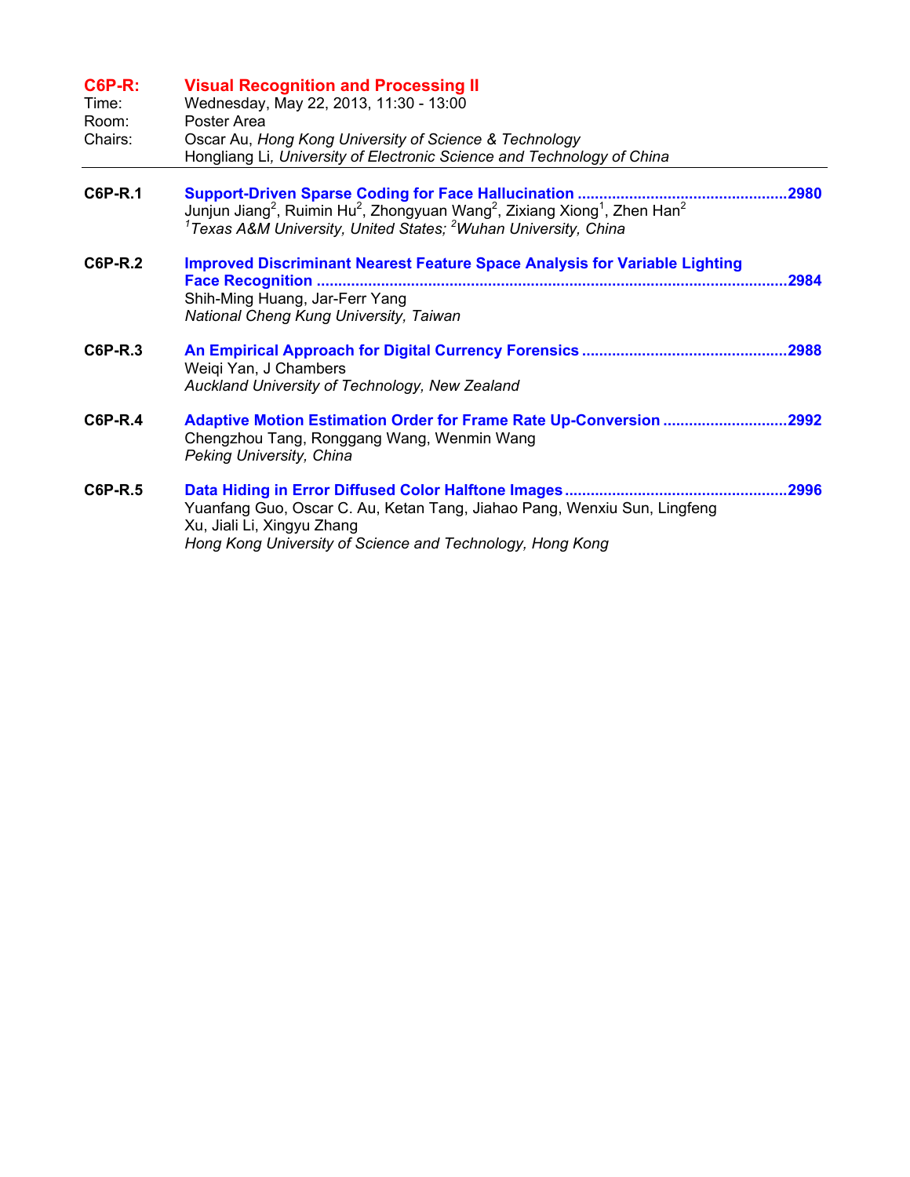## C6P-R: Visual Recognition and Processing II

Time: Wednesday, May 22, 2013, 11:30 - 13:00
Room: Poster Area
Chairs: Oscar Au, *Hong Kong University of Science & Technology*
Hongliang Li, *University of Electronic Science and Technology of China*

---

**C6P-R.1** **Support-Driven Sparse Coding for Face Hallucination** ............................................2980
Junjun Jiang[2], Ruimin Hu[2], Zhongyuan Wang[2], Zixiang Xiong[1], Zhen Han[2]
*[1]Texas A&M University, United States; [2]Wuhan University, China*

**C6P-R.2** **Improved Discriminant Nearest Feature Space Analysis for Variable Lighting Face Recognition** ............................................2984
Shih-Ming Huang, Jar-Ferr Yang
*National Cheng Kung University, Taiwan*

**C6P-R.3** **An Empirical Approach for Digital Currency Forensics** ............................................2988
Weiqi Yan, J Chambers
*Auckland University of Technology, New Zealand*

**C6P-R.4** **Adaptive Motion Estimation Order for Frame Rate Up-Conversion** ............................................2992
Chengzhou Tang, Ronggang Wang, Wenmin Wang
*Peking University, China*

**C6P-R.5** **Data Hiding in Error Diffused Color Halftone Images** ............................................2996
Yuanfang Guo, Oscar C. Au, Ketan Tang, Jiahao Pang, Wenxiu Sun, Lingfeng Xu, Jiali Li, Xingyu Zhang
*Hong Kong University of Science and Technology, Hong Kong*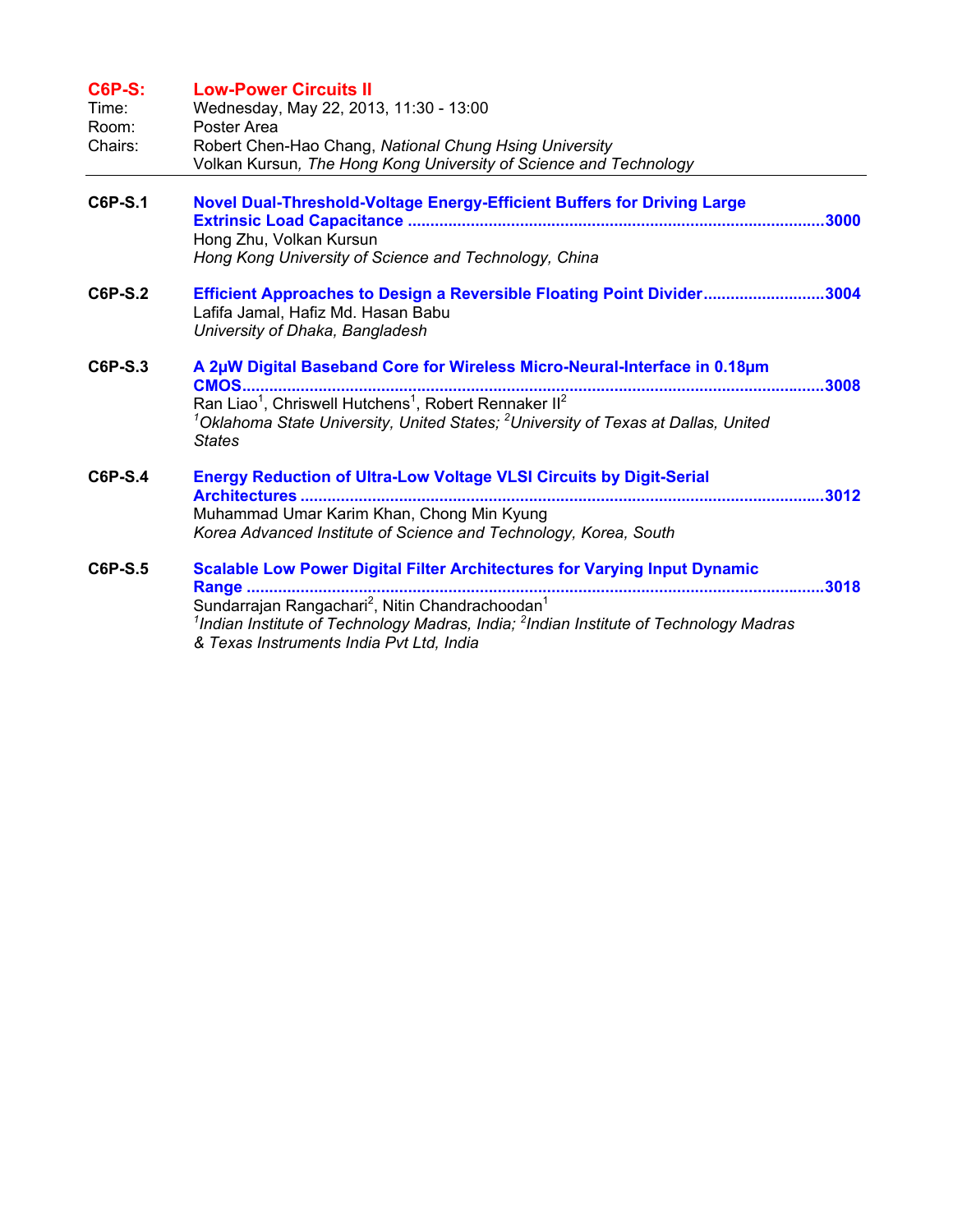## C6P-S: Low-Power Circuits II

Time: Wednesday, May 22, 2013, 11:30 - 13:00
Room: Poster Area
Chairs: Robert Chen-Hao Chang, *National Chung Hsing University*
Volkan Kursun*, The Hong Kong University of Science and Technology*

---

**C6P-S.1** **Novel Dual-Threshold-Voltage Energy-Efficient Buffers for Driving Large Extrinsic Load Capacitance ............ 3000**
Hong Zhu, Volkan Kursun
*Hong Kong University of Science and Technology, China*

**C6P-S.2** **Efficient Approaches to Design a Reversible Floating Point Divider ............ 3004**
Lafifa Jamal, Hafiz Md. Hasan Babu
*University of Dhaka, Bangladesh*

**C6P-S.3** **A 2µW Digital Baseband Core for Wireless Micro-Neural-Interface in 0.18µm CMOS ............ 3008**
Ran Liao[1], Chriswell Hutchens[1], Robert Rennaker II[2]
*[1]Oklahoma State University, United States; [2]University of Texas at Dallas, United States*

**C6P-S.4** **Energy Reduction of Ultra-Low Voltage VLSI Circuits by Digit-Serial Architectures ............ 3012**
Muhammad Umar Karim Khan, Chong Min Kyung
*Korea Advanced Institute of Science and Technology, Korea, South*

**C6P-S.5** **Scalable Low Power Digital Filter Architectures for Varying Input Dynamic Range ............ 3018**
Sundarrajan Rangachari[2], Nitin Chandrachoodan[1]
*[1]Indian Institute of Technology Madras, India; [2]Indian Institute of Technology Madras & Texas Instruments India Pvt Ltd, India*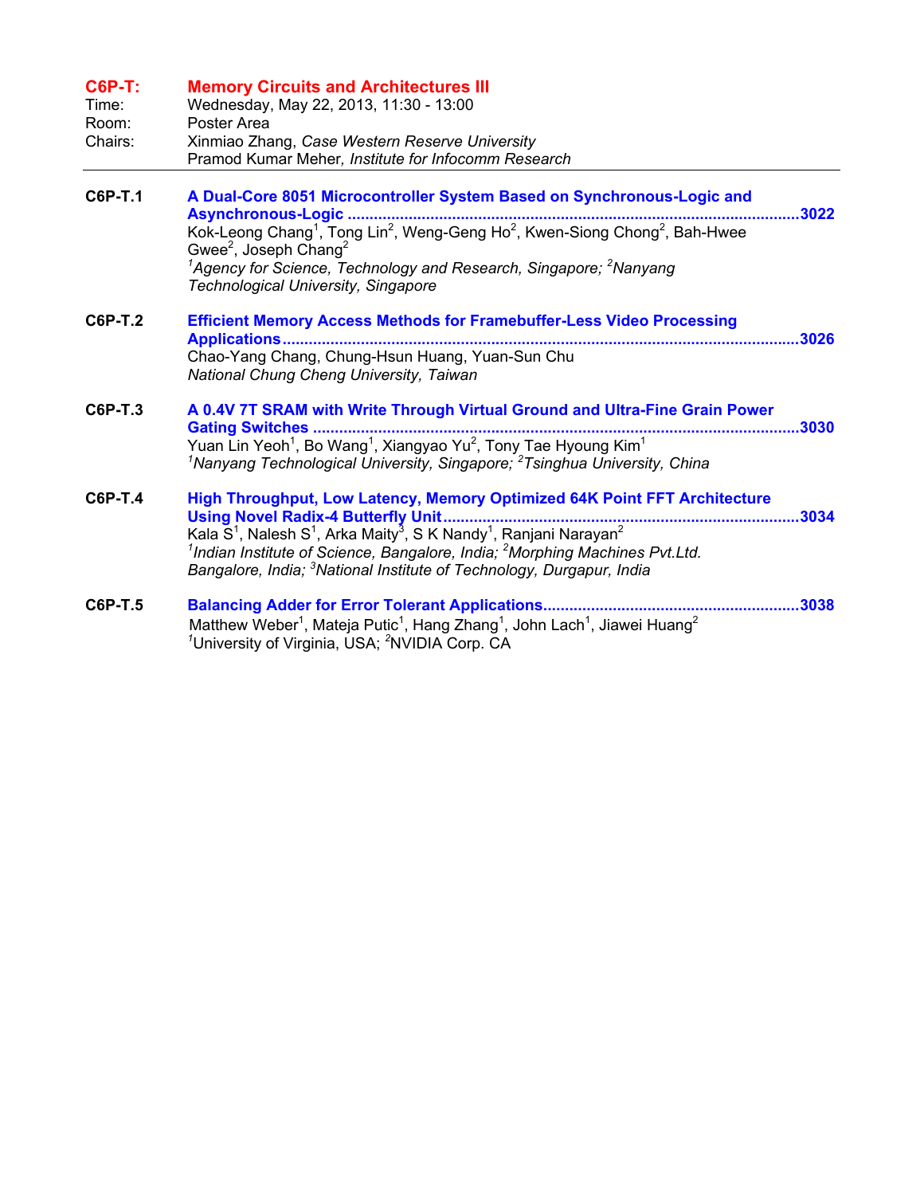## C6P-T: Memory Circuits and Architectures III

Time: Wednesday, May 22, 2013, 11:30 - 13:00
Room: Poster Area
Chairs: Xinmiao Zhang, *Case Western Reserve University*
Pramod Kumar Meher, *Institute for Infocomm Research*

---

**C6P-T.1** **A Dual-Core 8051 Microcontroller System Based on Synchronous-Logic and Asynchronous-Logic** ......................................................................................................3022
Kok-Leong Chang[1], Tong Lin[2], Weng-Geng Ho[2], Kwen-Siong Chong[2], Bah-Hwee Gwee[2], Joseph Chang[2]
*[1]Agency for Science, Technology and Research, Singapore; [2]Nanyang Technological University, Singapore*

**C6P-T.2** **Efficient Memory Access Methods for Framebuffer-Less Video Processing Applications**......................................................................................................3026
Chao-Yang Chang, Chung-Hsun Huang, Yuan-Sun Chu
*National Chung Cheng University, Taiwan*

**C6P-T.3** **A 0.4V 7T SRAM with Write Through Virtual Ground and Ultra-Fine Grain Power Gating Switches** ......................................................................................................3030
Yuan Lin Yeoh[1], Bo Wang[1], Xiangyao Yu[2], Tony Tae Hyoung Kim[1]
*[1]Nanyang Technological University, Singapore; [2]Tsinghua University, China*

**C6P-T.4** **High Throughput, Low Latency, Memory Optimized 64K Point FFT Architecture Using Novel Radix-4 Butterfly Unit**.................................................................................3034
Kala S[1], Nalesh S[1], Arka Maity[3], S K Nandy[1], Ranjani Narayan[2]
*[1]Indian Institute of Science, Bangalore, India; [2]Morphing Machines Pvt.Ltd. Bangalore, India; [3]National Institute of Technology, Durgapur, India*

**C6P-T.5** **Balancing Adder for Error Tolerant Applications**..........................................................3038
Matthew Weber[1], Mateja Putic[1], Hang Zhang[1], John Lach[1], Jiawei Huang[2]
[1]University of Virginia, USA; [2]NVIDIA Corp. CA